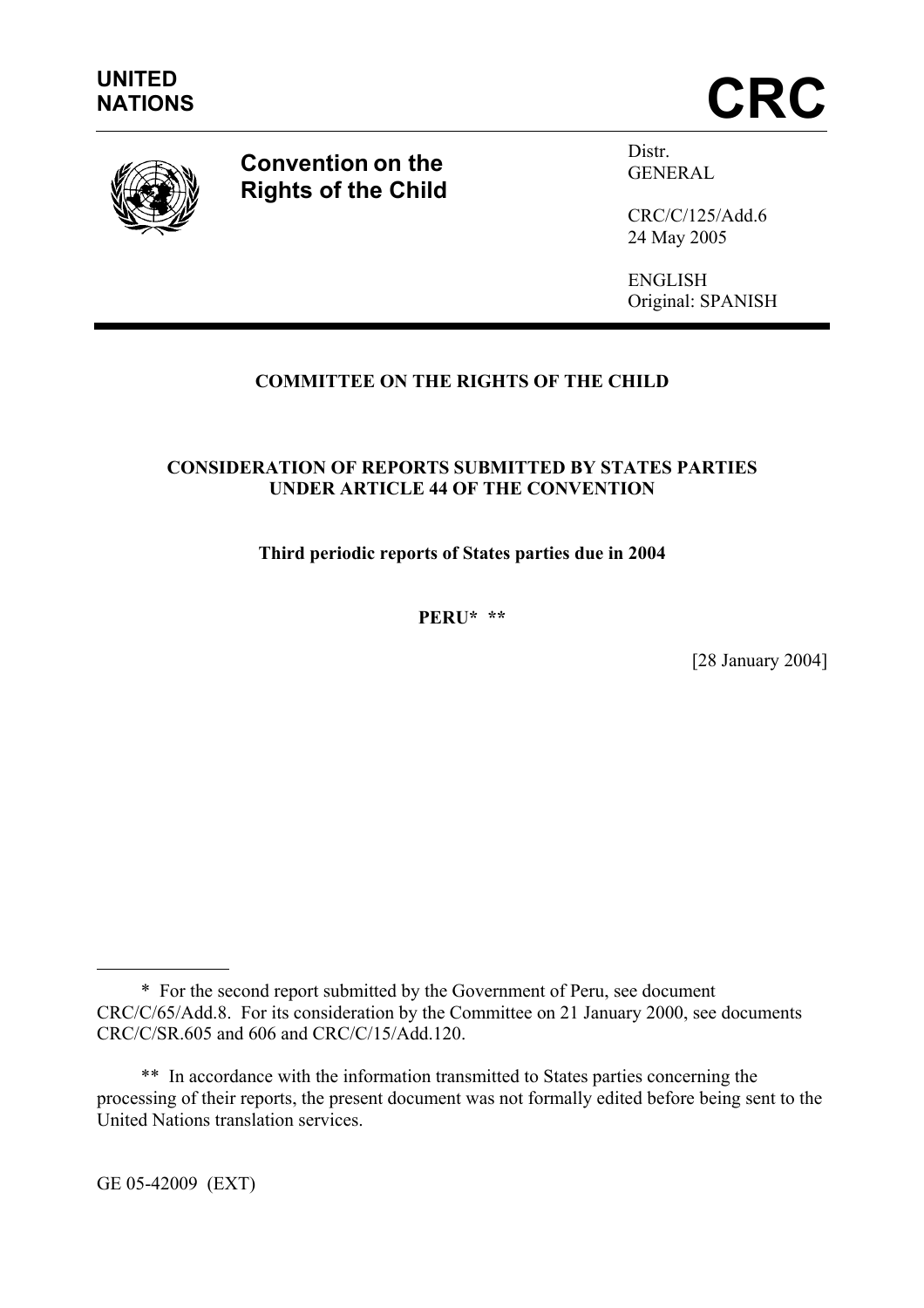UNITED NATIONS

# CRC

**Convention on the Rights of the Child**

Distr.
GENERAL

CRC/C/125/Add.6
24 May 2005

ENGLISH
Original: SPANISH

---

**COMMITTEE ON THE RIGHTS OF THE CHILD**

**CONSIDERATION OF REPORTS SUBMITTED BY STATES PARTIES UNDER ARTICLE 44 OF THE CONVENTION**

**Third periodic reports of States parties due in 2004**

**PERU* \*\***

[28 January 2004]

---

\* For the second report submitted by the Government of Peru, see document CRC/C/65/Add.8. For its consideration by the Committee on 21 January 2000, see documents CRC/C/SR.605 and 606 and CRC/C/15/Add.120.

\*\* In accordance with the information transmitted to States parties concerning the processing of their reports, the present document was not formally edited before being sent to the United Nations translation services.

GE 05-42009 (EXT)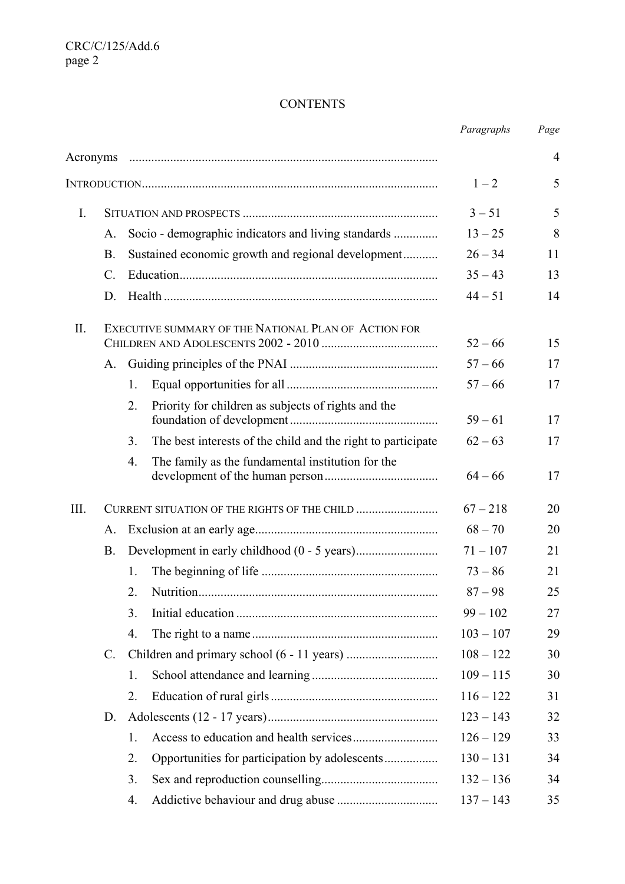CONTENTS

| | | | | Paragraphs | Page |
|---|---|---|---|---|---|
| Acronyms | | | | | 4 |
| INTRODUCTION | | | | 1 – 2 | 5 |
| I. | SITUATION AND PROSPECTS | | | 3 – 51 | 5 |
| | A. | Socio - demographic indicators and living standards | | 13 – 25 | 8 |
| | B. | Sustained economic growth and regional development | | 26 – 34 | 11 |
| | C. | Education | | 35 – 43 | 13 |
| | D. | Health | | 44 – 51 | 14 |
| II. | EXECUTIVE SUMMARY OF THE NATIONAL PLAN OF ACTION FOR CHILDREN AND ADOLESCENTS 2002 - 2010 | | | 52 – 66 | 15 |
| | A. | Guiding principles of the PNAI | | 57 – 66 | 17 |
| | | 1. | Equal opportunities for all | 57 – 66 | 17 |
| | | 2. | Priority for children as subjects of rights and the foundation of development | 59 – 61 | 17 |
| | | 3. | The best interests of the child and the right to participate | 62 – 63 | 17 |
| | | 4. | The family as the fundamental institution for the development of the human person | 64 – 66 | 17 |
| III. | CURRENT SITUATION OF THE RIGHTS OF THE CHILD | | | 67 – 218 | 20 |
| | A. | Exclusion at an early age | | 68 – 70 | 20 |
| | B. | Development in early childhood (0 - 5 years) | | 71 – 107 | 21 |
| | | 1. | The beginning of life | 73 – 86 | 21 |
| | | 2. | Nutrition | 87 – 98 | 25 |
| | | 3. | Initial education | 99 – 102 | 27 |
| | | 4. | The right to a name | 103 – 107 | 29 |
| | C. | Children and primary school (6 - 11 years) | | 108 – 122 | 30 |
| | | 1. | School attendance and learning | 109 – 115 | 30 |
| | | 2. | Education of rural girls | 116 – 122 | 31 |
| | D. | Adolescents (12 - 17 years) | | 123 – 143 | 32 |
| | | 1. | Access to education and health services | 126 – 129 | 33 |
| | | 2. | Opportunities for participation by adolescents | 130 – 131 | 34 |
| | | 3. | Sex and reproduction counselling | 132 – 136 | 34 |
| | | 4. | Addictive behaviour and drug abuse | 137 – 143 | 35 |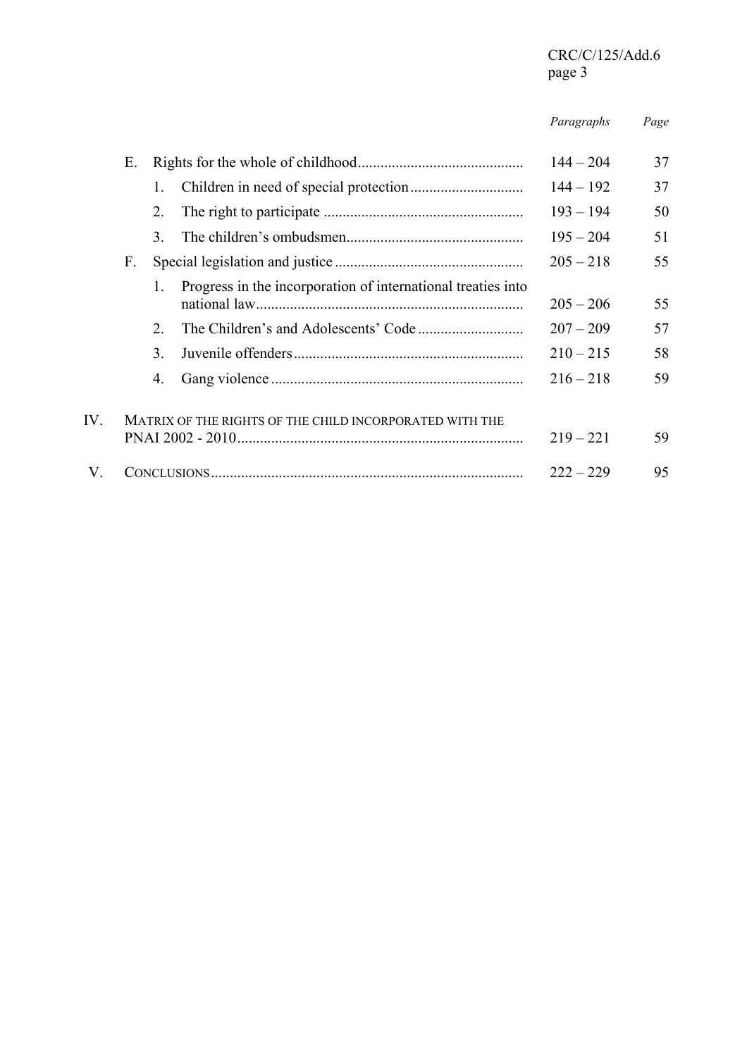| | | | Paragraphs | Page |
|---|---|---|---|---|
| | E. | Rights for the whole of childhood | 144 – 204 | 37 |
| | | 1. Children in need of special protection | 144 – 192 | 37 |
| | | 2. The right to participate | 193 – 194 | 50 |
| | | 3. The children's ombudsmen | 195 – 204 | 51 |
| | F. | Special legislation and justice | 205 – 218 | 55 |
| | | 1. Progress in the incorporation of international treaties into national law | 205 – 206 | 55 |
| | | 2. The Children's and Adolescents' Code | 207 – 209 | 57 |
| | | 3. Juvenile offenders | 210 – 215 | 58 |
| | | 4. Gang violence | 216 – 218 | 59 |
| IV. | MATRIX OF THE RIGHTS OF THE CHILD INCORPORATED WITH THE PNAI 2002 - 2010 | | 219 – 221 | 59 |
| V. | CONCLUSIONS | | 222 – 229 | 95 |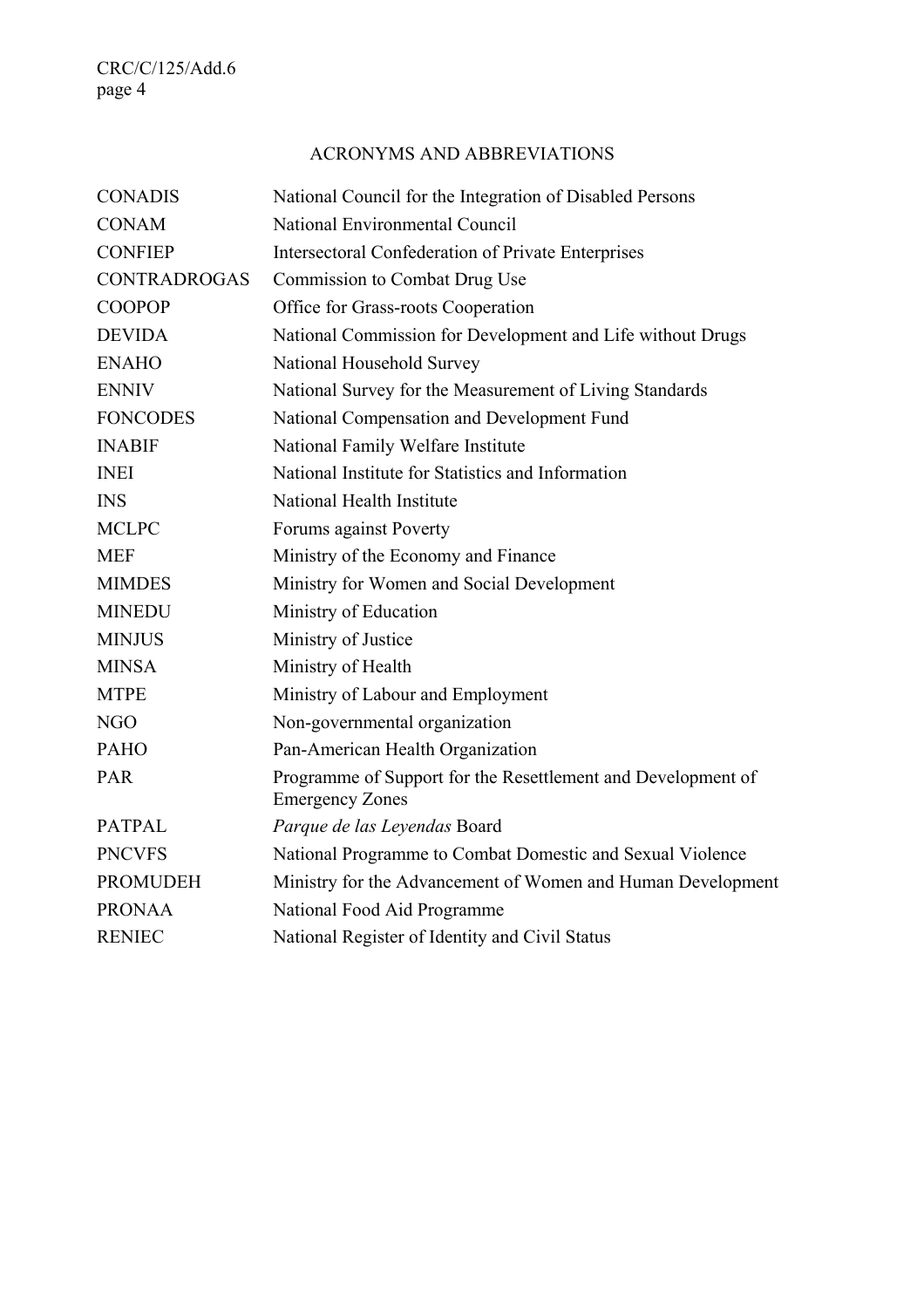## ACRONYMS AND ABBREVIATIONS

| | |
|---|---|
| CONADIS | National Council for the Integration of Disabled Persons |
| CONAM | National Environmental Council |
| CONFIEP | Intersectoral Confederation of Private Enterprises |
| CONTRADROGAS | Commission to Combat Drug Use |
| COOPOP | Office for Grass-roots Cooperation |
| DEVIDA | National Commission for Development and Life without Drugs |
| ENAHO | National Household Survey |
| ENNIV | National Survey for the Measurement of Living Standards |
| FONCODES | National Compensation and Development Fund |
| INABIF | National Family Welfare Institute |
| INEI | National Institute for Statistics and Information |
| INS | National Health Institute |
| MCLPC | Forums against Poverty |
| MEF | Ministry of the Economy and Finance |
| MIMDES | Ministry for Women and Social Development |
| MINEDU | Ministry of Education |
| MINJUS | Ministry of Justice |
| MINSA | Ministry of Health |
| MTPE | Ministry of Labour and Employment |
| NGO | Non-governmental organization |
| PAHO | Pan-American Health Organization |
| PAR | Programme of Support for the Resettlement and Development of Emergency Zones |
| PATPAL | *Parque de las Leyendas* Board |
| PNCVFS | National Programme to Combat Domestic and Sexual Violence |
| PROMUDEH | Ministry for the Advancement of Women and Human Development |
| PRONAA | National Food Aid Programme |
| RENIEC | National Register of Identity and Civil Status |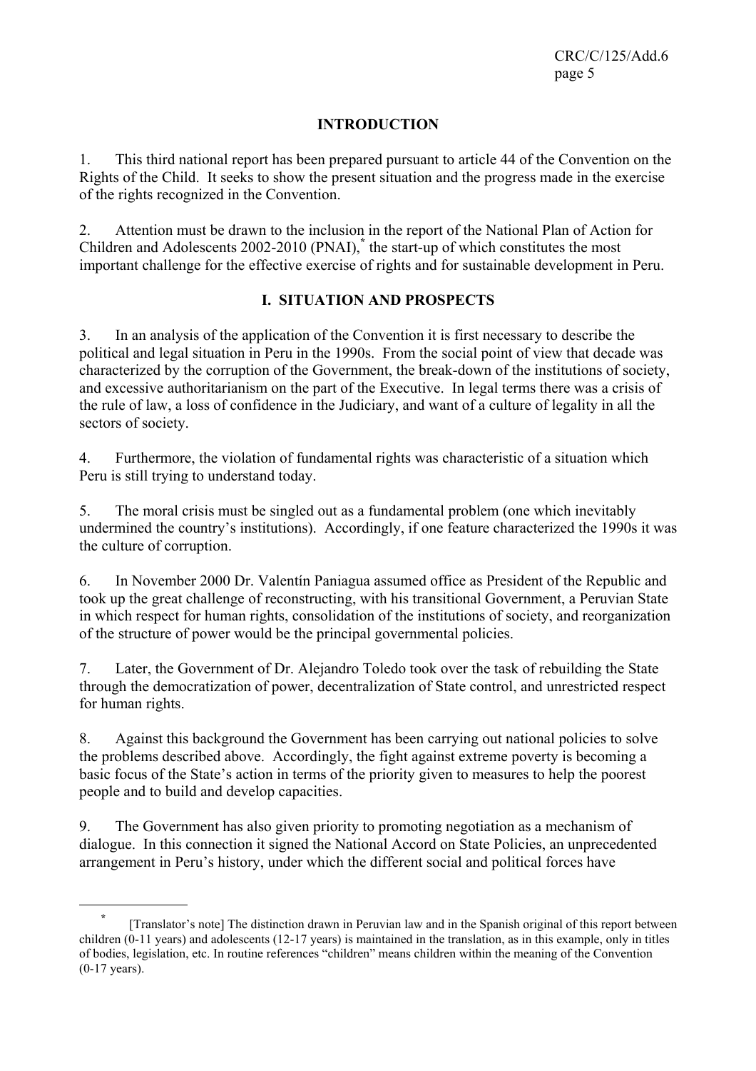## INTRODUCTION

1. This third national report has been prepared pursuant to article 44 of the Convention on the Rights of the Child. It seeks to show the present situation and the progress made in the exercise of the rights recognized in the Convention.

2. Attention must be drawn to the inclusion in the report of the National Plan of Action for Children and Adolescents 2002-2010 (PNAI),* the start-up of which constitutes the most important challenge for the effective exercise of rights and for sustainable development in Peru.

## I. SITUATION AND PROSPECTS

3. In an analysis of the application of the Convention it is first necessary to describe the political and legal situation in Peru in the 1990s. From the social point of view that decade was characterized by the corruption of the Government, the break-down of the institutions of society, and excessive authoritarianism on the part of the Executive. In legal terms there was a crisis of the rule of law, a loss of confidence in the Judiciary, and want of a culture of legality in all the sectors of society.

4. Furthermore, the violation of fundamental rights was characteristic of a situation which Peru is still trying to understand today.

5. The moral crisis must be singled out as a fundamental problem (one which inevitably undermined the country's institutions). Accordingly, if one feature characterized the 1990s it was the culture of corruption.

6. In November 2000 Dr. Valentín Paniagua assumed office as President of the Republic and took up the great challenge of reconstructing, with his transitional Government, a Peruvian State in which respect for human rights, consolidation of the institutions of society, and reorganization of the structure of power would be the principal governmental policies.

7. Later, the Government of Dr. Alejandro Toledo took over the task of rebuilding the State through the democratization of power, decentralization of State control, and unrestricted respect for human rights.

8. Against this background the Government has been carrying out national policies to solve the problems described above. Accordingly, the fight against extreme poverty is becoming a basic focus of the State's action in terms of the priority given to measures to help the poorest people and to build and develop capacities.

9. The Government has also given priority to promoting negotiation as a mechanism of dialogue. In this connection it signed the National Accord on State Policies, an unprecedented arrangement in Peru's history, under which the different social and political forces have

---

* [Translator's note] The distinction drawn in Peruvian law and in the Spanish original of this report between children (0-11 years) and adolescents (12-17 years) is maintained in the translation, as in this example, only in titles of bodies, legislation, etc. In routine references "children" means children within the meaning of the Convention (0-17 years).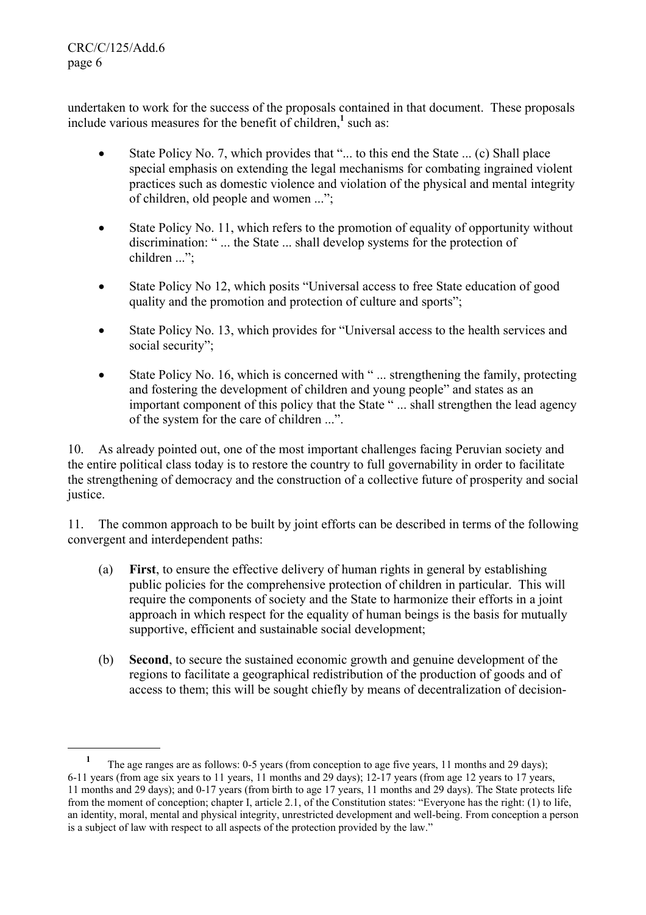undertaken to work for the success of the proposals contained in that document. These proposals include various measures for the benefit of children,[1] such as:

- State Policy No. 7, which provides that "... to this end the State ... (c) Shall place special emphasis on extending the legal mechanisms for combating ingrained violent practices such as domestic violence and violation of the physical and mental integrity of children, old people and women ...";

- State Policy No. 11, which refers to the promotion of equality of opportunity without discrimination: " ... the State ... shall develop systems for the protection of children ...";

- State Policy No 12, which posits "Universal access to free State education of good quality and the promotion and protection of culture and sports";

- State Policy No. 13, which provides for "Universal access to the health services and social security";

- State Policy No. 16, which is concerned with " ... strengthening the family, protecting and fostering the development of children and young people" and states as an important component of this policy that the State " ... shall strengthen the lead agency of the system for the care of children ...".

10. As already pointed out, one of the most important challenges facing Peruvian society and the entire political class today is to restore the country to full governability in order to facilitate the strengthening of democracy and the construction of a collective future of prosperity and social justice.

11. The common approach to be built by joint efforts can be described in terms of the following convergent and interdependent paths:

(a) **First**, to ensure the effective delivery of human rights in general by establishing public policies for the comprehensive protection of children in particular. This will require the components of society and the State to harmonize their efforts in a joint approach in which respect for the equality of human beings is the basis for mutually supportive, efficient and sustainable social development;

(b) **Second**, to secure the sustained economic growth and genuine development of the regions to facilitate a geographical redistribution of the production of goods and of access to them; this will be sought chiefly by means of decentralization of decision-

---

[1] The age ranges are as follows: 0-5 years (from conception to age five years, 11 months and 29 days); 6-11 years (from age six years to 11 years, 11 months and 29 days); 12-17 years (from age 12 years to 17 years, 11 months and 29 days); and 0-17 years (from birth to age 17 years, 11 months and 29 days). The State protects life from the moment of conception; chapter I, article 2.1, of the Constitution states: "Everyone has the right: (1) to life, an identity, moral, mental and physical integrity, unrestricted development and well-being. From conception a person is a subject of law with respect to all aspects of the protection provided by the law."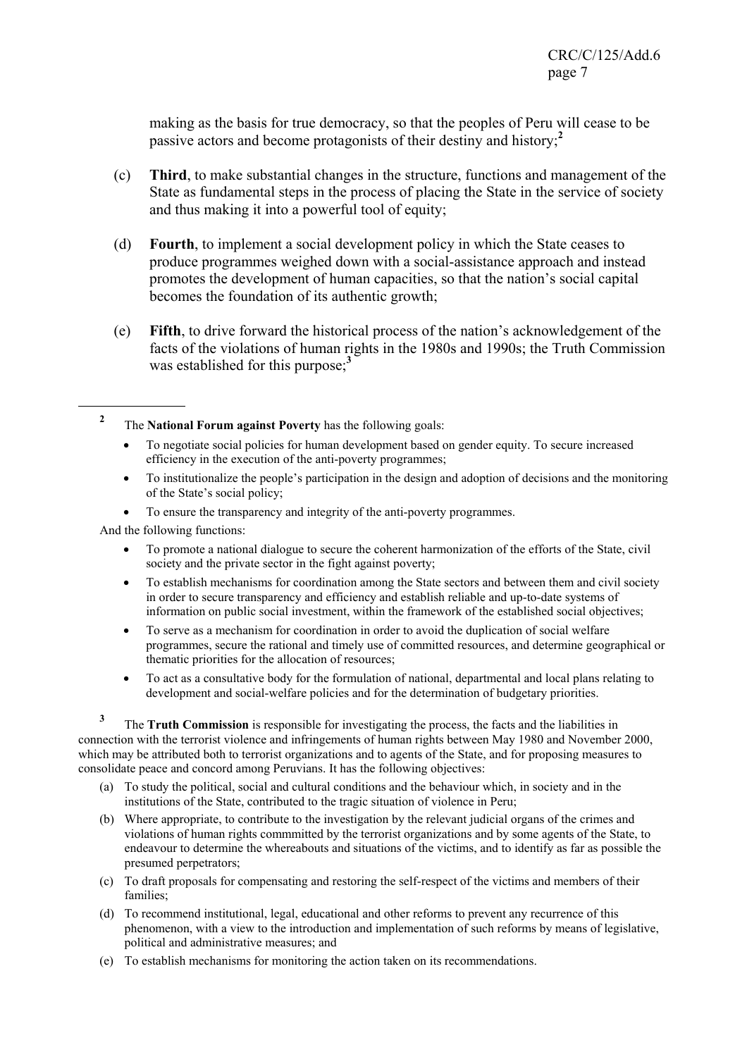making as the basis for true democracy, so that the peoples of Peru will cease to be passive actors and become protagonists of their destiny and history;[2]

(c) **Third**, to make substantial changes in the structure, functions and management of the State as fundamental steps in the process of placing the State in the service of society and thus making it into a powerful tool of equity;

(d) **Fourth**, to implement a social development policy in which the State ceases to produce programmes weighed down with a social-assistance approach and instead promotes the development of human capacities, so that the nation's social capital becomes the foundation of its authentic growth;

(e) **Fifth**, to drive forward the historical process of the nation's acknowledgement of the facts of the violations of human rights in the 1980s and 1990s; the Truth Commission was established for this purpose;[3]

---

[2] The **National Forum against Poverty** has the following goals:

- To negotiate social policies for human development based on gender equity. To secure increased efficiency in the execution of the anti-poverty programmes;
- To institutionalize the people's participation in the design and adoption of decisions and the monitoring of the State's social policy;
- To ensure the transparency and integrity of the anti-poverty programmes.

And the following functions:

- To promote a national dialogue to secure the coherent harmonization of the efforts of the State, civil society and the private sector in the fight against poverty;
- To establish mechanisms for coordination among the State sectors and between them and civil society in order to secure transparency and efficiency and establish reliable and up-to-date systems of information on public social investment, within the framework of the established social objectives;
- To serve as a mechanism for coordination in order to avoid the duplication of social welfare programmes, secure the rational and timely use of committed resources, and determine geographical or thematic priorities for the allocation of resources;
- To act as a consultative body for the formulation of national, departmental and local plans relating to development and social-welfare policies and for the determination of budgetary priorities.

[3] The **Truth Commission** is responsible for investigating the process, the facts and the liabilities in connection with the terrorist violence and infringements of human rights between May 1980 and November 2000, which may be attributed both to terrorist organizations and to agents of the State, and for proposing measures to consolidate peace and concord among Peruvians. It has the following objectives:

(a) To study the political, social and cultural conditions and the behaviour which, in society and in the institutions of the State, contributed to the tragic situation of violence in Peru;

(b) Where appropriate, to contribute to the investigation by the relevant judicial organs of the crimes and violations of human rights commmitted by the terrorist organizations and by some agents of the State, to endeavour to determine the whereabouts and situations of the victims, and to identify as far as possible the presumed perpetrators;

(c) To draft proposals for compensating and restoring the self-respect of the victims and members of their families;

(d) To recommend institutional, legal, educational and other reforms to prevent any recurrence of this phenomenon, with a view to the introduction and implementation of such reforms by means of legislative, political and administrative measures; and

(e) To establish mechanisms for monitoring the action taken on its recommendations.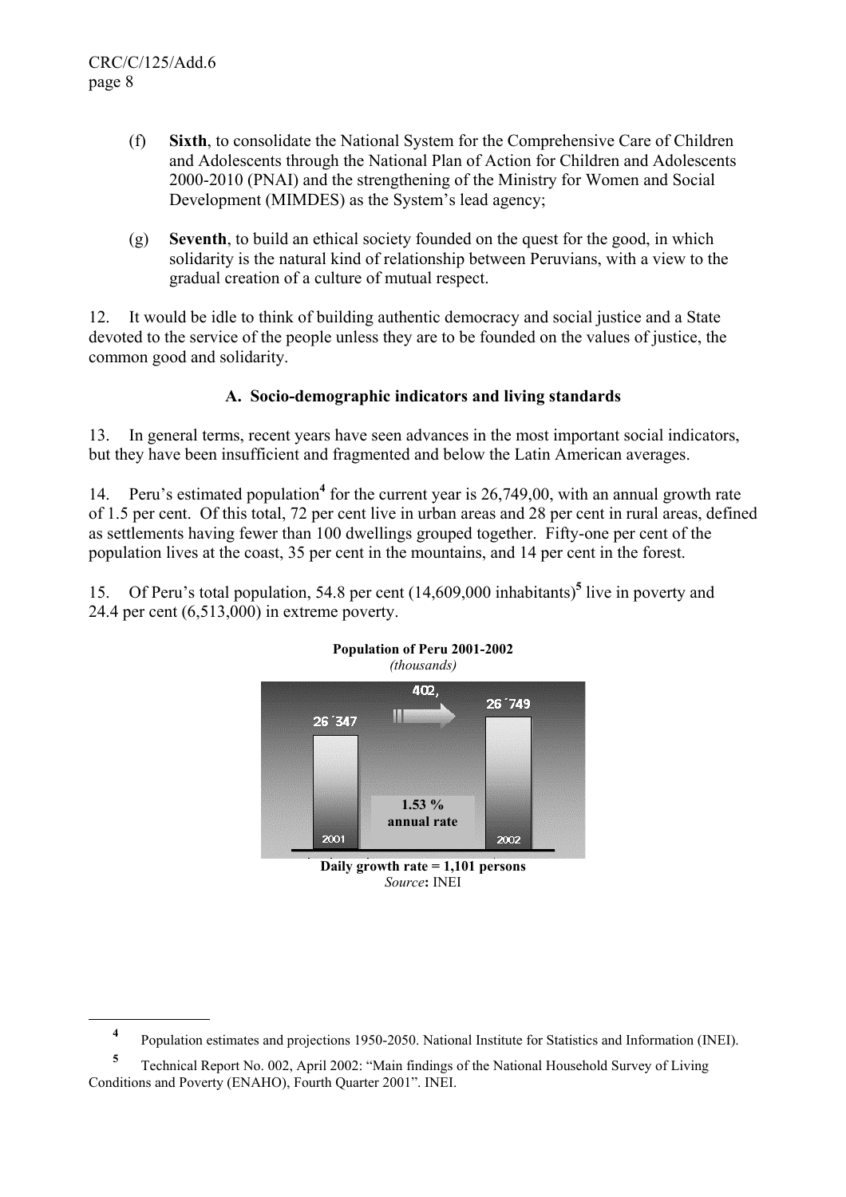(f) **Sixth**, to consolidate the National System for the Comprehensive Care of Children and Adolescents through the National Plan of Action for Children and Adolescents 2000-2010 (PNAI) and the strengthening of the Ministry for Women and Social Development (MIMDES) as the System's lead agency;

(g) **Seventh**, to build an ethical society founded on the quest for the good, in which solidarity is the natural kind of relationship between Peruvians, with a view to the gradual creation of a culture of mutual respect.

12. It would be idle to think of building authentic democracy and social justice and a State devoted to the service of the people unless they are to be founded on the values of justice, the common good and solidarity.

### A. Socio-demographic indicators and living standards

13. In general terms, recent years have seen advances in the most important social indicators, but they have been insufficient and fragmented and below the Latin American averages.

14. Peru's estimated population[4] for the current year is 26,749,00, with an annual growth rate of 1.5 per cent. Of this total, 72 per cent live in urban areas and 28 per cent in rural areas, defined as settlements having fewer than 100 dwellings grouped together. Fifty-one per cent of the population lives at the coast, 35 per cent in the mountains, and 14 per cent in the forest.

15. Of Peru's total population, 54.8 per cent (14,609,000 inhabitants)[5] live in poverty and 24.4 per cent (6,513,000) in extreme poverty.

**Population of Peru 2001-2002**
*(thousands)*

| Year | Population |
|---|---|
| 2001 | 26´347 |
| 2002 | 26´749 |

Increase: 402,
1.53 % annual rate

**Daily growth rate = 1,101 persons**
*Source***:** INEI

---

[4] Population estimates and projections 1950-2050. National Institute for Statistics and Information (INEI).

[5] Technical Report No. 002, April 2002: "Main findings of the National Household Survey of Living Conditions and Poverty (ENAHO), Fourth Quarter 2001". INEI.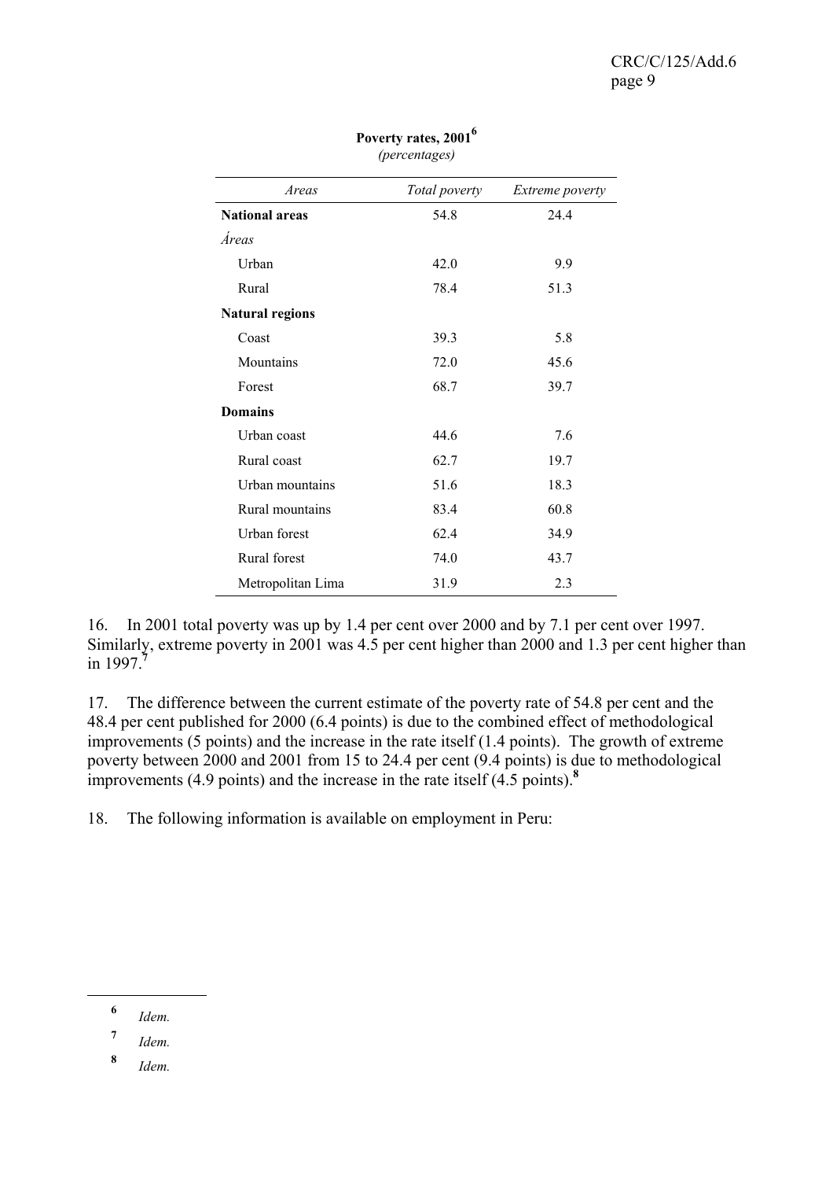**Poverty rates, 2001[6]**

*(percentages)*

| *Areas* | *Total poverty* | *Extreme poverty* |
|---|---|---|
| **National areas** | 54.8 | 24.4 |
| *Áreas* | | |
| Urban | 42.0 | 9.9 |
| Rural | 78.4 | 51.3 |
| **Natural regions** | | |
| Coast | 39.3 | 5.8 |
| Mountains | 72.0 | 45.6 |
| Forest | 68.7 | 39.7 |
| **Domains** | | |
| Urban coast | 44.6 | 7.6 |
| Rural coast | 62.7 | 19.7 |
| Urban mountains | 51.6 | 18.3 |
| Rural mountains | 83.4 | 60.8 |
| Urban forest | 62.4 | 34.9 |
| Rural forest | 74.0 | 43.7 |
| Metropolitan Lima | 31.9 | 2.3 |

16. In 2001 total poverty was up by 1.4 per cent over 2000 and by 7.1 per cent over 1997. Similarly, extreme poverty in 2001 was 4.5 per cent higher than 2000 and 1.3 per cent higher than in 1997.[7]

17. The difference between the current estimate of the poverty rate of 54.8 per cent and the 48.4 per cent published for 2000 (6.4 points) is due to the combined effect of methodological improvements (5 points) and the increase in the rate itself (1.4 points). The growth of extreme poverty between 2000 and 2001 from 15 to 24.4 per cent (9.4 points) is due to methodological improvements (4.9 points) and the increase in the rate itself (4.5 points).[8]

18. The following information is available on employment in Peru:

---

[6] *Idem.*

[7] *Idem.*

[8] *Idem.*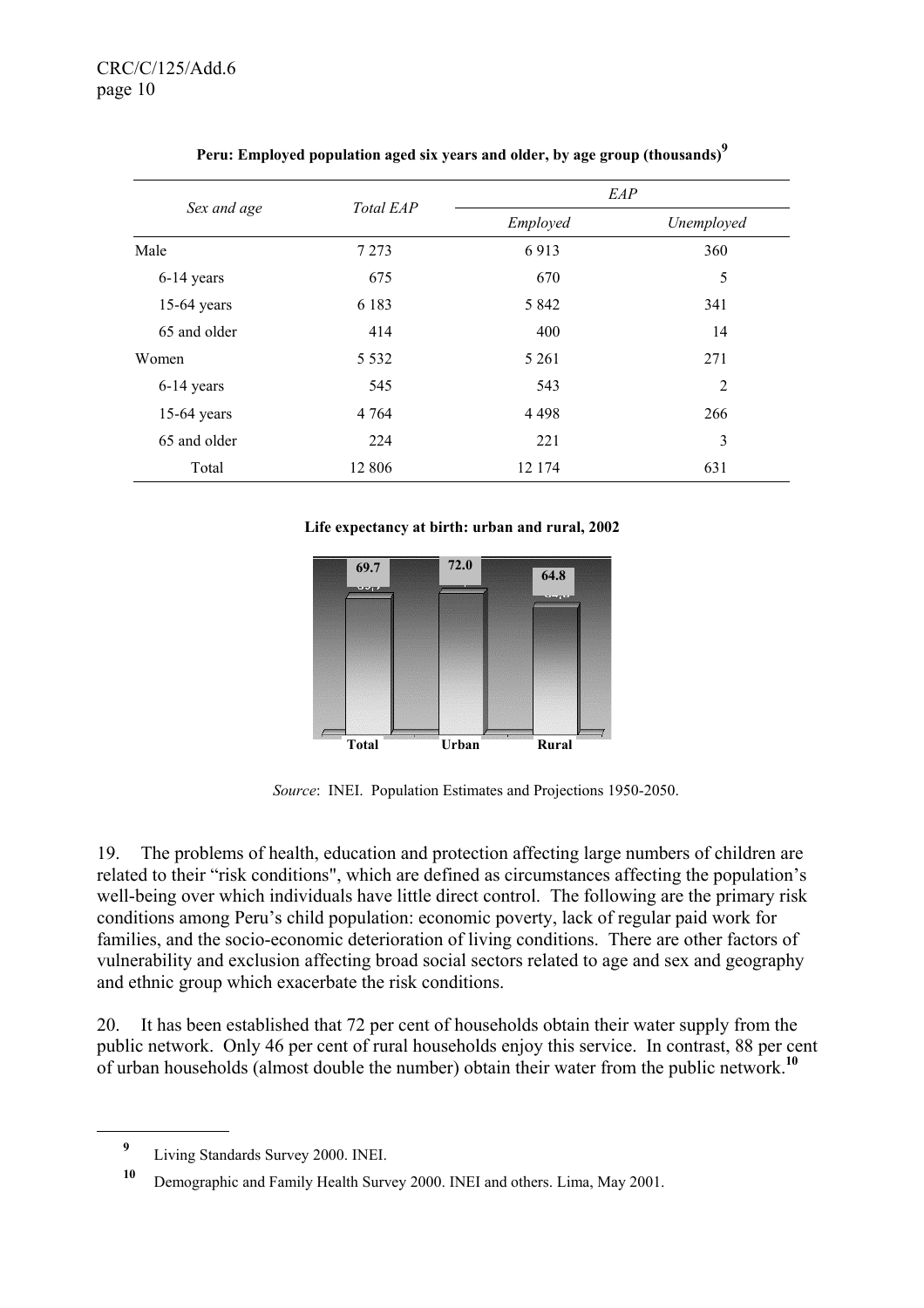**Peru: Employed population aged six years and older, by age group (thousands)[9]**

| *Sex and age* | *Total EAP* | *EAP* | |
|---|---|---|---|
| | | *Employed* | *Unemployed* |
| Male | 7 273 | 6 913 | 360 |
| 6-14 years | 675 | 670 | 5 |
| 15-64 years | 6 183 | 5 842 | 341 |
| 65 and older | 414 | 400 | 14 |
| Women | 5 532 | 5 261 | 271 |
| 6-14 years | 545 | 543 | 2 |
| 15-64 years | 4 764 | 4 498 | 266 |
| 65 and older | 224 | 221 | 3 |
| Total | 12 806 | 12 174 | 631 |

**Life expectancy at birth: urban and rural, 2002**

| Total | Urban | Rural |
|---|---|---|
| 69.7 | 72.0 | 64.8 |

*Source*: INEI. Population Estimates and Projections 1950-2050.

19. The problems of health, education and protection affecting large numbers of children are related to their "risk conditions", which are defined as circumstances affecting the population's well-being over which individuals have little direct control. The following are the primary risk conditions among Peru's child population: economic poverty, lack of regular paid work for families, and the socio-economic deterioration of living conditions. There are other factors of vulnerability and exclusion affecting broad social sectors related to age and sex and geography and ethnic group which exacerbate the risk conditions.

20. It has been established that 72 per cent of households obtain their water supply from the public network. Only 46 per cent of rural households enjoy this service. In contrast, 88 per cent of urban households (almost double the number) obtain their water from the public network.[10]

---

[9] Living Standards Survey 2000. INEI.

[10] Demographic and Family Health Survey 2000. INEI and others. Lima, May 2001.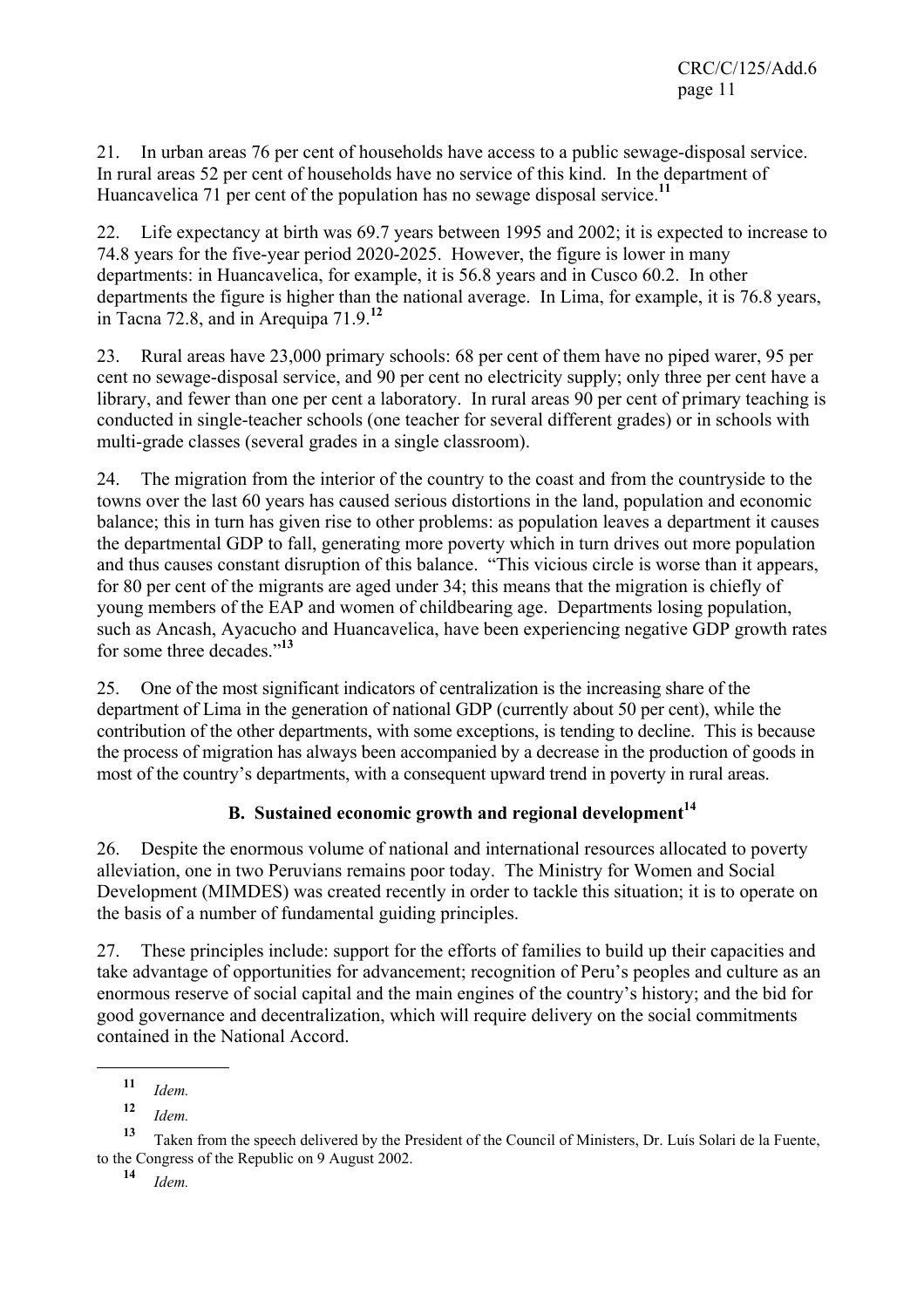21. In urban areas 76 per cent of households have access to a public sewage-disposal service. In rural areas 52 per cent of households have no service of this kind. In the department of Huancavelica 71 per cent of the population has no sewage disposal service.[11]

22. Life expectancy at birth was 69.7 years between 1995 and 2002; it is expected to increase to 74.8 years for the five-year period 2020-2025. However, the figure is lower in many departments: in Huancavelica, for example, it is 56.8 years and in Cusco 60.2. In other departments the figure is higher than the national average. In Lima, for example, it is 76.8 years, in Tacna 72.8, and in Arequipa 71.9.[12]

23. Rural areas have 23,000 primary schools: 68 per cent of them have no piped warer, 95 per cent no sewage-disposal service, and 90 per cent no electricity supply; only three per cent have a library, and fewer than one per cent a laboratory. In rural areas 90 per cent of primary teaching is conducted in single-teacher schools (one teacher for several different grades) or in schools with multi-grade classes (several grades in a single classroom).

24. The migration from the interior of the country to the coast and from the countryside to the towns over the last 60 years has caused serious distortions in the land, population and economic balance; this in turn has given rise to other problems: as population leaves a department it causes the departmental GDP to fall, generating more poverty which in turn drives out more population and thus causes constant disruption of this balance. "This vicious circle is worse than it appears, for 80 per cent of the migrants are aged under 34; this means that the migration is chiefly of young members of the EAP and women of childbearing age. Departments losing population, such as Ancash, Ayacucho and Huancavelica, have been experiencing negative GDP growth rates for some three decades."[13]

25. One of the most significant indicators of centralization is the increasing share of the department of Lima in the generation of national GDP (currently about 50 per cent), while the contribution of the other departments, with some exceptions, is tending to decline. This is because the process of migration has always been accompanied by a decrease in the production of goods in most of the country's departments, with a consequent upward trend in poverty in rural areas.

### B. Sustained economic growth and regional development[14]

26. Despite the enormous volume of national and international resources allocated to poverty alleviation, one in two Peruvians remains poor today. The Ministry for Women and Social Development (MIMDES) was created recently in order to tackle this situation; it is to operate on the basis of a number of fundamental guiding principles.

27. These principles include: support for the efforts of families to build up their capacities and take advantage of opportunities for advancement; recognition of Peru's peoples and culture as an enormous reserve of social capital and the main engines of the country's history; and the bid for good governance and decentralization, which will require delivery on the social commitments contained in the National Accord.

---

[11] *Idem.*

[12] *Idem.*

[13] Taken from the speech delivered by the President of the Council of Ministers, Dr. Luís Solari de la Fuente, to the Congress of the Republic on 9 August 2002.

[14] *Idem.*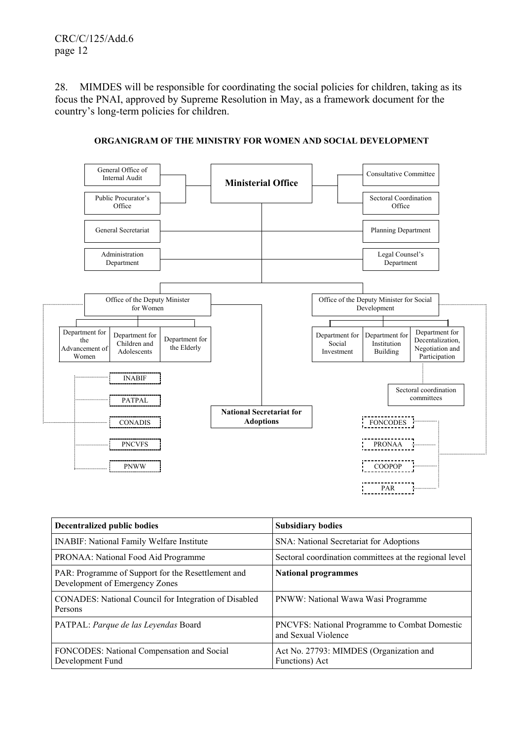28. MIMDES will be responsible for coordinating the social policies for children, taking as its focus the PNAI, approved by Supreme Resolution in May, as a framework document for the country's long-term policies for children.

**ORGANIGRAM OF THE MINISTRY FOR WOMEN AND SOCIAL DEVELOPMENT**

- **Ministerial Office**
  - General Office of Internal Audit
  - Public Procurator's Office
  - Consultative Committee
  - Sectoral Coordination Office
  - General Secretariat
  - Planning Department
  - Administration Department
  - Legal Counsel's Department
  - Office of the Deputy Minister for Women
    - Department for the Advancement of Women
    - Department for Children and Adolescents
    - Department for the Elderly
    - INABIF
    - PATPAL
    - CONADIS
    - PNCVFS
    - PNWW
  - **National Secretariat for Adoptions**
  - Office of the Deputy Minister for Social Development
    - Department for Social Investment
    - Department for Institution Building
    - Department for Decentralization, Negotiation and Participation
      - Sectoral coordination committees
    - FONCODES
    - PRONAA
    - COOPOP
    - PAR

| **Decentralized public bodies** | **Subsidiary bodies** |
|---|---|
| INABIF: National Family Welfare Institute | SNA: National Secretariat for Adoptions |
| PRONAA: National Food Aid Programme | Sectoral coordination committees at the regional level |
| PAR: Programme of Support for the Resettlement and Development of Emergency Zones | **National programmes** |
| CONADES: National Council for Integration of Disabled Persons | PNWW: National Wawa Wasi Programme |
| PATPAL: *Parque de las Leyendas* Board | PNCVFS: National Programme to Combat Domestic and Sexual Violence |
| FONCODES: National Compensation and Social Development Fund | Act No. 27793: MIMDES (Organization and Functions) Act |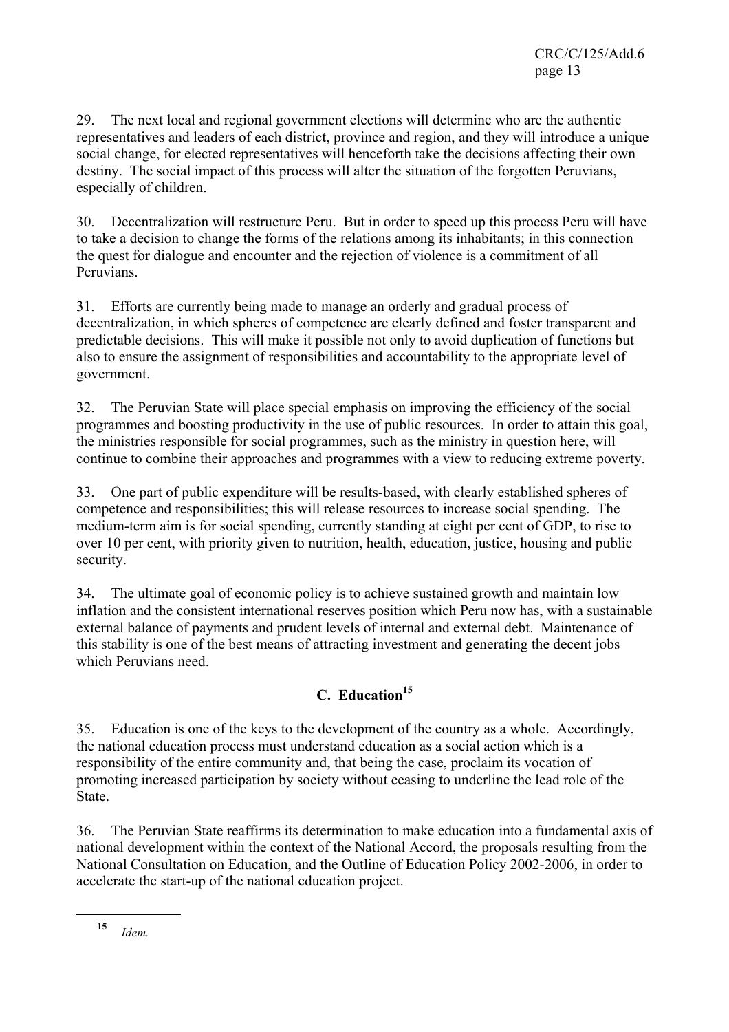29. The next local and regional government elections will determine who are the authentic representatives and leaders of each district, province and region, and they will introduce a unique social change, for elected representatives will henceforth take the decisions affecting their own destiny. The social impact of this process will alter the situation of the forgotten Peruvians, especially of children.

30. Decentralization will restructure Peru. But in order to speed up this process Peru will have to take a decision to change the forms of the relations among its inhabitants; in this connection the quest for dialogue and encounter and the rejection of violence is a commitment of all Peruvians.

31. Efforts are currently being made to manage an orderly and gradual process of decentralization, in which spheres of competence are clearly defined and foster transparent and predictable decisions. This will make it possible not only to avoid duplication of functions but also to ensure the assignment of responsibilities and accountability to the appropriate level of government.

32. The Peruvian State will place special emphasis on improving the efficiency of the social programmes and boosting productivity in the use of public resources. In order to attain this goal, the ministries responsible for social programmes, such as the ministry in question here, will continue to combine their approaches and programmes with a view to reducing extreme poverty.

33. One part of public expenditure will be results-based, with clearly established spheres of competence and responsibilities; this will release resources to increase social spending. The medium-term aim is for social spending, currently standing at eight per cent of GDP, to rise to over 10 per cent, with priority given to nutrition, health, education, justice, housing and public security.

34. The ultimate goal of economic policy is to achieve sustained growth and maintain low inflation and the consistent international reserves position which Peru now has, with a sustainable external balance of payments and prudent levels of internal and external debt. Maintenance of this stability is one of the best means of attracting investment and generating the decent jobs which Peruvians need.

## C. Education[15]

35. Education is one of the keys to the development of the country as a whole. Accordingly, the national education process must understand education as a social action which is a responsibility of the entire community and, that being the case, proclaim its vocation of promoting increased participation by society without ceasing to underline the lead role of the State.

36. The Peruvian State reaffirms its determination to make education into a fundamental axis of national development within the context of the National Accord, the proposals resulting from the National Consultation on Education, and the Outline of Education Policy 2002-2006, in order to accelerate the start-up of the national education project.

---

[15] *Idem.*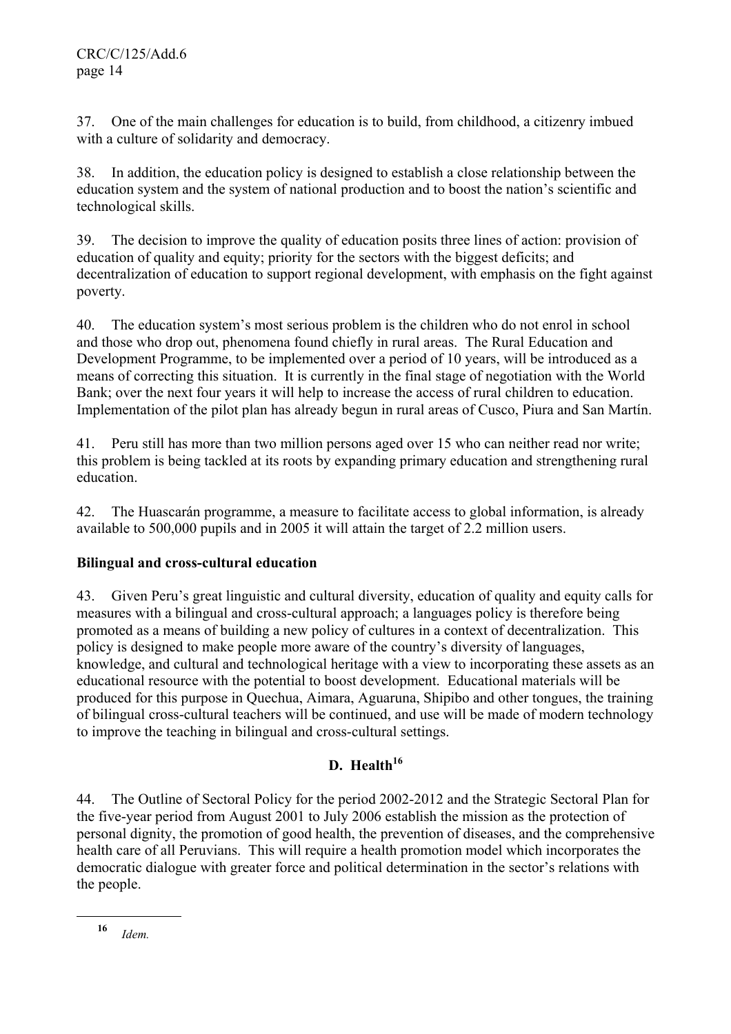37. One of the main challenges for education is to build, from childhood, a citizenry imbued with a culture of solidarity and democracy.

38. In addition, the education policy is designed to establish a close relationship between the education system and the system of national production and to boost the nation's scientific and technological skills.

39. The decision to improve the quality of education posits three lines of action: provision of education of quality and equity; priority for the sectors with the biggest deficits; and decentralization of education to support regional development, with emphasis on the fight against poverty.

40. The education system's most serious problem is the children who do not enrol in school and those who drop out, phenomena found chiefly in rural areas. The Rural Education and Development Programme, to be implemented over a period of 10 years, will be introduced as a means of correcting this situation. It is currently in the final stage of negotiation with the World Bank; over the next four years it will help to increase the access of rural children to education. Implementation of the pilot plan has already begun in rural areas of Cusco, Piura and San Martín.

41. Peru still has more than two million persons aged over 15 who can neither read nor write; this problem is being tackled at its roots by expanding primary education and strengthening rural education.

42. The Huascarán programme, a measure to facilitate access to global information, is already available to 500,000 pupils and in 2005 it will attain the target of 2.2 million users.

**Bilingual and cross-cultural education**

43. Given Peru's great linguistic and cultural diversity, education of quality and equity calls for measures with a bilingual and cross-cultural approach; a languages policy is therefore being promoted as a means of building a new policy of cultures in a context of decentralization. This policy is designed to make people more aware of the country's diversity of languages, knowledge, and cultural and technological heritage with a view to incorporating these assets as an educational resource with the potential to boost development. Educational materials will be produced for this purpose in Quechua, Aimara, Aguaruna, Shipibo and other tongues, the training of bilingual cross-cultural teachers will be continued, and use will be made of modern technology to improve the teaching in bilingual and cross-cultural settings.

## D. Health[16]

44. The Outline of Sectoral Policy for the period 2002-2012 and the Strategic Sectoral Plan for the five-year period from August 2001 to July 2006 establish the mission as the protection of personal dignity, the promotion of good health, the prevention of diseases, and the comprehensive health care of all Peruvians. This will require a health promotion model which incorporates the democratic dialogue with greater force and political determination in the sector's relations with the people.

---

[16] *Idem.*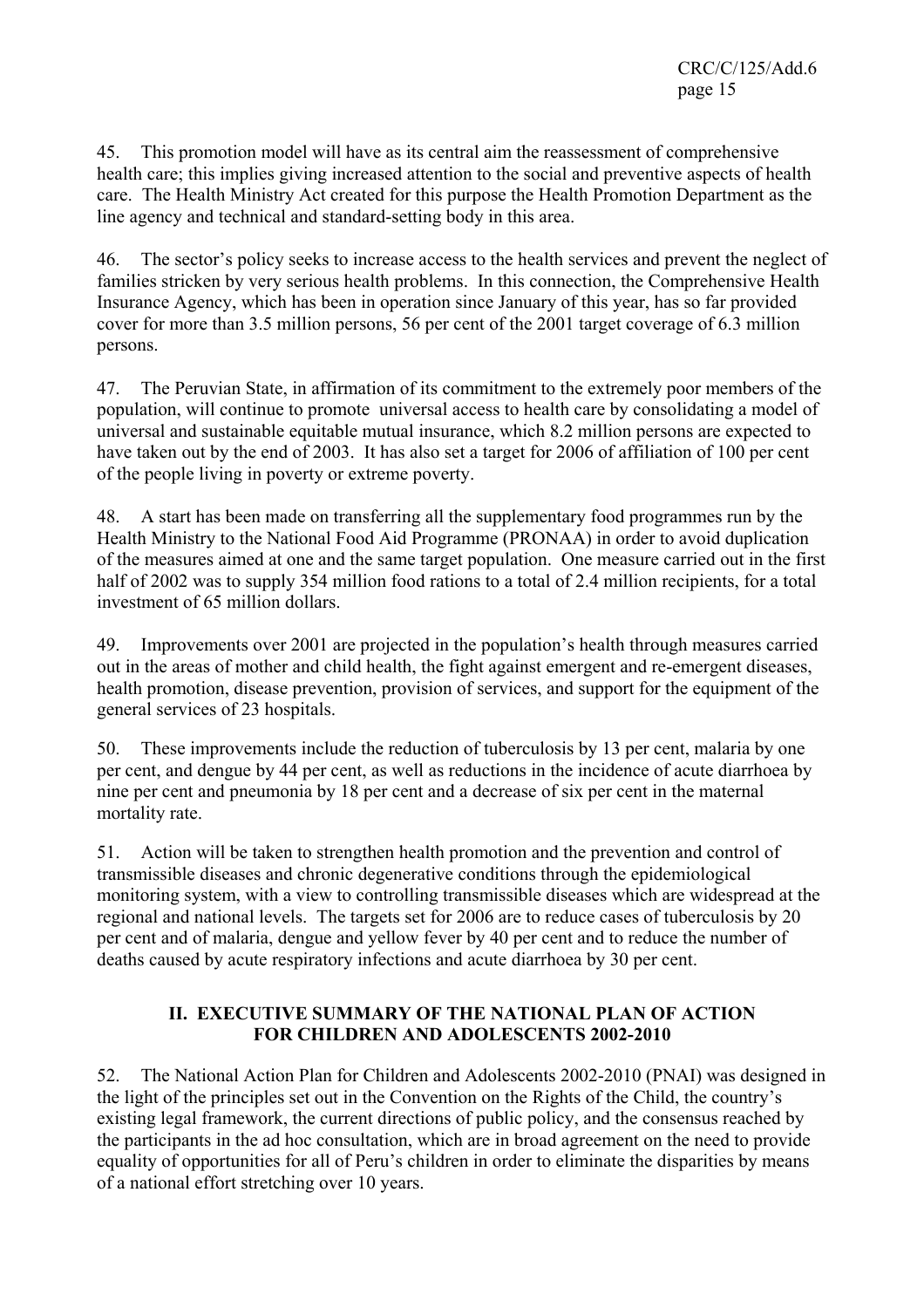45. This promotion model will have as its central aim the reassessment of comprehensive health care; this implies giving increased attention to the social and preventive aspects of health care. The Health Ministry Act created for this purpose the Health Promotion Department as the line agency and technical and standard-setting body in this area.

46. The sector's policy seeks to increase access to the health services and prevent the neglect of families stricken by very serious health problems. In this connection, the Comprehensive Health Insurance Agency, which has been in operation since January of this year, has so far provided cover for more than 3.5 million persons, 56 per cent of the 2001 target coverage of 6.3 million persons.

47. The Peruvian State, in affirmation of its commitment to the extremely poor members of the population, will continue to promote universal access to health care by consolidating a model of universal and sustainable equitable mutual insurance, which 8.2 million persons are expected to have taken out by the end of 2003. It has also set a target for 2006 of affiliation of 100 per cent of the people living in poverty or extreme poverty.

48. A start has been made on transferring all the supplementary food programmes run by the Health Ministry to the National Food Aid Programme (PRONAA) in order to avoid duplication of the measures aimed at one and the same target population. One measure carried out in the first half of 2002 was to supply 354 million food rations to a total of 2.4 million recipients, for a total investment of 65 million dollars.

49. Improvements over 2001 are projected in the population's health through measures carried out in the areas of mother and child health, the fight against emergent and re-emergent diseases, health promotion, disease prevention, provision of services, and support for the equipment of the general services of 23 hospitals.

50. These improvements include the reduction of tuberculosis by 13 per cent, malaria by one per cent, and dengue by 44 per cent, as well as reductions in the incidence of acute diarrhoea by nine per cent and pneumonia by 18 per cent and a decrease of six per cent in the maternal mortality rate.

51. Action will be taken to strengthen health promotion and the prevention and control of transmissible diseases and chronic degenerative conditions through the epidemiological monitoring system, with a view to controlling transmissible diseases which are widespread at the regional and national levels. The targets set for 2006 are to reduce cases of tuberculosis by 20 per cent and of malaria, dengue and yellow fever by 40 per cent and to reduce the number of deaths caused by acute respiratory infections and acute diarrhoea by 30 per cent.

## II. EXECUTIVE SUMMARY OF THE NATIONAL PLAN OF ACTION FOR CHILDREN AND ADOLESCENTS 2002-2010

52. The National Action Plan for Children and Adolescents 2002-2010 (PNAI) was designed in the light of the principles set out in the Convention on the Rights of the Child, the country's existing legal framework, the current directions of public policy, and the consensus reached by the participants in the ad hoc consultation, which are in broad agreement on the need to provide equality of opportunities for all of Peru's children in order to eliminate the disparities by means of a national effort stretching over 10 years.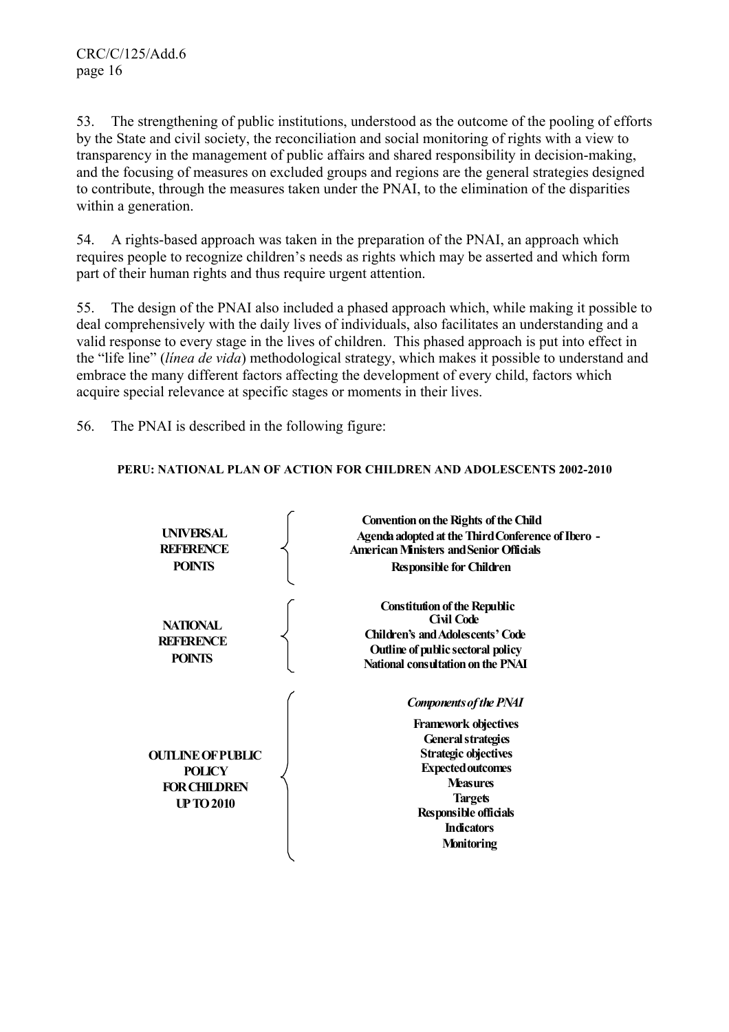53. The strengthening of public institutions, understood as the outcome of the pooling of efforts by the State and civil society, the reconciliation and social monitoring of rights with a view to transparency in the management of public affairs and shared responsibility in decision-making, and the focusing of measures on excluded groups and regions are the general strategies designed to contribute, through the measures taken under the PNAI, to the elimination of the disparities within a generation.

54. A rights-based approach was taken in the preparation of the PNAI, an approach which requires people to recognize children's needs as rights which may be asserted and which form part of their human rights and thus require urgent attention.

55. The design of the PNAI also included a phased approach which, while making it possible to deal comprehensively with the daily lives of individuals, also facilitates an understanding and a valid response to every stage in the lives of children. This phased approach is put into effect in the "life line" (*línea de vida*) methodological strategy, which makes it possible to understand and embrace the many different factors affecting the development of every child, factors which acquire special relevance at specific stages or moments in their lives.

56. The PNAI is described in the following figure:

**PERU: NATIONAL PLAN OF ACTION FOR CHILDREN AND ADOLESCENTS 2002-2010**

| | |
|---|---|
| **UNIVERSAL REFERENCE POINTS** | **Convention on the Rights of the Child**<br>**Agenda adopted at the Third Conference of Ibero - American Ministers and Senior Officials Responsible for Children** |
| **NATIONAL REFERENCE POINTS** | **Constitution of the Republic**<br>**Civil Code**<br>**Children's and Adolescents' Code**<br>**Outline of public sectoral policy**<br>**National consultation on the PNAI** |
| **OUTLINE OF PUBLIC POLICY FOR CHILDREN UP TO 2010** | ***Components of the PNAI***<br>**Framework objectives**<br>**General strategies**<br>**Strategic objectives**<br>**Expected outcomes**<br>**Measures**<br>**Targets**<br>**Responsible officials**<br>**Indicators**<br>**Monitoring** |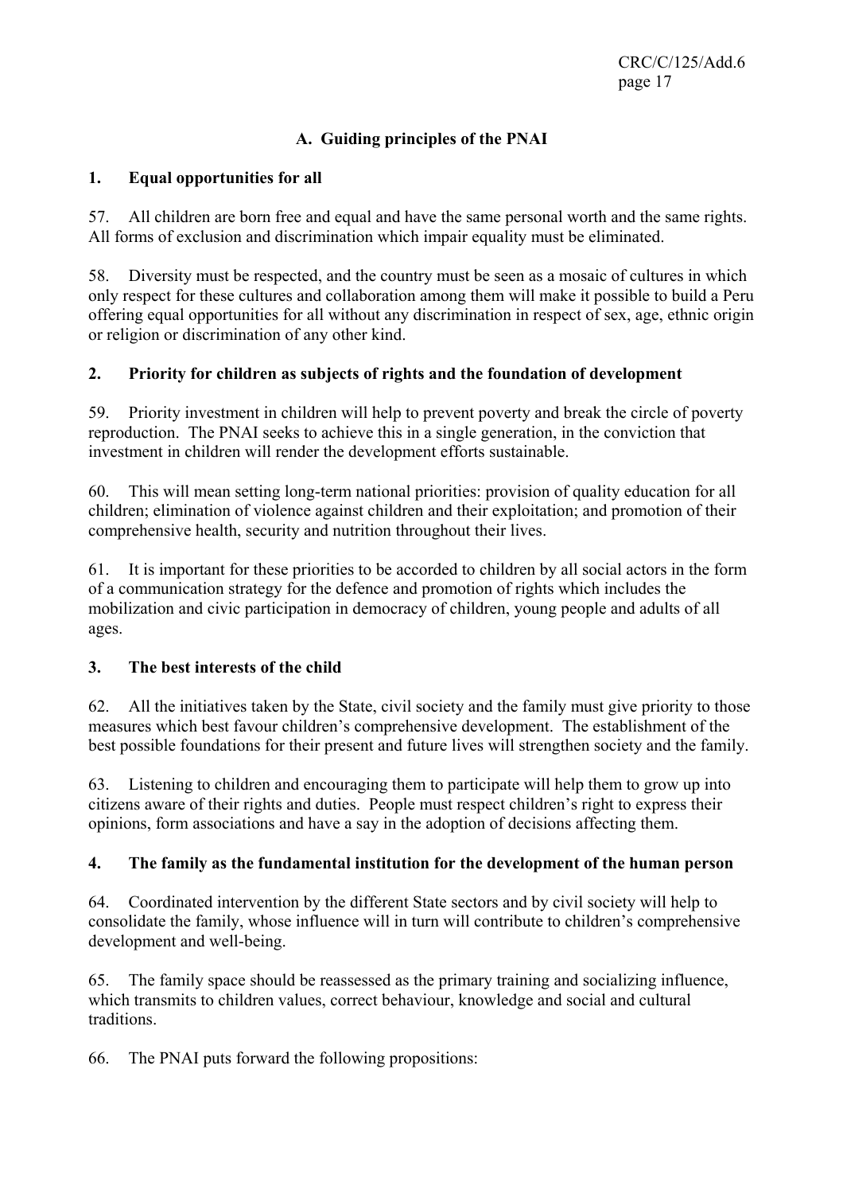## A. Guiding principles of the PNAI

### 1. Equal opportunities for all

57. All children are born free and equal and have the same personal worth and the same rights. All forms of exclusion and discrimination which impair equality must be eliminated.

58. Diversity must be respected, and the country must be seen as a mosaic of cultures in which only respect for these cultures and collaboration among them will make it possible to build a Peru offering equal opportunities for all without any discrimination in respect of sex, age, ethnic origin or religion or discrimination of any other kind.

### 2. Priority for children as subjects of rights and the foundation of development

59. Priority investment in children will help to prevent poverty and break the circle of poverty reproduction. The PNAI seeks to achieve this in a single generation, in the conviction that investment in children will render the development efforts sustainable.

60. This will mean setting long-term national priorities: provision of quality education for all children; elimination of violence against children and their exploitation; and promotion of their comprehensive health, security and nutrition throughout their lives.

61. It is important for these priorities to be accorded to children by all social actors in the form of a communication strategy for the defence and promotion of rights which includes the mobilization and civic participation in democracy of children, young people and adults of all ages.

### 3. The best interests of the child

62. All the initiatives taken by the State, civil society and the family must give priority to those measures which best favour children's comprehensive development. The establishment of the best possible foundations for their present and future lives will strengthen society and the family.

63. Listening to children and encouraging them to participate will help them to grow up into citizens aware of their rights and duties. People must respect children's right to express their opinions, form associations and have a say in the adoption of decisions affecting them.

### 4. The family as the fundamental institution for the development of the human person

64. Coordinated intervention by the different State sectors and by civil society will help to consolidate the family, whose influence will in turn will contribute to children's comprehensive development and well-being.

65. The family space should be reassessed as the primary training and socializing influence, which transmits to children values, correct behaviour, knowledge and social and cultural traditions.

66. The PNAI puts forward the following propositions: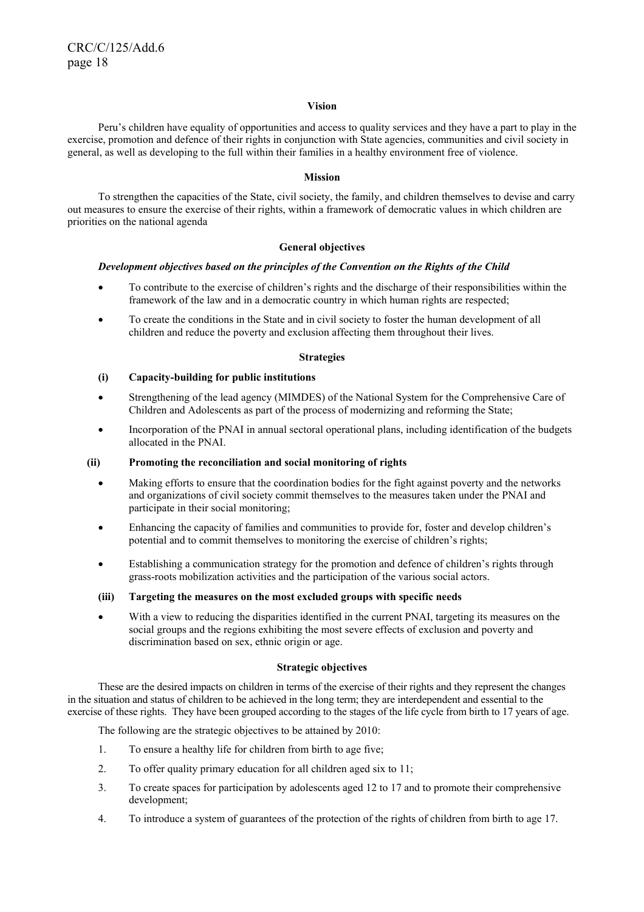### Vision

Peru's children have equality of opportunities and access to quality services and they have a part to play in the exercise, promotion and defence of their rights in conjunction with State agencies, communities and civil society in general, as well as developing to the full within their families in a healthy environment free of violence.

### Mission

To strengthen the capacities of the State, civil society, the family, and children themselves to devise and carry out measures to ensure the exercise of their rights, within a framework of democratic values in which children are priorities on the national agenda

### General objectives

***Development objectives based on the principles of the Convention on the Rights of the Child***

- To contribute to the exercise of children's rights and the discharge of their responsibilities within the framework of the law and in a democratic country in which human rights are respected;
- To create the conditions in the State and in civil society to foster the human development of all children and reduce the poverty and exclusion affecting them throughout their lives.

### Strategies

**(i) Capacity-building for public institutions**

- Strengthening of the lead agency (MIMDES) of the National System for the Comprehensive Care of Children and Adolescents as part of the process of modernizing and reforming the State;
- Incorporation of the PNAI in annual sectoral operational plans, including identification of the budgets allocated in the PNAI.

**(ii) Promoting the reconciliation and social monitoring of rights**

- Making efforts to ensure that the coordination bodies for the fight against poverty and the networks and organizations of civil society commit themselves to the measures taken under the PNAI and participate in their social monitoring;
- Enhancing the capacity of families and communities to provide for, foster and develop children's potential and to commit themselves to monitoring the exercise of children's rights;
- Establishing a communication strategy for the promotion and defence of children's rights through grass-roots mobilization activities and the participation of the various social actors.

**(iii) Targeting the measures on the most excluded groups with specific needs**

- With a view to reducing the disparities identified in the current PNAI, targeting its measures on the social groups and the regions exhibiting the most severe effects of exclusion and poverty and discrimination based on sex, ethnic origin or age.

### Strategic objectives

These are the desired impacts on children in terms of the exercise of their rights and they represent the changes in the situation and status of children to be achieved in the long term; they are interdependent and essential to the exercise of these rights. They have been grouped according to the stages of the life cycle from birth to 17 years of age.

The following are the strategic objectives to be attained by 2010:

1. To ensure a healthy life for children from birth to age five;
2. To offer quality primary education for all children aged six to 11;
3. To create spaces for participation by adolescents aged 12 to 17 and to promote their comprehensive development;
4. To introduce a system of guarantees of the protection of the rights of children from birth to age 17.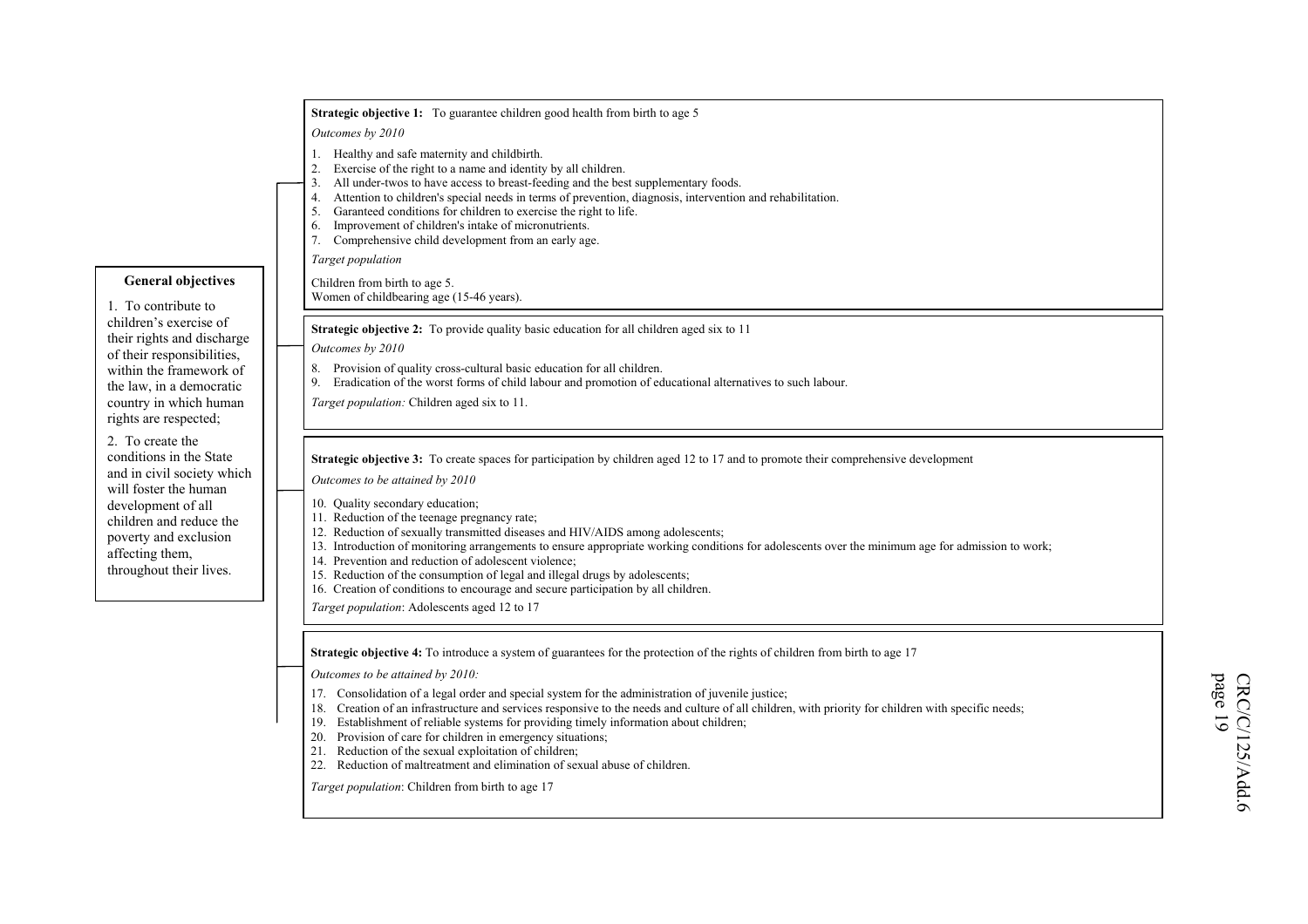**General objectives**

1. To contribute to children's exercise of their rights and discharge of their responsibilities, within the framework of the law, in a democratic country in which human rights are respected;

2. To create the conditions in the State and in civil society which will foster the human development of all children and reduce the poverty and exclusion affecting them, throughout their lives.

---

**Strategic objective 1:** To guarantee children good health from birth to age 5

*Outcomes by 2010*

1. Healthy and safe maternity and childbirth.
2. Exercise of the right to a name and identity by all children.
3. All under-twos to have access to breast-feeding and the best supplementary foods.
4. Attention to children's special needs in terms of prevention, diagnosis, intervention and rehabilitation.
5. Garanteed conditions for children to exercise the right to life.
6. Improvement of children's intake of micronutrients.
7. Comprehensive child development from an early age.

*Target population*

Children from birth to age 5.
Women of childbearing age (15-46 years).

---

**Strategic objective 2:** To provide quality basic education for all children aged six to 11

*Outcomes by 2010*

8. Provision of quality cross-cultural basic education for all children.
9. Eradication of the worst forms of child labour and promotion of educational alternatives to such labour.

*Target population:* Children aged six to 11.

---

**Strategic objective 3:** To create spaces for participation by children aged 12 to 17 and to promote their comprehensive development

*Outcomes to be attained by 2010*

10. Quality secondary education;
11. Reduction of the teenage pregnancy rate;
12. Reduction of sexually transmitted diseases and HIV/AIDS among adolescents;
13. Introduction of monitoring arrangements to ensure appropriate working conditions for adolescents over the minimum age for admission to work;
14. Prevention and reduction of adolescent violence;
15. Reduction of the consumption of legal and illegal drugs by adolescents;
16. Creation of conditions to encourage and secure participation by all children.

*Target population*: Adolescents aged 12 to 17

---

**Strategic objective 4:** To introduce a system of guarantees for the protection of the rights of children from birth to age 17

*Outcomes to be attained by 2010:*

17. Consolidation of a legal order and special system for the administration of juvenile justice;
18. Creation of an infrastructure and services responsive to the needs and culture of all children, with priority for children with specific needs;
19. Establishment of reliable systems for providing timely information about children;
20. Provision of care for children in emergency situations;
21. Reduction of the sexual exploitation of children;
22. Reduction of maltreatment and elimination of sexual abuse of children.

*Target population*: Children from birth to age 17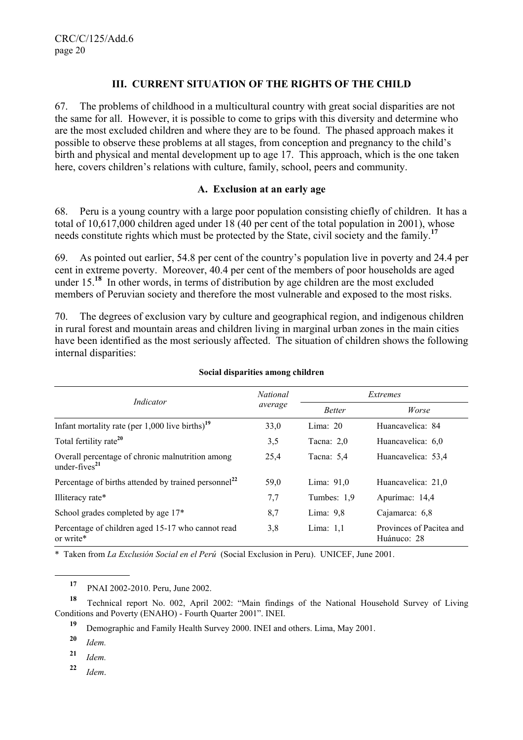## III. CURRENT SITUATION OF THE RIGHTS OF THE CHILD

67. The problems of childhood in a multicultural country with great social disparities are not the same for all. However, it is possible to come to grips with this diversity and determine who are the most excluded children and where they are to be found. The phased approach makes it possible to observe these problems at all stages, from conception and pregnancy to the child's birth and physical and mental development up to age 17. This approach, which is the one taken here, covers children's relations with culture, family, school, peers and community.

### A. Exclusion at an early age

68. Peru is a young country with a large poor population consisting chiefly of children. It has a total of 10,617,000 children aged under 18 (40 per cent of the total population in 2001), whose needs constitute rights which must be protected by the State, civil society and the family.[17]

69. As pointed out earlier, 54.8 per cent of the country's population live in poverty and 24.4 per cent in extreme poverty. Moreover, 40.4 per cent of the members of poor households are aged under 15.[18] In other words, in terms of distribution by age children are the most excluded members of Peruvian society and therefore the most vulnerable and exposed to the most risks.

70. The degrees of exclusion vary by culture and geographical region, and indigenous children in rural forest and mountain areas and children living in marginal urban zones in the main cities have been identified as the most seriously affected. The situation of children shows the following internal disparities:

**Social disparities among children**

| *Indicator* | *National average* | *Extremes* | |
|---|---|---|---|
| | | *Better* | *Worse* |
| Infant mortality rate (per 1,000 live births)[19] | 33,0 | Lima: 20 | Huancavelica: 84 |
| Total fertility rate[20] | 3,5 | Tacna: 2,0 | Huancavelica: 6,0 |
| Overall percentage of chronic malnutrition among under-fives[21] | 25,4 | Tacna: 5,4 | Huancavelica: 53,4 |
| Percentage of births attended by trained personnel[22] | 59,0 | Lima: 91,0 | Huancavelica: 21,0 |
| Illiteracy rate* | 7,7 | Tumbes: 1,9 | Apurímac: 14,4 |
| School grades completed by age 17* | 8,7 | Lima: 9,8 | Cajamarca: 6,8 |
| Percentage of children aged 15-17 who cannot read or write* | 3,8 | Lima: 1,1 | Provinces of Pacitea and Huánuco: 28 |

\* Taken from *La Exclusión Social en el Perú* (Social Exclusion in Peru). UNICEF, June 2001.

---

[17] PNAI 2002-2010. Peru, June 2002.

[18] Technical report No. 002, April 2002: "Main findings of the National Household Survey of Living Conditions and Poverty (ENAHO) - Fourth Quarter 2001". INEI.

[19] Demographic and Family Health Survey 2000. INEI and others. Lima, May 2001.

[20] *Idem.*

[21] *Idem.*

[22] *Idem*.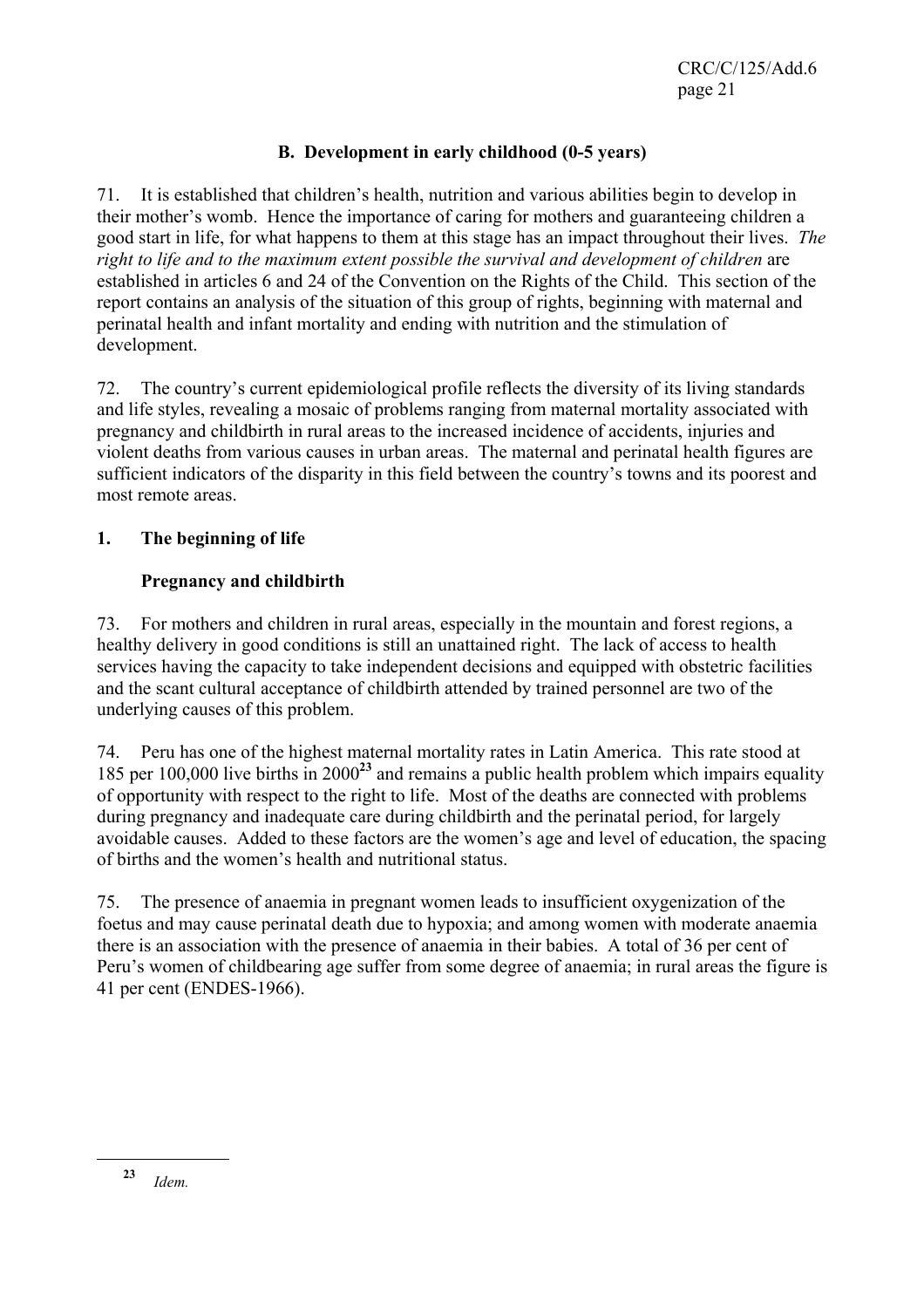## B. Development in early childhood (0-5 years)

71. It is established that children's health, nutrition and various abilities begin to develop in their mother's womb. Hence the importance of caring for mothers and guaranteeing children a good start in life, for what happens to them at this stage has an impact throughout their lives. *The right to life and to the maximum extent possible the survival and development of children* are established in articles 6 and 24 of the Convention on the Rights of the Child. This section of the report contains an analysis of the situation of this group of rights, beginning with maternal and perinatal health and infant mortality and ending with nutrition and the stimulation of development.

72. The country's current epidemiological profile reflects the diversity of its living standards and life styles, revealing a mosaic of problems ranging from maternal mortality associated with pregnancy and childbirth in rural areas to the increased incidence of accidents, injuries and violent deaths from various causes in urban areas. The maternal and perinatal health figures are sufficient indicators of the disparity in this field between the country's towns and its poorest and most remote areas.

### 1. The beginning of life

#### Pregnancy and childbirth

73. For mothers and children in rural areas, especially in the mountain and forest regions, a healthy delivery in good conditions is still an unattained right. The lack of access to health services having the capacity to take independent decisions and equipped with obstetric facilities and the scant cultural acceptance of childbirth attended by trained personnel are two of the underlying causes of this problem.

74. Peru has one of the highest maternal mortality rates in Latin America. This rate stood at 185 per 100,000 live births in 2000[23] and remains a public health problem which impairs equality of opportunity with respect to the right to life. Most of the deaths are connected with problems during pregnancy and inadequate care during childbirth and the perinatal period, for largely avoidable causes. Added to these factors are the women's age and level of education, the spacing of births and the women's health and nutritional status.

75. The presence of anaemia in pregnant women leads to insufficient oxygenization of the foetus and may cause perinatal death due to hypoxia; and among women with moderate anaemia there is an association with the presence of anaemia in their babies. A total of 36 per cent of Peru's women of childbearing age suffer from some degree of anaemia; in rural areas the figure is 41 per cent (ENDES-1966).

---

[23] *Idem.*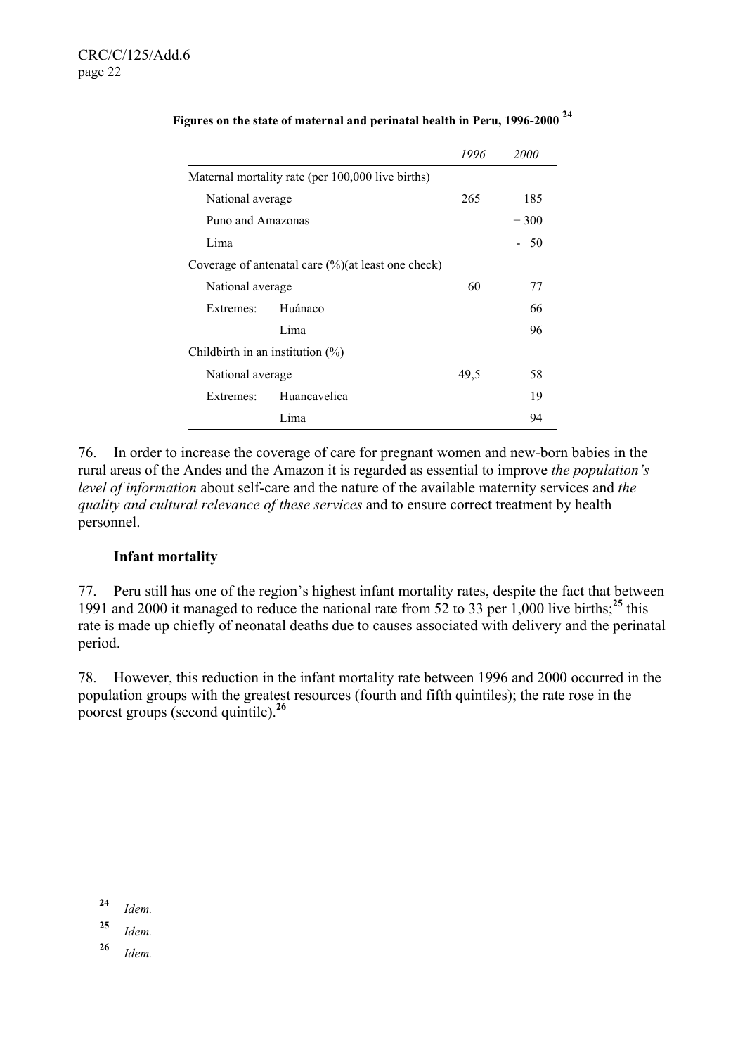**Figures on the state of maternal and perinatal health in Peru, 1996-2000** [24]

| | | *1996* | *2000* |
|---|---|---|---|
| Maternal mortality rate (per 100,000 live births) | | | |
| National average | | 265 | 185 |
| Puno and Amazonas | | | + 300 |
| Lima | | | - 50 |
| Coverage of antenatal care (%)(at least one check) | | | |
| National average | | 60 | 77 |
| Extremes: | Huánaco | | 66 |
| | Lima | | 96 |
| Childbirth in an institution (%) | | | |
| National average | | 49,5 | 58 |
| Extremes: | Huancavelica | | 19 |
| | Lima | | 94 |

76. In order to increase the coverage of care for pregnant women and new-born babies in the rural areas of the Andes and the Amazon it is regarded as essential to improve *the population's level of information* about self-care and the nature of the available maternity services and *the quality and cultural relevance of these services* and to ensure correct treatment by health personnel.

### Infant mortality

77. Peru still has one of the region's highest infant mortality rates, despite the fact that between 1991 and 2000 it managed to reduce the national rate from 52 to 33 per 1,000 live births;[25] this rate is made up chiefly of neonatal deaths due to causes associated with delivery and the perinatal period.

78. However, this reduction in the infant mortality rate between 1996 and 2000 occurred in the population groups with the greatest resources (fourth and fifth quintiles); the rate rose in the poorest groups (second quintile).[26]

---

[24] *Idem.*

[25] *Idem.*

[26] *Idem.*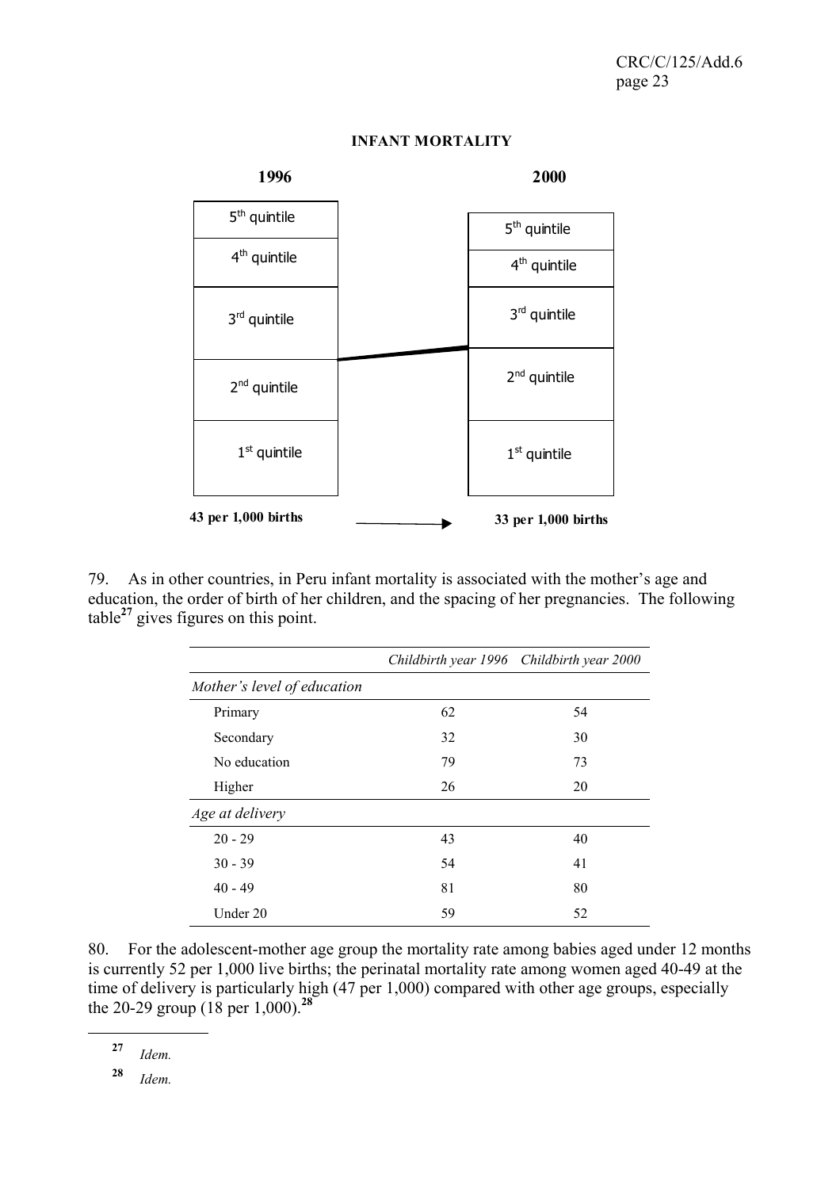**INFANT MORTALITY**

| 1996 | 2000 |
|---|---|
| 5th quintile | 5th quintile |
| 4th quintile | 4th quintile |
| 3rd quintile | 3rd quintile |
| 2nd quintile | 2nd quintile |
| 1st quintile | 1st quintile |
| **43 per 1,000 births** | **33 per 1,000 births** |

79. As in other countries, in Peru infant mortality is associated with the mother's age and education, the order of birth of her children, and the spacing of her pregnancies. The following table[27] gives figures on this point.

| | *Childbirth year 1996* | *Childbirth year 2000* |
|---|---|---|
| *Mother's level of education* | | |
| Primary | 62 | 54 |
| Secondary | 32 | 30 |
| No education | 79 | 73 |
| Higher | 26 | 20 |
| *Age at delivery* | | |
| 20 - 29 | 43 | 40 |
| 30 - 39 | 54 | 41 |
| 40 - 49 | 81 | 80 |
| Under 20 | 59 | 52 |

80. For the adolescent-mother age group the mortality rate among babies aged under 12 months is currently 52 per 1,000 live births; the perinatal mortality rate among women aged 40-49 at the time of delivery is particularly high (47 per 1,000) compared with other age groups, especially the 20-29 group (18 per 1,000).[28]

---

[27] *Idem.*

[28] *Idem.*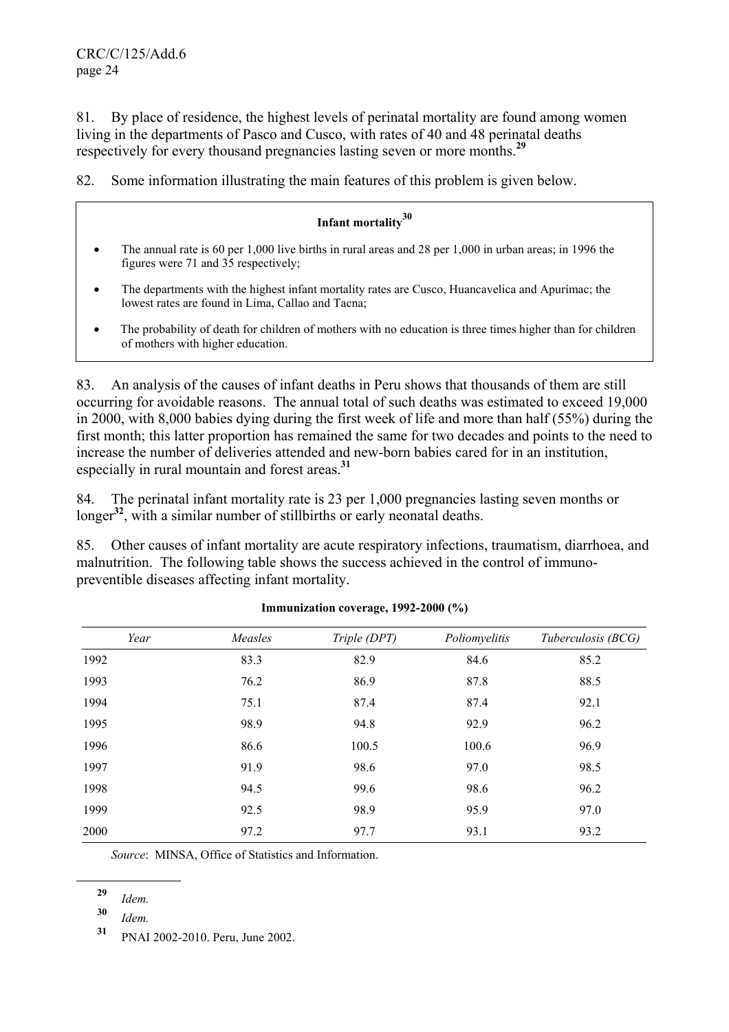81. By place of residence, the highest levels of perinatal mortality are found among women living in the departments of Pasco and Cusco, with rates of 40 and 48 perinatal deaths respectively for every thousand pregnancies lasting seven or more months.[29]

82. Some information illustrating the main features of this problem is given below.

> **Infant mortality[30]**
>
> - The annual rate is 60 per 1,000 live births in rural areas and 28 per 1,000 in urban areas; in 1996 the figures were 71 and 35 respectively;
> - The departments with the highest infant mortality rates are Cusco, Huancavelica and Apurímac; the lowest rates are found in Lima, Callao and Tacna;
> - The probability of death for children of mothers with no education is three times higher than for children of mothers with higher education.

83. An analysis of the causes of infant deaths in Peru shows that thousands of them are still occurring for avoidable reasons. The annual total of such deaths was estimated to exceed 19,000 in 2000, with 8,000 babies dying during the first week of life and more than half (55%) during the first month; this latter proportion has remained the same for two decades and points to the need to increase the number of deliveries attended and new-born babies cared for in an institution, especially in rural mountain and forest areas.[31]

84. The perinatal infant mortality rate is 23 per 1,000 pregnancies lasting seven months or longer[32], with a similar number of stillbirths or early neonatal deaths.

85. Other causes of infant mortality are acute respiratory infections, traumatism, diarrhoea, and malnutrition. The following table shows the success achieved in the control of immuno-preventible diseases affecting infant mortality.

**Immunization coverage, 1992-2000 (%)**

| *Year* | *Measles* | *Triple (DPT)* | *Poliomyelitis* | *Tuberculosis (BCG)* |
|---|---|---|---|---|
| 1992 | 83.3 | 82.9 | 84.6 | 85.2 |
| 1993 | 76.2 | 86.9 | 87.8 | 88.5 |
| 1994 | 75.1 | 87.4 | 87.4 | 92.1 |
| 1995 | 98.9 | 94.8 | 92.9 | 96.2 |
| 1996 | 86.6 | 100.5 | 100.6 | 96.9 |
| 1997 | 91.9 | 98.6 | 97.0 | 98.5 |
| 1998 | 94.5 | 99.6 | 98.6 | 96.2 |
| 1999 | 92.5 | 98.9 | 95.9 | 97.0 |
| 2000 | 97.2 | 97.7 | 93.1 | 93.2 |

*Source*: MINSA, Office of Statistics and Information.

---

[29] *Idem.*

[30] *Idem.*

[31] PNAI 2002-2010. Peru, June 2002.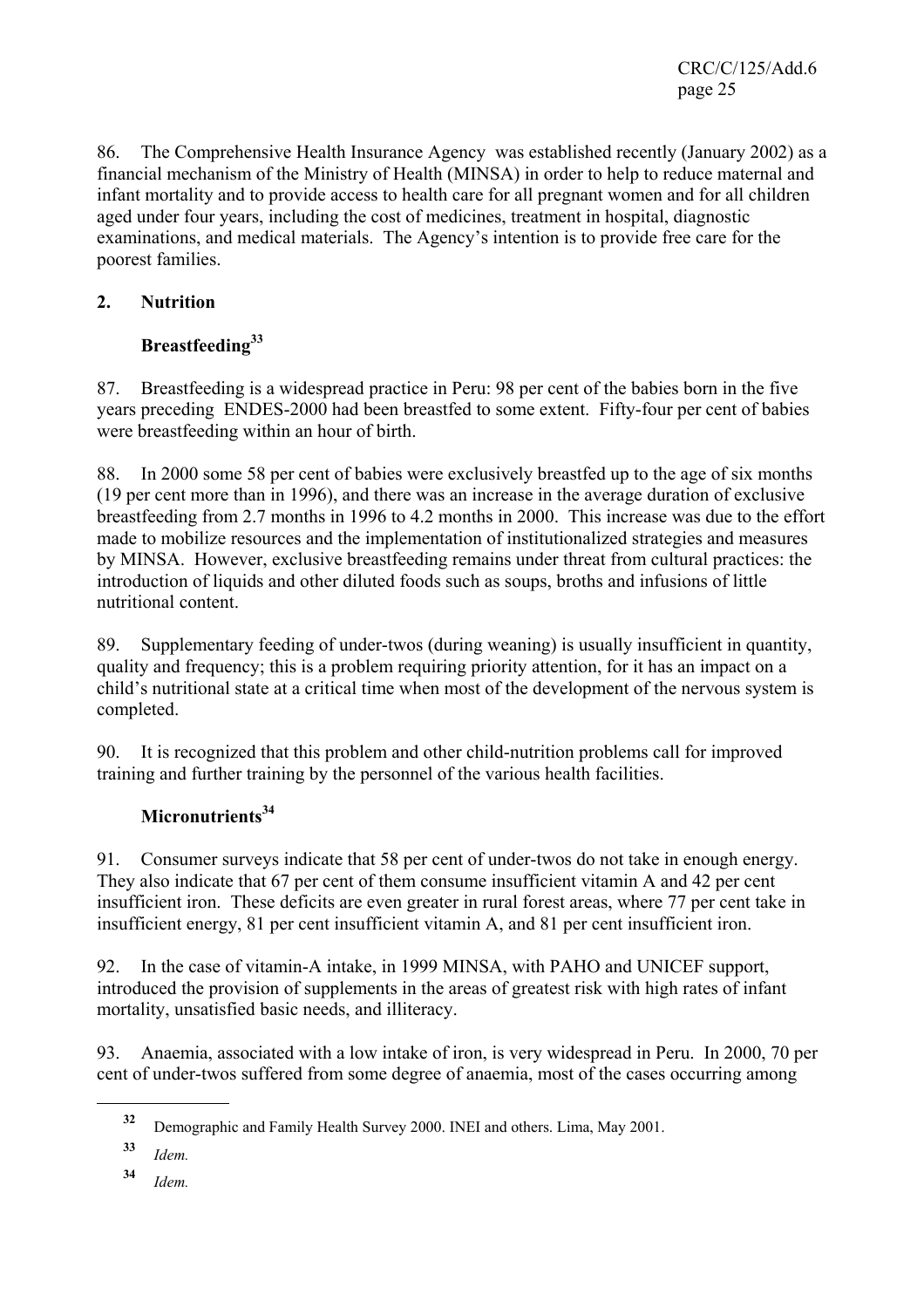86. The Comprehensive Health Insurance Agency was established recently (January 2002) as a financial mechanism of the Ministry of Health (MINSA) in order to help to reduce maternal and infant mortality and to provide access to health care for all pregnant women and for all children aged under four years, including the cost of medicines, treatment in hospital, diagnostic examinations, and medical materials. The Agency's intention is to provide free care for the poorest families.

## 2. Nutrition

### Breastfeeding[33]

87. Breastfeeding is a widespread practice in Peru: 98 per cent of the babies born in the five years preceding ENDES-2000 had been breastfed to some extent. Fifty-four per cent of babies were breastfeeding within an hour of birth.

88. In 2000 some 58 per cent of babies were exclusively breastfed up to the age of six months (19 per cent more than in 1996), and there was an increase in the average duration of exclusive breastfeeding from 2.7 months in 1996 to 4.2 months in 2000. This increase was due to the effort made to mobilize resources and the implementation of institutionalized strategies and measures by MINSA. However, exclusive breastfeeding remains under threat from cultural practices: the introduction of liquids and other diluted foods such as soups, broths and infusions of little nutritional content.

89. Supplementary feeding of under-twos (during weaning) is usually insufficient in quantity, quality and frequency; this is a problem requiring priority attention, for it has an impact on a child's nutritional state at a critical time when most of the development of the nervous system is completed.

90. It is recognized that this problem and other child-nutrition problems call for improved training and further training by the personnel of the various health facilities.

### Micronutrients[34]

91. Consumer surveys indicate that 58 per cent of under-twos do not take in enough energy. They also indicate that 67 per cent of them consume insufficient vitamin A and 42 per cent insufficient iron. These deficits are even greater in rural forest areas, where 77 per cent take in insufficient energy, 81 per cent insufficient vitamin A, and 81 per cent insufficient iron.

92. In the case of vitamin-A intake, in 1999 MINSA, with PAHO and UNICEF support, introduced the provision of supplements in the areas of greatest risk with high rates of infant mortality, unsatisfied basic needs, and illiteracy.

93. Anaemia, associated with a low intake of iron, is very widespread in Peru. In 2000, 70 per cent of under-twos suffered from some degree of anaemia, most of the cases occurring among

---

[32] Demographic and Family Health Survey 2000. INEI and others. Lima, May 2001.

[33] *Idem.*

[34] *Idem.*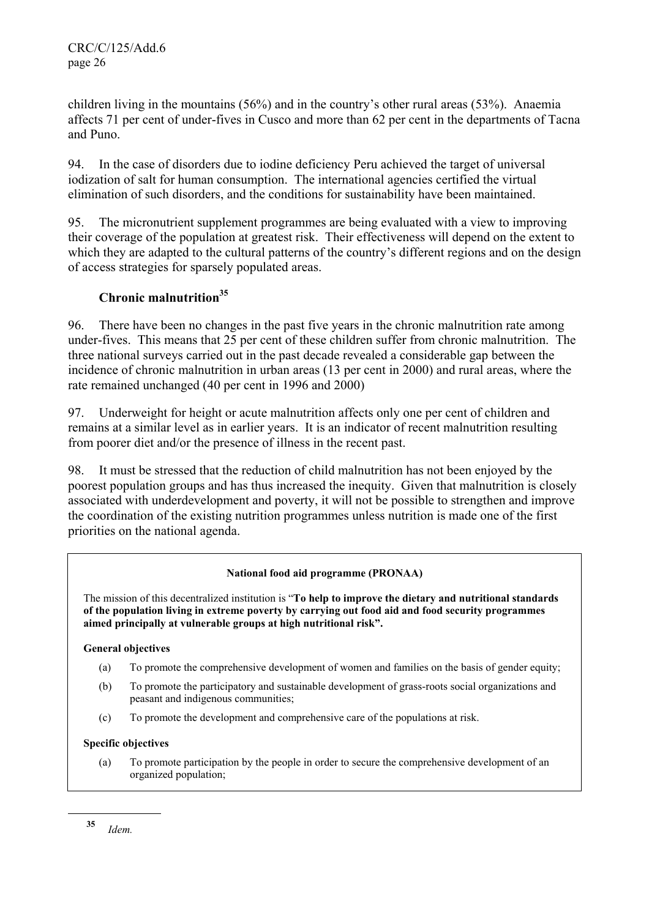children living in the mountains (56%) and in the country's other rural areas (53%). Anaemia affects 71 per cent of under-fives in Cusco and more than 62 per cent in the departments of Tacna and Puno.

94. In the case of disorders due to iodine deficiency Peru achieved the target of universal iodization of salt for human consumption. The international agencies certified the virtual elimination of such disorders, and the conditions for sustainability have been maintained.

95. The micronutrient supplement programmes are being evaluated with a view to improving their coverage of the population at greatest risk. Their effectiveness will depend on the extent to which they are adapted to the cultural patterns of the country's different regions and on the design of access strategies for sparsely populated areas.

### Chronic malnutrition[35]

96. There have been no changes in the past five years in the chronic malnutrition rate among under-fives. This means that 25 per cent of these children suffer from chronic malnutrition. The three national surveys carried out in the past decade revealed a considerable gap between the incidence of chronic malnutrition in urban areas (13 per cent in 2000) and rural areas, where the rate remained unchanged (40 per cent in 1996 and 2000)

97. Underweight for height or acute malnutrition affects only one per cent of children and remains at a similar level as in earlier years. It is an indicator of recent malnutrition resulting from poorer diet and/or the presence of illness in the recent past.

98. It must be stressed that the reduction of child malnutrition has not been enjoyed by the poorest population groups and has thus increased the inequity. Given that malnutrition is closely associated with underdevelopment and poverty, it will not be possible to strengthen and improve the coordination of the existing nutrition programmes unless nutrition is made one of the first priorities on the national agenda.

**National food aid programme (PRONAA)**

The mission of this decentralized institution is "**To help to improve the dietary and nutritional standards of the population living in extreme poverty by carrying out food aid and food security programmes aimed principally at vulnerable groups at high nutritional risk".**

**General objectives**

(a) To promote the comprehensive development of women and families on the basis of gender equity;

(b) To promote the participatory and sustainable development of grass-roots social organizations and peasant and indigenous communities;

(c) To promote the development and comprehensive care of the populations at risk.

**Specific objectives**

(a) To promote participation by the people in order to secure the comprehensive development of an organized population;

---

[35] *Idem.*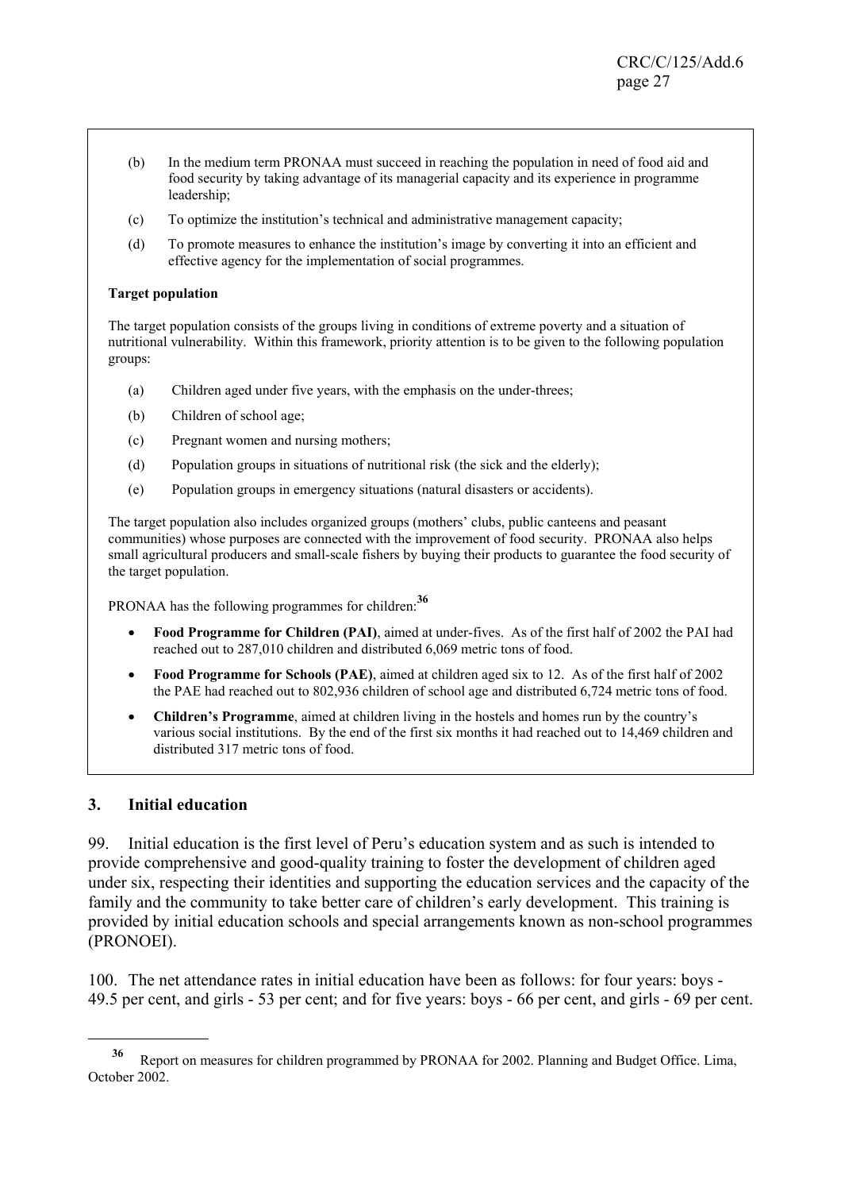(b) In the medium term PRONAA must succeed in reaching the population in need of food aid and food security by taking advantage of its managerial capacity and its experience in programme leadership;

(c) To optimize the institution's technical and administrative management capacity;

(d) To promote measures to enhance the institution's image by converting it into an efficient and effective agency for the implementation of social programmes.

**Target population**

The target population consists of the groups living in conditions of extreme poverty and a situation of nutritional vulnerability. Within this framework, priority attention is to be given to the following population groups:

(a) Children aged under five years, with the emphasis on the under-threes;

(b) Children of school age;

(c) Pregnant women and nursing mothers;

(d) Population groups in situations of nutritional risk (the sick and the elderly);

(e) Population groups in emergency situations (natural disasters or accidents).

The target population also includes organized groups (mothers' clubs, public canteens and peasant communities) whose purposes are connected with the improvement of food security. PRONAA also helps small agricultural producers and small-scale fishers by buying their products to guarantee the food security of the target population.

PRONAA has the following programmes for children:[36]

- **Food Programme for Children (PAI)**, aimed at under-fives. As of the first half of 2002 the PAI had reached out to 287,010 children and distributed 6,069 metric tons of food.
- **Food Programme for Schools (PAE)**, aimed at children aged six to 12. As of the first half of 2002 the PAE had reached out to 802,936 children of school age and distributed 6,724 metric tons of food.
- **Children's Programme**, aimed at children living in the hostels and homes run by the country's various social institutions. By the end of the first six months it had reached out to 14,469 children and distributed 317 metric tons of food.

## 3. Initial education

99. Initial education is the first level of Peru's education system and as such is intended to provide comprehensive and good-quality training to foster the development of children aged under six, respecting their identities and supporting the education services and the capacity of the family and the community to take better care of children's early development. This training is provided by initial education schools and special arrangements known as non-school programmes (PRONOEI).

100. The net attendance rates in initial education have been as follows: for four years: boys - 49.5 per cent, and girls - 53 per cent; and for five years: boys - 66 per cent, and girls - 69 per cent.

---

[36] Report on measures for children programmed by PRONAA for 2002. Planning and Budget Office. Lima, October 2002.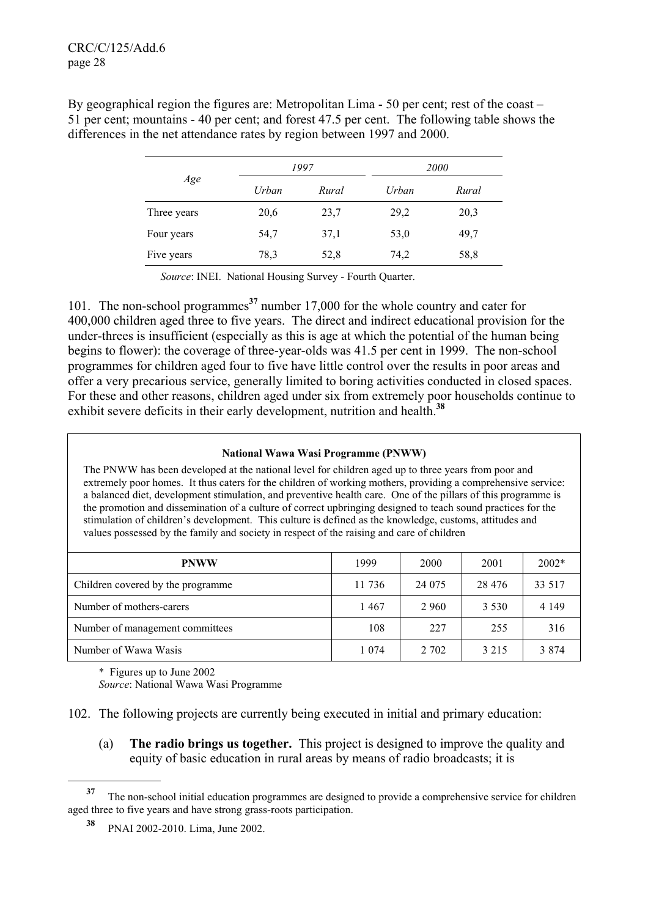By geographical region the figures are: Metropolitan Lima - 50 per cent; rest of the coast – 51 per cent; mountains - 40 per cent; and forest 47.5 per cent. The following table shows the differences in the net attendance rates by region between 1997 and 2000.

| *Age* | *1997* | | *2000* | |
|---|---|---|---|---|
| | *Urban* | *Rural* | *Urban* | *Rural* |
| Three years | 20,6 | 23,7 | 29,2 | 20,3 |
| Four years | 54,7 | 37,1 | 53,0 | 49,7 |
| Five years | 78,3 | 52,8 | 74,2 | 58,8 |

*Source*: INEI. National Housing Survey - Fourth Quarter.

101. The non-school programmes[37] number 17,000 for the whole country and cater for 400,000 children aged three to five years. The direct and indirect educational provision for the under-threes is insufficient (especially as this is age at which the potential of the human being begins to flower): the coverage of three-year-olds was 41.5 per cent in 1999. The non-school programmes for children aged four to five have little control over the results in poor areas and offer a very precarious service, generally limited to boring activities conducted in closed spaces. For these and other reasons, children aged under six from extremely poor households continue to exhibit severe deficits in their early development, nutrition and health.[38]

**National Wawa Wasi Programme (PNWW)**

The PNWW has been developed at the national level for children aged up to three years from poor and extremely poor homes. It thus caters for the children of working mothers, providing a comprehensive service: a balanced diet, development stimulation, and preventive health care. One of the pillars of this programme is the promotion and dissemination of a culture of correct upbringing designed to teach sound practices for the stimulation of children's development. This culture is defined as the knowledge, customs, attitudes and values possessed by the family and society in respect of the raising and care of children

| PNWW | 1999 | 2000 | 2001 | 2002* |
|---|---|---|---|---|
| Children covered by the programme | 11 736 | 24 075 | 28 476 | 33 517 |
| Number of mothers-carers | 1 467 | 2 960 | 3 530 | 4 149 |
| Number of management committees | 108 | 227 | 255 | 316 |
| Number of Wawa Wasis | 1 074 | 2 702 | 3 215 | 3 874 |

\* Figures up to June 2002
*Source*: National Wawa Wasi Programme

102. The following projects are currently being executed in initial and primary education:

(a) **The radio brings us together.** This project is designed to improve the quality and equity of basic education in rural areas by means of radio broadcasts; it is

---

[37] The non-school initial education programmes are designed to provide a comprehensive service for children aged three to five years and have strong grass-roots participation.

[38] PNAI 2002-2010. Lima, June 2002.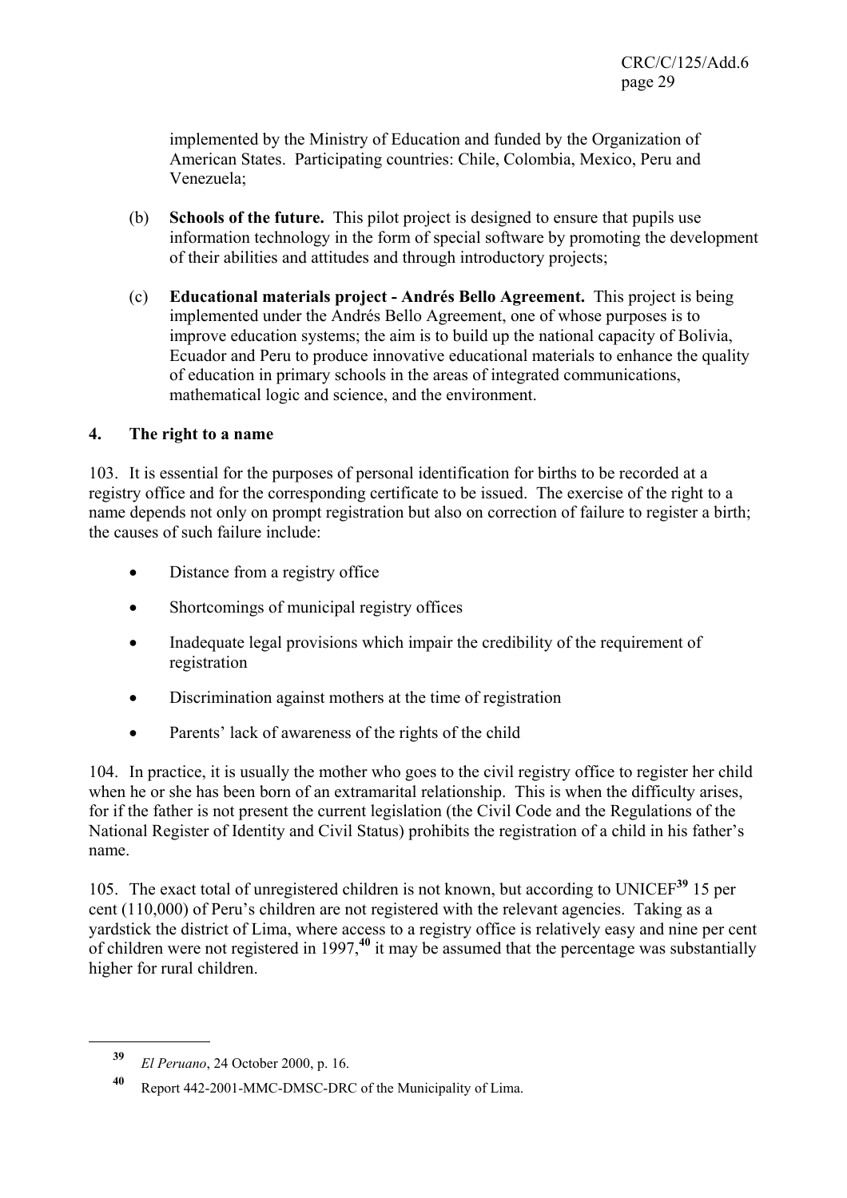implemented by the Ministry of Education and funded by the Organization of American States. Participating countries: Chile, Colombia, Mexico, Peru and Venezuela;

(b) **Schools of the future.** This pilot project is designed to ensure that pupils use information technology in the form of special software by promoting the development of their abilities and attitudes and through introductory projects;

(c) **Educational materials project - Andrés Bello Agreement.** This project is being implemented under the Andrés Bello Agreement, one of whose purposes is to improve education systems; the aim is to build up the national capacity of Bolivia, Ecuador and Peru to produce innovative educational materials to enhance the quality of education in primary schools in the areas of integrated communications, mathematical logic and science, and the environment.

### 4. The right to a name

103. It is essential for the purposes of personal identification for births to be recorded at a registry office and for the corresponding certificate to be issued. The exercise of the right to a name depends not only on prompt registration but also on correction of failure to register a birth; the causes of such failure include:

- Distance from a registry office
- Shortcomings of municipal registry offices
- Inadequate legal provisions which impair the credibility of the requirement of registration
- Discrimination against mothers at the time of registration
- Parents' lack of awareness of the rights of the child

104. In practice, it is usually the mother who goes to the civil registry office to register her child when he or she has been born of an extramarital relationship. This is when the difficulty arises, for if the father is not present the current legislation (the Civil Code and the Regulations of the National Register of Identity and Civil Status) prohibits the registration of a child in his father's name.

105. The exact total of unregistered children is not known, but according to UNICEF[39] 15 per cent (110,000) of Peru's children are not registered with the relevant agencies. Taking as a yardstick the district of Lima, where access to a registry office is relatively easy and nine per cent of children were not registered in 1997,[40] it may be assumed that the percentage was substantially higher for rural children.

---

[39] *El Peruano*, 24 October 2000, p. 16.

[40] Report 442-2001-MMC-DMSC-DRC of the Municipality of Lima.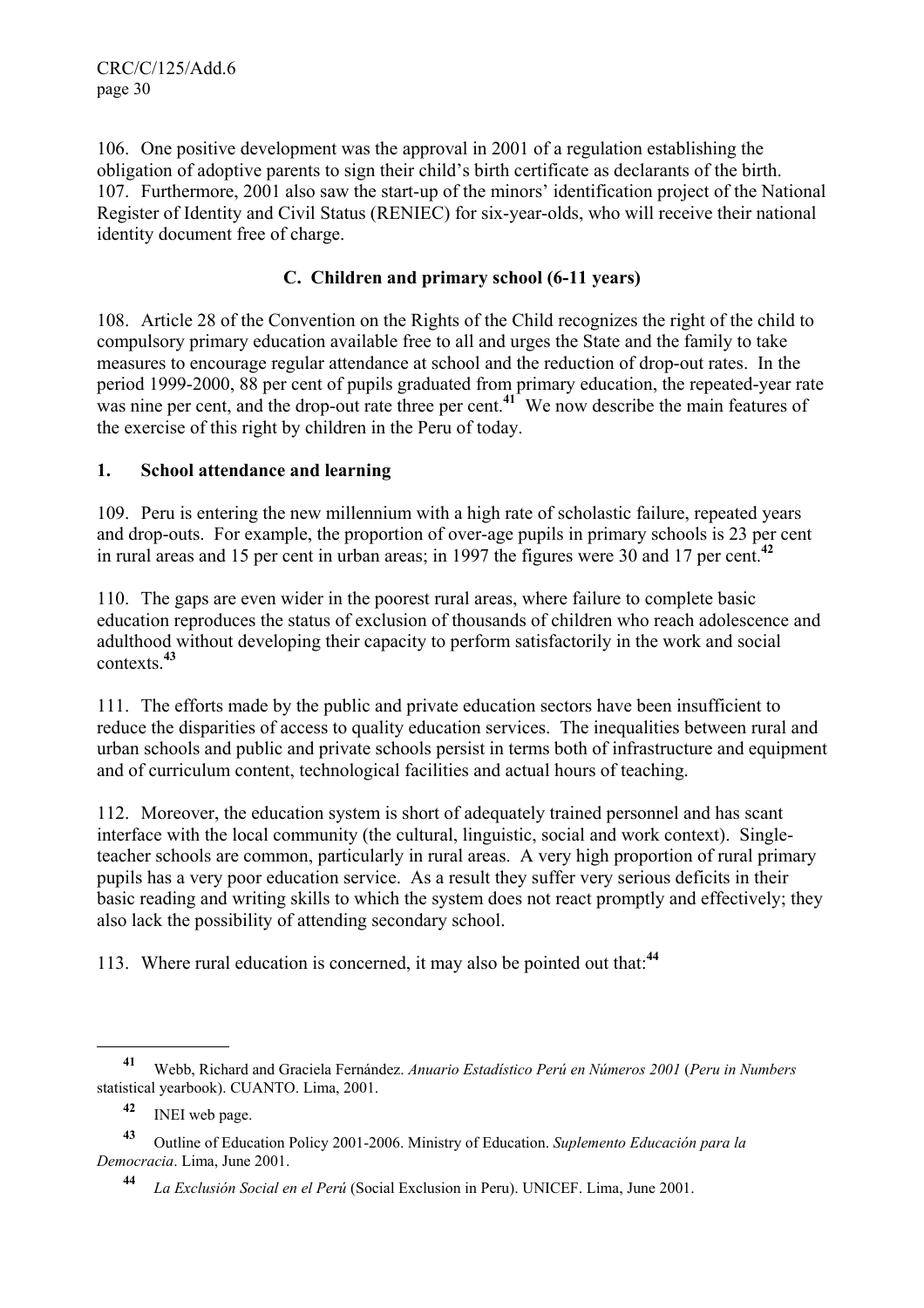106. One positive development was the approval in 2001 of a regulation establishing the obligation of adoptive parents to sign their child's birth certificate as declarants of the birth.
107. Furthermore, 2001 also saw the start-up of the minors' identification project of the National Register of Identity and Civil Status (RENIEC) for six-year-olds, who will receive their national identity document free of charge.

### C. Children and primary school (6-11 years)

108. Article 28 of the Convention on the Rights of the Child recognizes the right of the child to compulsory primary education available free to all and urges the State and the family to take measures to encourage regular attendance at school and the reduction of drop-out rates. In the period 1999-2000, 88 per cent of pupils graduated from primary education, the repeated-year rate was nine per cent, and the drop-out rate three per cent.[41] We now describe the main features of the exercise of this right by children in the Peru of today.

#### 1. School attendance and learning

109. Peru is entering the new millennium with a high rate of scholastic failure, repeated years and drop-outs. For example, the proportion of over-age pupils in primary schools is 23 per cent in rural areas and 15 per cent in urban areas; in 1997 the figures were 30 and 17 per cent.[42]

110. The gaps are even wider in the poorest rural areas, where failure to complete basic education reproduces the status of exclusion of thousands of children who reach adolescence and adulthood without developing their capacity to perform satisfactorily in the work and social contexts.[43]

111. The efforts made by the public and private education sectors have been insufficient to reduce the disparities of access to quality education services. The inequalities between rural and urban schools and public and private schools persist in terms both of infrastructure and equipment and of curriculum content, technological facilities and actual hours of teaching.

112. Moreover, the education system is short of adequately trained personnel and has scant interface with the local community (the cultural, linguistic, social and work context). Single-teacher schools are common, particularly in rural areas. A very high proportion of rural primary pupils has a very poor education service. As a result they suffer very serious deficits in their basic reading and writing skills to which the system does not react promptly and effectively; they also lack the possibility of attending secondary school.

113. Where rural education is concerned, it may also be pointed out that:[44]

---

[41] Webb, Richard and Graciela Fernández. *Anuario Estadístico Perú en Números 2001* (*Peru in Numbers* statistical yearbook). CUANTO. Lima, 2001.

[42] INEI web page.

[43] Outline of Education Policy 2001-2006. Ministry of Education. *Suplemento Educación para la Democracia*. Lima, June 2001.

[44] *La Exclusión Social en el Perú* (Social Exclusion in Peru). UNICEF. Lima, June 2001.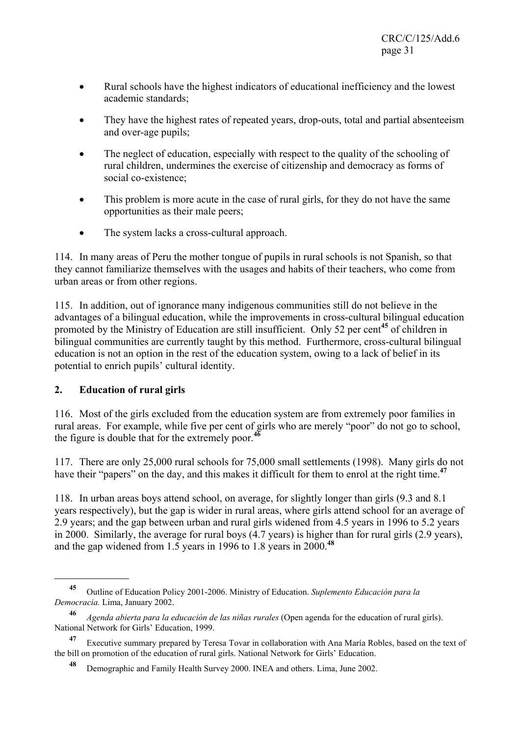- Rural schools have the highest indicators of educational inefficiency and the lowest academic standards;
- They have the highest rates of repeated years, drop-outs, total and partial absenteeism and over-age pupils;
- The neglect of education, especially with respect to the quality of the schooling of rural children, undermines the exercise of citizenship and democracy as forms of social co-existence;
- This problem is more acute in the case of rural girls, for they do not have the same opportunities as their male peers;
- The system lacks a cross-cultural approach.

114. In many areas of Peru the mother tongue of pupils in rural schools is not Spanish, so that they cannot familiarize themselves with the usages and habits of their teachers, who come from urban areas or from other regions.

115. In addition, out of ignorance many indigenous communities still do not believe in the advantages of a bilingual education, while the improvements in cross-cultural bilingual education promoted by the Ministry of Education are still insufficient. Only 52 per cent[45] of children in bilingual communities are currently taught by this method. Furthermore, cross-cultural bilingual education is not an option in the rest of the education system, owing to a lack of belief in its potential to enrich pupils' cultural identity.

## 2. Education of rural girls

116. Most of the girls excluded from the education system are from extremely poor families in rural areas. For example, while five per cent of girls who are merely "poor" do not go to school, the figure is double that for the extremely poor.[46]

117. There are only 25,000 rural schools for 75,000 small settlements (1998). Many girls do not have their "papers" on the day, and this makes it difficult for them to enrol at the right time.[47]

118. In urban areas boys attend school, on average, for slightly longer than girls (9.3 and 8.1 years respectively), but the gap is wider in rural areas, where girls attend school for an average of 2.9 years; and the gap between urban and rural girls widened from 4.5 years in 1996 to 5.2 years in 2000. Similarly, the average for rural boys (4.7 years) is higher than for rural girls (2.9 years), and the gap widened from 1.5 years in 1996 to 1.8 years in 2000.[48]

---

[45] Outline of Education Policy 2001-2006. Ministry of Education. *Suplemento Educación para la Democracia.* Lima, January 2002.

[46] *Agenda abierta para la educación de las niñas rurales* (Open agenda for the education of rural girls). National Network for Girls' Education, 1999.

[47] Executive summary prepared by Teresa Tovar in collaboration with Ana María Robles, based on the text of the bill on promotion of the education of rural girls. National Network for Girls' Education.

[48] Demographic and Family Health Survey 2000. INEA and others. Lima, June 2002.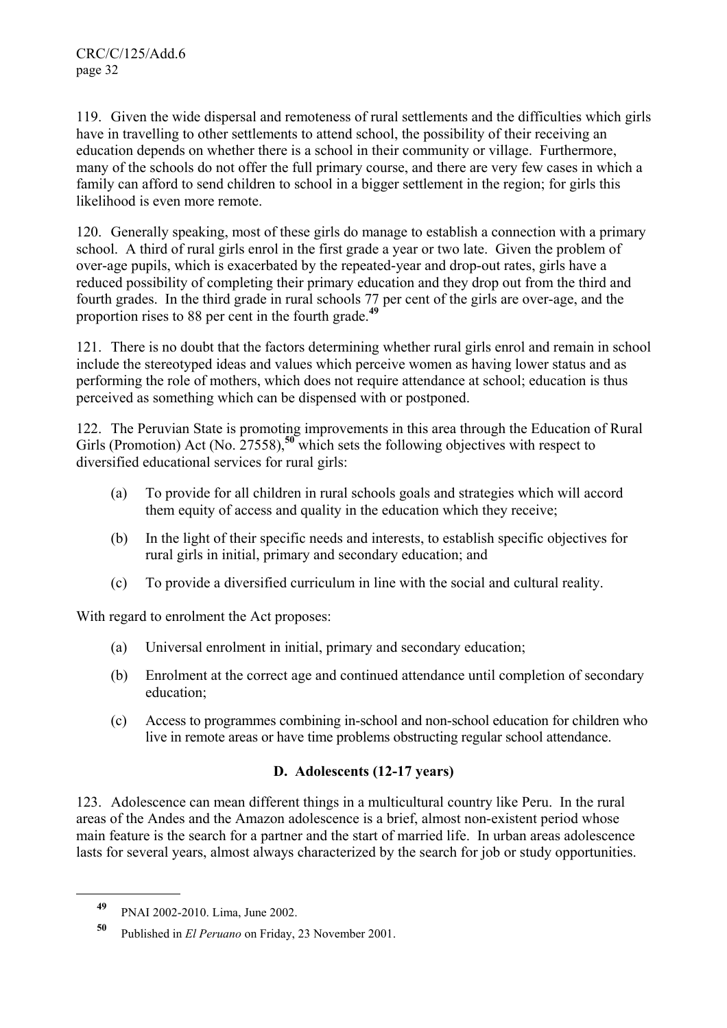119. Given the wide dispersal and remoteness of rural settlements and the difficulties which girls have in travelling to other settlements to attend school, the possibility of their receiving an education depends on whether there is a school in their community or village. Furthermore, many of the schools do not offer the full primary course, and there are very few cases in which a family can afford to send children to school in a bigger settlement in the region; for girls this likelihood is even more remote.

120. Generally speaking, most of these girls do manage to establish a connection with a primary school. A third of rural girls enrol in the first grade a year or two late. Given the problem of over-age pupils, which is exacerbated by the repeated-year and drop-out rates, girls have a reduced possibility of completing their primary education and they drop out from the third and fourth grades. In the third grade in rural schools 77 per cent of the girls are over-age, and the proportion rises to 88 per cent in the fourth grade.[49]

121. There is no doubt that the factors determining whether rural girls enrol and remain in school include the stereotyped ideas and values which perceive women as having lower status and as performing the role of mothers, which does not require attendance at school; education is thus perceived as something which can be dispensed with or postponed.

122. The Peruvian State is promoting improvements in this area through the Education of Rural Girls (Promotion) Act (No. 27558),[50] which sets the following objectives with respect to diversified educational services for rural girls:

(a) To provide for all children in rural schools goals and strategies which will accord them equity of access and quality in the education which they receive;

(b) In the light of their specific needs and interests, to establish specific objectives for rural girls in initial, primary and secondary education; and

(c) To provide a diversified curriculum in line with the social and cultural reality.

With regard to enrolment the Act proposes:

(a) Universal enrolment in initial, primary and secondary education;

(b) Enrolment at the correct age and continued attendance until completion of secondary education;

(c) Access to programmes combining in-school and non-school education for children who live in remote areas or have time problems obstructing regular school attendance.

### D. Adolescents (12-17 years)

123. Adolescence can mean different things in a multicultural country like Peru. In the rural areas of the Andes and the Amazon adolescence is a brief, almost non-existent period whose main feature is the search for a partner and the start of married life. In urban areas adolescence lasts for several years, almost always characterized by the search for job or study opportunities.

---

[49] PNAI 2002-2010. Lima, June 2002.

[50] Published in *El Peruano* on Friday, 23 November 2001.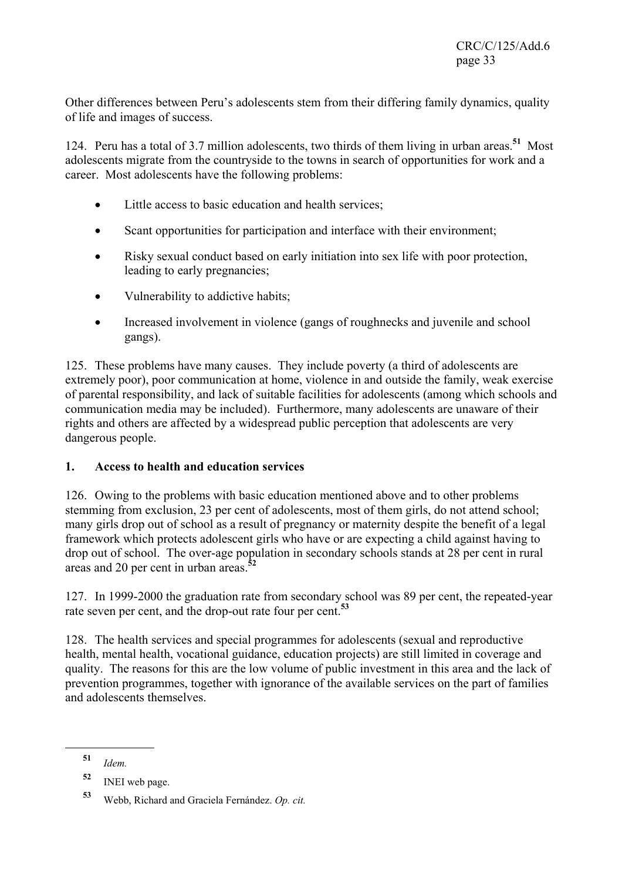Other differences between Peru's adolescents stem from their differing family dynamics, quality of life and images of success.

124. Peru has a total of 3.7 million adolescents, two thirds of them living in urban areas.[51] Most adolescents migrate from the countryside to the towns in search of opportunities for work and a career. Most adolescents have the following problems:

- Little access to basic education and health services;
- Scant opportunities for participation and interface with their environment;
- Risky sexual conduct based on early initiation into sex life with poor protection, leading to early pregnancies;
- Vulnerability to addictive habits;
- Increased involvement in violence (gangs of roughnecks and juvenile and school gangs).

125. These problems have many causes. They include poverty (a third of adolescents are extremely poor), poor communication at home, violence in and outside the family, weak exercise of parental responsibility, and lack of suitable facilities for adolescents (among which schools and communication media may be included). Furthermore, many adolescents are unaware of their rights and others are affected by a widespread public perception that adolescents are very dangerous people.

## 1. Access to health and education services

126. Owing to the problems with basic education mentioned above and to other problems stemming from exclusion, 23 per cent of adolescents, most of them girls, do not attend school; many girls drop out of school as a result of pregnancy or maternity despite the benefit of a legal framework which protects adolescent girls who have or are expecting a child against having to drop out of school. The over-age population in secondary schools stands at 28 per cent in rural areas and 20 per cent in urban areas.[52]

127. In 1999-2000 the graduation rate from secondary school was 89 per cent, the repeated-year rate seven per cent, and the drop-out rate four per cent.[53]

128. The health services and special programmes for adolescents (sexual and reproductive health, mental health, vocational guidance, education projects) are still limited in coverage and quality. The reasons for this are the low volume of public investment in this area and the lack of prevention programmes, together with ignorance of the available services on the part of families and adolescents themselves.

---

[51] *Idem.*

[52] INEI web page.

[53] Webb, Richard and Graciela Fernández. *Op. cit.*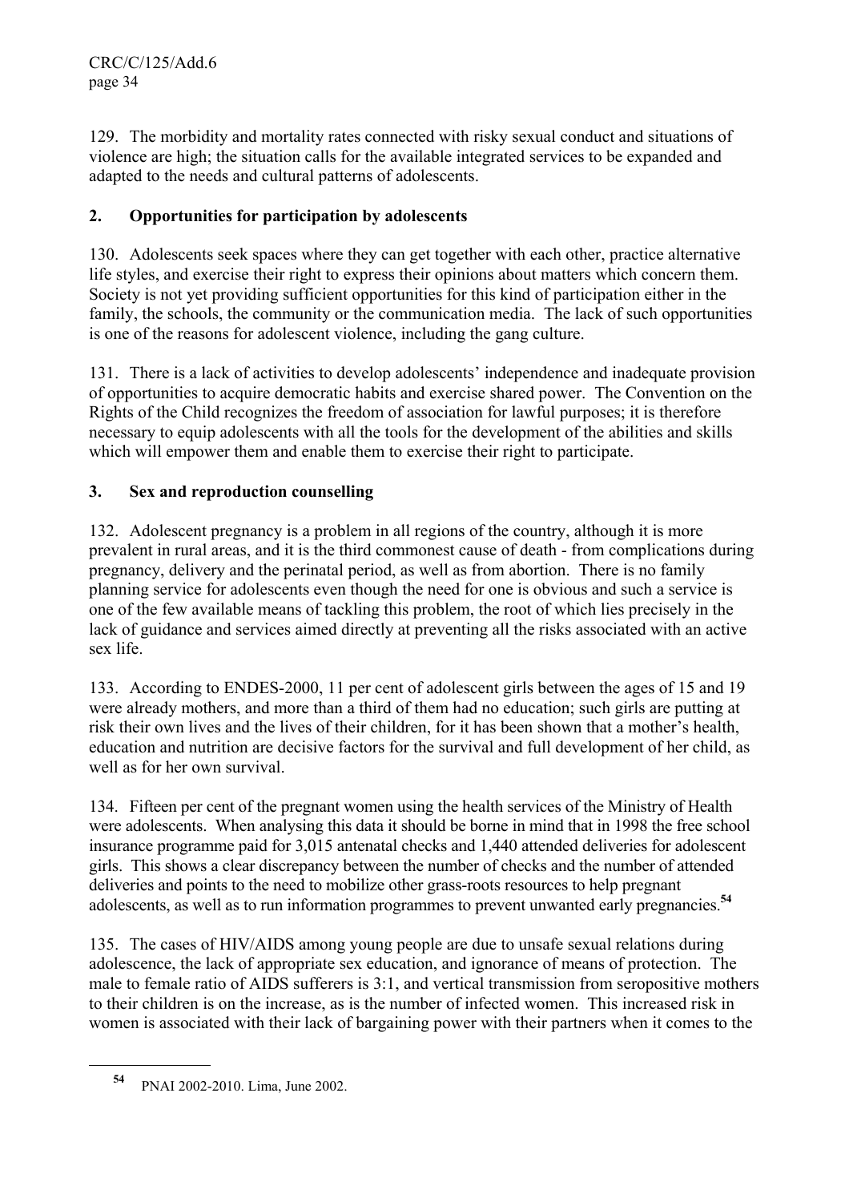129. The morbidity and mortality rates connected with risky sexual conduct and situations of violence are high; the situation calls for the available integrated services to be expanded and adapted to the needs and cultural patterns of adolescents.

## 2. Opportunities for participation by adolescents

130. Adolescents seek spaces where they can get together with each other, practice alternative life styles, and exercise their right to express their opinions about matters which concern them. Society is not yet providing sufficient opportunities for this kind of participation either in the family, the schools, the community or the communication media. The lack of such opportunities is one of the reasons for adolescent violence, including the gang culture.

131. There is a lack of activities to develop adolescents' independence and inadequate provision of opportunities to acquire democratic habits and exercise shared power. The Convention on the Rights of the Child recognizes the freedom of association for lawful purposes; it is therefore necessary to equip adolescents with all the tools for the development of the abilities and skills which will empower them and enable them to exercise their right to participate.

## 3. Sex and reproduction counselling

132. Adolescent pregnancy is a problem in all regions of the country, although it is more prevalent in rural areas, and it is the third commonest cause of death - from complications during pregnancy, delivery and the perinatal period, as well as from abortion. There is no family planning service for adolescents even though the need for one is obvious and such a service is one of the few available means of tackling this problem, the root of which lies precisely in the lack of guidance and services aimed directly at preventing all the risks associated with an active sex life.

133. According to ENDES-2000, 11 per cent of adolescent girls between the ages of 15 and 19 were already mothers, and more than a third of them had no education; such girls are putting at risk their own lives and the lives of their children, for it has been shown that a mother's health, education and nutrition are decisive factors for the survival and full development of her child, as well as for her own survival.

134. Fifteen per cent of the pregnant women using the health services of the Ministry of Health were adolescents. When analysing this data it should be borne in mind that in 1998 the free school insurance programme paid for 3,015 antenatal checks and 1,440 attended deliveries for adolescent girls. This shows a clear discrepancy between the number of checks and the number of attended deliveries and points to the need to mobilize other grass-roots resources to help pregnant adolescents, as well as to run information programmes to prevent unwanted early pregnancies.[54]

135. The cases of HIV/AIDS among young people are due to unsafe sexual relations during adolescence, the lack of appropriate sex education, and ignorance of means of protection. The male to female ratio of AIDS sufferers is 3:1, and vertical transmission from seropositive mothers to their children is on the increase, as is the number of infected women. This increased risk in women is associated with their lack of bargaining power with their partners when it comes to the

[54] PNAI 2002-2010. Lima, June 2002.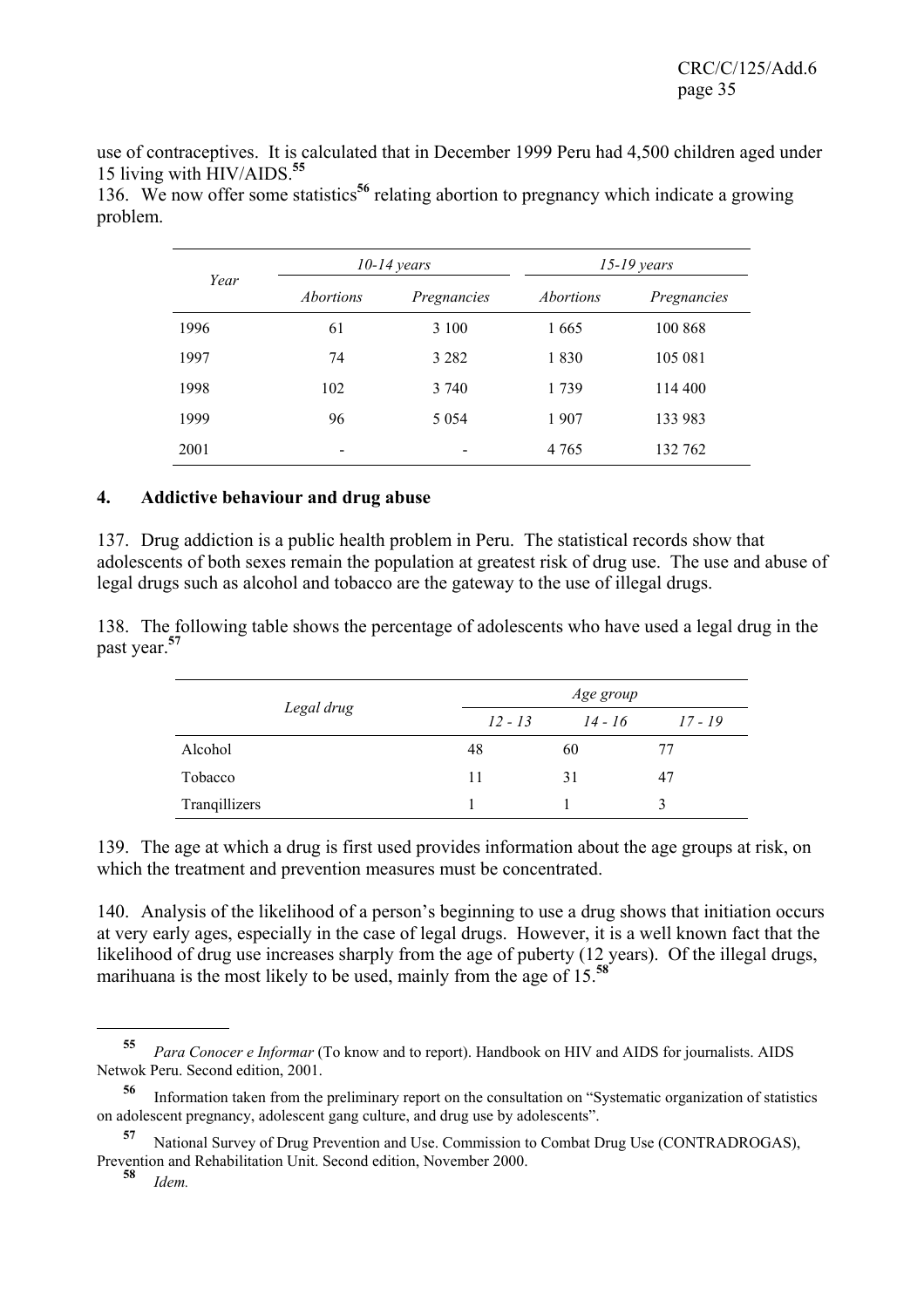use of contraceptives. It is calculated that in December 1999 Peru had 4,500 children aged under 15 living with HIV/AIDS.[55]

136. We now offer some statistics[56] relating abortion to pregnancy which indicate a growing problem.

| Year | *10-14 years* | | *15-19 years* | |
|---|---|---|---|---|
| | *Abortions* | *Pregnancies* | *Abortions* | *Pregnancies* |
| 1996 | 61 | 3 100 | 1 665 | 100 868 |
| 1997 | 74 | 3 282 | 1 830 | 105 081 |
| 1998 | 102 | 3 740 | 1 739 | 114 400 |
| 1999 | 96 | 5 054 | 1 907 | 133 983 |
| 2001 | - | - | 4 765 | 132 762 |

### 4. Addictive behaviour and drug abuse

137. Drug addiction is a public health problem in Peru. The statistical records show that adolescents of both sexes remain the population at greatest risk of drug use. The use and abuse of legal drugs such as alcohol and tobacco are the gateway to the use of illegal drugs.

138. The following table shows the percentage of adolescents who have used a legal drug in the past year.[57]

| *Legal drug* | *Age group* | | |
|---|---|---|---|
| | *12 - 13* | *14 - 16* | *17 - 19* |
| Alcohol | 48 | 60 | 77 |
| Tobacco | 11 | 31 | 47 |
| Tranqillizers | 1 | 1 | 3 |

139. The age at which a drug is first used provides information about the age groups at risk, on which the treatment and prevention measures must be concentrated.

140. Analysis of the likelihood of a person's beginning to use a drug shows that initiation occurs at very early ages, especially in the case of legal drugs. However, it is a well known fact that the likelihood of drug use increases sharply from the age of puberty (12 years). Of the illegal drugs, marihuana is the most likely to be used, mainly from the age of 15.[58]

---

[55] *Para Conocer e Informar* (To know and to report). Handbook on HIV and AIDS for journalists. AIDS Netwok Peru. Second edition, 2001.

[56] Information taken from the preliminary report on the consultation on "Systematic organization of statistics on adolescent pregnancy, adolescent gang culture, and drug use by adolescents".

[57] National Survey of Drug Prevention and Use. Commission to Combat Drug Use (CONTRADROGAS), Prevention and Rehabilitation Unit. Second edition, November 2000.

[58] *Idem.*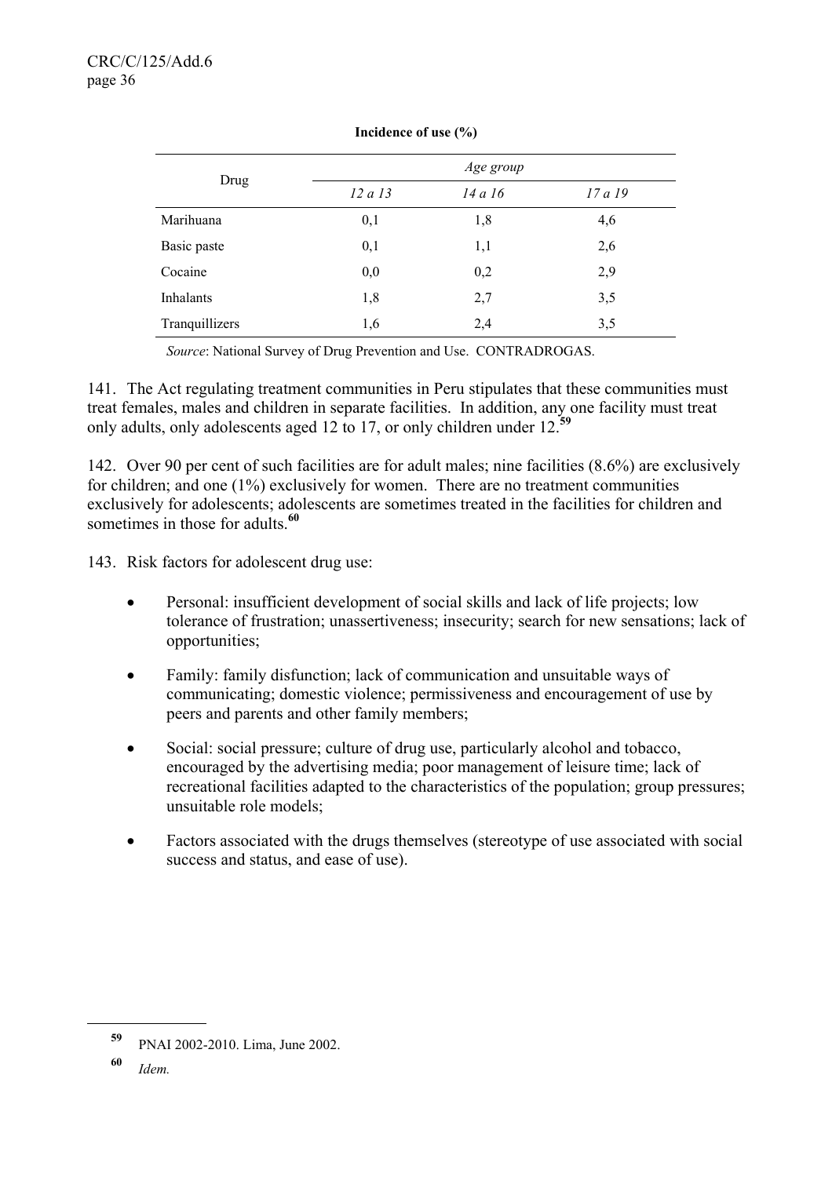**Incidence of use (%)**

| Drug | *Age group* | | |
|---|---|---|---|
| | *12 a 13* | *14 a 16* | *17 a 19* |
| Marihuana | 0,1 | 1,8 | 4,6 |
| Basic paste | 0,1 | 1,1 | 2,6 |
| Cocaine | 0,0 | 0,2 | 2,9 |
| Inhalants | 1,8 | 2,7 | 3,5 |
| Tranquillizers | 1,6 | 2,4 | 3,5 |

*Source*: National Survey of Drug Prevention and Use. CONTRADROGAS.

141. The Act regulating treatment communities in Peru stipulates that these communities must treat females, males and children in separate facilities. In addition, any one facility must treat only adults, only adolescents aged 12 to 17, or only children under 12.[59]

142. Over 90 per cent of such facilities are for adult males; nine facilities (8.6%) are exclusively for children; and one (1%) exclusively for women. There are no treatment communities exclusively for adolescents; adolescents are sometimes treated in the facilities for children and sometimes in those for adults.[60]

143. Risk factors for adolescent drug use:

- Personal: insufficient development of social skills and lack of life projects; low tolerance of frustration; unassertiveness; insecurity; search for new sensations; lack of opportunities;
- Family: family disfunction; lack of communication and unsuitable ways of communicating; domestic violence; permissiveness and encouragement of use by peers and parents and other family members;
- Social: social pressure; culture of drug use, particularly alcohol and tobacco, encouraged by the advertising media; poor management of leisure time; lack of recreational facilities adapted to the characteristics of the population; group pressures; unsuitable role models;
- Factors associated with the drugs themselves (stereotype of use associated with social success and status, and ease of use).

---

[59] PNAI 2002-2010. Lima, June 2002.

[60] *Idem.*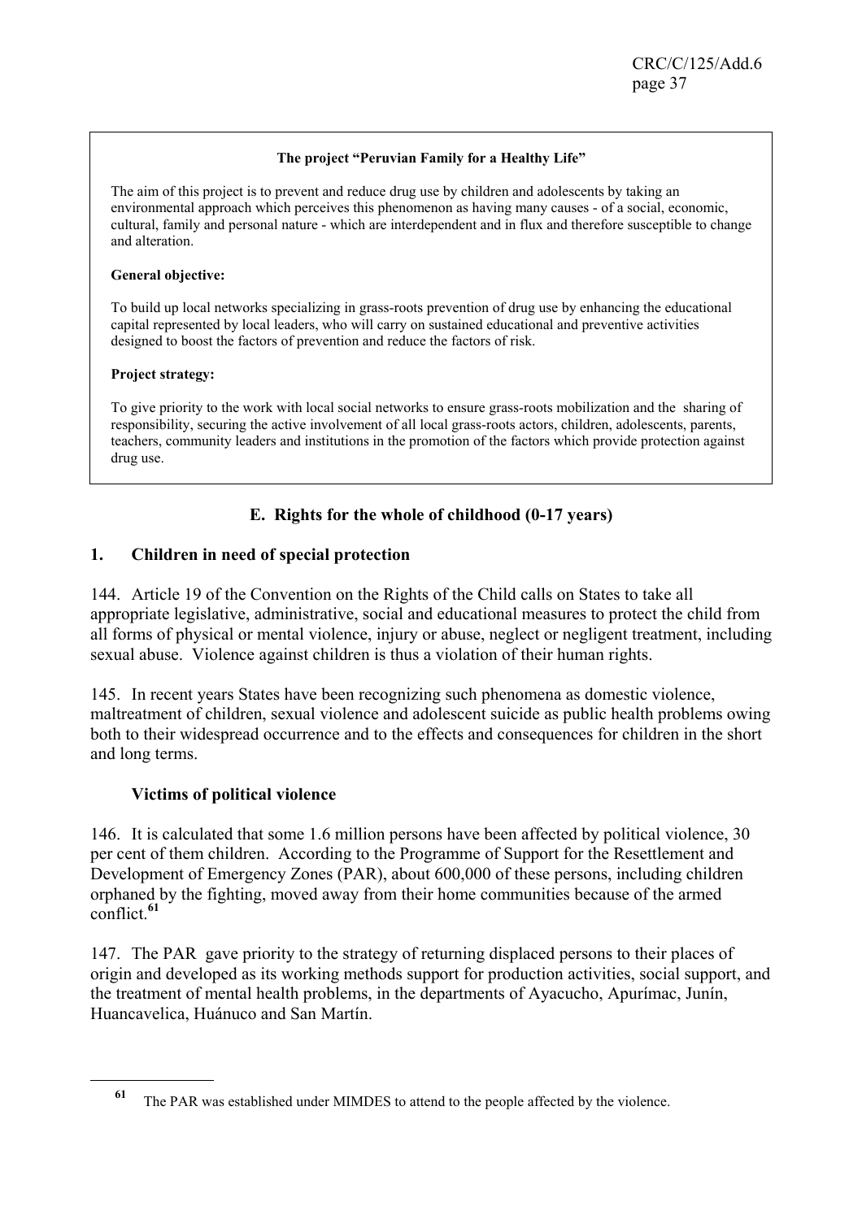**The project "Peruvian Family for a Healthy Life"**

The aim of this project is to prevent and reduce drug use by children and adolescents by taking an environmental approach which perceives this phenomenon as having many causes - of a social, economic, cultural, family and personal nature - which are interdependent and in flux and therefore susceptible to change and alteration.

**General objective:**

To build up local networks specializing in grass-roots prevention of drug use by enhancing the educational capital represented by local leaders, who will carry on sustained educational and preventive activities designed to boost the factors of prevention and reduce the factors of risk.

**Project strategy:**

To give priority to the work with local social networks to ensure grass-roots mobilization and the sharing of responsibility, securing the active involvement of all local grass-roots actors, children, adolescents, parents, teachers, community leaders and institutions in the promotion of the factors which provide protection against drug use.

## E. Rights for the whole of childhood (0-17 years)

### 1. Children in need of special protection

144. Article 19 of the Convention on the Rights of the Child calls on States to take all appropriate legislative, administrative, social and educational measures to protect the child from all forms of physical or mental violence, injury or abuse, neglect or negligent treatment, including sexual abuse. Violence against children is thus a violation of their human rights.

145. In recent years States have been recognizing such phenomena as domestic violence, maltreatment of children, sexual violence and adolescent suicide as public health problems owing both to their widespread occurrence and to the effects and consequences for children in the short and long terms.

#### Victims of political violence

146. It is calculated that some 1.6 million persons have been affected by political violence, 30 per cent of them children. According to the Programme of Support for the Resettlement and Development of Emergency Zones (PAR), about 600,000 of these persons, including children orphaned by the fighting, moved away from their home communities because of the armed conflict.[61]

147. The PAR gave priority to the strategy of returning displaced persons to their places of origin and developed as its working methods support for production activities, social support, and the treatment of mental health problems, in the departments of Ayacucho, Apurímac, Junín, Huancavelica, Huánuco and San Martín.

---

[61] The PAR was established under MIMDES to attend to the people affected by the violence.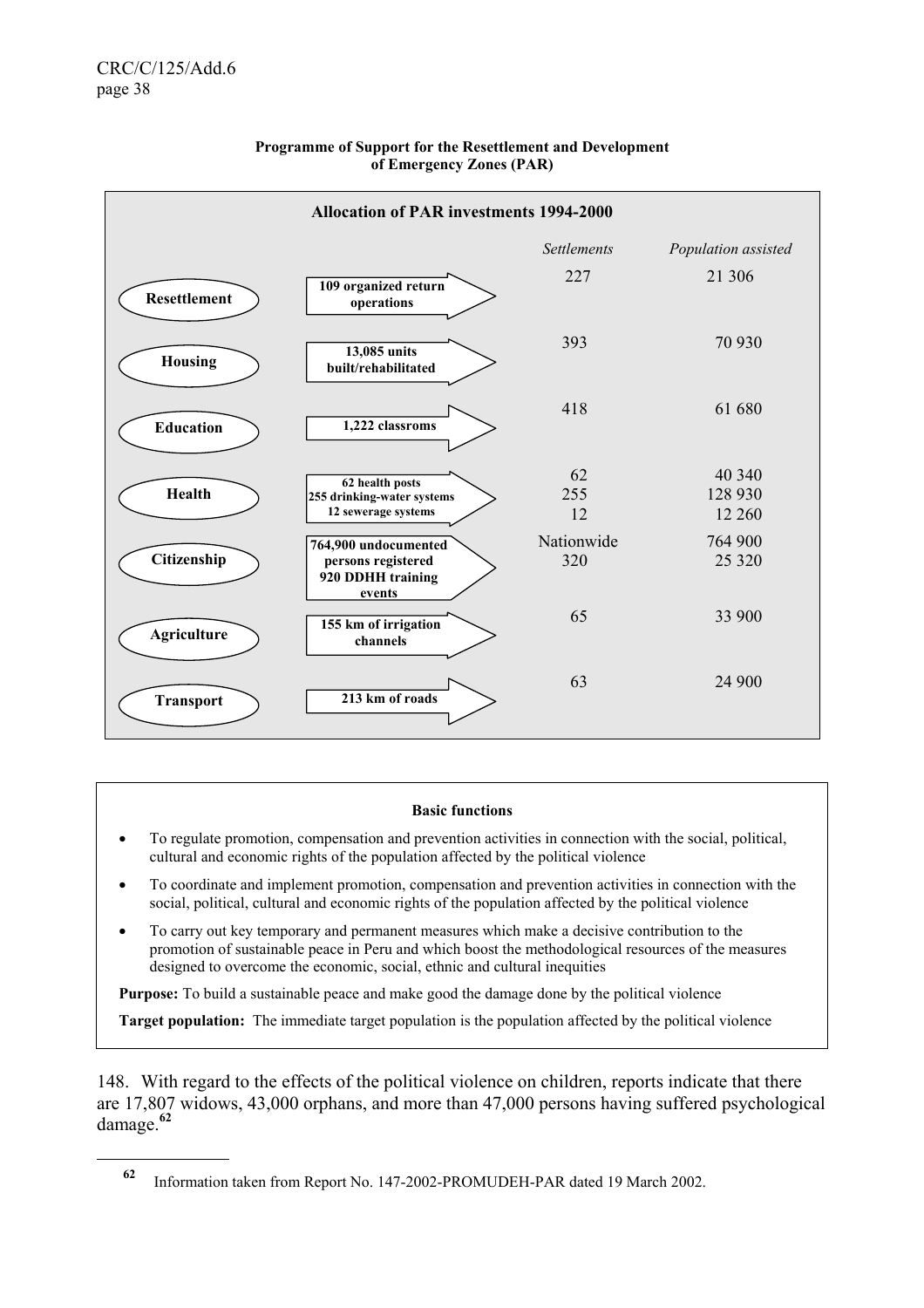**Programme of Support for the Resettlement and Development of Emergency Zones (PAR)**

**Allocation of PAR investments 1994-2000**

| Area | Activity | *Settlements* | *Population assisted* |
|---|---|---|---|
| **Resettlement** | **109 organized return operations** | 227 | 21 306 |
| **Housing** | **13,085 units built/rehabilitated** | 393 | 70 930 |
| **Education** | **1,222 classroms** | 418 | 61 680 |
| **Health** | **62 health posts** | 62 | 40 340 |
| | **255 drinking-water systems** | 255 | 128 930 |
| | **12 sewerage systems** | 12 | 12 260 |
| **Citizenship** | **764,900 undocumented persons registered** | Nationwide | 764 900 |
| | **920 DDHH training events** | 320 | 25 320 |
| **Agriculture** | **155 km of irrigation channels** | 65 | 33 900 |
| **Transport** | **213 km of roads** | 63 | 24 900 |

**Basic functions**

- To regulate promotion, compensation and prevention activities in connection with the social, political, cultural and economic rights of the population affected by the political violence
- To coordinate and implement promotion, compensation and prevention activities in connection with the social, political, cultural and economic rights of the population affected by the political violence
- To carry out key temporary and permanent measures which make a decisive contribution to the promotion of sustainable peace in Peru and which boost the methodological resources of the measures designed to overcome the economic, social, ethnic and cultural inequities

**Purpose:** To build a sustainable peace and make good the damage done by the political violence

**Target population:** The immediate target population is the population affected by the political violence

148. With regard to the effects of the political violence on children, reports indicate that there are 17,807 widows, 43,000 orphans, and more than 47,000 persons having suffered psychological damage.[62]

[62] Information taken from Report No. 147-2002-PROMUDEH-PAR dated 19 March 2002.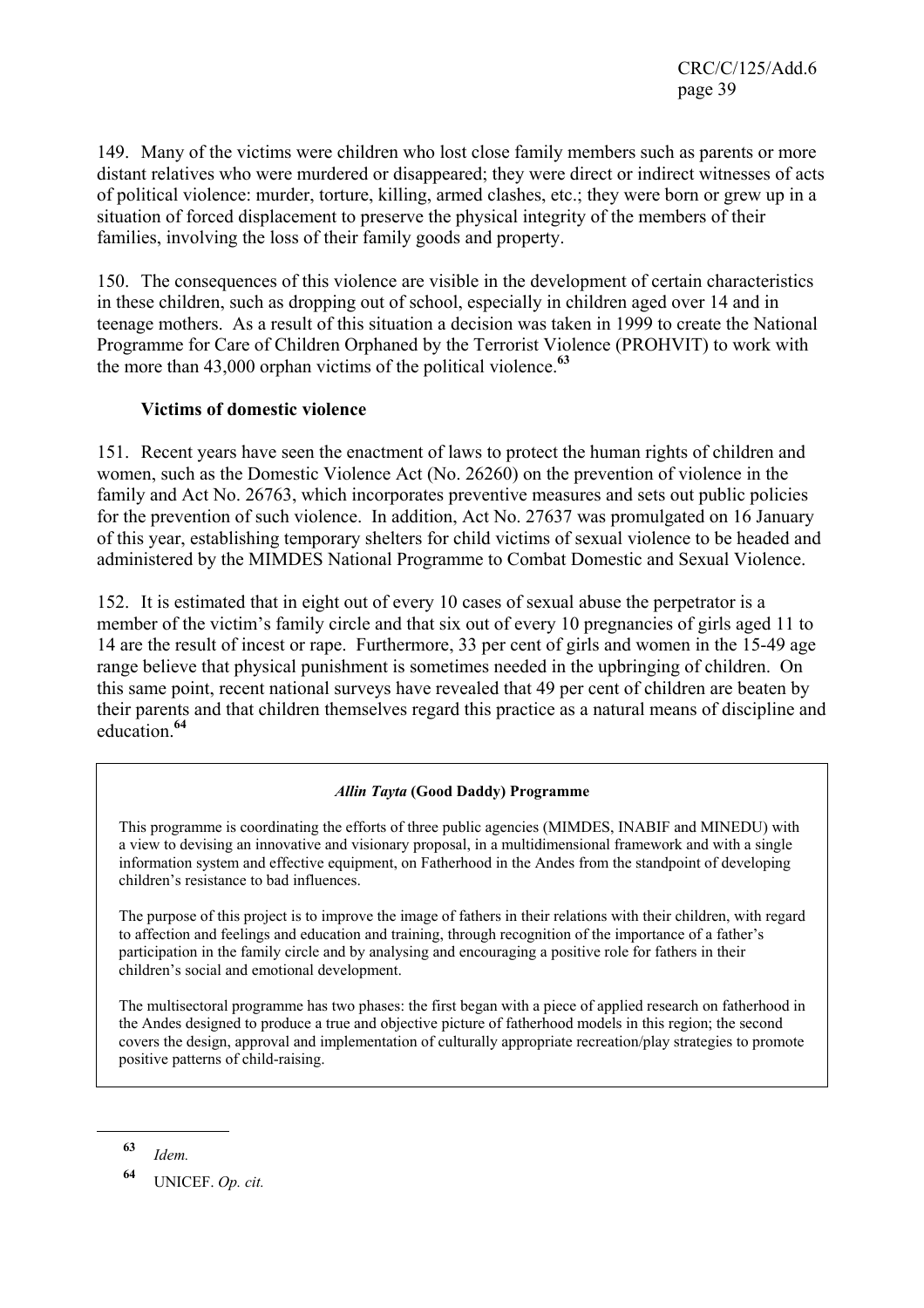149. Many of the victims were children who lost close family members such as parents or more distant relatives who were murdered or disappeared; they were direct or indirect witnesses of acts of political violence: murder, torture, killing, armed clashes, etc.; they were born or grew up in a situation of forced displacement to preserve the physical integrity of the members of their families, involving the loss of their family goods and property.

150. The consequences of this violence are visible in the development of certain characteristics in these children, such as dropping out of school, especially in children aged over 14 and in teenage mothers. As a result of this situation a decision was taken in 1999 to create the National Programme for Care of Children Orphaned by the Terrorist Violence (PROHVIT) to work with the more than 43,000 orphan victims of the political violence.[63]

### Victims of domestic violence

151. Recent years have seen the enactment of laws to protect the human rights of children and women, such as the Domestic Violence Act (No. 26260) on the prevention of violence in the family and Act No. 26763, which incorporates preventive measures and sets out public policies for the prevention of such violence. In addition, Act No. 27637 was promulgated on 16 January of this year, establishing temporary shelters for child victims of sexual violence to be headed and administered by the MIMDES National Programme to Combat Domestic and Sexual Violence.

152. It is estimated that in eight out of every 10 cases of sexual abuse the perpetrator is a member of the victim's family circle and that six out of every 10 pregnancies of girls aged 11 to 14 are the result of incest or rape. Furthermore, 33 per cent of girls and women in the 15-49 age range believe that physical punishment is sometimes needed in the upbringing of children. On this same point, recent national surveys have revealed that 49 per cent of children are beaten by their parents and that children themselves regard this practice as a natural means of discipline and education.[64]

> **_Allin Tayta_ (Good Daddy) Programme**
>
> This programme is coordinating the efforts of three public agencies (MIMDES, INABIF and MINEDU) with a view to devising an innovative and visionary proposal, in a multidimensional framework and with a single information system and effective equipment, on Fatherhood in the Andes from the standpoint of developing children's resistance to bad influences.
>
> The purpose of this project is to improve the image of fathers in their relations with their children, with regard to affection and feelings and education and training, through recognition of the importance of a father's participation in the family circle and by analysing and encouraging a positive role for fathers in their children's social and emotional development.
>
> The multisectoral programme has two phases: the first began with a piece of applied research on fatherhood in the Andes designed to produce a true and objective picture of fatherhood models in this region; the second covers the design, approval and implementation of culturally appropriate recreation/play strategies to promote positive patterns of child-raising.

---

[63] *Idem.*

[64] UNICEF. *Op. cit.*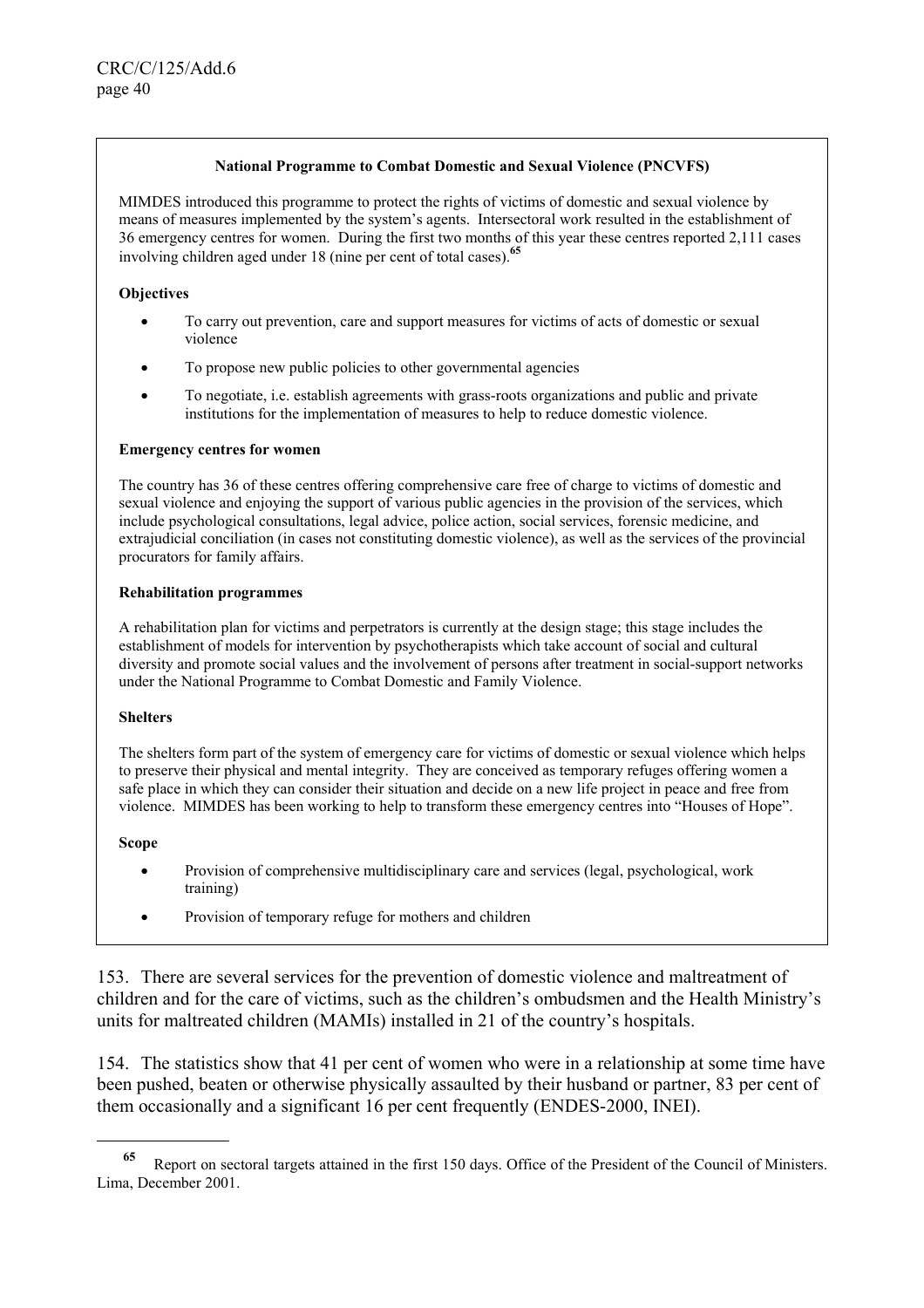**National Programme to Combat Domestic and Sexual Violence (PNCVFS)**

MIMDES introduced this programme to protect the rights of victims of domestic and sexual violence by means of measures implemented by the system's agents. Intersectoral work resulted in the establishment of 36 emergency centres for women. During the first two months of this year these centres reported 2,111 cases involving children aged under 18 (nine per cent of total cases).[65]

**Objectives**

- To carry out prevention, care and support measures for victims of acts of domestic or sexual violence
- To propose new public policies to other governmental agencies
- To negotiate, i.e. establish agreements with grass-roots organizations and public and private institutions for the implementation of measures to help to reduce domestic violence.

**Emergency centres for women**

The country has 36 of these centres offering comprehensive care free of charge to victims of domestic and sexual violence and enjoying the support of various public agencies in the provision of the services, which include psychological consultations, legal advice, police action, social services, forensic medicine, and extrajudicial conciliation (in cases not constituting domestic violence), as well as the services of the provincial procurators for family affairs.

**Rehabilitation programmes**

A rehabilitation plan for victims and perpetrators is currently at the design stage; this stage includes the establishment of models for intervention by psychotherapists which take account of social and cultural diversity and promote social values and the involvement of persons after treatment in social-support networks under the National Programme to Combat Domestic and Family Violence.

**Shelters**

The shelters form part of the system of emergency care for victims of domestic or sexual violence which helps to preserve their physical and mental integrity. They are conceived as temporary refuges offering women a safe place in which they can consider their situation and decide on a new life project in peace and free from violence. MIMDES has been working to help to transform these emergency centres into "Houses of Hope".

**Scope**

- Provision of comprehensive multidisciplinary care and services (legal, psychological, work training)
- Provision of temporary refuge for mothers and children

153. There are several services for the prevention of domestic violence and maltreatment of children and for the care of victims, such as the children's ombudsmen and the Health Ministry's units for maltreated children (MAMIs) installed in 21 of the country's hospitals.

154. The statistics show that 41 per cent of women who were in a relationship at some time have been pushed, beaten or otherwise physically assaulted by their husband or partner, 83 per cent of them occasionally and a significant 16 per cent frequently (ENDES-2000, INEI).

---

[65] Report on sectoral targets attained in the first 150 days. Office of the President of the Council of Ministers. Lima, December 2001.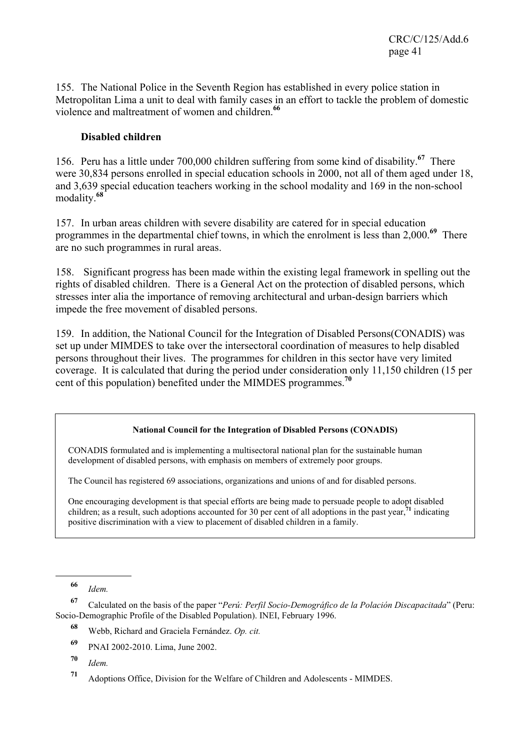155. The National Police in the Seventh Region has established in every police station in Metropolitan Lima a unit to deal with family cases in an effort to tackle the problem of domestic violence and maltreatment of women and children.[66]

### Disabled children

156. Peru has a little under 700,000 children suffering from some kind of disability.[67] There were 30,834 persons enrolled in special education schools in 2000, not all of them aged under 18, and 3,639 special education teachers working in the school modality and 169 in the non-school modality.[68]

157. In urban areas children with severe disability are catered for in special education programmes in the departmental chief towns, in which the enrolment is less than 2,000.[69] There are no such programmes in rural areas.

158. Significant progress has been made within the existing legal framework in spelling out the rights of disabled children. There is a General Act on the protection of disabled persons, which stresses inter alia the importance of removing architectural and urban-design barriers which impede the free movement of disabled persons.

159. In addition, the National Council for the Integration of Disabled Persons(CONADIS) was set up under MIMDES to take over the intersectoral coordination of measures to help disabled persons throughout their lives. The programmes for children in this sector have very limited coverage. It is calculated that during the period under consideration only 11,150 children (15 per cent of this population) benefited under the MIMDES programmes.[70]

---

**National Council for the Integration of Disabled Persons (CONADIS)**

CONADIS formulated and is implementing a multisectoral national plan for the sustainable human development of disabled persons, with emphasis on members of extremely poor groups.

The Council has registered 69 associations, organizations and unions of and for disabled persons.

One encouraging development is that special efforts are being made to persuade people to adopt disabled children; as a result, such adoptions accounted for 30 per cent of all adoptions in the past year,[71] indicating positive discrimination with a view to placement of disabled children in a family.

---

[66] *Idem.*

[67] Calculated on the basis of the paper "*Perú: Perfil Socio-Demográfico de la Polación Discapacitada*" (Peru: Socio-Demographic Profile of the Disabled Population). INEI, February 1996.

[68] Webb, Richard and Graciela Fernández. *Op. cit.*

[69] PNAI 2002-2010. Lima, June 2002.

[70] *Idem.*

[71] Adoptions Office, Division for the Welfare of Children and Adolescents - MIMDES.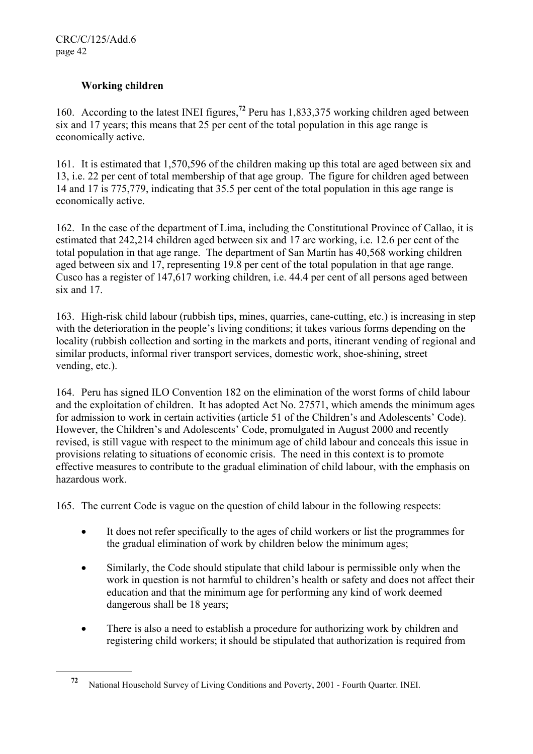**Working children**

160. According to the latest INEI figures,[72] Peru has 1,833,375 working children aged between six and 17 years; this means that 25 per cent of the total population in this age range is economically active.

161. It is estimated that 1,570,596 of the children making up this total are aged between six and 13, i.e. 22 per cent of total membership of that age group. The figure for children aged between 14 and 17 is 775,779, indicating that 35.5 per cent of the total population in this age range is economically active.

162. In the case of the department of Lima, including the Constitutional Province of Callao, it is estimated that 242,214 children aged between six and 17 are working, i.e. 12.6 per cent of the total population in that age range. The department of San Martín has 40,568 working children aged between six and 17, representing 19.8 per cent of the total population in that age range. Cusco has a register of 147,617 working children, i.e. 44.4 per cent of all persons aged between six and 17.

163. High-risk child labour (rubbish tips, mines, quarries, cane-cutting, etc.) is increasing in step with the deterioration in the people's living conditions; it takes various forms depending on the locality (rubbish collection and sorting in the markets and ports, itinerant vending of regional and similar products, informal river transport services, domestic work, shoe-shining, street vending, etc.).

164. Peru has signed ILO Convention 182 on the elimination of the worst forms of child labour and the exploitation of children. It has adopted Act No. 27571, which amends the minimum ages for admission to work in certain activities (article 51 of the Children's and Adolescents' Code). However, the Children's and Adolescents' Code, promulgated in August 2000 and recently revised, is still vague with respect to the minimum age of child labour and conceals this issue in provisions relating to situations of economic crisis. The need in this context is to promote effective measures to contribute to the gradual elimination of child labour, with the emphasis on hazardous work.

165. The current Code is vague on the question of child labour in the following respects:

- It does not refer specifically to the ages of child workers or list the programmes for the gradual elimination of work by children below the minimum ages;
- Similarly, the Code should stipulate that child labour is permissible only when the work in question is not harmful to children's health or safety and does not affect their education and that the minimum age for performing any kind of work deemed dangerous shall be 18 years;
- There is also a need to establish a procedure for authorizing work by children and registering child workers; it should be stipulated that authorization is required from

[72] National Household Survey of Living Conditions and Poverty, 2001 - Fourth Quarter. INEI.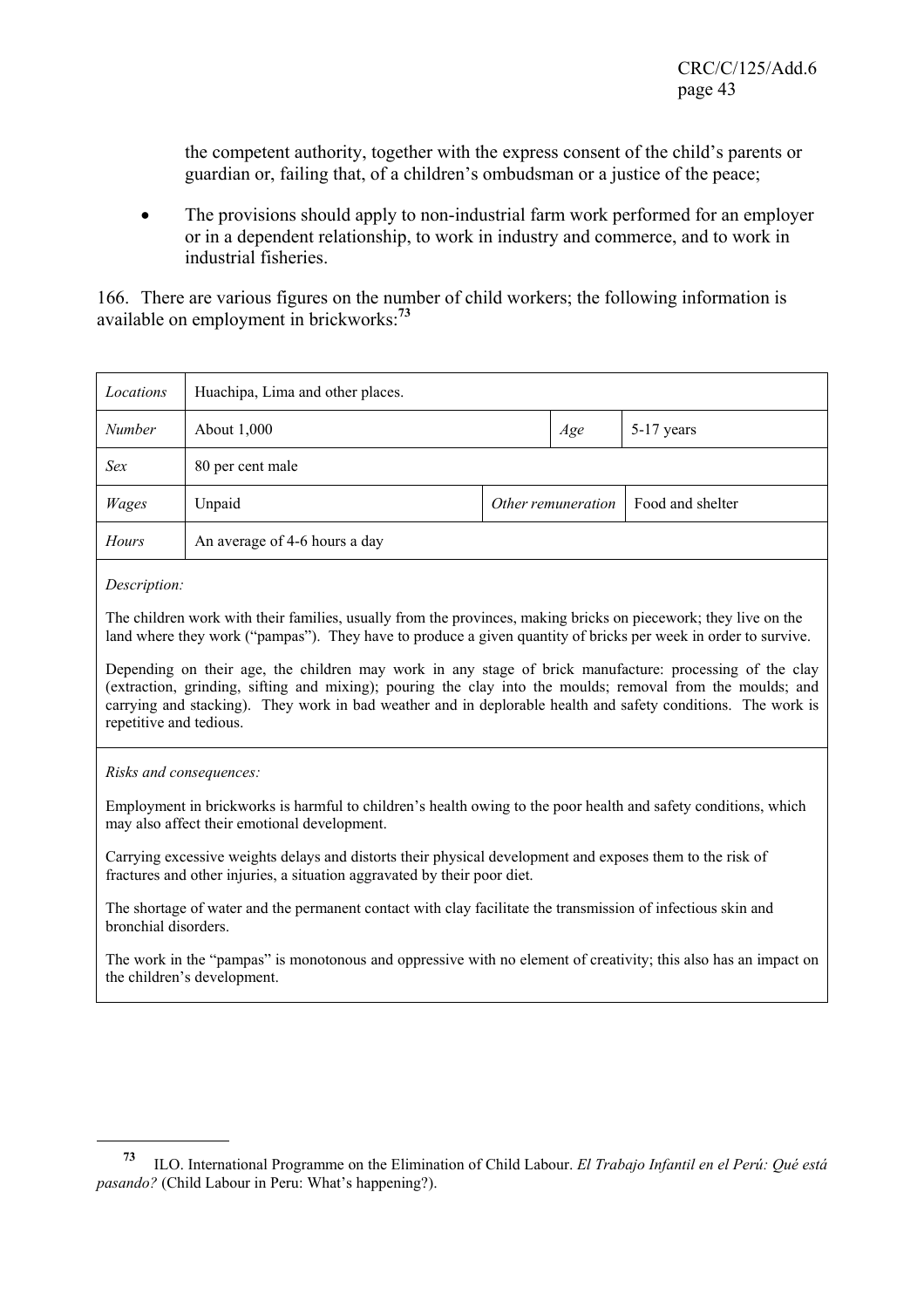the competent authority, together with the express consent of the child's parents or guardian or, failing that, of a children's ombudsman or a justice of the peace;

- The provisions should apply to non-industrial farm work performed for an employer or in a dependent relationship, to work in industry and commerce, and to work in industrial fisheries.

166. There are various figures on the number of child workers; the following information is available on employment in brickworks:[73]

| *Locations* | Huachipa, Lima and other places. | | |
|---|---|---|---|
| *Number* | About 1,000 | *Age* | 5-17 years |
| *Sex* | 80 per cent male | | |
| *Wages* | Unpaid | *Other remuneration* | Food and shelter |
| *Hours* | An average of 4-6 hours a day | | |

*Description:*

The children work with their families, usually from the provinces, making bricks on piecework; they live on the land where they work ("pampas"). They have to produce a given quantity of bricks per week in order to survive.

Depending on their age, the children may work in any stage of brick manufacture: processing of the clay (extraction, grinding, sifting and mixing); pouring the clay into the moulds; removal from the moulds; and carrying and stacking). They work in bad weather and in deplorable health and safety conditions. The work is repetitive and tedious.

*Risks and consequences:*

Employment in brickworks is harmful to children's health owing to the poor health and safety conditions, which may also affect their emotional development.

Carrying excessive weights delays and distorts their physical development and exposes them to the risk of fractures and other injuries, a situation aggravated by their poor diet.

The shortage of water and the permanent contact with clay facilitate the transmission of infectious skin and bronchial disorders.

The work in the "pampas" is monotonous and oppressive with no element of creativity; this also has an impact on the children's development.

---

[73] ILO. International Programme on the Elimination of Child Labour. *El Trabajo Infantil en el Perú: Qué está pasando?* (Child Labour in Peru: What's happening?).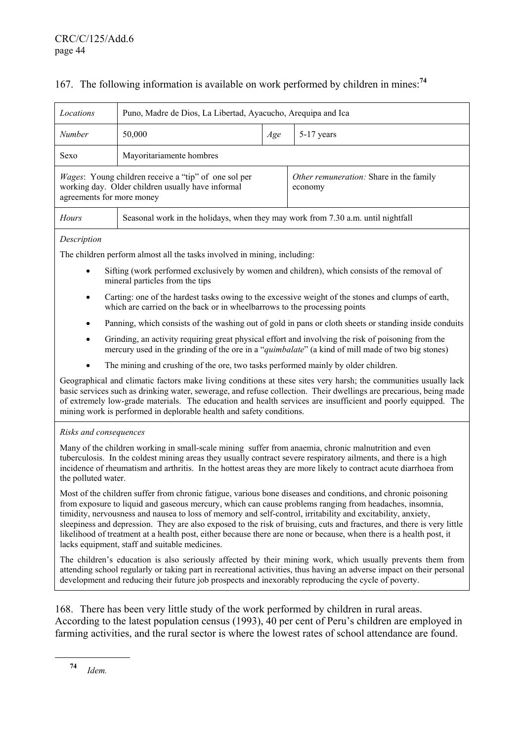167. The following information is available on work performed by children in mines:[74]

| *Locations* | Puno, Madre de Dios, La Libertad, Ayacucho, Arequipa and Ica | | |
|---|---|---|---|
| *Number* | 50,000 | *Age* | 5-17 years |
| Sexo | Mayoritariamente hombres | | |
| *Wages*: Young children receive a "tip" of one sol per working day. Older children usually have informal agreements for more money | | *Other remuneration:* Share in the family economy | |
| *Hours* | Seasonal work in the holidays, when they may work from 7.30 a.m. until nightfall | | |

*Description*

The children perform almost all the tasks involved in mining, including:

- Sifting (work performed exclusively by women and children), which consists of the removal of mineral particles from the tips
- Carting: one of the hardest tasks owing to the excessive weight of the stones and clumps of earth, which are carried on the back or in wheelbarrows to the processing points
- Panning, which consists of the washing out of gold in pans or cloth sheets or standing inside conduits
- Grinding, an activity requiring great physical effort and involving the risk of poisoning from the mercury used in the grinding of the ore in a "*quimbalate*" (a kind of mill made of two big stones)
- The mining and crushing of the ore, two tasks performed mainly by older children.

Geographical and climatic factors make living conditions at these sites very harsh; the communities usually lack basic services such as drinking water, sewerage, and refuse collection. Their dwellings are precarious, being made of extremely low-grade materials. The education and health services are insufficient and poorly equipped. The mining work is performed in deplorable health and safety conditions.

*Risks and consequences*

Many of the children working in small-scale mining suffer from anaemia, chronic malnutrition and even tuberculosis. In the coldest mining areas they usually contract severe respiratory ailments, and there is a high incidence of rheumatism and arthritis. In the hottest areas they are more likely to contract acute diarrhoea from the polluted water.

Most of the children suffer from chronic fatigue, various bone diseases and conditions, and chronic poisoning from exposure to liquid and gaseous mercury, which can cause problems ranging from headaches, insomnia, timidity, nervousness and nausea to loss of memory and self-control, irritability and excitability, anxiety, sleepiness and depression. They are also exposed to the risk of bruising, cuts and fractures, and there is very little likelihood of treatment at a health post, either because there are none or because, when there is a health post, it lacks equipment, staff and suitable medicines.

The children's education is also seriously affected by their mining work, which usually prevents them from attending school regularly or taking part in recreational activities, thus having an adverse impact on their personal development and reducing their future job prospects and inexorably reproducing the cycle of poverty.

168. There has been very little study of the work performed by children in rural areas. According to the latest population census (1993), 40 per cent of Peru's children are employed in farming activities, and the rural sector is where the lowest rates of school attendance are found.

[74] *Idem.*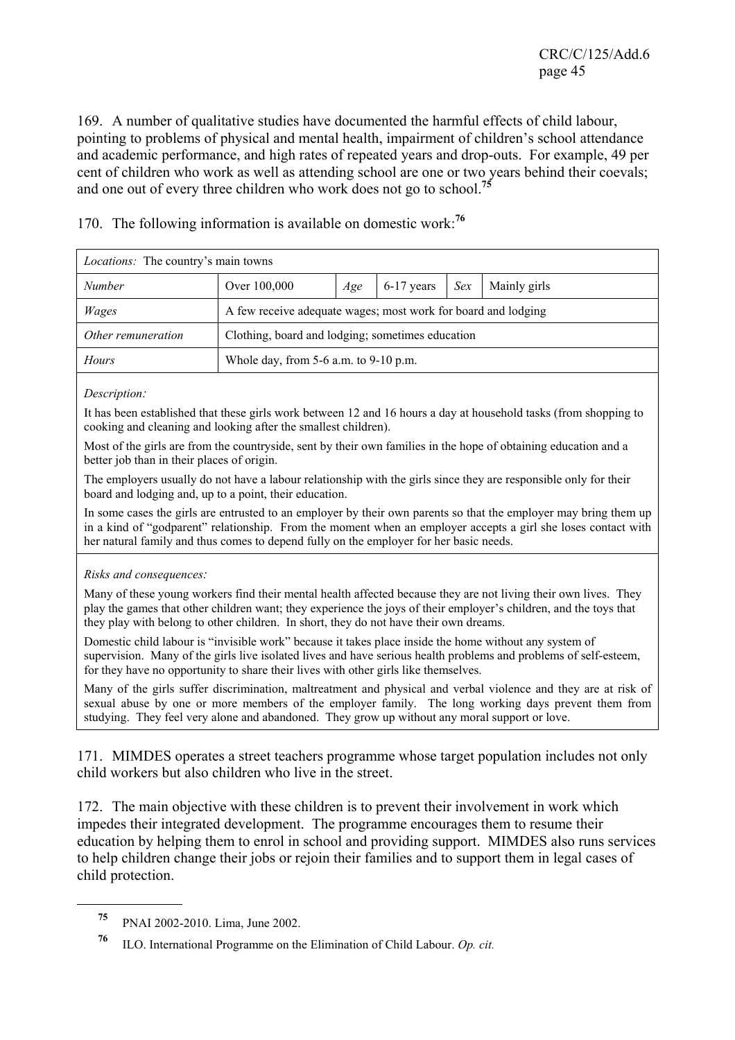169. A number of qualitative studies have documented the harmful effects of child labour, pointing to problems of physical and mental health, impairment of children's school attendance and academic performance, and high rates of repeated years and drop-outs. For example, 49 per cent of children who work as well as attending school are one or two years behind their coevals; and one out of every three children who work does not go to school.[75]

170. The following information is available on domestic work:[76]

| *Locations:* The country's main towns | | | | | |
|---|---|---|---|---|---|
| *Number* | Over 100,000 | *Age* | 6-17 years | *Sex* | Mainly girls |
| *Wages* | A few receive adequate wages; most work for board and lodging | | | | |
| *Other remuneration* | Clothing, board and lodging; sometimes education | | | | |
| *Hours* | Whole day, from 5-6 a.m. to 9-10 p.m. | | | | |

*Description:*

It has been established that these girls work between 12 and 16 hours a day at household tasks (from shopping to cooking and cleaning and looking after the smallest children).

Most of the girls are from the countryside, sent by their own families in the hope of obtaining education and a better job than in their places of origin.

The employers usually do not have a labour relationship with the girls since they are responsible only for their board and lodging and, up to a point, their education.

In some cases the girls are entrusted to an employer by their own parents so that the employer may bring them up in a kind of "godparent" relationship. From the moment when an employer accepts a girl she loses contact with her natural family and thus comes to depend fully on the employer for her basic needs.

*Risks and consequences:*

Many of these young workers find their mental health affected because they are not living their own lives. They play the games that other children want; they experience the joys of their employer's children, and the toys that they play with belong to other children. In short, they do not have their own dreams.

Domestic child labour is "invisible work" because it takes place inside the home without any system of supervision. Many of the girls live isolated lives and have serious health problems and problems of self-esteem, for they have no opportunity to share their lives with other girls like themselves.

Many of the girls suffer discrimination, maltreatment and physical and verbal violence and they are at risk of sexual abuse by one or more members of the employer family. The long working days prevent them from studying. They feel very alone and abandoned. They grow up without any moral support or love.

171. MIMDES operates a street teachers programme whose target population includes not only child workers but also children who live in the street.

172. The main objective with these children is to prevent their involvement in work which impedes their integrated development. The programme encourages them to resume their education by helping them to enrol in school and providing support. MIMDES also runs services to help children change their jobs or rejoin their families and to support them in legal cases of child protection.

---

[75] PNAI 2002-2010. Lima, June 2002.

[76] ILO. International Programme on the Elimination of Child Labour. *Op. cit.*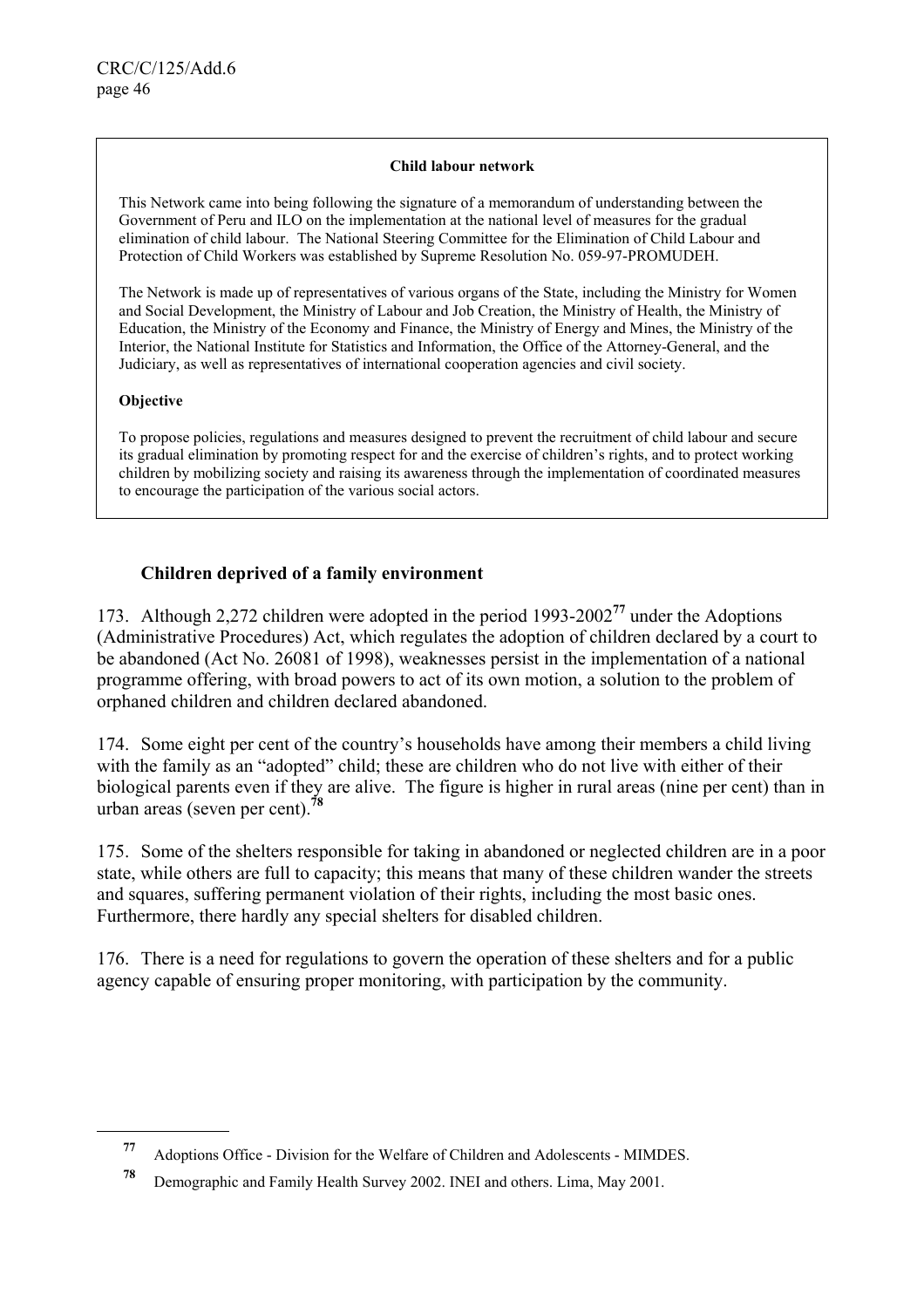**Child labour network**

This Network came into being following the signature of a memorandum of understanding between the Government of Peru and ILO on the implementation at the national level of measures for the gradual elimination of child labour. The National Steering Committee for the Elimination of Child Labour and Protection of Child Workers was established by Supreme Resolution No. 059-97-PROMUDEH.

The Network is made up of representatives of various organs of the State, including the Ministry for Women and Social Development, the Ministry of Labour and Job Creation, the Ministry of Health, the Ministry of Education, the Ministry of the Economy and Finance, the Ministry of Energy and Mines, the Ministry of the Interior, the National Institute for Statistics and Information, the Office of the Attorney-General, and the Judiciary, as well as representatives of international cooperation agencies and civil society.

**Objective**

To propose policies, regulations and measures designed to prevent the recruitment of child labour and secure its gradual elimination by promoting respect for and the exercise of children's rights, and to protect working children by mobilizing society and raising its awareness through the implementation of coordinated measures to encourage the participation of the various social actors.

## Children deprived of a family environment

173. Although 2,272 children were adopted in the period 1993-2002[77] under the Adoptions (Administrative Procedures) Act, which regulates the adoption of children declared by a court to be abandoned (Act No. 26081 of 1998), weaknesses persist in the implementation of a national programme offering, with broad powers to act of its own motion, a solution to the problem of orphaned children and children declared abandoned.

174. Some eight per cent of the country's households have among their members a child living with the family as an "adopted" child; these are children who do not live with either of their biological parents even if they are alive. The figure is higher in rural areas (nine per cent) than in urban areas (seven per cent).[78]

175. Some of the shelters responsible for taking in abandoned or neglected children are in a poor state, while others are full to capacity; this means that many of these children wander the streets and squares, suffering permanent violation of their rights, including the most basic ones. Furthermore, there hardly any special shelters for disabled children.

176. There is a need for regulations to govern the operation of these shelters and for a public agency capable of ensuring proper monitoring, with participation by the community.

---

[77] Adoptions Office - Division for the Welfare of Children and Adolescents - MIMDES.

[78] Demographic and Family Health Survey 2002. INEI and others. Lima, May 2001.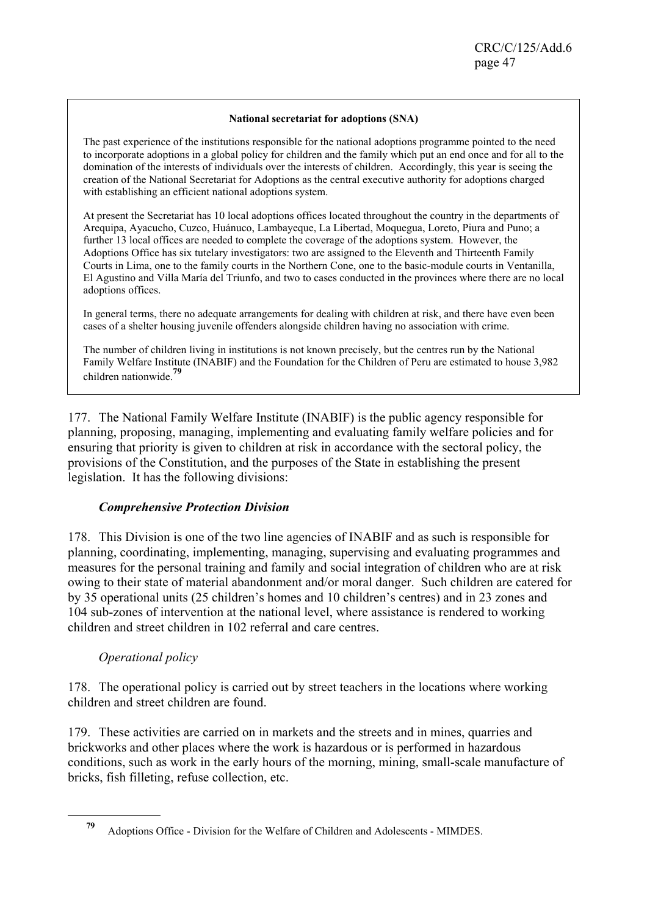**National secretariat for adoptions (SNA)**

The past experience of the institutions responsible for the national adoptions programme pointed to the need to incorporate adoptions in a global policy for children and the family which put an end once and for all to the domination of the interests of individuals over the interests of children. Accordingly, this year is seeing the creation of the National Secretariat for Adoptions as the central executive authority for adoptions charged with establishing an efficient national adoptions system.

At present the Secretariat has 10 local adoptions offices located throughout the country in the departments of Arequipa, Ayacucho, Cuzco, Huánuco, Lambayeque, La Libertad, Moquegua, Loreto, Piura and Puno; a further 13 local offices are needed to complete the coverage of the adoptions system. However, the Adoptions Office has six tutelary investigators: two are assigned to the Eleventh and Thirteenth Family Courts in Lima, one to the family courts in the Northern Cone, one to the basic-module courts in Ventanilla, El Agustino and Villa María del Triunfo, and two to cases conducted in the provinces where there are no local adoptions offices.

In general terms, there no adequate arrangements for dealing with children at risk, and there have even been cases of a shelter housing juvenile offenders alongside children having no association with crime.

The number of children living in institutions is not known precisely, but the centres run by the National Family Welfare Institute (INABIF) and the Foundation for the Children of Peru are estimated to house 3,982 children nationwide.[79]

177. The National Family Welfare Institute (INABIF) is the public agency responsible for planning, proposing, managing, implementing and evaluating family welfare policies and for ensuring that priority is given to children at risk in accordance with the sectoral policy, the provisions of the Constitution, and the purposes of the State in establishing the present legislation. It has the following divisions:

***Comprehensive Protection Division***

178. This Division is one of the two line agencies of INABIF and as such is responsible for planning, coordinating, implementing, managing, supervising and evaluating programmes and measures for the personal training and family and social integration of children who are at risk owing to their state of material abandonment and/or moral danger. Such children are catered for by 35 operational units (25 children's homes and 10 children's centres) and in 23 zones and 104 sub-zones of intervention at the national level, where assistance is rendered to working children and street children in 102 referral and care centres.

*Operational policy*

178. The operational policy is carried out by street teachers in the locations where working children and street children are found.

179. These activities are carried on in markets and the streets and in mines, quarries and brickworks and other places where the work is hazardous or is performed in hazardous conditions, such as work in the early hours of the morning, mining, small-scale manufacture of bricks, fish filleting, refuse collection, etc.

[79] Adoptions Office - Division for the Welfare of Children and Adolescents - MIMDES.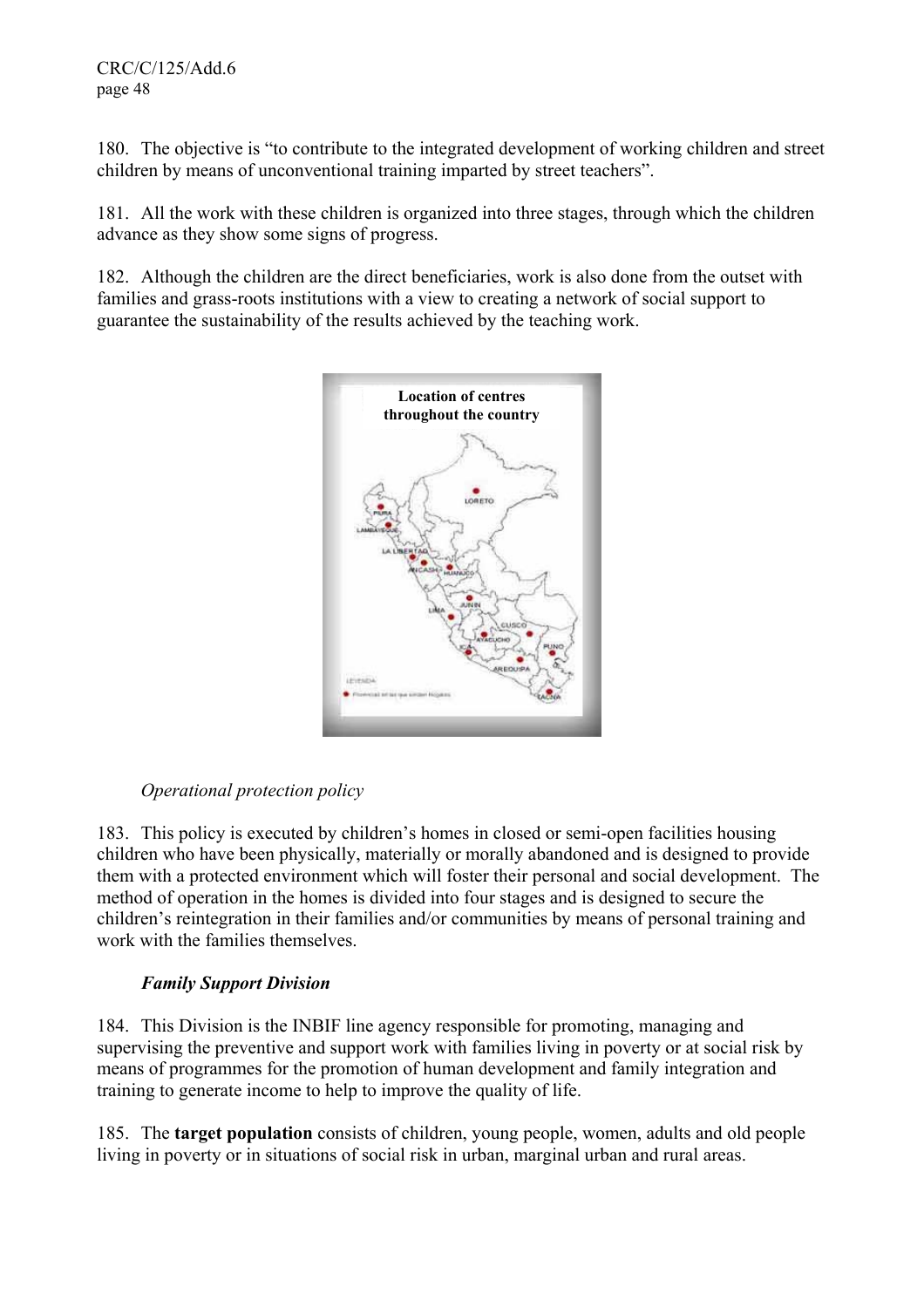180. The objective is "to contribute to the integrated development of working children and street children by means of unconventional training imparted by street teachers".

181. All the work with these children is organized into three stages, through which the children advance as they show some signs of progress.

182. Although the children are the direct beneficiaries, work is also done from the outset with families and grass-roots institutions with a view to creating a network of social support to guarantee the sustainability of the results achieved by the teaching work.

**Location of centres throughout the country**

*Operational protection policy*

183. This policy is executed by children's homes in closed or semi-open facilities housing children who have been physically, materially or morally abandoned and is designed to provide them with a protected environment which will foster their personal and social development. The method of operation in the homes is divided into four stages and is designed to secure the children's reintegration in their families and/or communities by means of personal training and work with the families themselves.

***Family Support Division***

184. This Division is the INBIF line agency responsible for promoting, managing and supervising the preventive and support work with families living in poverty or at social risk by means of programmes for the promotion of human development and family integration and training to generate income to help to improve the quality of life.

185. The **target population** consists of children, young people, women, adults and old people living in poverty or in situations of social risk in urban, marginal urban and rural areas.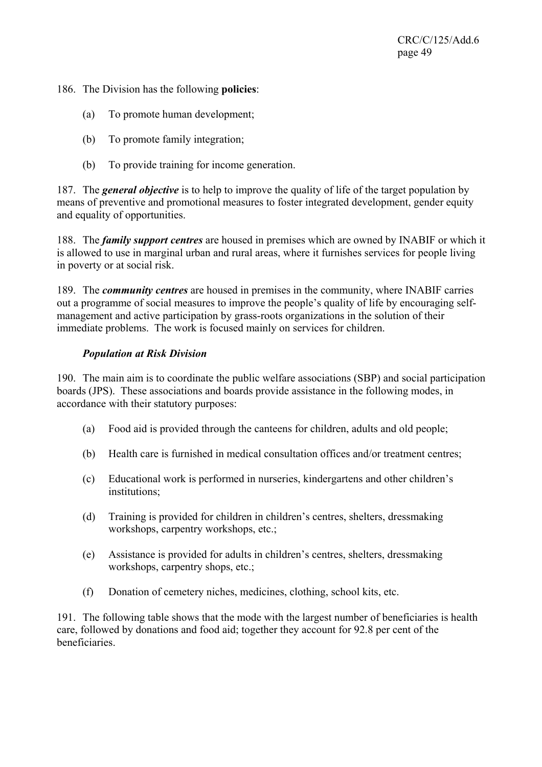186. The Division has the following **policies**:

(a) To promote human development;

(b) To promote family integration;

(b) To provide training for income generation.

187. The ***general objective*** is to help to improve the quality of life of the target population by means of preventive and promotional measures to foster integrated development, gender equity and equality of opportunities.

188. The ***family support centres*** are housed in premises which are owned by INABIF or which it is allowed to use in marginal urban and rural areas, where it furnishes services for people living in poverty or at social risk.

189. The ***community centres*** are housed in premises in the community, where INABIF carries out a programme of social measures to improve the people's quality of life by encouraging self-management and active participation by grass-roots organizations in the solution of their immediate problems. The work is focused mainly on services for children.

***Population at Risk Division***

190. The main aim is to coordinate the public welfare associations (SBP) and social participation boards (JPS). These associations and boards provide assistance in the following modes, in accordance with their statutory purposes:

(a) Food aid is provided through the canteens for children, adults and old people;

(b) Health care is furnished in medical consultation offices and/or treatment centres;

(c) Educational work is performed in nurseries, kindergartens and other children's institutions;

(d) Training is provided for children in children's centres, shelters, dressmaking workshops, carpentry workshops, etc.;

(e) Assistance is provided for adults in children's centres, shelters, dressmaking workshops, carpentry shops, etc.;

(f) Donation of cemetery niches, medicines, clothing, school kits, etc.

191. The following table shows that the mode with the largest number of beneficiaries is health care, followed by donations and food aid; together they account for 92.8 per cent of the beneficiaries.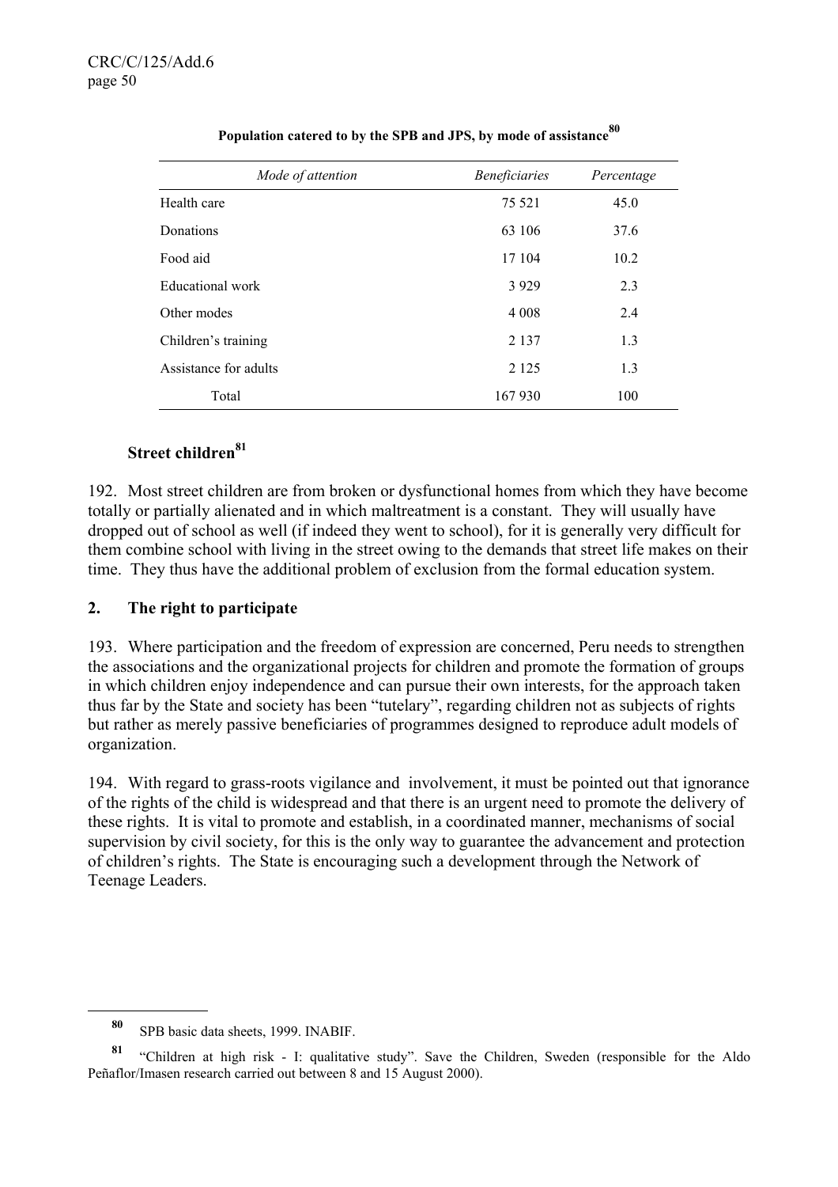**Population catered to by the SPB and JPS, by mode of assistance[80]**

| *Mode of attention* | *Beneficiaries* | *Percentage* |
|---|---|---|
| Health care | 75 521 | 45.0 |
| Donations | 63 106 | 37.6 |
| Food aid | 17 104 | 10.2 |
| Educational work | 3 929 | 2.3 |
| Other modes | 4 008 | 2.4 |
| Children's training | 2 137 | 1.3 |
| Assistance for adults | 2 125 | 1.3 |
| Total | 167 930 | 100 |

### Street children[81]

192. Most street children are from broken or dysfunctional homes from which they have become totally or partially alienated and in which maltreatment is a constant. They will usually have dropped out of school as well (if indeed they went to school), for it is generally very difficult for them combine school with living in the street owing to the demands that street life makes on their time. They thus have the additional problem of exclusion from the formal education system.

## 2. The right to participate

193. Where participation and the freedom of expression are concerned, Peru needs to strengthen the associations and the organizational projects for children and promote the formation of groups in which children enjoy independence and can pursue their own interests, for the approach taken thus far by the State and society has been "tutelary", regarding children not as subjects of rights but rather as merely passive beneficiaries of programmes designed to reproduce adult models of organization.

194. With regard to grass-roots vigilance and involvement, it must be pointed out that ignorance of the rights of the child is widespread and that there is an urgent need to promote the delivery of these rights. It is vital to promote and establish, in a coordinated manner, mechanisms of social supervision by civil society, for this is the only way to guarantee the advancement and protection of children's rights. The State is encouraging such a development through the Network of Teenage Leaders.

---

[80] SPB basic data sheets, 1999. INABIF.

[81] "Children at high risk - I: qualitative study". Save the Children, Sweden (responsible for the Aldo Peñaflor/Imasen research carried out between 8 and 15 August 2000).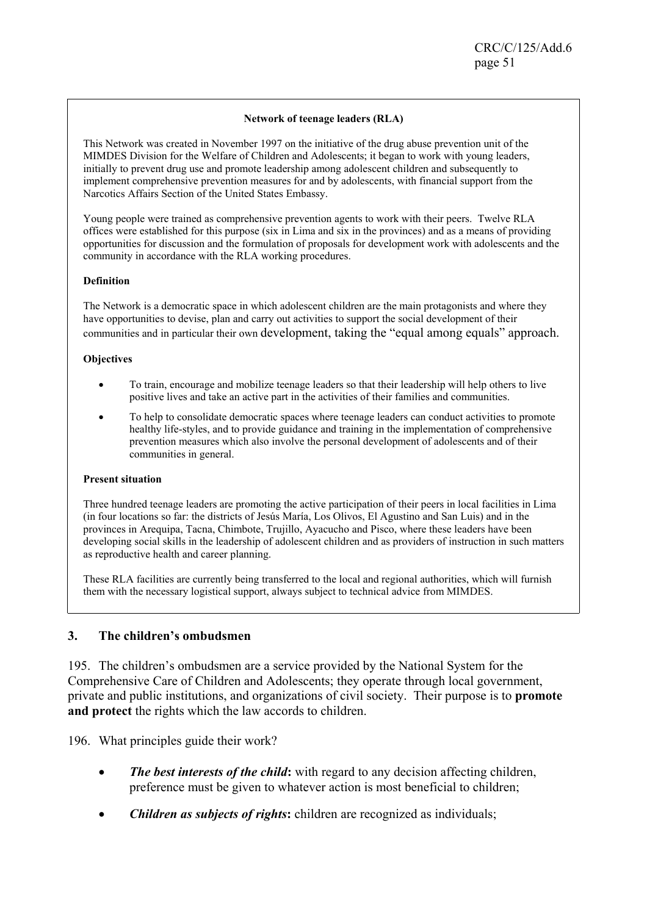**Network of teenage leaders (RLA)**

This Network was created in November 1997 on the initiative of the drug abuse prevention unit of the MIMDES Division for the Welfare of Children and Adolescents; it began to work with young leaders, initially to prevent drug use and promote leadership among adolescent children and subsequently to implement comprehensive prevention measures for and by adolescents, with financial support from the Narcotics Affairs Section of the United States Embassy.

Young people were trained as comprehensive prevention agents to work with their peers. Twelve RLA offices were established for this purpose (six in Lima and six in the provinces) and as a means of providing opportunities for discussion and the formulation of proposals for development work with adolescents and the community in accordance with the RLA working procedures.

**Definition**

The Network is a democratic space in which adolescent children are the main protagonists and where they have opportunities to devise, plan and carry out activities to support the social development of their communities and in particular their own development, taking the "equal among equals" approach.

**Objectives**

- To train, encourage and mobilize teenage leaders so that their leadership will help others to live positive lives and take an active part in the activities of their families and communities.
- To help to consolidate democratic spaces where teenage leaders can conduct activities to promote healthy life-styles, and to provide guidance and training in the implementation of comprehensive prevention measures which also involve the personal development of adolescents and of their communities in general.

**Present situation**

Three hundred teenage leaders are promoting the active participation of their peers in local facilities in Lima (in four locations so far: the districts of Jesús María, Los Olivos, El Agustino and San Luis) and in the provinces in Arequipa, Tacna, Chimbote, Trujillo, Ayacucho and Pisco, where these leaders have been developing social skills in the leadership of adolescent children and as providers of instruction in such matters as reproductive health and career planning.

These RLA facilities are currently being transferred to the local and regional authorities, which will furnish them with the necessary logistical support, always subject to technical advice from MIMDES.

## 3. The children's ombudsmen

195. The children's ombudsmen are a service provided by the National System for the Comprehensive Care of Children and Adolescents; they operate through local government, private and public institutions, and organizations of civil society. Their purpose is to **promote and protect** the rights which the law accords to children.

196. What principles guide their work?

- ***The best interests of the child*:** with regard to any decision affecting children, preference must be given to whatever action is most beneficial to children;
- ***Children as subjects of rights*:** children are recognized as individuals;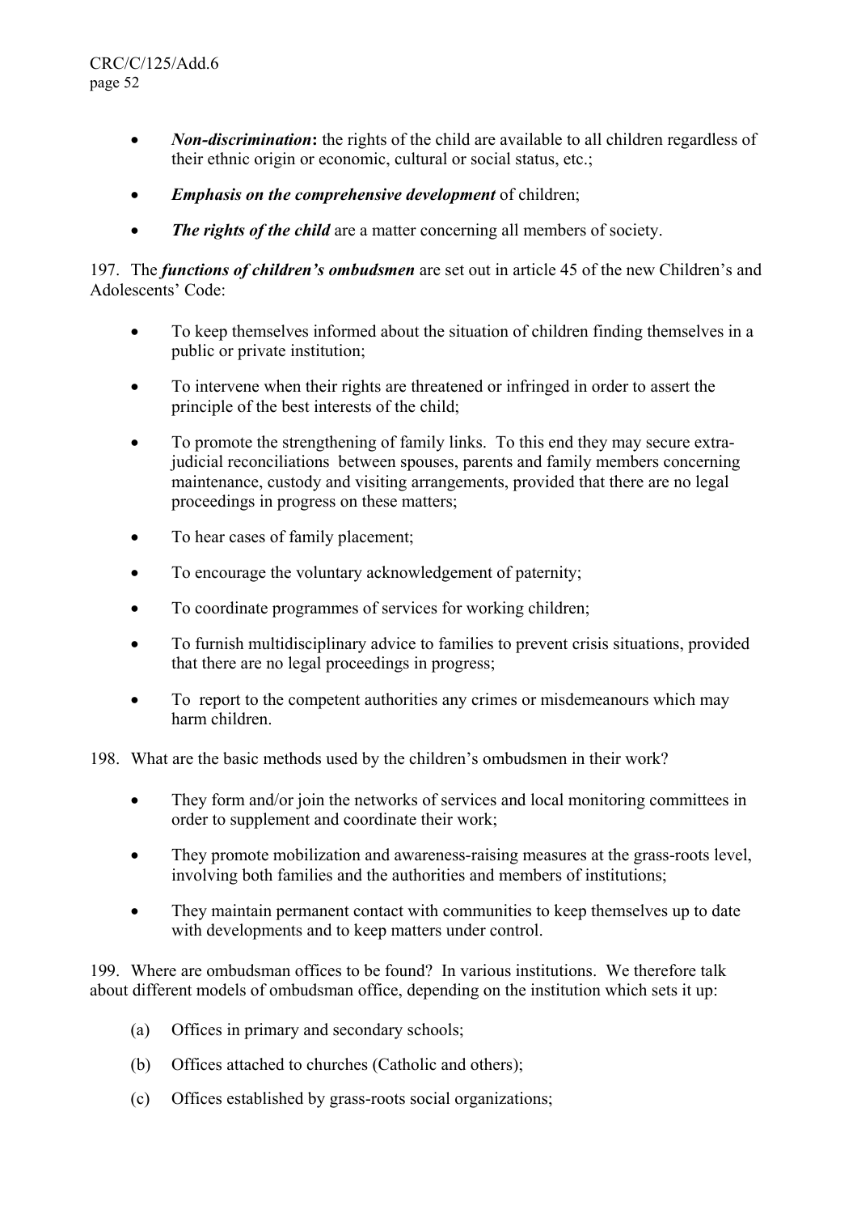- ***Non-discrimination*:** the rights of the child are available to all children regardless of their ethnic origin or economic, cultural or social status, etc.;

- ***Emphasis on the comprehensive development*** of children;

- ***The rights of the child*** are a matter concerning all members of society.

197. The ***functions of children's ombudsmen*** are set out in article 45 of the new Children's and Adolescents' Code:

- To keep themselves informed about the situation of children finding themselves in a public or private institution;

- To intervene when their rights are threatened or infringed in order to assert the principle of the best interests of the child;

- To promote the strengthening of family links. To this end they may secure extra-judicial reconciliations between spouses, parents and family members concerning maintenance, custody and visiting arrangements, provided that there are no legal proceedings in progress on these matters;

- To hear cases of family placement;

- To encourage the voluntary acknowledgement of paternity;

- To coordinate programmes of services for working children;

- To furnish multidisciplinary advice to families to prevent crisis situations, provided that there are no legal proceedings in progress;

- To report to the competent authorities any crimes or misdemeanours which may harm children.

198. What are the basic methods used by the children's ombudsmen in their work?

- They form and/or join the networks of services and local monitoring committees in order to supplement and coordinate their work;

- They promote mobilization and awareness-raising measures at the grass-roots level, involving both families and the authorities and members of institutions;

- They maintain permanent contact with communities to keep themselves up to date with developments and to keep matters under control.

199. Where are ombudsman offices to be found? In various institutions. We therefore talk about different models of ombudsman office, depending on the institution which sets it up:

(a) Offices in primary and secondary schools;

(b) Offices attached to churches (Catholic and others);

(c) Offices established by grass-roots social organizations;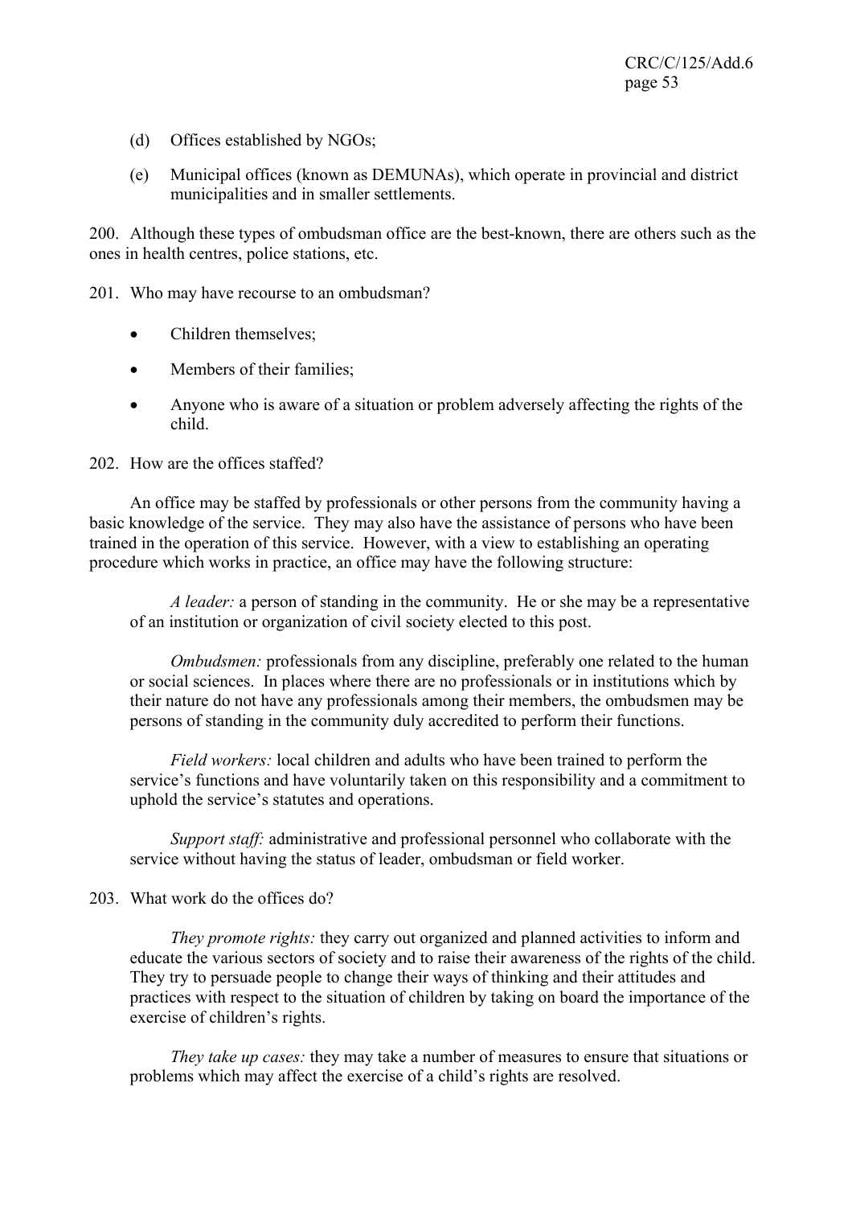(d) Offices established by NGOs;

(e) Municipal offices (known as DEMUNAs), which operate in provincial and district municipalities and in smaller settlements.

200. Although these types of ombudsman office are the best-known, there are others such as the ones in health centres, police stations, etc.

201. Who may have recourse to an ombudsman?

- Children themselves;
- Members of their families;
- Anyone who is aware of a situation or problem adversely affecting the rights of the child.

202. How are the offices staffed?

An office may be staffed by professionals or other persons from the community having a basic knowledge of the service. They may also have the assistance of persons who have been trained in the operation of this service. However, with a view to establishing an operating procedure which works in practice, an office may have the following structure:

*A leader:* a person of standing in the community. He or she may be a representative of an institution or organization of civil society elected to this post.

*Ombudsmen:* professionals from any discipline, preferably one related to the human or social sciences. In places where there are no professionals or in institutions which by their nature do not have any professionals among their members, the ombudsmen may be persons of standing in the community duly accredited to perform their functions.

*Field workers:* local children and adults who have been trained to perform the service's functions and have voluntarily taken on this responsibility and a commitment to uphold the service's statutes and operations.

*Support staff:* administrative and professional personnel who collaborate with the service without having the status of leader, ombudsman or field worker.

203. What work do the offices do?

*They promote rights:* they carry out organized and planned activities to inform and educate the various sectors of society and to raise their awareness of the rights of the child. They try to persuade people to change their ways of thinking and their attitudes and practices with respect to the situation of children by taking on board the importance of the exercise of children's rights.

*They take up cases:* they may take a number of measures to ensure that situations or problems which may affect the exercise of a child's rights are resolved.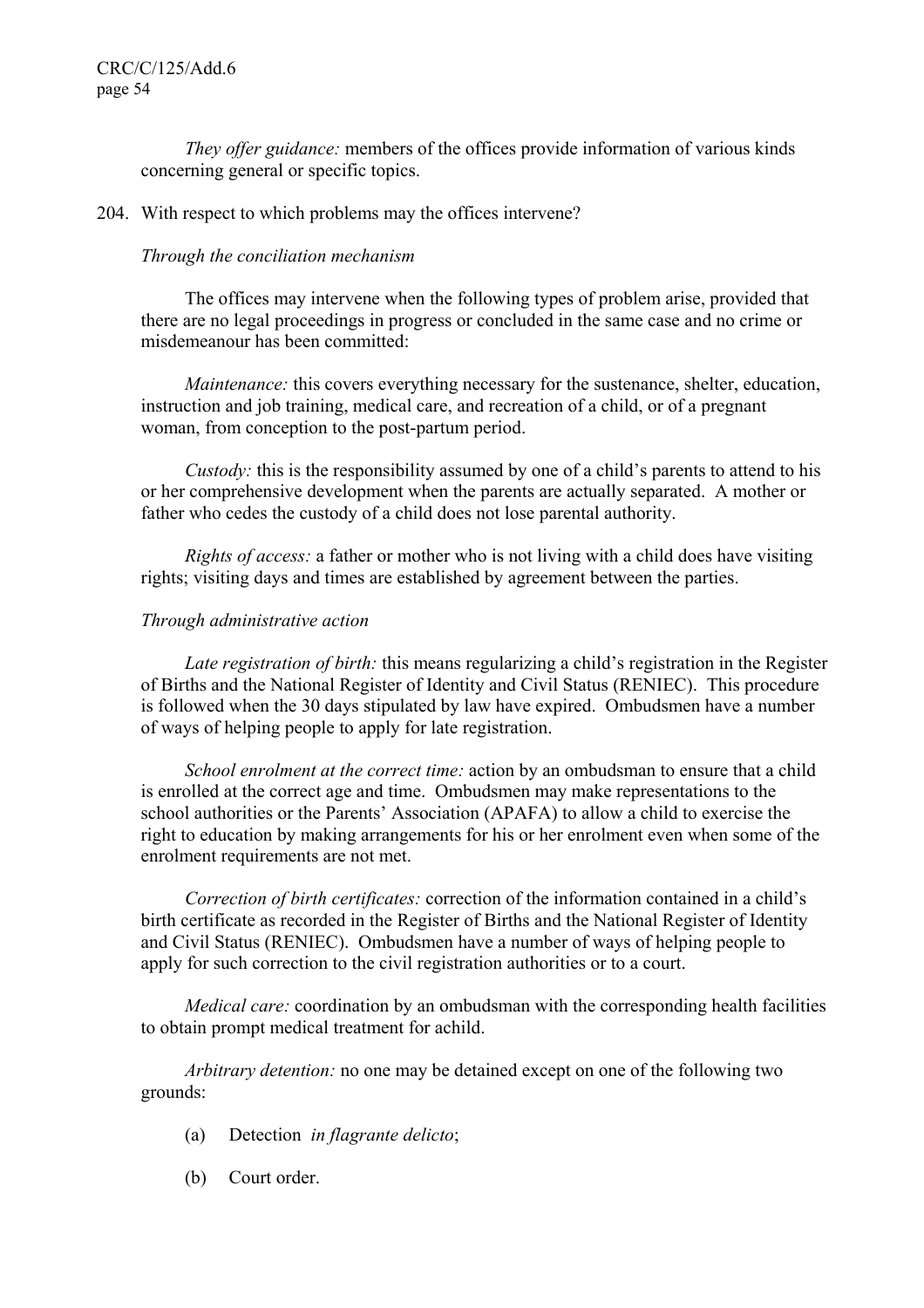*They offer guidance:* members of the offices provide information of various kinds concerning general or specific topics.

204. With respect to which problems may the offices intervene?

*Through the conciliation mechanism*

The offices may intervene when the following types of problem arise, provided that there are no legal proceedings in progress or concluded in the same case and no crime or misdemeanour has been committed:

*Maintenance:* this covers everything necessary for the sustenance, shelter, education, instruction and job training, medical care, and recreation of a child, or of a pregnant woman, from conception to the post-partum period.

*Custody:* this is the responsibility assumed by one of a child's parents to attend to his or her comprehensive development when the parents are actually separated. A mother or father who cedes the custody of a child does not lose parental authority.

*Rights of access:* a father or mother who is not living with a child does have visiting rights; visiting days and times are established by agreement between the parties.

*Through administrative action*

*Late registration of birth:* this means regularizing a child's registration in the Register of Births and the National Register of Identity and Civil Status (RENIEC). This procedure is followed when the 30 days stipulated by law have expired. Ombudsmen have a number of ways of helping people to apply for late registration.

*School enrolment at the correct time:* action by an ombudsman to ensure that a child is enrolled at the correct age and time. Ombudsmen may make representations to the school authorities or the Parents' Association (APAFA) to allow a child to exercise the right to education by making arrangements for his or her enrolment even when some of the enrolment requirements are not met.

*Correction of birth certificates:* correction of the information contained in a child's birth certificate as recorded in the Register of Births and the National Register of Identity and Civil Status (RENIEC). Ombudsmen have a number of ways of helping people to apply for such correction to the civil registration authorities or to a court.

*Medical care:* coordination by an ombudsman with the corresponding health facilities to obtain prompt medical treatment for achild.

*Arbitrary detention:* no one may be detained except on one of the following two grounds:

(a) Detection *in flagrante delicto*;

(b) Court order.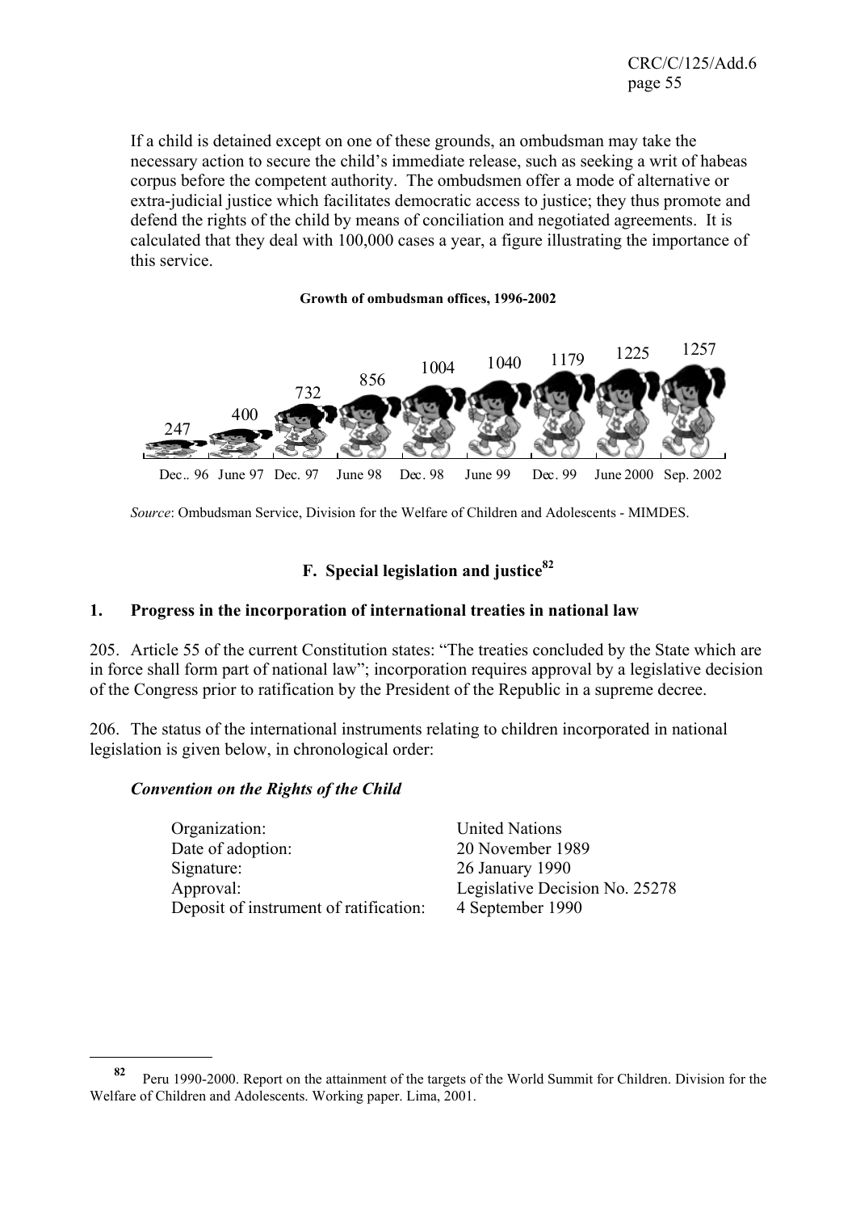If a child is detained except on one of these grounds, an ombudsman may take the necessary action to secure the child's immediate release, such as seeking a writ of habeas corpus before the competent authority. The ombudsmen offer a mode of alternative or extra-judicial justice which facilitates democratic access to justice; they thus promote and defend the rights of the child by means of conciliation and negotiated agreements. It is calculated that they deal with 100,000 cases a year, a figure illustrating the importance of this service.

**Growth of ombudsman offices, 1996-2002**

| Dec. 96 | June 97 | Dec. 97 | June 98 | Dec. 98 | June 99 | Dec. 99 | June 2000 | Sep. 2002 |
|---|---|---|---|---|---|---|---|---|
| 247 | 400 | 732 | 856 | 1004 | 1040 | 1179 | 1225 | 1257 |

*Source*: Ombudsman Service, Division for the Welfare of Children and Adolescents - MIMDES.

## F. Special legislation and justice[82]

### 1. Progress in the incorporation of international treaties in national law

205. Article 55 of the current Constitution states: "The treaties concluded by the State which are in force shall form part of national law"; incorporation requires approval by a legislative decision of the Congress prior to ratification by the President of the Republic in a supreme decree.

206. The status of the international instruments relating to children incorporated in national legislation is given below, in chronological order:

***Convention on the Rights of the Child***

| | |
|---|---|
| Organization: | United Nations |
| Date of adoption: | 20 November 1989 |
| Signature: | 26 January 1990 |
| Approval: | Legislative Decision No. 25278 |
| Deposit of instrument of ratification: | 4 September 1990 |

[82] Peru 1990-2000. Report on the attainment of the targets of the World Summit for Children. Division for the Welfare of Children and Adolescents. Working paper. Lima, 2001.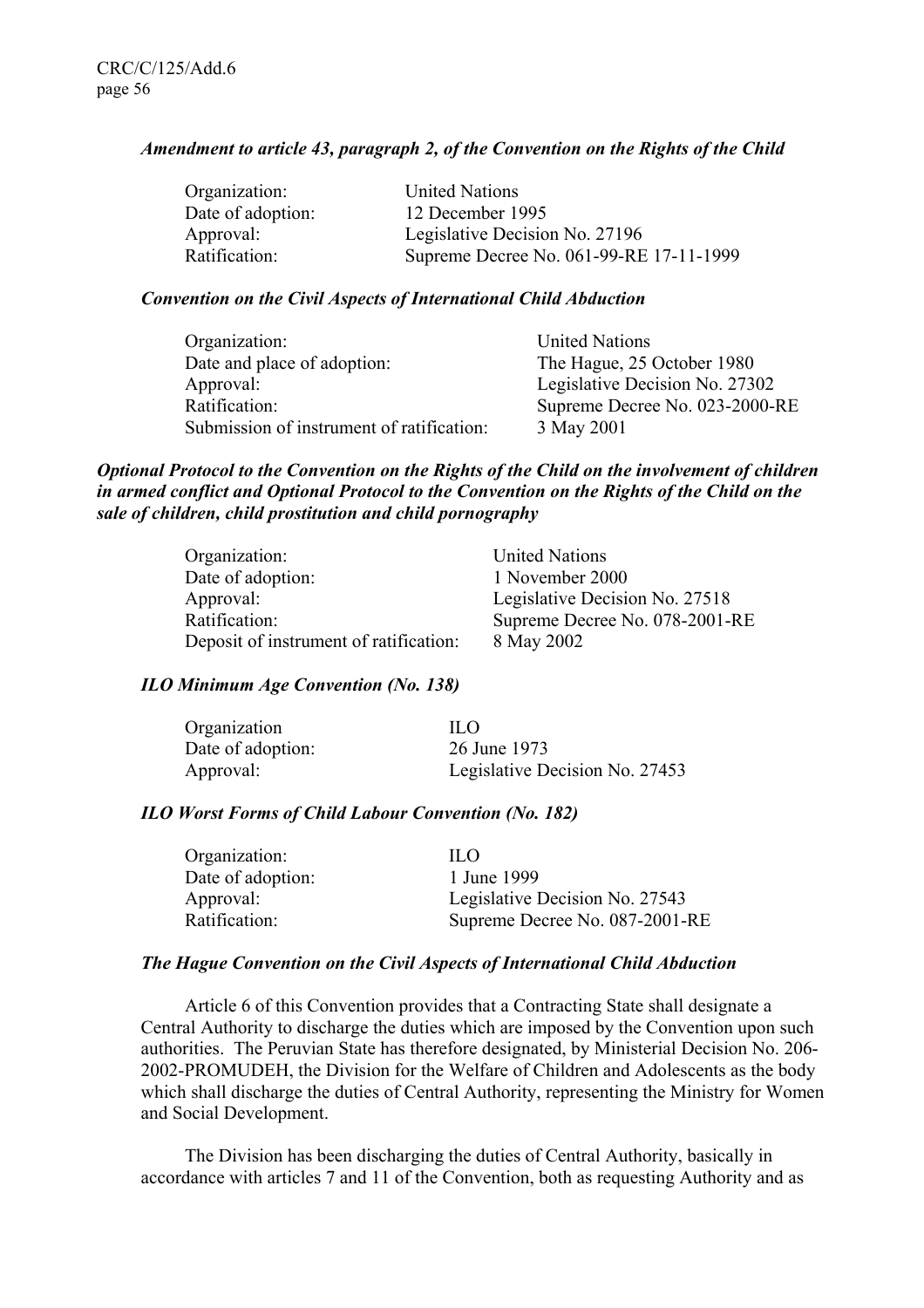***Amendment to article 43, paragraph 2, of the Convention on the Rights of the Child***

| | |
|---|---|
| Organization: | United Nations |
| Date of adoption: | 12 December 1995 |
| Approval: | Legislative Decision No. 27196 |
| Ratification: | Supreme Decree No. 061-99-RE 17-11-1999 |

***Convention on the Civil Aspects of International Child Abduction***

| | |
|---|---|
| Organization: | United Nations |
| Date and place of adoption: | The Hague, 25 October 1980 |
| Approval: | Legislative Decision No. 27302 |
| Ratification: | Supreme Decree No. 023-2000-RE |
| Submission of instrument of ratification: | 3 May 2001 |

***Optional Protocol to the Convention on the Rights of the Child on the involvement of children in armed conflict and Optional Protocol to the Convention on the Rights of the Child on the sale of children, child prostitution and child pornography***

| | |
|---|---|
| Organization: | United Nations |
| Date of adoption: | 1 November 2000 |
| Approval: | Legislative Decision No. 27518 |
| Ratification: | Supreme Decree No. 078-2001-RE |
| Deposit of instrument of ratification: | 8 May 2002 |

***ILO Minimum Age Convention (No. 138)***

| | |
|---|---|
| Organization | ILO |
| Date of adoption: | 26 June 1973 |
| Approval: | Legislative Decision No. 27453 |

***ILO Worst Forms of Child Labour Convention (No. 182)***

| | |
|---|---|
| Organization: | ILO |
| Date of adoption: | 1 June 1999 |
| Approval: | Legislative Decision No. 27543 |
| Ratification: | Supreme Decree No. 087-2001-RE |

***The Hague Convention on the Civil Aspects of International Child Abduction***

Article 6 of this Convention provides that a Contracting State shall designate a Central Authority to discharge the duties which are imposed by the Convention upon such authorities. The Peruvian State has therefore designated, by Ministerial Decision No. 206-2002-PROMUDEH, the Division for the Welfare of Children and Adolescents as the body which shall discharge the duties of Central Authority, representing the Ministry for Women and Social Development.

The Division has been discharging the duties of Central Authority, basically in accordance with articles 7 and 11 of the Convention, both as requesting Authority and as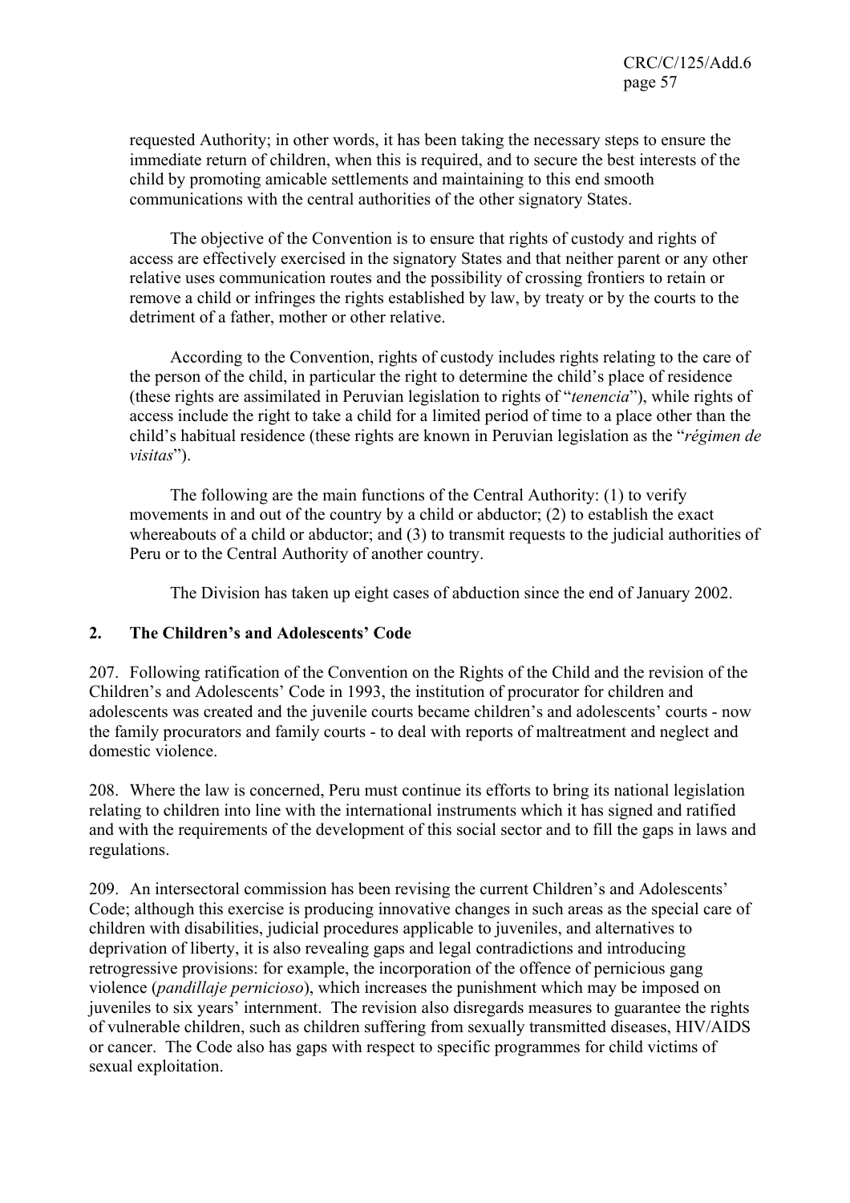requested Authority; in other words, it has been taking the necessary steps to ensure the immediate return of children, when this is required, and to secure the best interests of the child by promoting amicable settlements and maintaining to this end smooth communications with the central authorities of the other signatory States.

The objective of the Convention is to ensure that rights of custody and rights of access are effectively exercised in the signatory States and that neither parent or any other relative uses communication routes and the possibility of crossing frontiers to retain or remove a child or infringes the rights established by law, by treaty or by the courts to the detriment of a father, mother or other relative.

According to the Convention, rights of custody includes rights relating to the care of the person of the child, in particular the right to determine the child's place of residence (these rights are assimilated in Peruvian legislation to rights of "*tenencia*"), while rights of access include the right to take a child for a limited period of time to a place other than the child's habitual residence (these rights are known in Peruvian legislation as the "*régimen de visitas*").

The following are the main functions of the Central Authority: (1) to verify movements in and out of the country by a child or abductor; (2) to establish the exact whereabouts of a child or abductor; and (3) to transmit requests to the judicial authorities of Peru or to the Central Authority of another country.

The Division has taken up eight cases of abduction since the end of January 2002.

## 2. The Children's and Adolescents' Code

207. Following ratification of the Convention on the Rights of the Child and the revision of the Children's and Adolescents' Code in 1993, the institution of procurator for children and adolescents was created and the juvenile courts became children's and adolescents' courts - now the family procurators and family courts - to deal with reports of maltreatment and neglect and domestic violence.

208. Where the law is concerned, Peru must continue its efforts to bring its national legislation relating to children into line with the international instruments which it has signed and ratified and with the requirements of the development of this social sector and to fill the gaps in laws and regulations.

209. An intersectoral commission has been revising the current Children's and Adolescents' Code; although this exercise is producing innovative changes in such areas as the special care of children with disabilities, judicial procedures applicable to juveniles, and alternatives to deprivation of liberty, it is also revealing gaps and legal contradictions and introducing retrogressive provisions: for example, the incorporation of the offence of pernicious gang violence (*pandillaje pernicioso*), which increases the punishment which may be imposed on juveniles to six years' internment. The revision also disregards measures to guarantee the rights of vulnerable children, such as children suffering from sexually transmitted diseases, HIV/AIDS or cancer. The Code also has gaps with respect to specific programmes for child victims of sexual exploitation.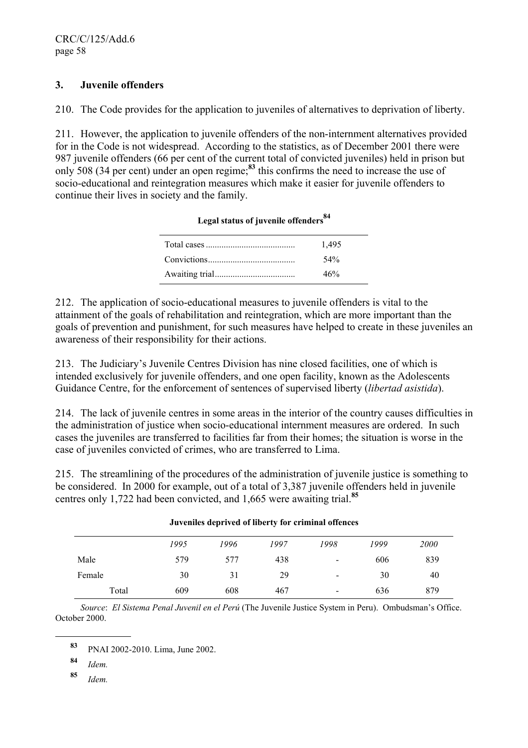### 3. Juvenile offenders

210. The Code provides for the application to juveniles of alternatives to deprivation of liberty.

211. However, the application to juvenile offenders of the non-internment alternatives provided for in the Code is not widespread. According to the statistics, as of December 2001 there were 987 juvenile offenders (66 per cent of the current total of convicted juveniles) held in prison but only 508 (34 per cent) under an open regime;[83] this confirms the need to increase the use of socio-educational and reintegration measures which make it easier for juvenile offenders to continue their lives in society and the family.

**Legal status of juvenile offenders[84]**

| | |
|---|---|
| Total cases | 1,495 |
| Convictions | 54% |
| Awaiting trial | 46% |

212. The application of socio-educational measures to juvenile offenders is vital to the attainment of the goals of rehabilitation and reintegration, which are more important than the goals of prevention and punishment, for such measures have helped to create in these juveniles an awareness of their responsibility for their actions.

213. The Judiciary's Juvenile Centres Division has nine closed facilities, one of which is intended exclusively for juvenile offenders, and one open facility, known as the Adolescents Guidance Centre, for the enforcement of sentences of supervised liberty (*libertad asistida*).

214. The lack of juvenile centres in some areas in the interior of the country causes difficulties in the administration of justice when socio-educational internment measures are ordered. In such cases the juveniles are transferred to facilities far from their homes; the situation is worse in the case of juveniles convicted of crimes, who are transferred to Lima.

215. The streamlining of the procedures of the administration of juvenile justice is something to be considered. In 2000 for example, out of a total of 3,387 juvenile offenders held in juvenile centres only 1,722 had been convicted, and 1,665 were awaiting trial.[85]

**Juveniles deprived of liberty for criminal offences**

| | *1995* | *1996* | *1997* | *1998* | *1999* | *2000* |
|---|---|---|---|---|---|---|
| Male | 579 | 577 | 438 | - | 606 | 839 |
| Female | 30 | 31 | 29 | - | 30 | 40 |
| Total | 609 | 608 | 467 | - | 636 | 879 |

*Source*: *El Sistema Penal Juvenil en el Perú* (The Juvenile Justice System in Peru). Ombudsman's Office. October 2000.

---

[83] PNAI 2002-2010. Lima, June 2002.

[84] *Idem.*

[85] *Idem.*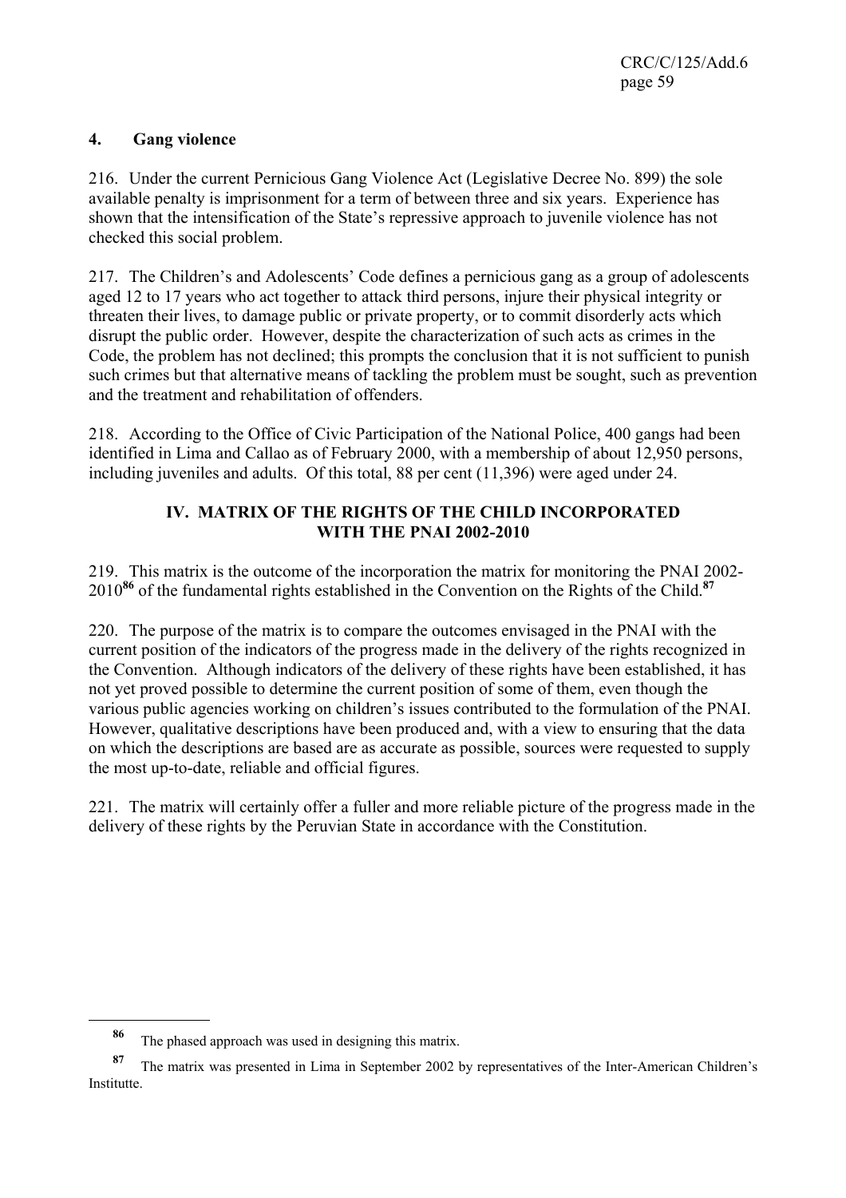### 4. Gang violence

216. Under the current Pernicious Gang Violence Act (Legislative Decree No. 899) the sole available penalty is imprisonment for a term of between three and six years. Experience has shown that the intensification of the State's repressive approach to juvenile violence has not checked this social problem.

217. The Children's and Adolescents' Code defines a pernicious gang as a group of adolescents aged 12 to 17 years who act together to attack third persons, injure their physical integrity or threaten their lives, to damage public or private property, or to commit disorderly acts which disrupt the public order. However, despite the characterization of such acts as crimes in the Code, the problem has not declined; this prompts the conclusion that it is not sufficient to punish such crimes but that alternative means of tackling the problem must be sought, such as prevention and the treatment and rehabilitation of offenders.

218. According to the Office of Civic Participation of the National Police, 400 gangs had been identified in Lima and Callao as of February 2000, with a membership of about 12,950 persons, including juveniles and adults. Of this total, 88 per cent (11,396) were aged under 24.

## IV. MATRIX OF THE RIGHTS OF THE CHILD INCORPORATED WITH THE PNAI 2002-2010

219. This matrix is the outcome of the incorporation the matrix for monitoring the PNAI 2002-2010[86] of the fundamental rights established in the Convention on the Rights of the Child.[87]

220. The purpose of the matrix is to compare the outcomes envisaged in the PNAI with the current position of the indicators of the progress made in the delivery of the rights recognized in the Convention. Although indicators of the delivery of these rights have been established, it has not yet proved possible to determine the current position of some of them, even though the various public agencies working on children's issues contributed to the formulation of the PNAI. However, qualitative descriptions have been produced and, with a view to ensuring that the data on which the descriptions are based are as accurate as possible, sources were requested to supply the most up-to-date, reliable and official figures.

221. The matrix will certainly offer a fuller and more reliable picture of the progress made in the delivery of these rights by the Peruvian State in accordance with the Constitution.

---

[86] The phased approach was used in designing this matrix.

[87] The matrix was presented in Lima in September 2002 by representatives of the Inter-American Children's Institutte.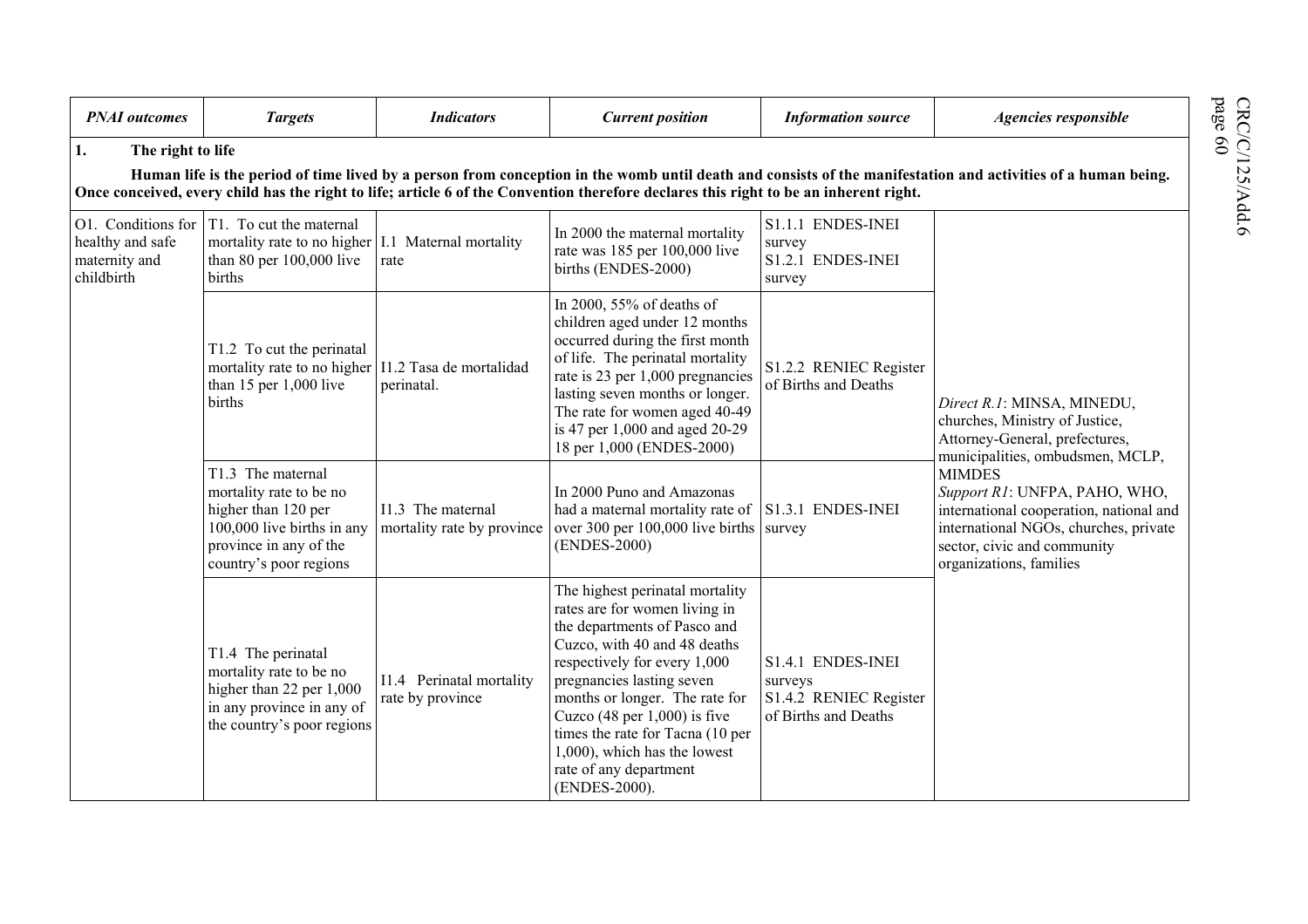| *PNAI outcomes* | *Targets* | *Indicators* | *Current position* | *Information source* | *Agencies responsible* |
|---|---|---|---|---|---|
| **1. The right to life** | | | | | |
| **Human life is the period of time lived by a person from conception in the womb until death and consists of the manifestation and activities of a human being. Once conceived, every child has the right to life; article 6 of the Convention therefore declares this right to be an inherent right.** | | | | | |
| O1. Conditions for healthy and safe maternity and childbirth | T1. To cut the maternal mortality rate to no higher than 80 per 100,000 live births | I.1 Maternal mortality rate | In 2000 the maternal mortality rate was 185 per 100,000 live births (ENDES-2000) | S1.1.1 ENDES-INEI survey<br>S1.2.1 ENDES-INEI survey | *Direct R.1*: MINSA, MINEDU, churches, Ministry of Justice, Attorney-General, prefectures, municipalities, ombudsmen, MCLP, MIMDES<br>*Support R1*: UNFPA, PAHO, WHO, international cooperation, national and international NGOs, churches, private sector, civic and community organizations, families |
| | T1.2 To cut the perinatal mortality rate to no higher than 15 per 1,000 live births | I1.2 Tasa de mortalidad perinatal. | In 2000, 55% of deaths of children aged under 12 months occurred during the first month of life. The perinatal mortality rate is 23 per 1,000 pregnancies lasting seven months or longer. The rate for women aged 40-49 is 47 per 1,000 and aged 20-29 18 per 1,000 (ENDES-2000) | S1.2.2 RENIEC Register of Births and Deaths | |
| | T1.3 The maternal mortality rate to be no higher than 120 per 100,000 live births in any province in any of the country's poor regions | I1.3 The maternal mortality rate by province | In 2000 Puno and Amazonas had a maternal mortality rate of over 300 per 100,000 live births (ENDES-2000) | S1.3.1 ENDES-INEI survey | |
| | T1.4 The perinatal mortality rate to be no higher than 22 per 1,000 in any province in any of the country's poor regions | I1.4 Perinatal mortality rate by province | The highest perinatal mortality rates are for women living in the departments of Pasco and Cuzco, with 40 and 48 deaths respectively for every 1,000 pregnancies lasting seven months or longer. The rate for Cuzco (48 per 1,000) is five times the rate for Tacna (10 per 1,000), which has the lowest rate of any department (ENDES-2000). | S1.4.1 ENDES-INEI surveys<br>S1.4.2 RENIEC Register of Births and Deaths | |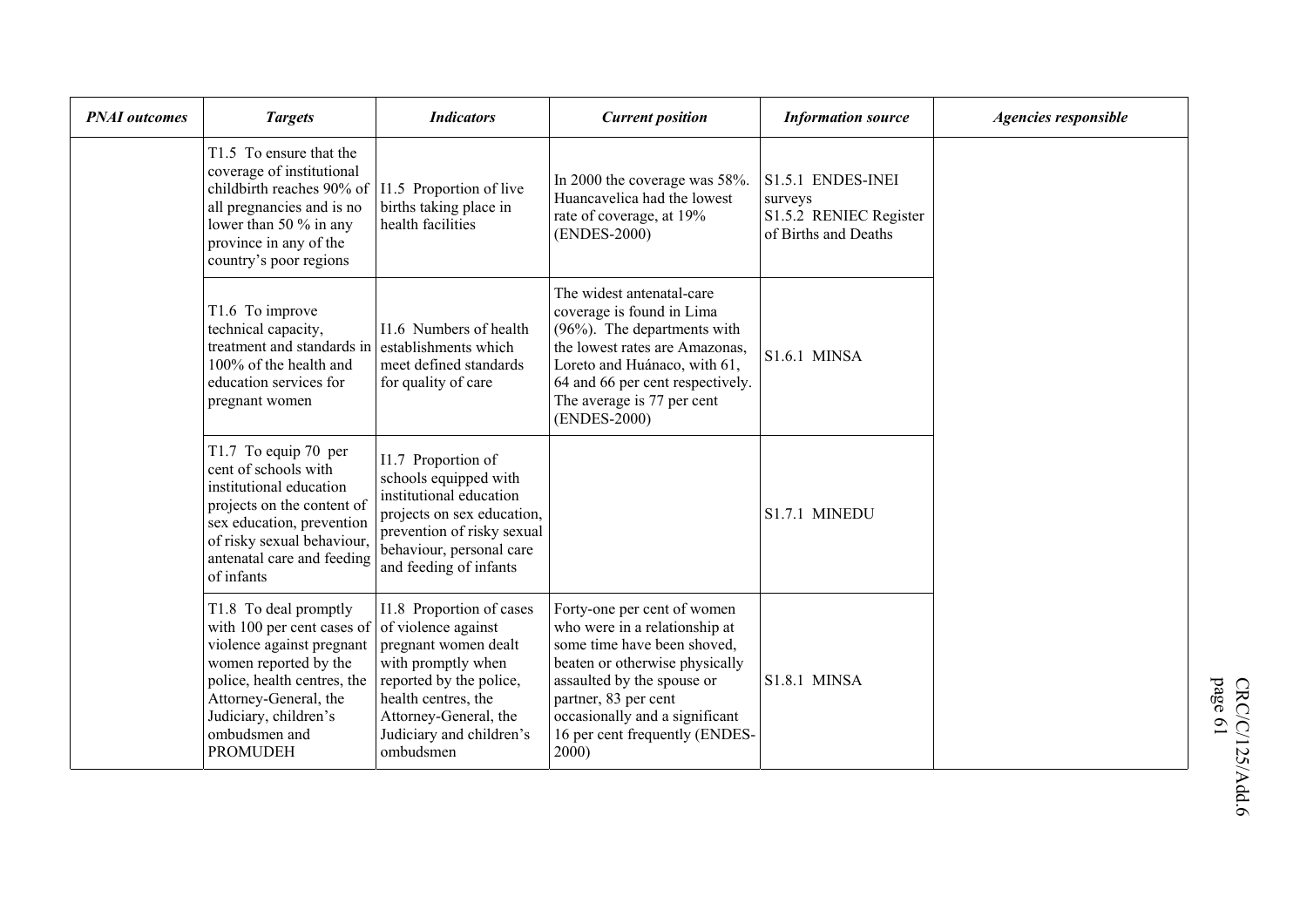| *PNAI outcomes* | *Targets* | *Indicators* | *Current position* | *Information source* | *Agencies responsible* |
|---|---|---|---|---|---|
| | T1.5 To ensure that the coverage of institutional childbirth reaches 90% of all pregnancies and is no lower than 50 % in any province in any of the country's poor regions | I1.5 Proportion of live births taking place in health facilities | In 2000 the coverage was 58%. Huancavelica had the lowest rate of coverage, at 19% (ENDES-2000) | S1.5.1 ENDES-INEI surveys<br>S1.5.2 RENIEC Register of Births and Deaths | |
| | T1.6 To improve technical capacity, treatment and standards in 100% of the health and education services for pregnant women | I1.6 Numbers of health establishments which meet defined standards for quality of care | The widest antenatal-care coverage is found in Lima (96%). The departments with the lowest rates are Amazonas, Loreto and Huánaco, with 61, 64 and 66 per cent respectively. The average is 77 per cent (ENDES-2000) | S1.6.1 MINSA | |
| | T1.7 To equip 70 per cent of schools with institutional education projects on the content of sex education, prevention of risky sexual behaviour, antenatal care and feeding of infants | I1.7 Proportion of schools equipped with institutional education projects on sex education, prevention of risky sexual behaviour, personal care and feeding of infants | | S1.7.1 MINEDU | |
| | T1.8 To deal promptly with 100 per cent cases of violence against pregnant women reported by the police, health centres, the Attorney-General, the Judiciary, children's ombudsmen and PROMUDEH | I1.8 Proportion of cases of violence against pregnant women dealt with promptly when reported by the police, health centres, the Attorney-General, the Judiciary and children's ombudsmen | Forty-one per cent of women who were in a relationship at some time have been shoved, beaten or otherwise physically assaulted by the spouse or partner, 83 per cent occasionally and a significant 16 per cent frequently (ENDES-2000) | S1.8.1 MINSA | |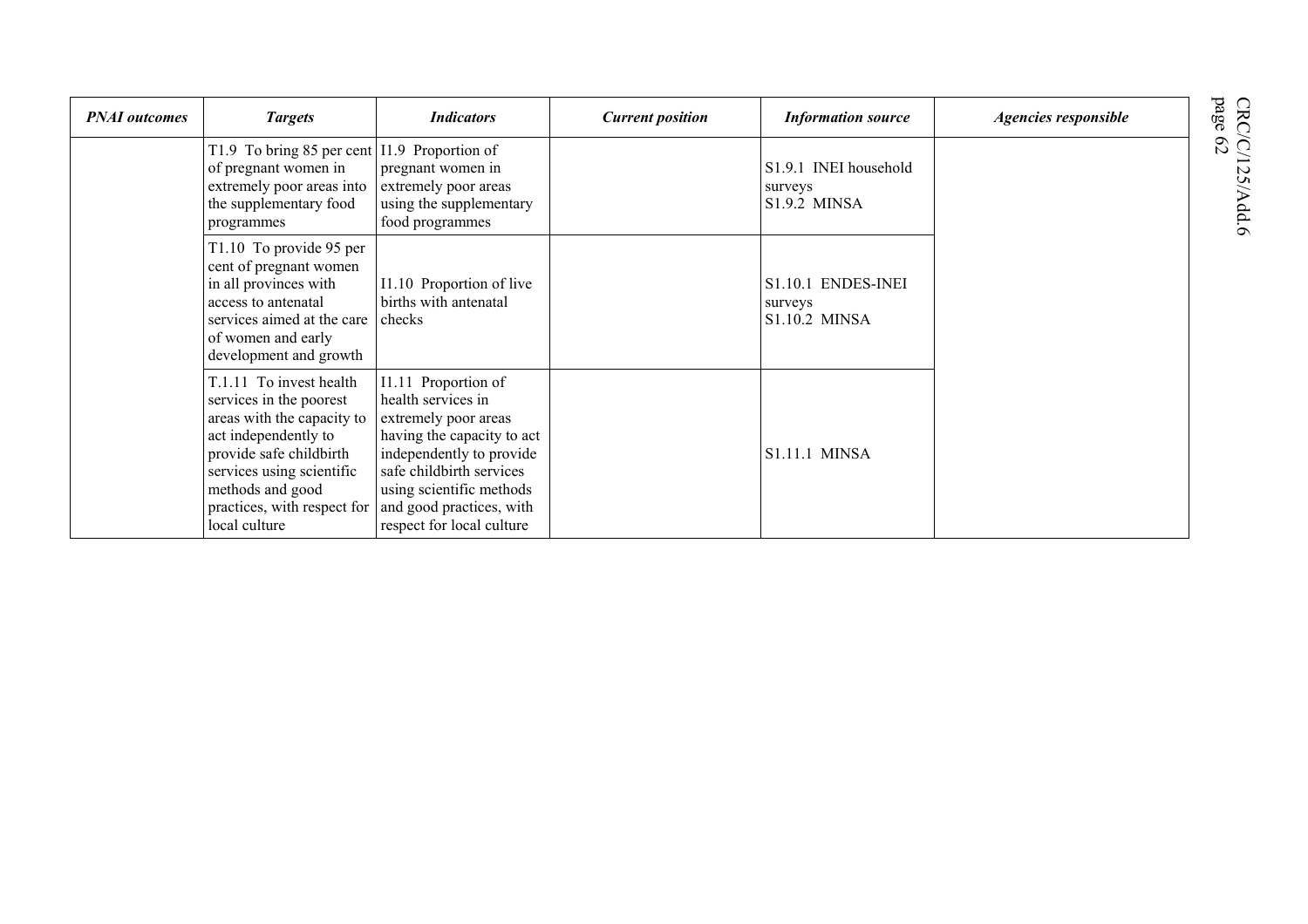| *PNAI outcomes* | *Targets* | *Indicators* | *Current position* | *Information source* | *Agencies responsible* |
|---|---|---|---|---|---|
| | T1.9 To bring 85 per cent of pregnant women in extremely poor areas into the supplementary food programmes | I1.9 Proportion of pregnant women in extremely poor areas using the supplementary food programmes | | S1.9.1 INEI household surveys S1.9.2 MINSA | |
| | T1.10 To provide 95 per cent of pregnant women in all provinces with access to antenatal services aimed at the care of women and early development and growth | I1.10 Proportion of live births with antenatal checks | | S1.10.1 ENDES-INEI surveys S1.10.2 MINSA | |
| | T.1.11 To invest health services in the poorest areas with the capacity to act independently to provide safe childbirth services using scientific methods and good practices, with respect for local culture | I1.11 Proportion of health services in extremely poor areas having the capacity to act independently to provide safe childbirth services using scientific methods and good practices, with respect for local culture | | S1.11.1 MINSA | |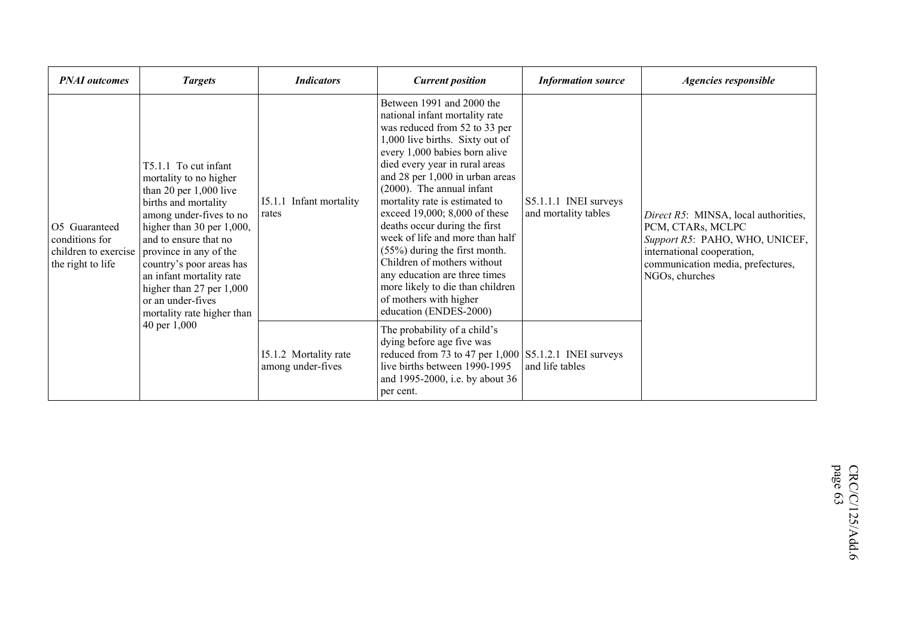| *PNAI outcomes* | *Targets* | *Indicators* | *Current position* | *Information source* | *Agencies responsible* |
|---|---|---|---|---|---|
| O5 Guaranteed conditions for children to exercise the right to life | T5.1.1 To cut infant mortality to no higher than 20 per 1,000 live births and mortality among under-fives to no higher than 30 per 1,000, and to ensure that no province in any of the country's poor areas has an infant mortality rate higher than 27 per 1,000 or an under-fives mortality rate higher than 40 per 1,000 | I5.1.1 Infant mortality rates | Between 1991 and 2000 the national infant mortality rate was reduced from 52 to 33 per 1,000 live births. Sixty out of every 1,000 babies born alive died every year in rural areas and 28 per 1,000 in urban areas (2000). The annual infant mortality rate is estimated to exceed 19,000; 8,000 of these deaths occur during the first week of life and more than half (55%) during the first month. Children of mothers without any education are three times more likely to die than children of mothers with higher education (ENDES-2000) | S5.1.1.1 INEI surveys and mortality tables | *Direct R5*: MINSA, local authorities, PCM, CTARs, MCLPC<br>*Support R5*: PAHO, WHO, UNICEF, international cooperation, communication media, prefectures, NGOs, churches |
| | | I5.1.2 Mortality rate among under-fives | The probability of a child's dying before age five was reduced from 73 to 47 per 1,000 live births between 1990-1995 and 1995-2000, i.e. by about 36 per cent. | S5.1.2.1 INEI surveys and life tables | |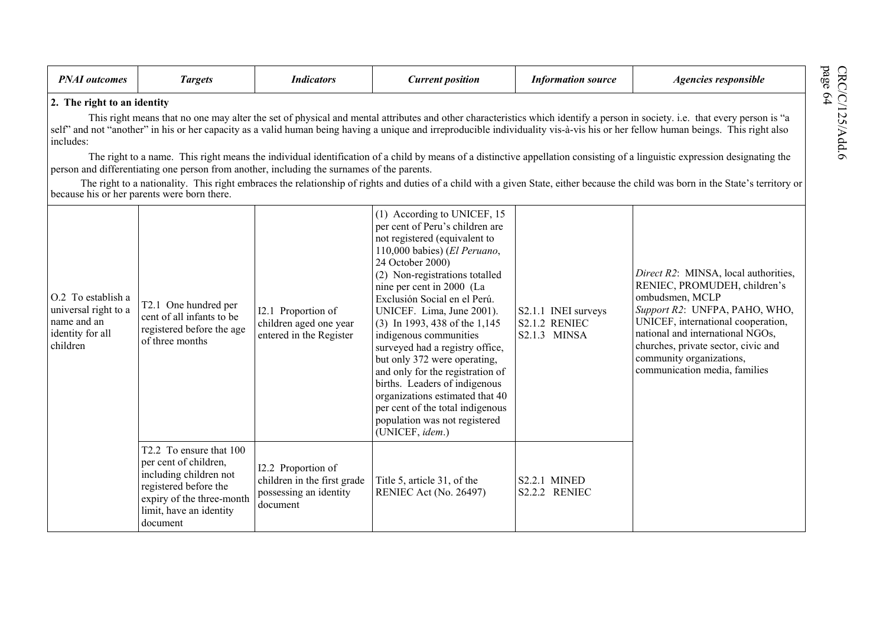| *PNAI outcomes* | *Targets* | *Indicators* | *Current position* | *Information source* | *Agencies responsible* |
|---|---|---|---|---|---|
| **2. The right to an identity** This right means that no one may alter the set of physical and mental attributes and other characteristics which identify a person in society. i.e. that every person is "a self" and not "another" in his or her capacity as a valid human being having a unique and irreproducible individuality vis-à-vis his or her fellow human beings. This right also includes: The right to a name. This right means the individual identification of a child by means of a distinctive appellation consisting of a linguistic expression designating the person and differentiating one person from another, including the surnames of the parents. The right to a nationality. This right embraces the relationship of rights and duties of a child with a given State, either because the child was born in the State's territory or because his or her parents were born there. | | | | | |
| O.2 To establish a universal right to a name and an identity for all children | T2.1 One hundred per cent of all infants to be registered before the age of three months | I2.1 Proportion of children aged one year entered in the Register | (1) According to UNICEF, 15 per cent of Peru's children are not registered (equivalent to 110,000 babies) (*El Peruano*, 24 October 2000) (2) Non-registrations totalled nine per cent in 2000 (La Exclusión Social en el Perú. UNICEF. Lima, June 2001). (3) In 1993, 438 of the 1,145 indigenous communities surveyed had a registry office, but only 372 were operating, and only for the registration of births. Leaders of indigenous organizations estimated that 40 per cent of the total indigenous population was not registered (UNICEF, *idem*.) | S2.1.1 INEI surveys S2.1.2 RENIEC S2.1.3 MINSA | *Direct R2*: MINSA, local authorities, RENIEC, PROMUDEH, children's ombudsmen, MCLP *Support R2*: UNFPA, PAHO, WHO, UNICEF, international cooperation, national and international NGOs, churches, private sector, civic and community organizations, communication media, families |
| | T2.2 To ensure that 100 per cent of children, including children not registered before the expiry of the three-month limit, have an identity document | I2.2 Proportion of children in the first grade possessing an identity document | Title 5, article 31, of the RENIEC Act (No. 26497) | S2.2.1 MINED S2.2.2 RENIEC | |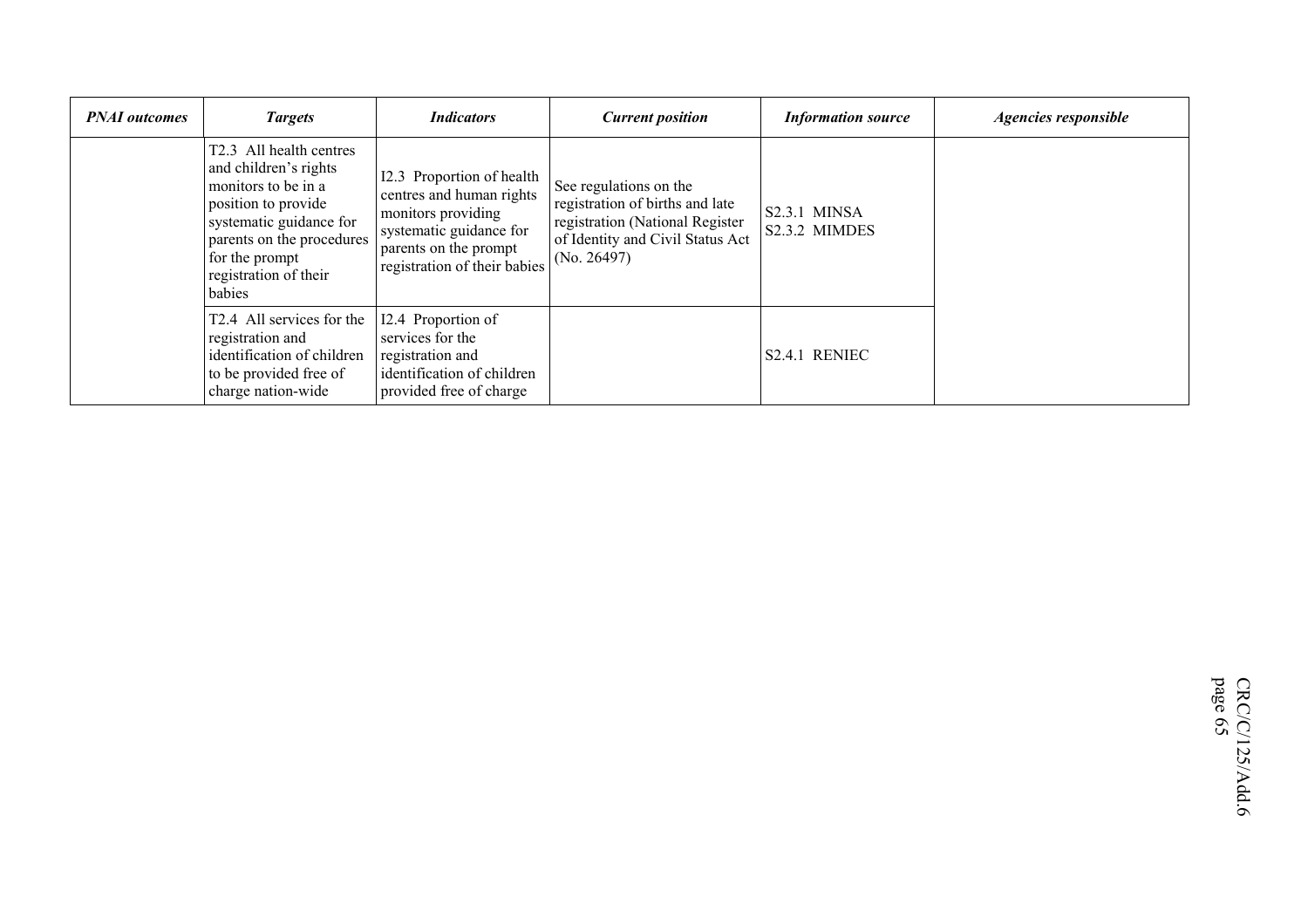| *PNAI outcomes* | *Targets* | *Indicators* | *Current position* | *Information source* | *Agencies responsible* |
|---|---|---|---|---|---|
| | T2.3 All health centres and children's rights monitors to be in a position to provide systematic guidance for parents on the procedures for the prompt registration of their babies | I2.3 Proportion of health centres and human rights monitors providing systematic guidance for parents on the prompt registration of their babies | See regulations on the registration of births and late registration (National Register of Identity and Civil Status Act (No. 26497) | S2.3.1 MINSA<br>S2.3.2 MIMDES | |
| | T2.4 All services for the registration and identification of children to be provided free of charge nation-wide | I2.4 Proportion of services for the registration and identification of children provided free of charge | | S2.4.1 RENIEC | |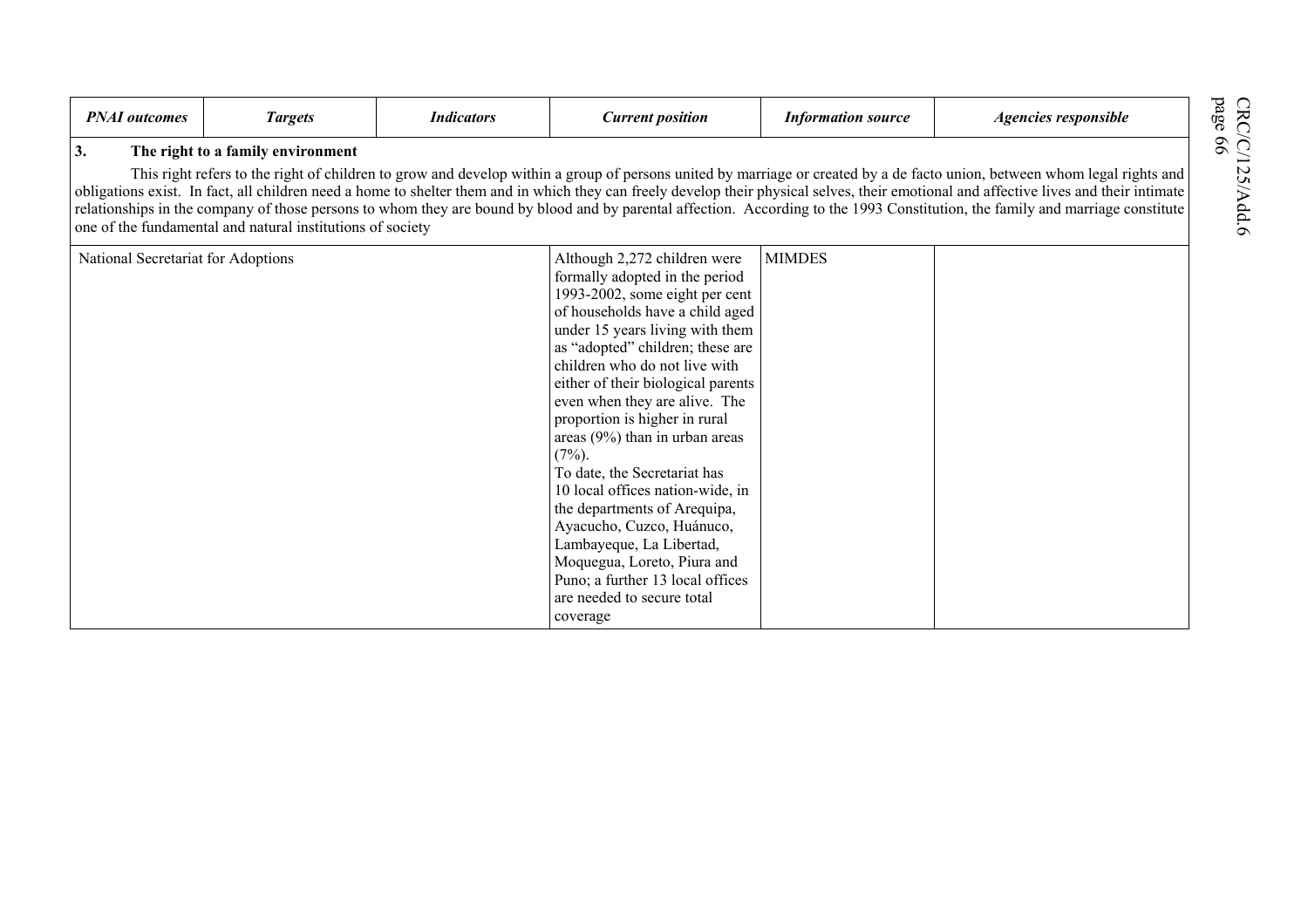| *PNAI outcomes* | *Targets* | *Indicators* | *Current position* | *Information source* | *Agencies responsible* |
|---|---|---|---|---|---|
| **3. The right to a family environment** This right refers to the right of children to grow and develop within a group of persons united by marriage or created by a de facto union, between whom legal rights and obligations exist. In fact, all children need a home to shelter them and in which they can freely develop their physical selves, their emotional and affective lives and their intimate relationships in the company of those persons to whom they are bound by blood and by parental affection. According to the 1993 Constitution, the family and marriage constitute one of the fundamental and natural institutions of society | | | | | |
| National Secretariat for Adoptions | | | Although 2,272 children were formally adopted in the period 1993-2002, some eight per cent of households have a child aged under 15 years living with them as "adopted" children; these are children who do not live with either of their biological parents even when they are alive. The proportion is higher in rural areas (9%) than in urban areas (7%). To date, the Secretariat has 10 local offices nation-wide, in the departments of Arequipa, Ayacucho, Cuzco, Huánuco, Lambayeque, La Libertad, Moquegua, Loreto, Piura and Puno; a further 13 local offices are needed to secure total coverage | MIMDES | |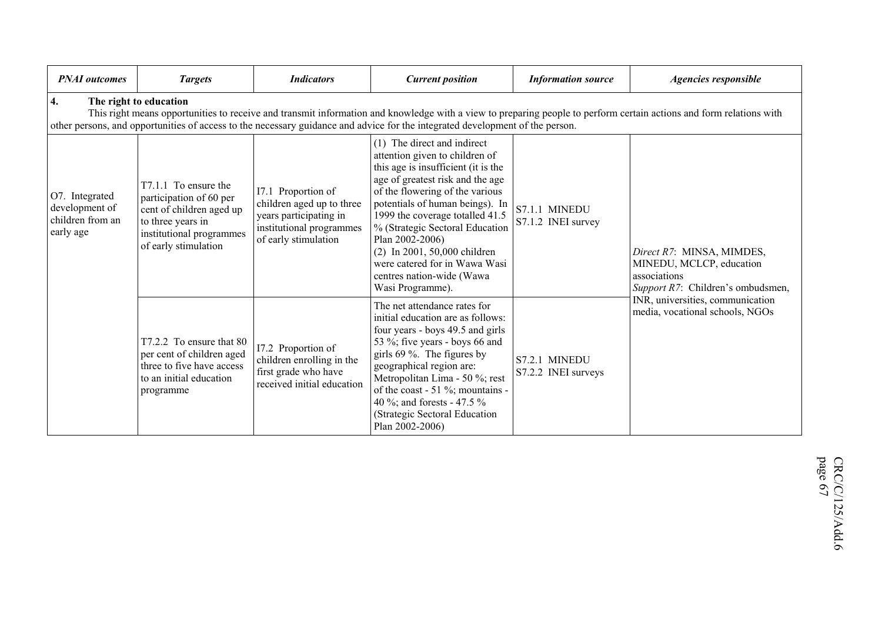| *PNAI outcomes* | *Targets* | *Indicators* | *Current position* | *Information source* | *Agencies responsible* |
|---|---|---|---|---|---|
| **4. The right to education** This right means opportunities to receive and transmit information and knowledge with a view to preparing people to perform certain actions and form relations with other persons, and opportunities of access to the necessary guidance and advice for the integrated development of the person. | | | | | |
| O7. Integrated development of children from an early age | T7.1.1 To ensure the participation of 60 per cent of children aged up to three years in institutional programmes of early stimulation | I7.1 Proportion of children aged up to three years participating in institutional programmes of early stimulation | (1) The direct and indirect attention given to children of this age is insufficient (it is the age of greatest risk and the age of the flowering of the various potentials of human beings). In 1999 the coverage totalled 41.5 % (Strategic Sectoral Education Plan 2002-2006) (2) In 2001, 50,000 children were catered for in Wawa Wasi centres nation-wide (Wawa Wasi Programme). | S7.1.1 MINEDU S7.1.2 INEI survey | *Direct R7*: MINSA, MIMDES, MINEDU, MCLCP, education associations *Support R7*: Children's ombudsmen, INR, universities, communication media, vocational schools, NGOs |
| | T7.2.2 To ensure that 80 per cent of children aged three to five have access to an initial education programme | I7.2 Proportion of children enrolling in the first grade who have received initial education | The net attendance rates for initial education are as follows: four years - boys 49.5 and girls 53 %; five years - boys 66 and girls 69 %. The figures by geographical region are: Metropolitan Lima - 50 %; rest of the coast - 51 %; mountains - 40 %; and forests - 47.5 % (Strategic Sectoral Education Plan 2002-2006) | S7.2.1 MINEDU S7.2.2 INEI surveys | |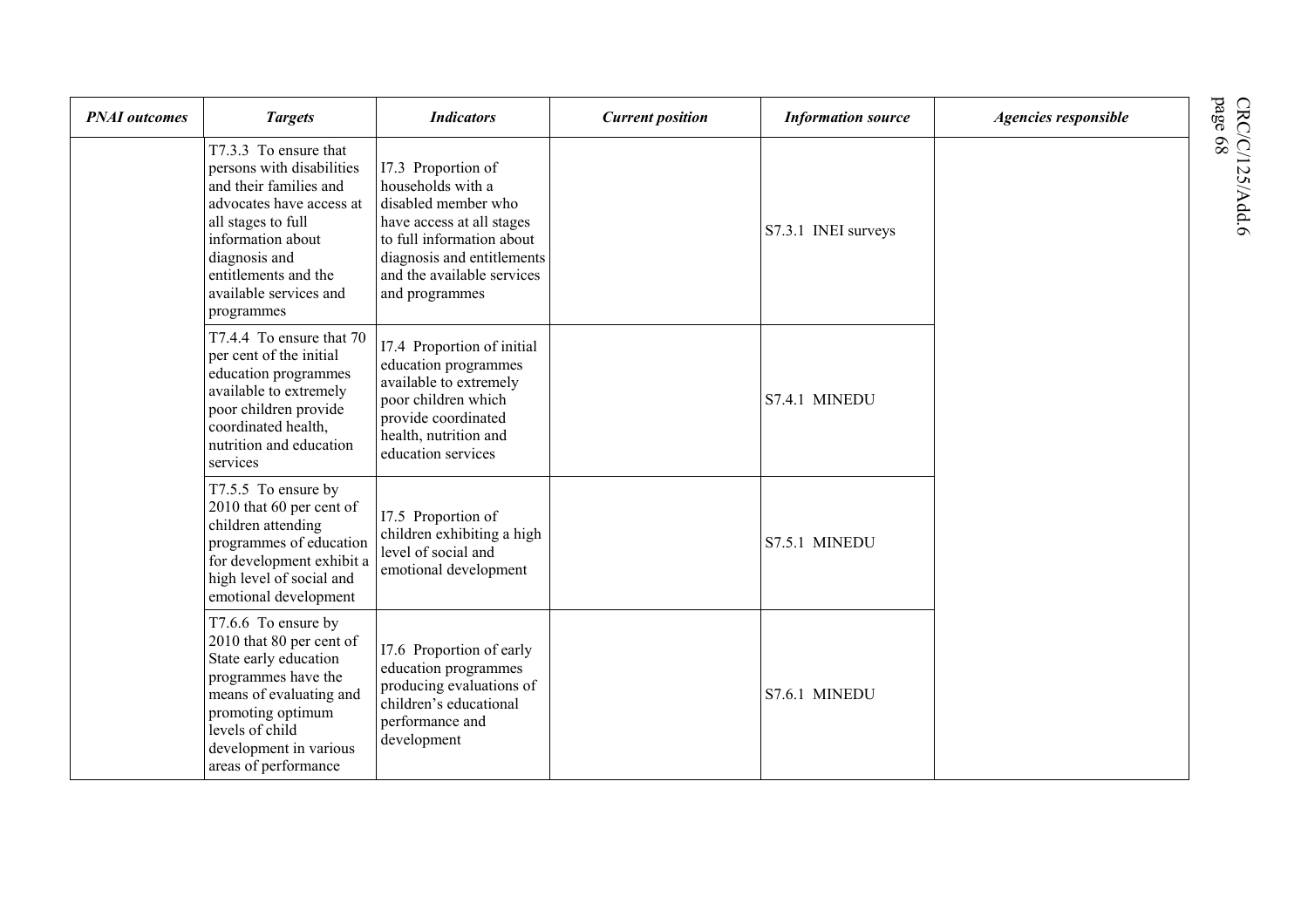| *PNAI outcomes* | *Targets* | *Indicators* | *Current position* | *Information source* | *Agencies responsible* |
|---|---|---|---|---|---|
| | T7.3.3 To ensure that persons with disabilities and their families and advocates have access at all stages to full information about diagnosis and entitlements and the available services and programmes | I7.3 Proportion of households with a disabled member who have access at all stages to full information about diagnosis and entitlements and the available services and programmes | | S7.3.1 INEI surveys | |
| | T7.4.4 To ensure that 70 per cent of the initial education programmes available to extremely poor children provide coordinated health, nutrition and education services | I7.4 Proportion of initial education programmes available to extremely poor children which provide coordinated health, nutrition and education services | | S7.4.1 MINEDU | |
| | T7.5.5 To ensure by 2010 that 60 per cent of children attending programmes of education for development exhibit a high level of social and emotional development | I7.5 Proportion of children exhibiting a high level of social and emotional development | | S7.5.1 MINEDU | |
| | T7.6.6 To ensure by 2010 that 80 per cent of State early education programmes have the means of evaluating and promoting optimum levels of child development in various areas of performance | I7.6 Proportion of early education programmes producing evaluations of children's educational performance and development | | S7.6.1 MINEDU | |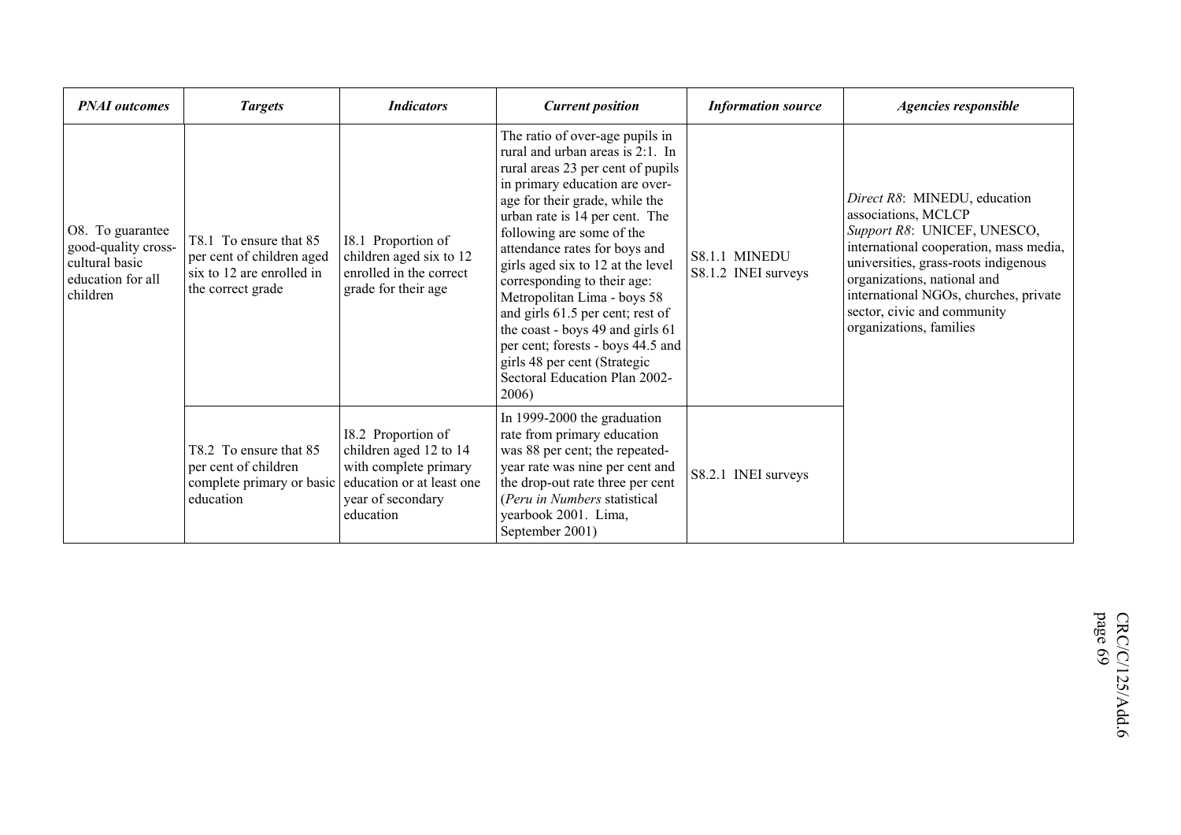| *PNAI outcomes* | *Targets* | *Indicators* | *Current position* | *Information source* | *Agencies responsible* |
|---|---|---|---|---|---|
| O8. To guarantee good-quality cross-cultural basic education for all children | T8.1 To ensure that 85 per cent of children aged six to 12 are enrolled in the correct grade | I8.1 Proportion of children aged six to 12 enrolled in the correct grade for their age | The ratio of over-age pupils in rural and urban areas is 2:1. In rural areas 23 per cent of pupils in primary education are over-age for their grade, while the urban rate is 14 per cent. The following are some of the attendance rates for boys and girls aged six to 12 at the level corresponding to their age: Metropolitan Lima - boys 58 and girls 61.5 per cent; rest of the coast - boys 49 and girls 61 per cent; forests - boys 44.5 and girls 48 per cent (Strategic Sectoral Education Plan 2002-2006) | S8.1.1 MINEDU<br>S8.1.2 INEI surveys | *Direct R8*: MINEDU, education associations, MCLCP<br>*Support R8*: UNICEF, UNESCO, international cooperation, mass media, universities, grass-roots indigenous organizations, national and international NGOs, churches, private sector, civic and community organizations, families |
| | T8.2 To ensure that 85 per cent of children complete primary or basic education | I8.2 Proportion of children aged 12 to 14 with complete primary education or at least one year of secondary education | In 1999-2000 the graduation rate from primary education was 88 per cent; the repeated-year rate was nine per cent and the drop-out rate three per cent (*Peru in Numbers* statistical yearbook 2001. Lima, September 2001) | S8.2.1 INEI surveys | |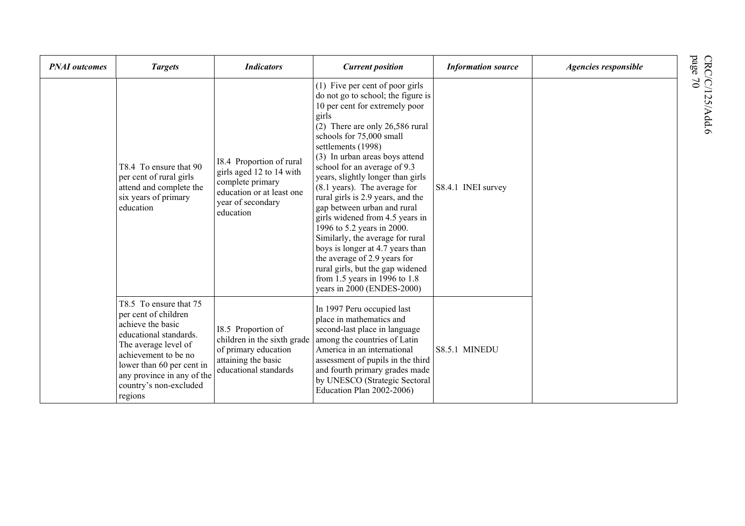| *PNAI outcomes* | *Targets* | *Indicators* | *Current position* | *Information source* | *Agencies responsible* |
|---|---|---|---|---|---|
| | T8.4 To ensure that 90 per cent of rural girls attend and complete the six years of primary education | I8.4 Proportion of rural girls aged 12 to 14 with complete primary education or at least one year of secondary education | (1) Five per cent of poor girls do not go to school; the figure is 10 per cent for extremely poor girls (2) There are only 26,586 rural schools for 75,000 small settlements (1998) (3) In urban areas boys attend school for an average of 9.3 years, slightly longer than girls (8.1 years). The average for rural girls is 2.9 years, and the gap between urban and rural girls widened from 4.5 years in 1996 to 5.2 years in 2000. Similarly, the average for rural boys is longer at 4.7 years than the average of 2.9 years for rural girls, but the gap widened from 1.5 years in 1996 to 1.8 years in 2000 (ENDES-2000) | S8.4.1 INEI survey | |
| | T8.5 To ensure that 75 per cent of children achieve the basic educational standards. The average level of achievement to be no lower than 60 per cent in any province in any of the country's non-excluded regions | I8.5 Proportion of children in the sixth grade of primary education attaining the basic educational standards | In 1997 Peru occupied last place in mathematics and second-last place in language among the countries of Latin America in an international assessment of pupils in the third and fourth primary grades made by UNESCO (Strategic Sectoral Education Plan 2002-2006) | S8.5.1 MINEDU | |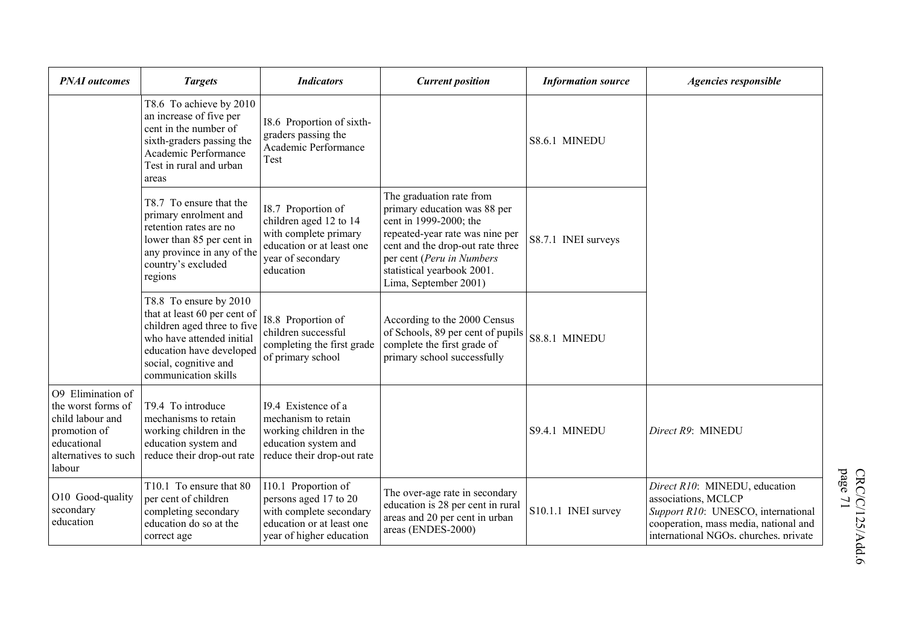| *PNAI outcomes* | *Targets* | *Indicators* | *Current position* | *Information source* | *Agencies responsible* |
|---|---|---|---|---|---|
| | T8.6 To achieve by 2010 an increase of five per cent in the number of sixth-graders passing the Academic Performance Test in rural and urban areas | I8.6 Proportion of sixth-graders passing the Academic Performance Test | | S8.6.1 MINEDU | |
| | T8.7 To ensure that the primary enrolment and retention rates are no lower than 85 per cent in any province in any of the country's excluded regions | I8.7 Proportion of children aged 12 to 14 with complete primary education or at least one year of secondary education | The graduation rate from primary education was 88 per cent in 1999-2000; the repeated-year rate was nine per cent and the drop-out rate three per cent (*Peru in Numbers* statistical yearbook 2001. Lima, September 2001) | S8.7.1 INEI surveys | |
| | T8.8 To ensure by 2010 that at least 60 per cent of children aged three to five who have attended initial education have developed social, cognitive and communication skills | I8.8 Proportion of children successful completing the first grade of primary school | According to the 2000 Census of Schools, 89 per cent of pupils complete the first grade of primary school successfully | S8.8.1 MINEDU | |
| O9 Elimination of the worst forms of child labour and promotion of educational alternatives to such labour | T9.4 To introduce mechanisms to retain working children in the education system and reduce their drop-out rate | I9.4 Existence of a mechanism to retain working children in the education system and reduce their drop-out rate | | S9.4.1 MINEDU | *Direct R9*: MINEDU |
| O10 Good-quality secondary education | T10.1 To ensure that 80 per cent of children completing secondary education do so at the correct age | I10.1 Proportion of persons aged 17 to 20 with complete secondary education or at least one year of higher education | The over-age rate in secondary education is 28 per cent in rural areas and 20 per cent in urban areas (ENDES-2000) | S10.1.1 INEI survey | *Direct R10*: MINEDU, education associations, MCLCP *Support R10*: UNESCO, international cooperation, mass media, national and international NGOs, churches, private |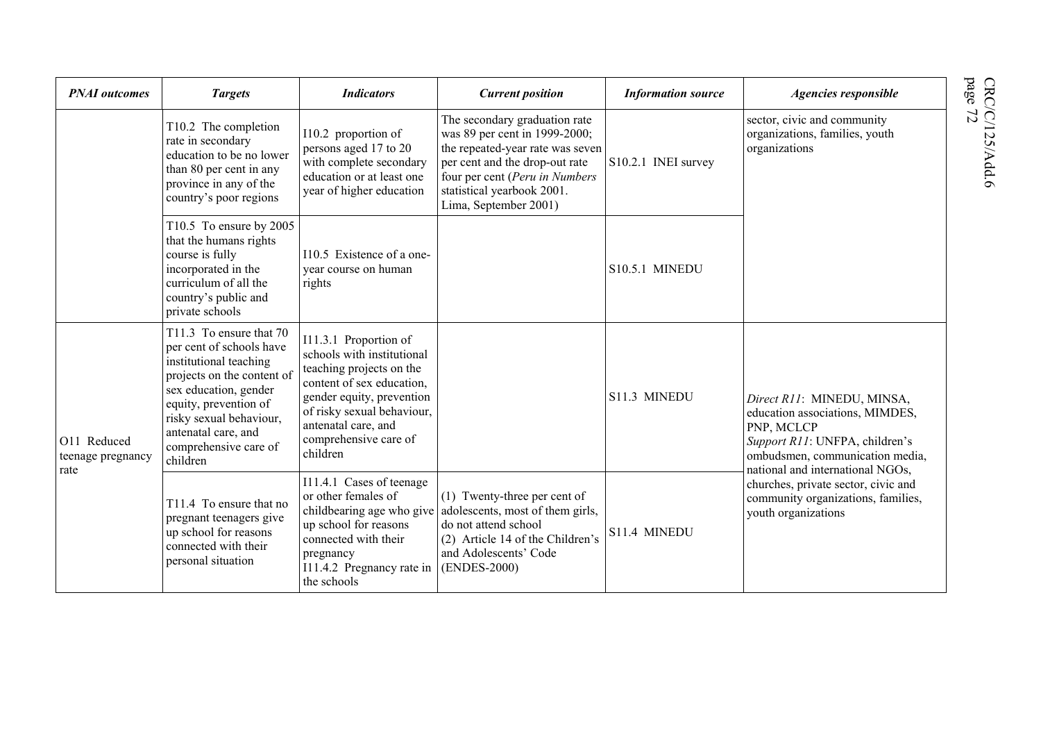| *PNAI outcomes* | *Targets* | *Indicators* | *Current position* | *Information source* | *Agencies responsible* |
|---|---|---|---|---|---|
| | T10.2 The completion rate in secondary education to be no lower than 80 per cent in any province in any of the country's poor regions | I10.2 proportion of persons aged 17 to 20 with complete secondary education or at least one year of higher education | The secondary graduation rate was 89 per cent in 1999-2000; the repeated-year rate was seven per cent and the drop-out rate four per cent (*Peru in Numbers* statistical yearbook 2001. Lima, September 2001) | S10.2.1 INEI survey | sector, civic and community organizations, families, youth organizations |
| | T10.5 To ensure by 2005 that the humans rights course is fully incorporated in the curriculum of all the country's public and private schools | I10.5 Existence of a one-year course on human rights | | S10.5.1 MINEDU | |
| O11 Reduced teenage pregnancy rate | T11.3 To ensure that 70 per cent of schools have institutional teaching projects on the content of sex education, gender equity, prevention of risky sexual behaviour, antenatal care, and comprehensive care of children | I11.3.1 Proportion of schools with institutional teaching projects on the content of sex education, gender equity, prevention of risky sexual behaviour, antenatal care, and comprehensive care of children | | S11.3 MINEDU | *Direct R11*: MINEDU, MINSA, education associations, MIMDES, PNP, MCLCP *Support R11*: UNFPA, children's ombudsmen, communication media, national and international NGOs, churches, private sector, civic and community organizations, families, youth organizations |
| | T11.4 To ensure that no pregnant teenagers give up school for reasons connected with their personal situation | I11.4.1 Cases of teenage or other females of childbearing age who give up school for reasons connected with their pregnancy I11.4.2 Pregnancy rate in the schools | (1) Twenty-three per cent of adolescents, most of them girls, do not attend school (2) Article 14 of the Children's and Adolescents' Code (ENDES-2000) | S11.4 MINEDU | |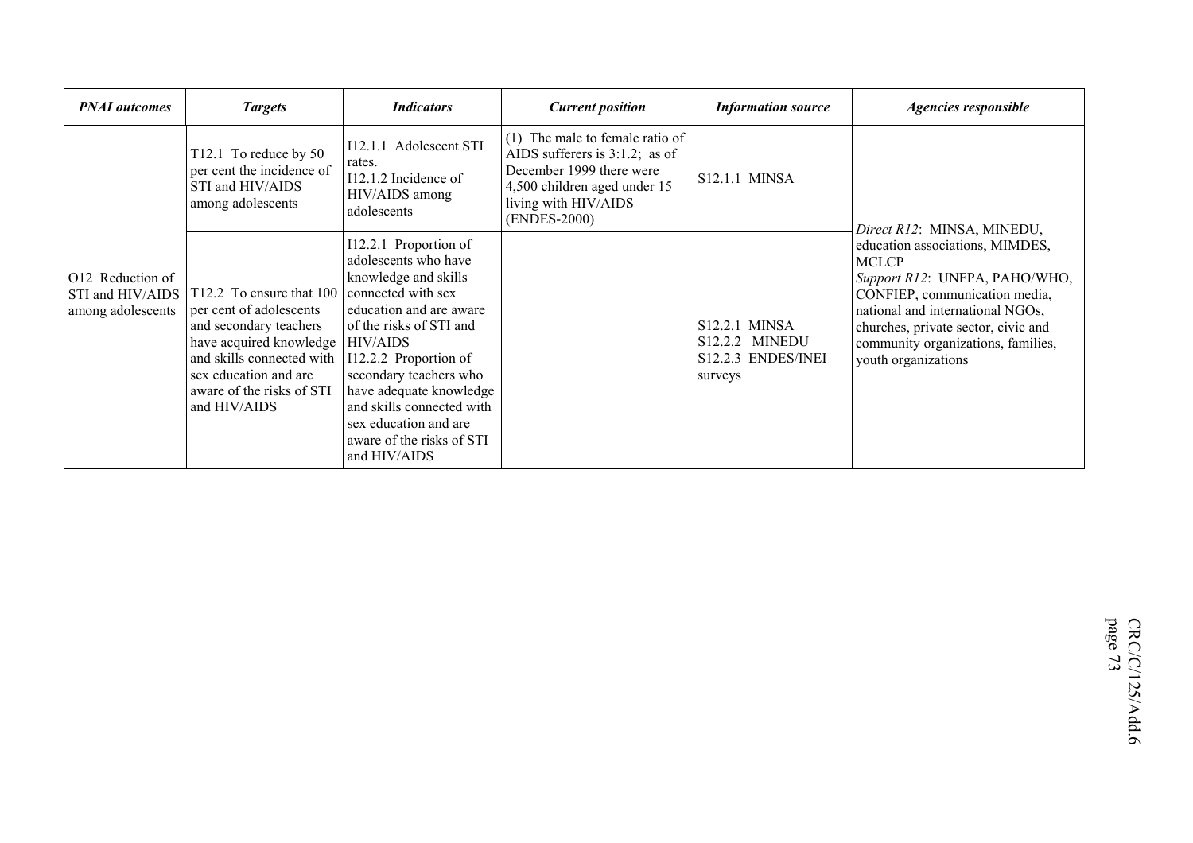| *PNAI outcomes* | *Targets* | *Indicators* | *Current position* | *Information source* | *Agencies responsible* |
|---|---|---|---|---|---|
| O12 Reduction of STI and HIV/AIDS among adolescents | T12.1 To reduce by 50 per cent the incidence of STI and HIV/AIDS among adolescents | I12.1.1 Adolescent STI rates.<br>I12.1.2 Incidence of HIV/AIDS among adolescents | (1) The male to female ratio of AIDS sufferers is 3:1.2; as of December 1999 there were 4,500 children aged under 15 living with HIV/AIDS (ENDES-2000) | S12.1.1 MINSA | *Direct R12*: MINSA, MINEDU, education associations, MIMDES, MCLCP<br>*Support R12*: UNFPA, PAHO/WHO, CONFIEP, communication media, national and international NGOs, churches, private sector, civic and community organizations, families, youth organizations |
| | T12.2 To ensure that 100 per cent of adolescents and secondary teachers have acquired knowledge and skills connected with sex education and are aware of the risks of STI and HIV/AIDS | I12.2.1 Proportion of adolescents who have knowledge and skills connected with sex education and are aware of the risks of STI and HIV/AIDS<br>I12.2.2 Proportion of secondary teachers who have adequate knowledge and skills connected with sex education and are aware of the risks of STI and HIV/AIDS | | S12.2.1 MINSA<br>S12.2.2 MINEDU<br>S12.2.3 ENDES/INEI surveys | |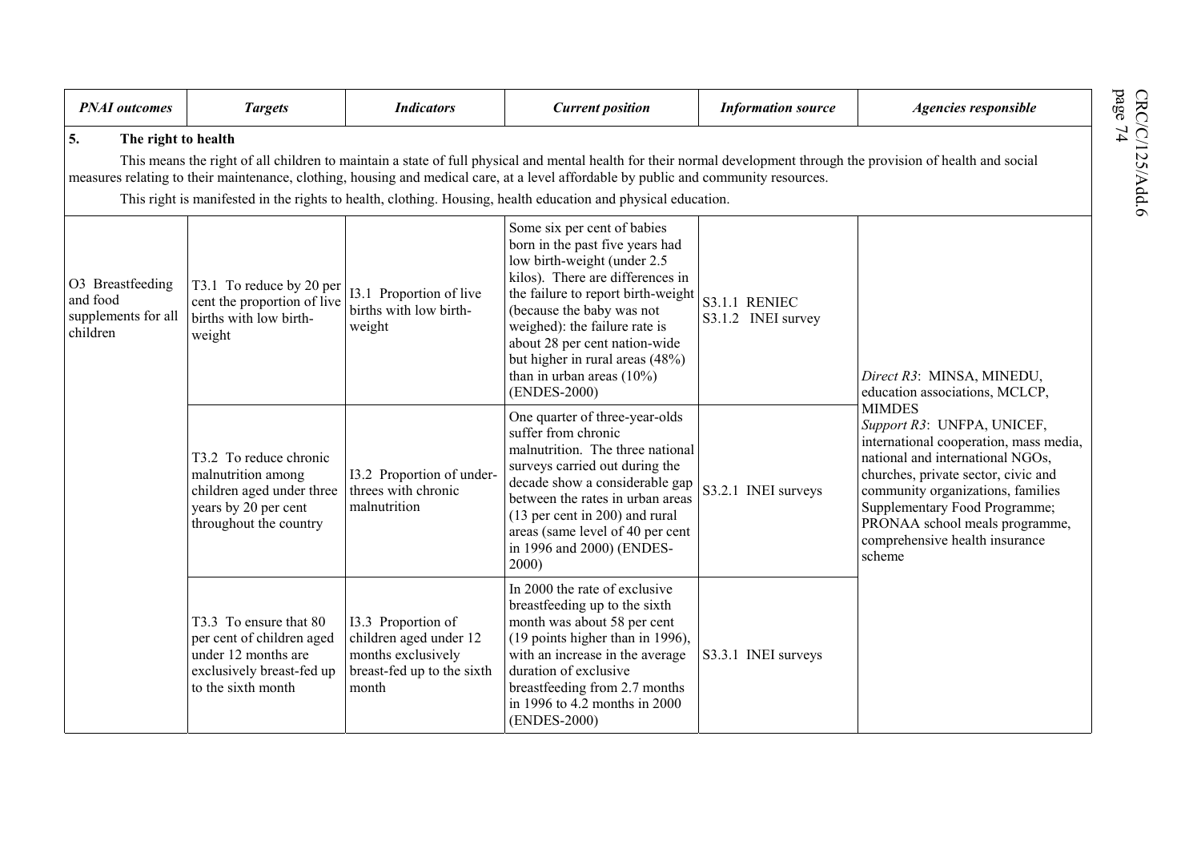| *PNAI outcomes* | *Targets* | *Indicators* | *Current position* | *Information source* | *Agencies responsible* |
|---|---|---|---|---|---|
| **5. The right to health** | | | | | |
| This means the right of all children to maintain a state of full physical and mental health for their normal development through the provision of health and social measures relating to their maintenance, clothing, housing and medical care, at a level affordable by public and community resources. This right is manifested in the rights to health, clothing. Housing, health education and physical education. | | | | | |
| O3 Breastfeeding and food supplements for all children | T3.1 To reduce by 20 per cent the proportion of live births with low birth-weight | I3.1 Proportion of live births with low birth-weight | Some six per cent of babies born in the past five years had low birth-weight (under 2.5 kilos). There are differences in the failure to report birth-weight (because the baby was not weighed): the failure rate is about 28 per cent nation-wide but higher in rural areas (48%) than in urban areas (10%) (ENDES-2000) | S3.1.1 RENIEC<br>S3.1.2 INEI survey | *Direct R3*: MINSA, MINEDU, education associations, MCLCP, MIMDES<br>*Support R3*: UNFPA, UNICEF, international cooperation, mass media, national and international NGOs, churches, private sector, civic and community organizations, families Supplementary Food Programme; PRONAA school meals programme, comprehensive health insurance scheme |
| | T3.2 To reduce chronic malnutrition among children aged under three years by 20 per cent throughout the country | I3.2 Proportion of under-threes with chronic malnutrition | One quarter of three-year-olds suffer from chronic malnutrition. The three national surveys carried out during the decade show a considerable gap between the rates in urban areas (13 per cent in 200) and rural areas (same level of 40 per cent in 1996 and 2000) (ENDES-2000) | S3.2.1 INEI surveys | |
| | T3.3 To ensure that 80 per cent of children aged under 12 months are exclusively breast-fed up to the sixth month | I3.3 Proportion of children aged under 12 months exclusively breast-fed up to the sixth month | In 2000 the rate of exclusive breastfeeding up to the sixth month was about 58 per cent (19 points higher than in 1996), with an increase in the average duration of exclusive breastfeeding from 2.7 months in 1996 to 4.2 months in 2000 (ENDES-2000) | S3.3.1 INEI surveys | |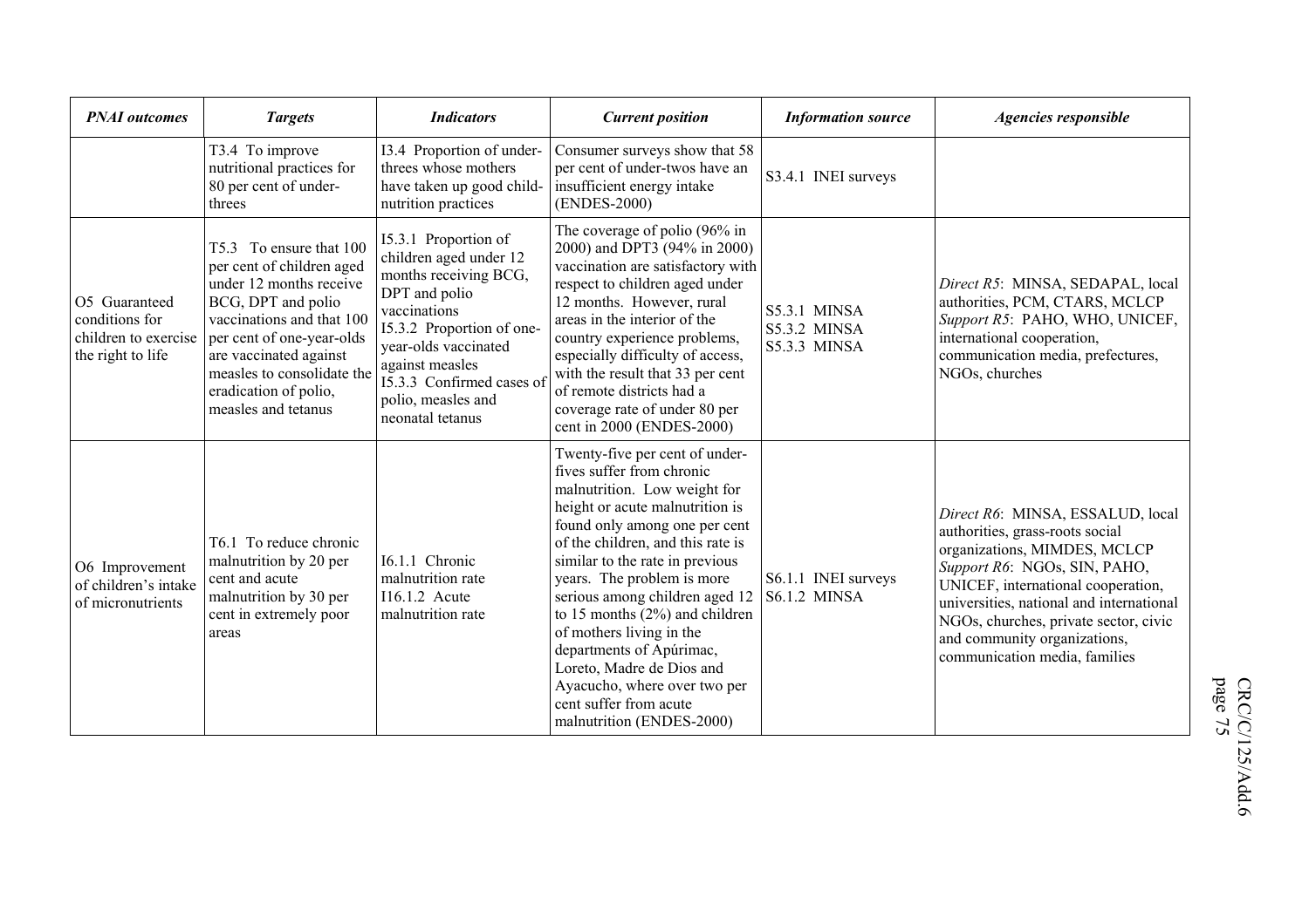| *PNAI outcomes* | *Targets* | *Indicators* | *Current position* | *Information source* | *Agencies responsible* |
|---|---|---|---|---|---|
| | T3.4 To improve nutritional practices for 80 per cent of under-threes | I3.4 Proportion of under-threes whose mothers have taken up good child-nutrition practices | Consumer surveys show that 58 per cent of under-twos have an insufficient energy intake (ENDES-2000) | S3.4.1 INEI surveys | |
| O5 Guaranteed conditions for children to exercise the right to life | T5.3 To ensure that 100 per cent of children aged under 12 months receive BCG, DPT and polio vaccinations and that 100 per cent of one-year-olds are vaccinated against measles to consolidate the eradication of polio, measles and tetanus | I5.3.1 Proportion of children aged under 12 months receiving BCG, DPT and polio vaccinations<br>I5.3.2 Proportion of one-year-olds vaccinated against measles<br>I5.3.3 Confirmed cases of polio, measles and neonatal tetanus | The coverage of polio (96% in 2000) and DPT3 (94% in 2000) vaccination are satisfactory with respect to children aged under 12 months. However, rural areas in the interior of the country experience problems, especially difficulty of access, with the result that 33 per cent of remote districts had a coverage rate of under 80 per cent in 2000 (ENDES-2000) | S5.3.1 MINSA<br>S5.3.2 MINSA<br>S5.3.3 MINSA | *Direct R5*: MINSA, SEDAPAL, local authorities, PCM, CTARS, MCLCP<br>*Support R5*: PAHO, WHO, UNICEF, international cooperation, communication media, prefectures, NGOs, churches |
| O6 Improvement of children's intake of micronutrients | T6.1 To reduce chronic malnutrition by 20 per cent and acute malnutrition by 30 per cent in extremely poor areas | I6.1.1 Chronic malnutrition rate<br>I16.1.2 Acute malnutrition rate | Twenty-five per cent of under-fives suffer from chronic malnutrition. Low weight for height or acute malnutrition is found only among one per cent of the children, and this rate is similar to the rate in previous years. The problem is more serious among children aged 12 to 15 months (2%) and children of mothers living in the departments of Apúrimac, Loreto, Madre de Dios and Ayacucho, where over two per cent suffer from acute malnutrition (ENDES-2000) | S6.1.1 INEI surveys<br>S6.1.2 MINSA | *Direct R6*: MINSA, ESSALUD, local authorities, grass-roots social organizations, MIMDES, MCLCP<br>*Support R6*: NGOs, SIN, PAHO, UNICEF, international cooperation, universities, national and international NGOs, churches, private sector, civic and community organizations, communication media, families |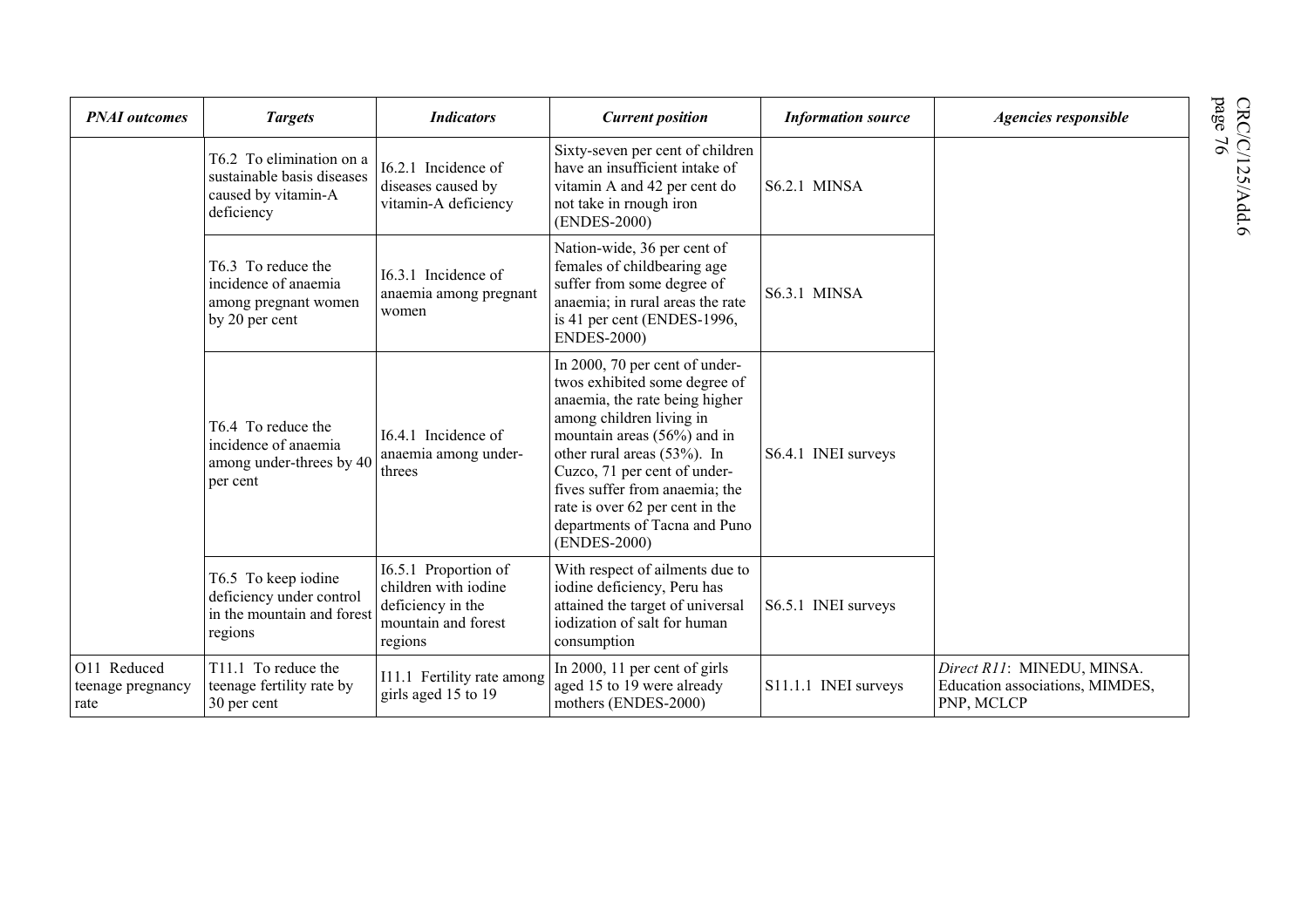| *PNAI outcomes* | *Targets* | *Indicators* | *Current position* | *Information source* | *Agencies responsible* |
|---|---|---|---|---|---|
| | T6.2 To elimination on a sustainable basis diseases caused by vitamin-A deficiency | I6.2.1 Incidence of diseases caused by vitamin-A deficiency | Sixty-seven per cent of children have an insufficient intake of vitamin A and 42 per cent do not take in rnough iron (ENDES-2000) | S6.2.1 MINSA | |
| | T6.3 To reduce the incidence of anaemia among pregnant women by 20 per cent | I6.3.1 Incidence of anaemia among pregnant women | Nation-wide, 36 per cent of females of childbearing age suffer from some degree of anaemia; in rural areas the rate is 41 per cent (ENDES-1996, ENDES-2000) | S6.3.1 MINSA | |
| | T6.4 To reduce the incidence of anaemia among under-threes by 40 per cent | I6.4.1 Incidence of anaemia among under-threes | In 2000, 70 per cent of under-twos exhibited some degree of anaemia, the rate being higher among children living in mountain areas (56%) and in other rural areas (53%). In Cuzco, 71 per cent of under-fives suffer from anaemia; the rate is over 62 per cent in the departments of Tacna and Puno (ENDES-2000) | S6.4.1 INEI surveys | |
| | T6.5 To keep iodine deficiency under control in the mountain and forest regions | I6.5.1 Proportion of children with iodine deficiency in the mountain and forest regions | With respect of ailments due to iodine deficiency, Peru has attained the target of universal iodization of salt for human consumption | S6.5.1 INEI surveys | |
| O11 Reduced teenage pregnancy rate | T11.1 To reduce the teenage fertility rate by 30 per cent | I11.1 Fertility rate among girls aged 15 to 19 | In 2000, 11 per cent of girls aged 15 to 19 were already mothers (ENDES-2000) | S11.1.1 INEI surveys | *Direct R11*: MINEDU, MINSA. Education associations, MIMDES, PNP, MCLCP |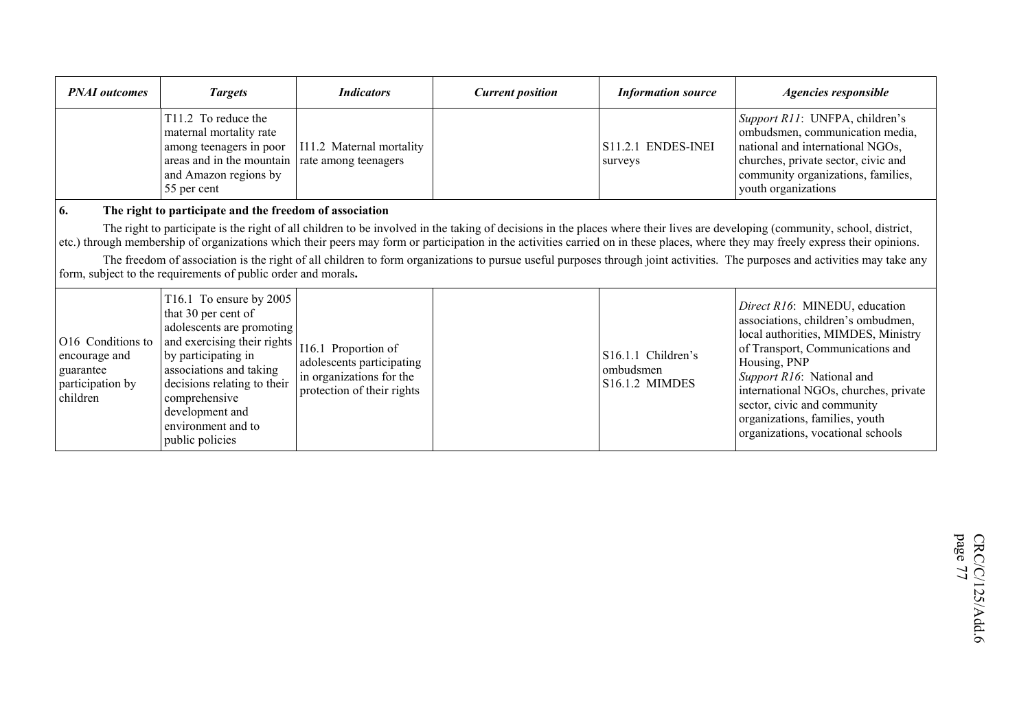| *PNAI outcomes* | *Targets* | *Indicators* | *Current position* | *Information source* | *Agencies responsible* |
|---|---|---|---|---|---|
| | T11.2 To reduce the maternal mortality rate among teenagers in poor areas and in the mountain and Amazon regions by 55 per cent | I11.2 Maternal mortality rate among teenagers | | S11.2.1 ENDES-INEI surveys | *Support R11*: UNFPA, children's ombudsmen, communication media, national and international NGOs, churches, private sector, civic and community organizations, families, youth organizations |

## 6. The right to participate and the freedom of association

The right to participate is the right of all children to be involved in the taking of decisions in the places where their lives are developing (community, school, district, etc.) through membership of organizations which their peers may form or participation in the activities carried on in these places, where they may freely express their opinions.

The freedom of association is the right of all children to form organizations to pursue useful purposes through joint activities. The purposes and activities may take any form, subject to the requirements of public order and morals**.**

| *PNAI outcomes* | *Targets* | *Indicators* | *Current position* | *Information source* | *Agencies responsible* |
|---|---|---|---|---|---|
| O16 Conditions to encourage and guarantee participation by children | T16.1 To ensure by 2005 that 30 per cent of adolescents are promoting and exercising their rights by participating in associations and taking decisions relating to their comprehensive development and environment and to public policies | I16.1 Proportion of adolescents participating in organizations for the protection of their rights | | S16.1.1 Children's ombudsmen<br>S16.1.2 MIMDES | *Direct R16*: MINEDU, education associations, children's ombudmen, local authorities, MIMDES, Ministry of Transport, Communications and Housing, PNP<br>*Support R16*: National and international NGOs, churches, private sector, civic and community organizations, families, youth organizations, vocational schools |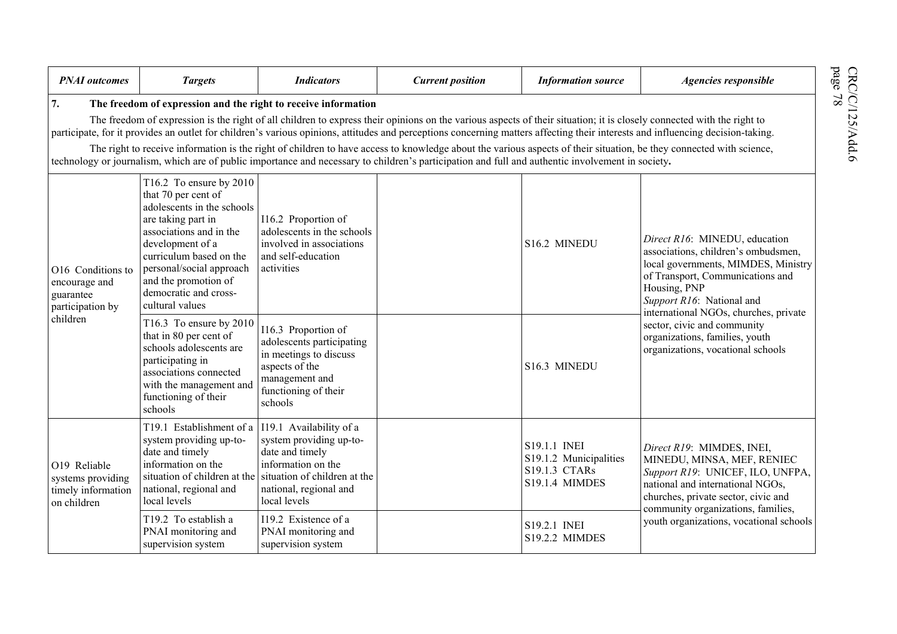| *PNAI outcomes* | *Targets* | *Indicators* | *Current position* | *Information source* | *Agencies responsible* |
|---|---|---|---|---|---|
| **7. The freedom of expression and the right to receive information** | | | | | |
| The freedom of expression is the right of all children to express their opinions on the various aspects of their situation; it is closely connected with the right to participate, for it provides an outlet for children's various opinions, attitudes and perceptions concerning matters affecting their interests and influencing decision-taking. The right to receive information is the right of children to have access to knowledge about the various aspects of their situation, be they connected with science, technology or journalism, which are of public importance and necessary to children's participation and full and authentic involvement in society. | | | | | |
| O16 Conditions to encourage and guarantee participation by children | T16.2 To ensure by 2010 that 70 per cent of adolescents in the schools are taking part in associations and in the development of a curriculum based on the personal/social approach and the promotion of democratic and cross-cultural values | I16.2 Proportion of adolescents in the schools involved in associations and self-education activities | | S16.2 MINEDU | *Direct R16*: MINEDU, education associations, children's ombudsmen, local governments, MIMDES, Ministry of Transport, Communications and Housing, PNP<br>*Support R16*: National and international NGOs, churches, private sector, civic and community organizations, families, youth organizations, vocational schools |
| | T16.3 To ensure by 2010 that in 80 per cent of schools adolescents are participating in associations connected with the management and functioning of their schools | I16.3 Proportion of adolescents participating in meetings to discuss aspects of the management and functioning of their schools | | S16.3 MINEDU | |
| O19 Reliable systems providing timely information on children | T19.1 Establishment of a system providing up-to-date and timely information on the situation of children at the national, regional and local levels | I19.1 Availability of a system providing up-to-date and timely information on the situation of children at the national, regional and local levels | | S19.1.1 INEI<br>S19.1.2 Municipalities<br>S19.1.3 CTARs<br>S19.1.4 MIMDES | *Direct R19*: MIMDES, INEI, MINEDU, MINSA, MEF, RENIEC<br>*Support R19*: UNICEF, ILO, UNFPA, national and international NGOs, churches, private sector, civic and community organizations, families, youth organizations, vocational schools |
| | T19.2 To establish a PNAI monitoring and supervision system | I19.2 Existence of a PNAI monitoring and supervision system | | S19.2.1 INEI<br>S19.2.2 MIMDES | |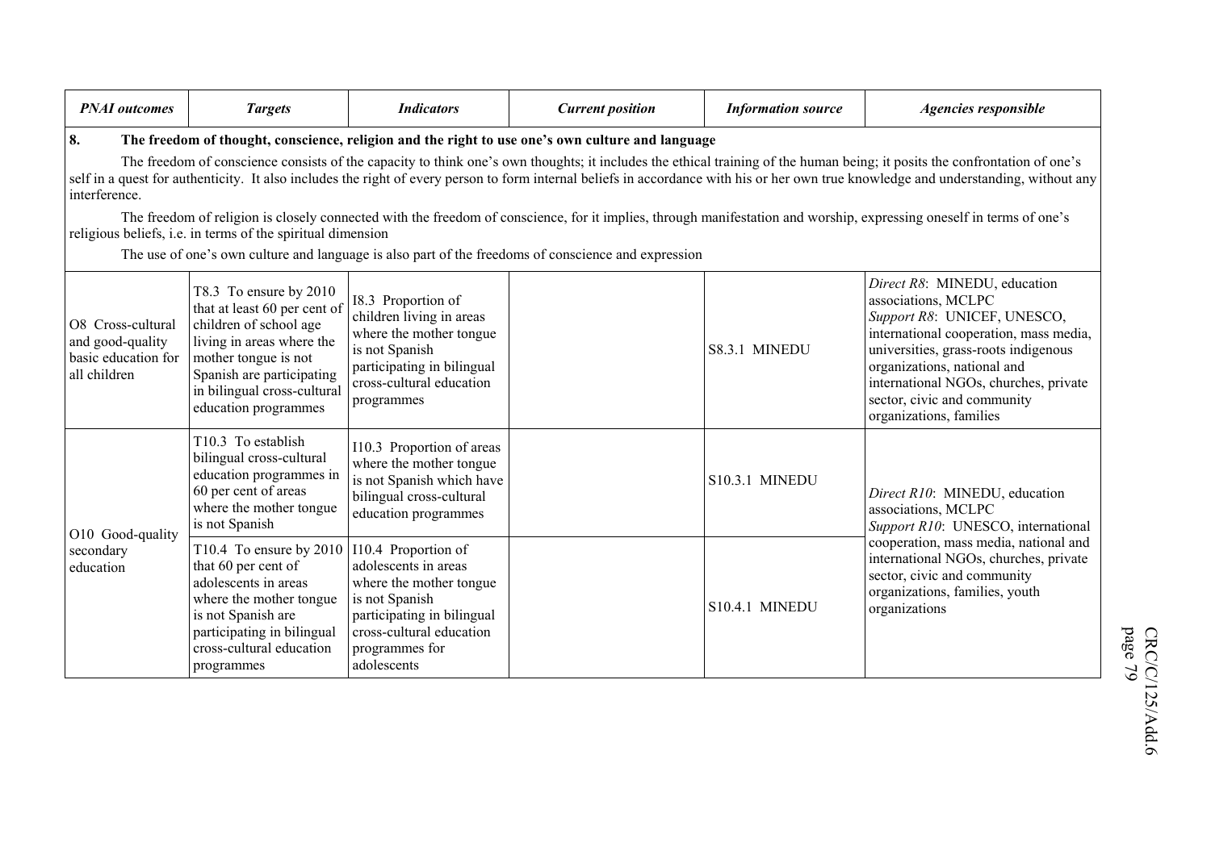| *PNAI outcomes* | *Targets* | *Indicators* | *Current position* | *Information source* | *Agencies responsible* |
|---|---|---|---|---|---|
| **8. The freedom of thought, conscience, religion and the right to use one's own culture and language** | | | | | |
| The freedom of conscience consists of the capacity to think one's own thoughts; it includes the ethical training of the human being; it posits the confrontation of one's self in a quest for authenticity. It also includes the right of every person to form internal beliefs in accordance with his or her own true knowledge and understanding, without any interference. The freedom of religion is closely connected with the freedom of conscience, for it implies, through manifestation and worship, expressing oneself in terms of one's religious beliefs, i.e. in terms of the spiritual dimension The use of one's own culture and language is also part of the freedoms of conscience and expression | | | | | |
| O8 Cross-cultural and good-quality basic education for all children | T8.3 To ensure by 2010 that at least 60 per cent of children of school age living in areas where the mother tongue is not Spanish are participating in bilingual cross-cultural education programmes | I8.3 Proportion of children living in areas where the mother tongue is not Spanish participating in bilingual cross-cultural education programmes | | S8.3.1 MINEDU | *Direct R8*: MINEDU, education associations, MCLPC *Support R8*: UNICEF, UNESCO, international cooperation, mass media, universities, grass-roots indigenous organizations, national and international NGOs, churches, private sector, civic and community organizations, families |
| O10 Good-quality secondary education | T10.3 To establish bilingual cross-cultural education programmes in 60 per cent of areas where the mother tongue is not Spanish | I10.3 Proportion of areas where the mother tongue is not Spanish which have bilingual cross-cultural education programmes | | S10.3.1 MINEDU | *Direct R10*: MINEDU, education associations, MCLPC *Support R10*: UNESCO, international cooperation, mass media, national and international NGOs, churches, private sector, civic and community organizations, families, youth organizations |
| | T10.4 To ensure by 2010 that 60 per cent of adolescents in areas where the mother tongue is not Spanish are participating in bilingual cross-cultural education programmes | I10.4 Proportion of adolescents in areas where the mother tongue is not Spanish participating in bilingual cross-cultural education programmes for adolescents | | S10.4.1 MINEDU | |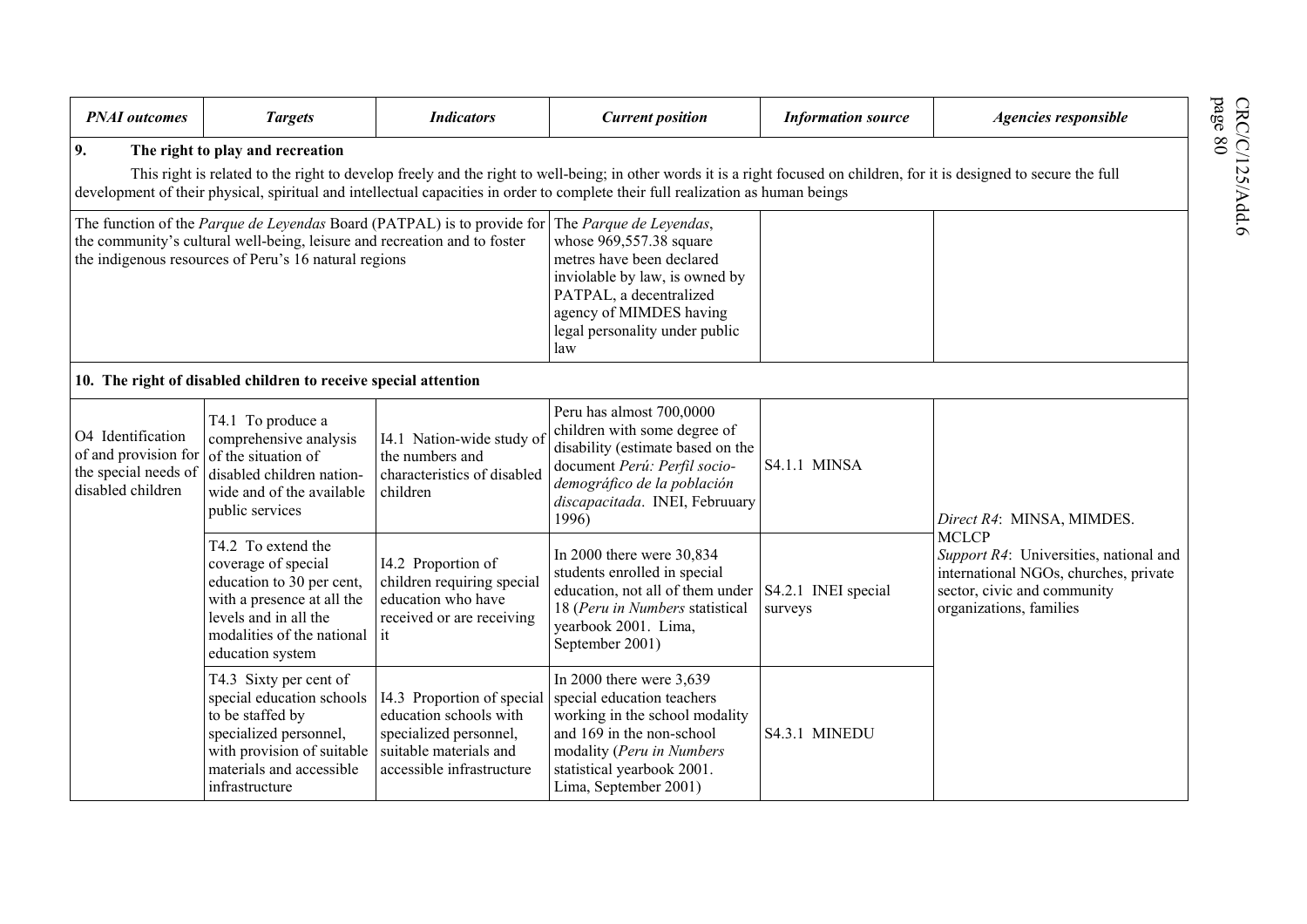| *PNAI outcomes* | *Targets* | *Indicators* | *Current position* | *Information source* | *Agencies responsible* |
|---|---|---|---|---|---|
| **9. The right to play and recreation** | | | | | |
| This right is related to the right to develop freely and the right to well-being; in other words it is a right focused on children, for it is designed to secure the full development of their physical, spiritual and intellectual capacities in order to complete their full realization as human beings | | | | | |
| The function of the *Parque de Leyendas* Board (PATPAL) is to provide for the community's cultural well-being, leisure and recreation and to foster the indigenous resources of Peru's 16 natural regions | | | The *Parque de Leyendas*, whose 969,557.38 square metres have been declared inviolable by law, is owned by PATPAL, a decentralized agency of MIMDES having legal personality under public law | | |
| **10. The right of disabled children to receive special attention** | | | | | |
| O4 Identification of and provision for the special needs of disabled children | T4.1 To produce a comprehensive analysis of the situation of disabled children nation-wide and of the available public services | I4.1 Nation-wide study of the numbers and characteristics of disabled children | Peru has almost 700,0000 children with some degree of disability (estimate based on the document *Perú: Perfil socio-demográfico de la población discapacitada*. INEI, Februuary 1996) | S4.1.1 MINSA | *Direct R4*: MINSA, MIMDES. MCLCP<br>*Support R4*: Universities, national and international NGOs, churches, private sector, civic and community organizations, families |
| | T4.2 To extend the coverage of special education to 30 per cent, with a presence at all the levels and in all the modalities of the national education system | I4.2 Proportion of children requiring special education who have received or are receiving it | In 2000 there were 30,834 students enrolled in special education, not all of them under 18 (*Peru in Numbers* statistical yearbook 2001. Lima, September 2001) | S4.2.1 INEI special surveys | |
| | T4.3 Sixty per cent of special education schools to be staffed by specialized personnel, with provision of suitable materials and accessible infrastructure | I4.3 Proportion of special education schools with specialized personnel, suitable materials and accessible infrastructure | In 2000 there were 3,639 special education teachers working in the school modality and 169 in the non-school modality (*Peru in Numbers* statistical yearbook 2001. Lima, September 2001) | S4.3.1 MINEDU | |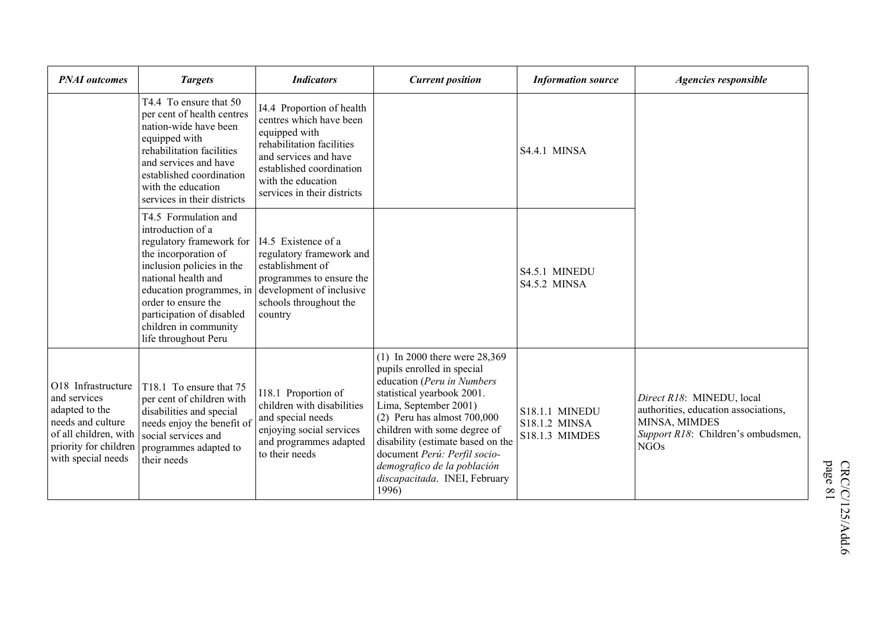| *PNAI outcomes* | *Targets* | *Indicators* | *Current position* | *Information source* | *Agencies responsible* |
|---|---|---|---|---|---|
| | T4.4 To ensure that 50 per cent of health centres nation-wide have been equipped with rehabilitation facilities and services and have established coordination with the education services in their districts | I4.4 Proportion of health centres which have been equipped with rehabilitation facilities and services and have established coordination with the education services in their districts | | S4.4.1 MINSA | |
| | T4.5 Formulation and introduction of a regulatory framework for the incorporation of inclusion policies in the national health and education programmes, in order to ensure the participation of disabled children in community life throughout Peru | I4.5 Existence of a regulatory framework and establishment of programmes to ensure the development of inclusive schools throughout the country | | S4.5.1 MINEDU<br>S4.5.2 MINSA | |
| O18 Infrastructure and services adapted to the needs and culture of all children, with priority for children with special needs | T18.1 To ensure that 75 per cent of children with disabilities and special needs enjoy the benefit of social services and programmes adapted to their needs | I18.1 Proportion of children with disabilities and special needs enjoying social services and programmes adapted to their needs | (1) In 2000 there were 28,369 pupils enrolled in special education (*Peru in Numbers* statistical yearbook 2001. Lima, September 2001)<br>(2) Peru has almost 700,000 children with some degree of disability (estimate based on the document *Perú: Perfil socio-demografico de la población discapacitada*. INEI, February 1996) | S18.1.1 MINEDU<br>S18.1.2 MINSA<br>S18.1.3 MIMDES | *Direct R18*: MINEDU, local authorities, education associations, MINSA, MIMDES<br>*Support R18*: Children's ombudsmen, NGOs |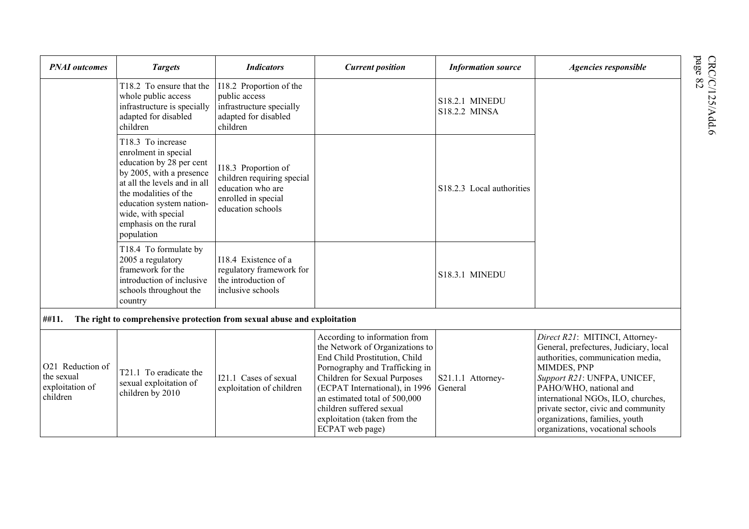| *PNAI outcomes* | *Targets* | *Indicators* | *Current position* | *Information source* | *Agencies responsible* |
|---|---|---|---|---|---|
| | T18.2 To ensure that the whole public access infrastructure is specially adapted for disabled children | I18.2 Proportion of the public access infrastructure specially adapted for disabled children | | S18.2.1 MINEDU<br>S18.2.2 MINSA | |
| | T18.3 To increase enrolment in special education by 28 per cent by 2005, with a presence at all the levels and in all the modalities of the education system nation-wide, with special emphasis on the rural population | I18.3 Proportion of children requiring special education who are enrolled in special education schools | | S18.2.3 Local authorities | |
| | T18.4 To formulate by 2005 a regulatory framework for the introduction of inclusive schools throughout the country | I18.4 Existence of a regulatory framework for the introduction of inclusive schools | | S18.3.1 MINEDU | |
| **##11. The right to comprehensive protection from sexual abuse and exploitation** | | | | | |
| O21 Reduction of the sexual exploitation of children | T21.1 To eradicate the sexual exploitation of children by 2010 | I21.1 Cases of sexual exploitation of children | According to information from the Network of Organizations to End Child Prostitution, Child Pornography and Trafficking in Children for Sexual Purposes (ECPAT International), in 1996 an estimated total of 500,000 children suffered sexual exploitation (taken from the ECPAT web page) | S21.1.1 Attorney-General | *Direct R21*: MITINCI, Attorney-General, prefectures, Judiciary, local authorities, communication media, MIMDES, PNP<br>*Support R21*: UNFPA, UNICEF, PAHO/WHO, national and international NGOs, ILO, churches, private sector, civic and community organizations, families, youth organizations, vocational schools |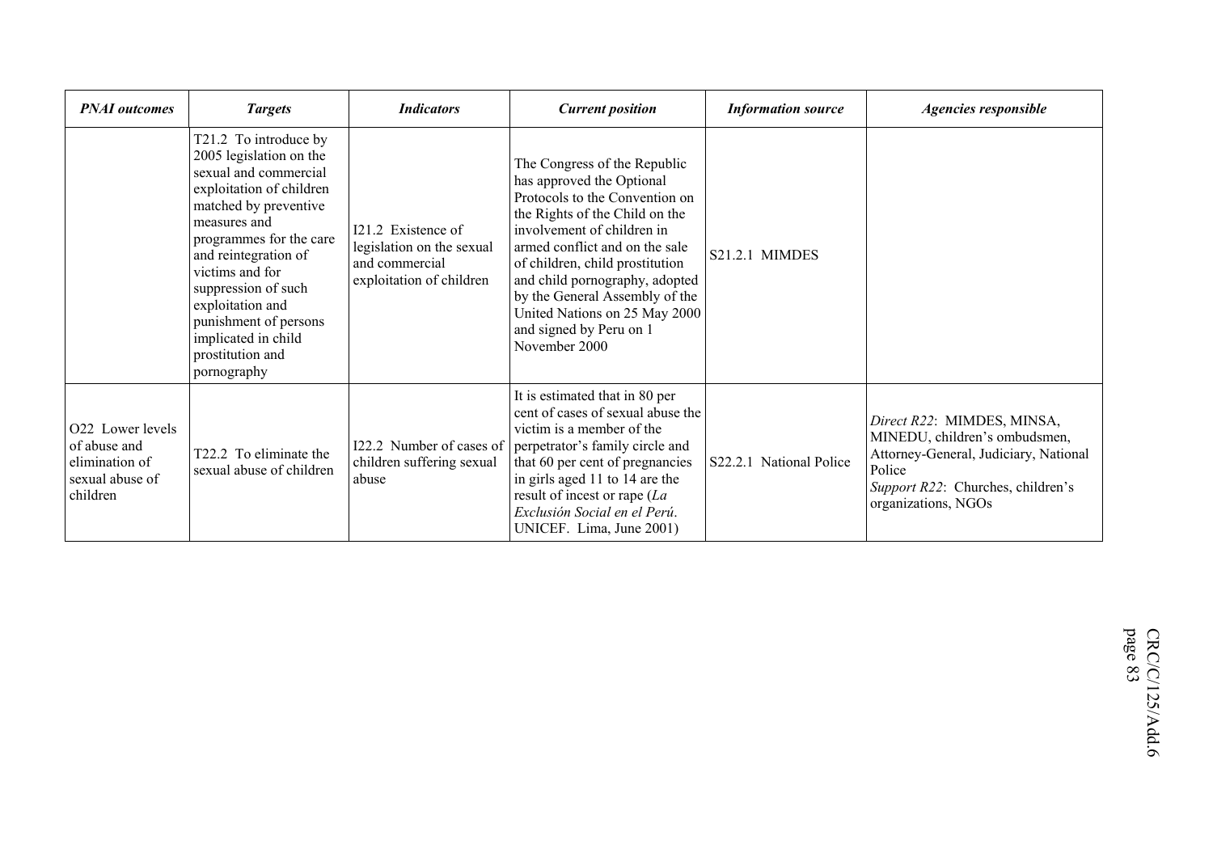| *PNAI outcomes* | *Targets* | *Indicators* | *Current position* | *Information source* | *Agencies responsible* |
|---|---|---|---|---|---|
| | T21.2 To introduce by 2005 legislation on the sexual and commercial exploitation of children matched by preventive measures and programmes for the care and reintegration of victims and for suppression of such exploitation and punishment of persons implicated in child prostitution and pornography | I21.2 Existence of legislation on the sexual and commercial exploitation of children | The Congress of the Republic has approved the Optional Protocols to the Convention on the Rights of the Child on the involvement of children in armed conflict and on the sale of children, child prostitution and child pornography, adopted by the General Assembly of the United Nations on 25 May 2000 and signed by Peru on 1 November 2000 | S21.2.1 MIMDES | |
| O22 Lower levels of abuse and elimination of sexual abuse of children | T22.2 To eliminate the sexual abuse of children | I22.2 Number of cases of children suffering sexual abuse | It is estimated that in 80 per cent of cases of sexual abuse the victim is a member of the perpetrator's family circle and that 60 per cent of pregnancies in girls aged 11 to 14 are the result of incest or rape (*La Exclusión Social en el Perú*. UNICEF. Lima, June 2001) | S22.2.1 National Police | *Direct R22*: MIMDES, MINSA, MINEDU, children's ombudsmen, Attorney-General, Judiciary, National Police<br>*Support R22*: Churches, children's organizations, NGOs |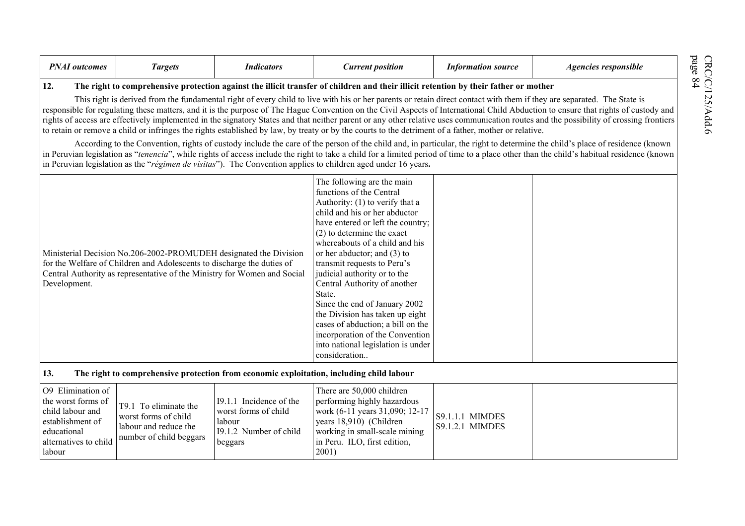| *PNAI outcomes* | *Targets* | *Indicators* | *Current position* | *Information source* | *Agencies responsible* |
|---|---|---|---|---|---|
| **12. The right to comprehensive protection against the illicit transfer of children and their illicit retention by their father or mother** | | | | | |
| This right is derived from the fundamental right of every child to live with his or her parents or retain direct contact with them if they are separated. The State is responsible for regulating these matters, and it is the purpose of The Hague Convention on the Civil Aspects of International Child Abduction to ensure that rights of custody and rights of access are effectively implemented in the signatory States and that neither parent or any other relative uses communication routes and the possibility of crossing frontiers to retain or remove a child or infringes the rights established by law, by treaty or by the courts to the detriment of a father, mother or relative. According to the Convention, rights of custody include the care of the person of the child and, in particular, the right to determine the child's place of residence (known in Peruvian legislation as "*tenencia*", while rights of access include the right to take a child for a limited period of time to a place other than the child's habitual residence (known in Peruvian legislation as the "*régimen de visitas*"). The Convention applies to children aged under 16 years**.** | | | | | |
| Ministerial Decision No.206-2002-PROMUDEH designated the Division for the Welfare of Children and Adolescents to discharge the duties of Central Authority as representative of the Ministry for Women and Social Development. | | | The following are the main functions of the Central Authority: (1) to verify that a child and his or her abductor have entered or left the country; (2) to determine the exact whereabouts of a child and his or her abductor; and (3) to transmit requests to Peru's judicial authority or to the Central Authority of another State. Since the end of January 2002 the Division has taken up eight cases of abduction; a bill on the incorporation of the Convention into national legislation is under consideration.. | | |
| **13. The right to comprehensive protection from economic exploitation, including child labour** | | | | | |
| O9 Elimination of the worst forms of child labour and establishment of educational alternatives to child labour | T9.1 To eliminate the worst forms of child labour and reduce the number of child beggars | I9.1.1 Incidence of the worst forms of child labour<br>I9.1.2 Number of child beggars | There are 50,000 children performing highly hazardous work (6-11 years 31,090; 12-17 years 18,910) (Children working in small-scale mining in Peru. ILO, first edition, 2001) | S9.1.1.1 MIMDES<br>S9.1.2.1 MIMDES | |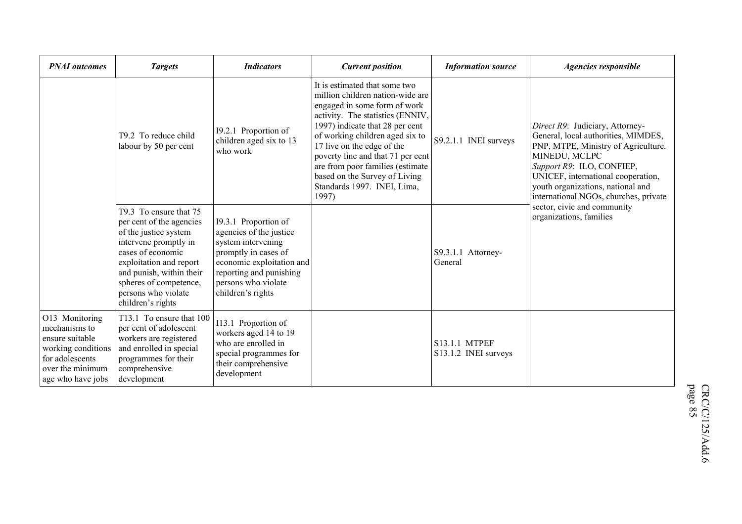| *PNAI outcomes* | *Targets* | *Indicators* | *Current position* | *Information source* | *Agencies responsible* |
|---|---|---|---|---|---|
| | T9.2 To reduce child labour by 50 per cent | I9.2.1 Proportion of children aged six to 13 who work | It is estimated that some two million children nation-wide are engaged in some form of work activity. The statistics (ENNIV, 1997) indicate that 28 per cent of working children aged six to 17 live on the edge of the poverty line and that 71 per cent are from poor families (estimate based on the Survey of Living Standards 1997. INEI, Lima, 1997) | S9.2.1.1 INEI surveys | *Direct R9*: Judiciary, Attorney-General, local authorities, MIMDES, PNP, MTPE, Ministry of Agriculture. MINEDU, MCLPC *Support R9*: ILO, CONFIEP, UNICEF, international cooperation, youth organizations, national and international NGOs, churches, private sector, civic and community organizations, families |
| | T9.3 To ensure that 75 per cent of the agencies of the justice system intervene promptly in cases of economic exploitation and report and punish, within their spheres of competence, persons who violate children's rights | I9.3.1 Proportion of agencies of the justice system intervening promptly in cases of economic exploitation and reporting and punishing persons who violate children's rights | | S9.3.1.1 Attorney-General | |
| O13 Monitoring mechanisms to ensure suitable working conditions for adolescents over the minimum age who have jobs | T13.1 To ensure that 100 per cent of adolescent workers are registered and enrolled in special programmes for their comprehensive development | I13.1 Proportion of workers aged 14 to 19 who are enrolled in special programmes for their comprehensive development | | S13.1.1 MTPEF S13.1.2 INEI surveys | |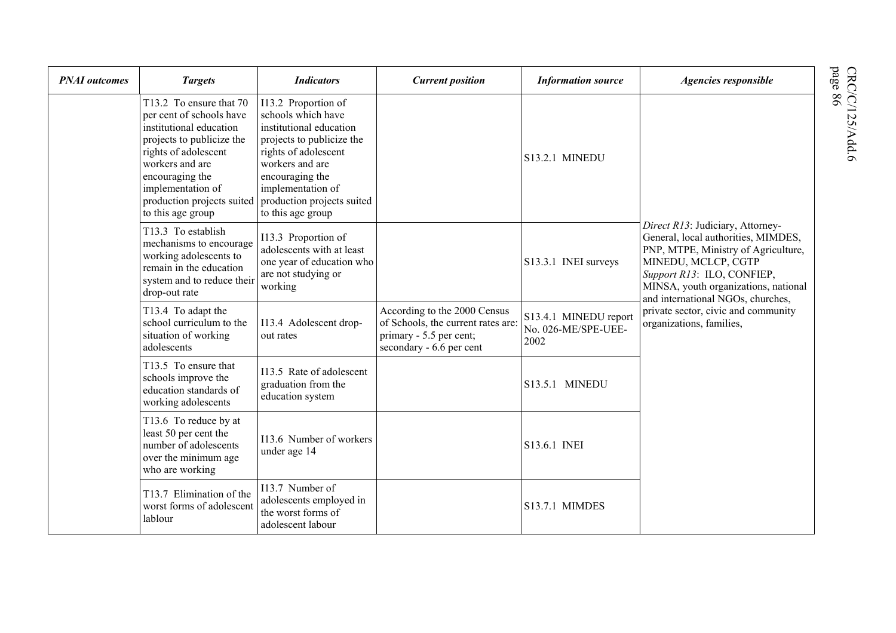| *PNAI outcomes* | *Targets* | *Indicators* | *Current position* | *Information source* | *Agencies responsible* |
|---|---|---|---|---|---|
| | T13.2 To ensure that 70 per cent of schools have institutional education projects to publicize the rights of adolescent workers and are encouraging the implementation of production projects suited to this age group | I13.2 Proportion of schools which have institutional education projects to publicize the rights of adolescent workers and are encouraging the implementation of production projects suited to this age group | | S13.2.1 MINEDU | *Direct R13*: Judiciary, Attorney-General, local authorities, MIMDES, PNP, MTPE, Ministry of Agriculture, MINEDU, MCLCP, CGTP *Support R13*: ILO, CONFIEP, MINSA, youth organizations, national and international NGOs, churches, private sector, civic and community organizations, families, |
| | T13.3 To establish mechanisms to encourage working adolescents to remain in the education system and to reduce their drop-out rate | I13.3 Proportion of adolescents with at least one year of education who are not studying or working | | S13.3.1 INEI surveys | |
| | T13.4 To adapt the school curriculum to the situation of working adolescents | I13.4 Adolescent drop-out rates | According to the 2000 Census of Schools, the current rates are: primary - 5.5 per cent; secondary - 6.6 per cent | S13.4.1 MINEDU report No. 026-ME/SPE-UEE-2002 | |
| | T13.5 To ensure that schools improve the education standards of working adolescents | I13.5 Rate of adolescent graduation from the education system | | S13.5.1 MINEDU | |
| | T13.6 To reduce by at least 50 per cent the number of adolescents over the minimum age who are working | I13.6 Number of workers under age 14 | | S13.6.1 INEI | |
| | T13.7 Elimination of the worst forms of adolescent lablour | I13.7 Number of adolescents employed in the worst forms of adolescent labour | | S13.7.1 MIMDES | |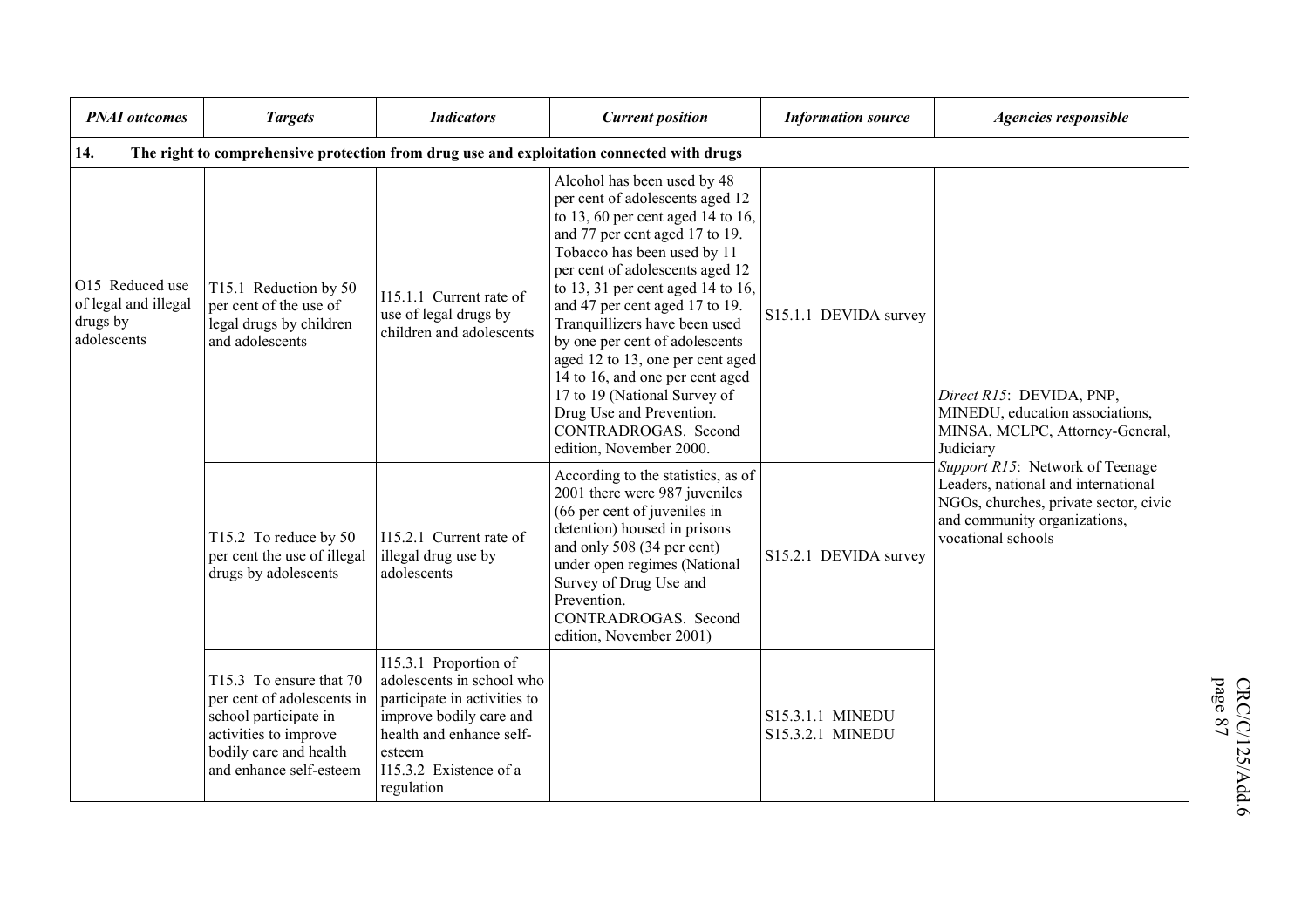| *PNAI outcomes* | *Targets* | *Indicators* | *Current position* | *Information source* | *Agencies responsible* |
|---|---|---|---|---|---|
| **14. The right to comprehensive protection from drug use and exploitation connected with drugs** | | | | | |
| O15 Reduced use of legal and illegal drugs by adolescents | T15.1 Reduction by 50 per cent of the use of legal drugs by children and adolescents | I15.1.1 Current rate of use of legal drugs by children and adolescents | Alcohol has been used by 48 per cent of adolescents aged 12 to 13, 60 per cent aged 14 to 16, and 77 per cent aged 17 to 19. Tobacco has been used by 11 per cent of adolescents aged 12 to 13, 31 per cent aged 14 to 16, and 47 per cent aged 17 to 19. Tranquillizers have been used by one per cent of adolescents aged 12 to 13, one per cent aged 14 to 16, and one per cent aged 17 to 19 (National Survey of Drug Use and Prevention. CONTRADROGAS. Second edition, November 2000. | S15.1.1 DEVIDA survey | *Direct R15*: DEVIDA, PNP, MINEDU, education associations, MINSA, MCLPC, Attorney-General, Judiciary<br>*Support R15*: Network of Teenage Leaders, national and international NGOs, churches, private sector, civic and community organizations, vocational schools |
| | T15.2 To reduce by 50 per cent the use of illegal drugs by adolescents | I15.2.1 Current rate of illegal drug use by adolescents | According to the statistics, as of 2001 there were 987 juveniles (66 per cent of juveniles in detention) housed in prisons and only 508 (34 per cent) under open regimes (National Survey of Drug Use and Prevention. CONTRADROGAS. Second edition, November 2001) | S15.2.1 DEVIDA survey | |
| | T15.3 To ensure that 70 per cent of adolescents in school participate in activities to improve bodily care and health and enhance self-esteem | I15.3.1 Proportion of adolescents in school who participate in activities to improve bodily care and health and enhance self-esteem<br>I15.3.2 Existence of a regulation | | S15.3.1.1 MINEDU<br>S15.3.2.1 MINEDU | |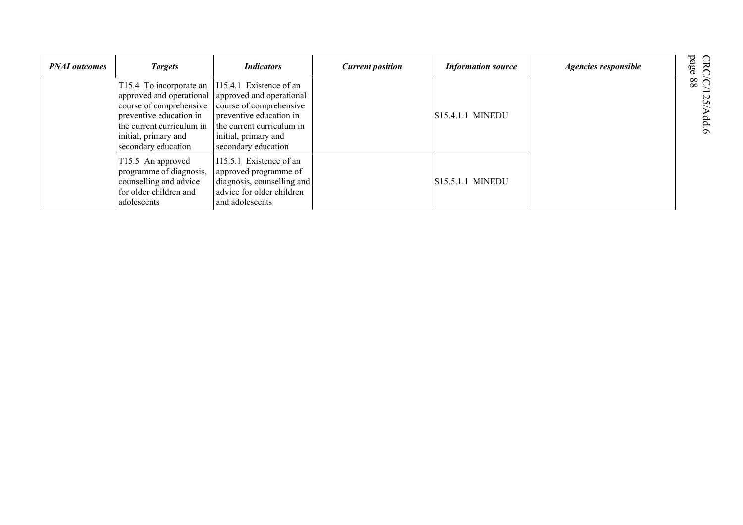| *PNAI outcomes* | *Targets* | *Indicators* | *Current position* | *Information source* | *Agencies responsible* |
|---|---|---|---|---|---|
| | T15.4 To incorporate an approved and operational course of comprehensive preventive education in the current curriculum in initial, primary and secondary education | I15.4.1 Existence of an approved and operational course of comprehensive preventive education in the current curriculum in initial, primary and secondary education | | S15.4.1.1 MINEDU | |
| | T15.5 An approved programme of diagnosis, counselling and advice for older children and adolescents | I15.5.1 Existence of an approved programme of diagnosis, counselling and advice for older children and adolescents | | S15.5.1.1 MINEDU | |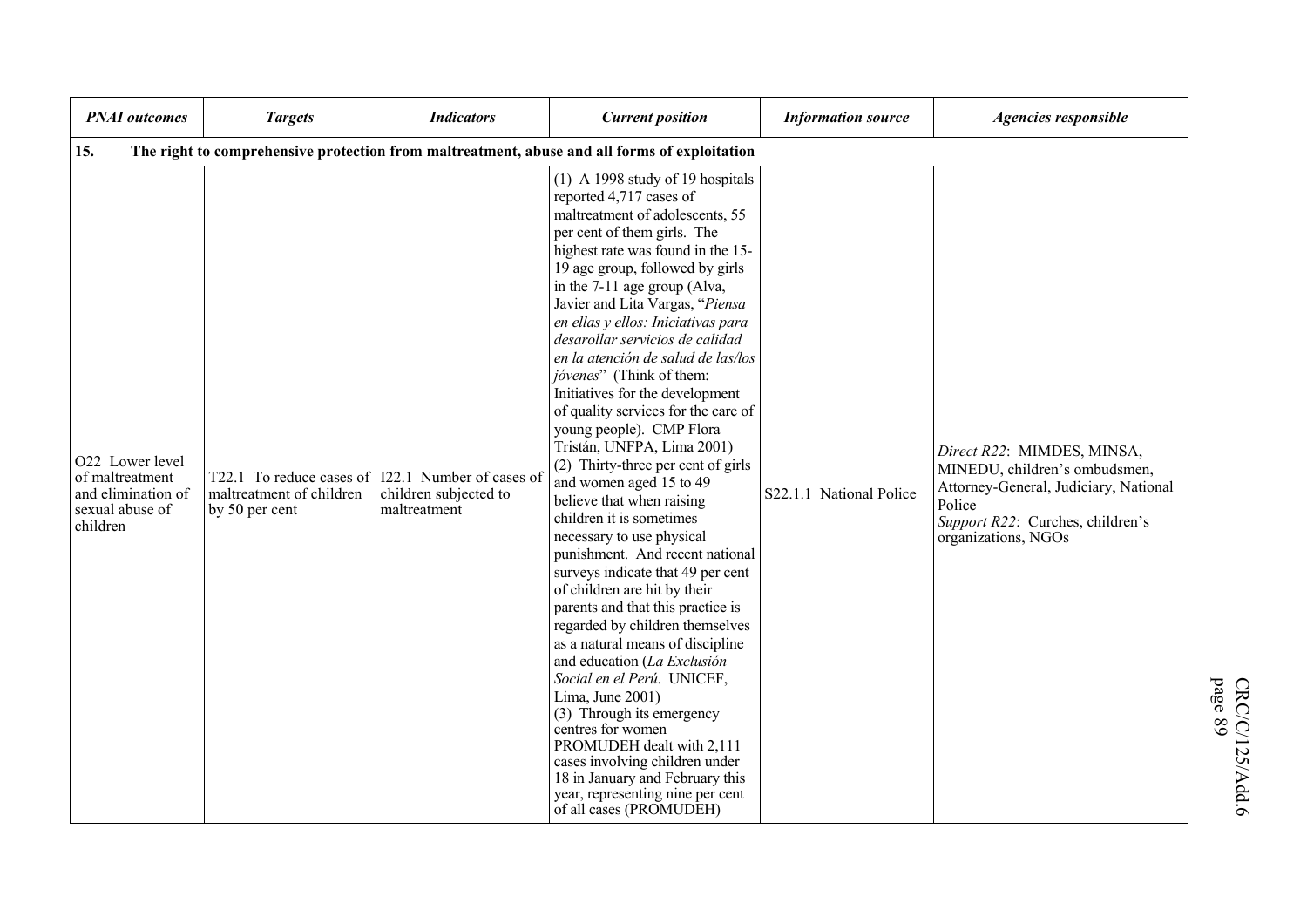| *PNAI outcomes* | *Targets* | *Indicators* | *Current position* | *Information source* | *Agencies responsible* |
|---|---|---|---|---|---|
| **15. The right to comprehensive protection from maltreatment, abuse and all forms of exploitation** | | | | | |
| O22 Lower level of maltreatment and elimination of sexual abuse of children | T22.1 To reduce cases of maltreatment of children by 50 per cent | I22.1 Number of cases of children subjected to maltreatment | (1) A 1998 study of 19 hospitals reported 4,717 cases of maltreatment of adolescents, 55 per cent of them girls. The highest rate was found in the 15-19 age group, followed by girls in the 7-11 age group (Alva, Javier and Lita Vargas, "*Piensa en ellas y ellos: Iniciativas para desarollar servicios de calidad en la atención de salud de las/los jóvenes*" (Think of them: Initiatives for the development of quality services for the care of young people). CMP Flora Tristán, UNFPA, Lima 2001) (2) Thirty-three per cent of girls and women aged 15 to 49 believe that when raising children it is sometimes necessary to use physical punishment. And recent national surveys indicate that 49 per cent of children are hit by their parents and that this practice is regarded by children themselves as a natural means of discipline and education (*La Exclusión Social en el Perú*. UNICEF, Lima, June 2001) (3) Through its emergency centres for women PROMUDEH dealt with 2,111 cases involving children under 18 in January and February this year, representing nine per cent of all cases (PROMUDEH) | S22.1.1 National Police | *Direct R22*: MIMDES, MINSA, MINEDU, children's ombudsmen, Attorney-General, Judiciary, National Police *Support R22*: Curches, children's organizations, NGOs |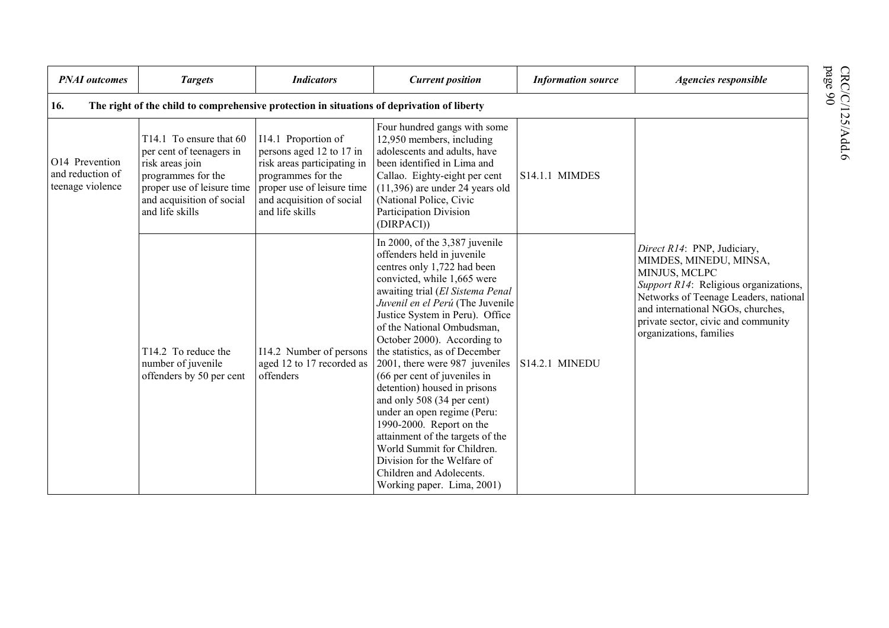| *PNAI outcomes* | *Targets* | *Indicators* | *Current position* | *Information source* | *Agencies responsible* |
|---|---|---|---|---|---|
| **16. The right of the child to comprehensive protection in situations of deprivation of liberty** | | | | | |
| O14 Prevention and reduction of teenage violence | T14.1 To ensure that 60 per cent of teenagers in risk areas join programmes for the proper use of leisure time and acquisition of social and life skills | I14.1 Proportion of persons aged 12 to 17 in risk areas participating in programmes for the proper use of leisure time and acquisition of social and life skills | Four hundred gangs with some 12,950 members, including adolescents and adults, have been identified in Lima and Callao. Eighty-eight per cent (11,396) are under 24 years old (National Police, Civic Participation Division (DIRPACI)) | S14.1.1 MIMDES | *Direct R14*: PNP, Judiciary, MIMDES, MINEDU, MINSA, MINJUS, MCLPC *Support R14*: Religious organizations, Networks of Teenage Leaders, national and international NGOs, churches, private sector, civic and community organizations, families |
| | T14.2 To reduce the number of juvenile offenders by 50 per cent | I14.2 Number of persons aged 12 to 17 recorded as offenders | In 2000, of the 3,387 juvenile offenders held in juvenile centres only 1,722 had been convicted, while 1,665 were awaiting trial (*El Sistema Penal Juvenil en el Perú* (The Juvenile Justice System in Peru). Office of the National Ombudsman, October 2000). According to the statistics, as of December 2001, there were 987 juveniles (66 per cent of juveniles in detention) housed in prisons and only 508 (34 per cent) under an open regime (Peru: 1990-2000. Report on the attainment of the targets of the World Summit for Children. Division for the Welfare of Children and Adolecents. Working paper. Lima, 2001) | S14.2.1 MINEDU | |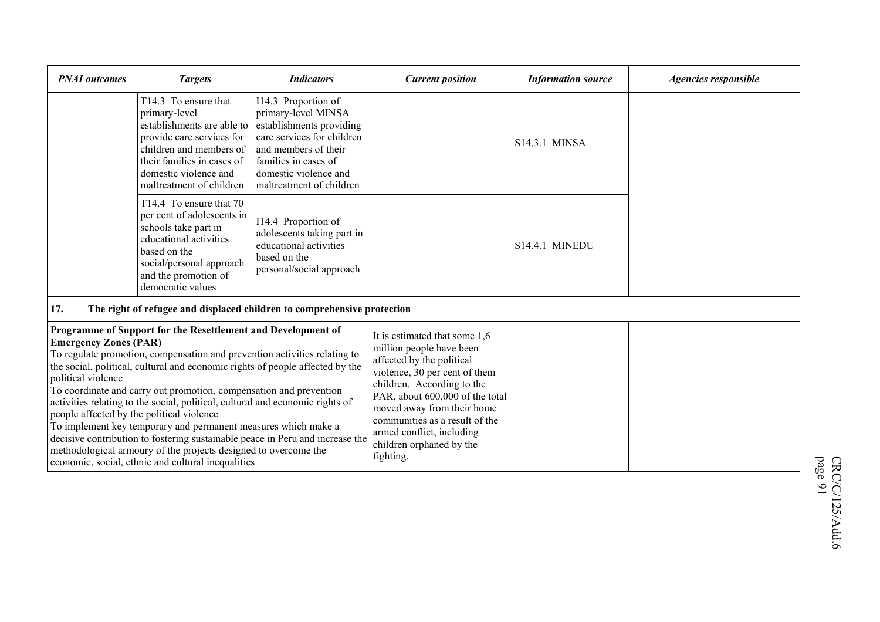| *PNAI outcomes* | *Targets* | *Indicators* | *Current position* | *Information source* | *Agencies responsible* |
|---|---|---|---|---|---|
| | T14.3 To ensure that primary-level establishments are able to provide care services for children and members of their families in cases of domestic violence and maltreatment of children | I14.3 Proportion of primary-level MINSA establishments providing care services for children and members of their families in cases of domestic violence and maltreatment of children | | S14.3.1 MINSA | |
| | T14.4 To ensure that 70 per cent of adolescents in schools take part in educational activities based on the social/personal approach and the promotion of democratic values | I14.4 Proportion of adolescents taking part in educational activities based on the personal/social approach | | S14.4.1 MINEDU | |
| **17. The right of refugee and displaced children to comprehensive protection** | | | | | |
| **Programme of Support for the Resettlement and Development of Emergency Zones (PAR)** To regulate promotion, compensation and prevention activities relating to the social, political, cultural and economic rights of people affected by the political violence To coordinate and carry out promotion, compensation and prevention activities relating to the social, political, cultural and economic rights of people affected by the political violence To implement key temporary and permanent measures which make a decisive contribution to fostering sustainable peace in Peru and increase the methodological armoury of the projects designed to overcome the economic, social, ethnic and cultural inequalities | | | It is estimated that some 1,6 million people have been affected by the political violence, 30 per cent of them children. According to the PAR, about 600,000 of the total moved away from their home communities as a result of the armed conflict, including children orphaned by the fighting. | | |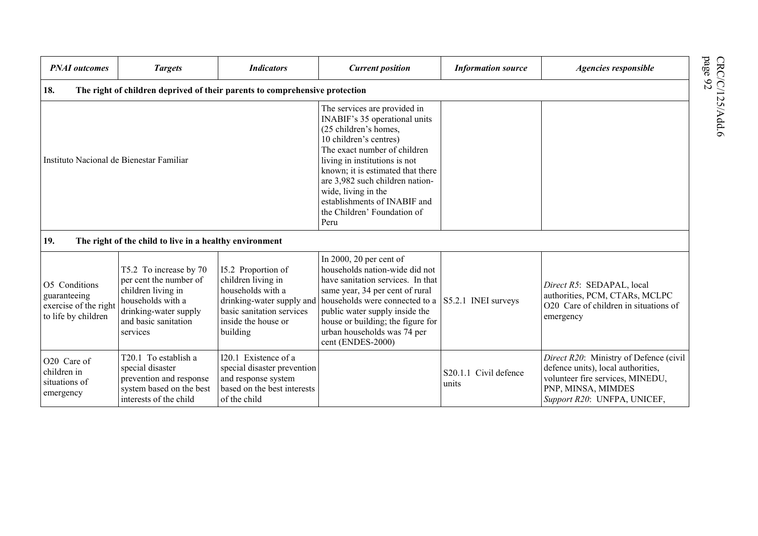| *PNAI outcomes* | *Targets* | *Indicators* | *Current position* | *Information source* | *Agencies responsible* |
|---|---|---|---|---|---|
| **18. The right of children deprived of their parents to comprehensive protection** | | | | | |
| Instituto Nacional de Bienestar Familiar | | | The services are provided in INABIF's 35 operational units (25 children's homes, 10 children's centres) The exact number of children living in institutions is not known; it is estimated that there are 3,982 such children nation-wide, living in the establishments of INABIF and the Children' Foundation of Peru | | |
| **19. The right of the child to live in a healthy environment** | | | | | |
| O5 Conditions guaranteeing exercise of the right to life by children | T5.2 To increase by 70 per cent the number of children living in households with a drinking-water supply and basic sanitation services | I5.2 Proportion of children living in households with a drinking-water supply and basic sanitation services inside the house or building | In 2000, 20 per cent of households nation-wide did not have sanitation services. In that same year, 34 per cent of rural households were connected to a public water supply inside the house or building; the figure for urban households was 74 per cent (ENDES-2000) | S5.2.1 INEI surveys | *Direct R5*: SEDAPAL, local authorities, PCM, CTARs, MCLPC O20 Care of children in situations of emergency |
| O20 Care of children in situations of emergency | T20.1 To establish a special disaster prevention and response system based on the best interests of the child | I20.1 Existence of a special disaster prevention and response system based on the best interests of the child | | S20.1.1 Civil defence units | *Direct R20*: Ministry of Defence (civil defence units), local authorities, volunteer fire services, MINEDU, PNP, MINSA, MIMDES *Support R20*: UNFPA, UNICEF, |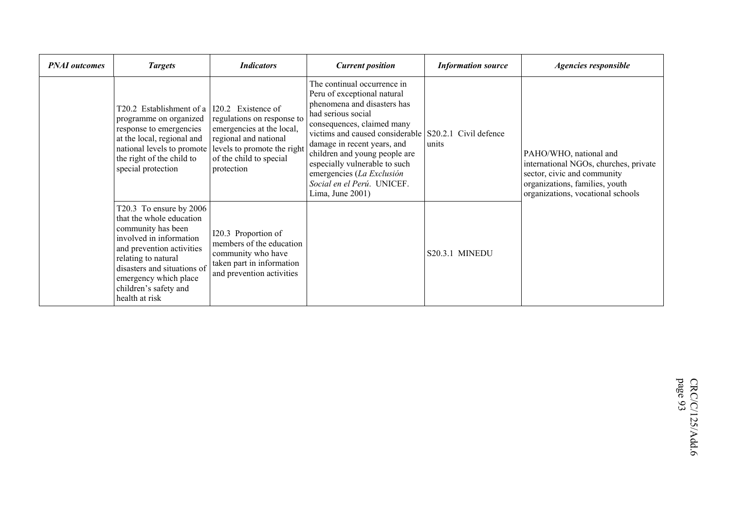| *PNAI outcomes* | *Targets* | *Indicators* | *Current position* | *Information source* | *Agencies responsible* |
|---|---|---|---|---|---|
| | T20.2 Establishment of a programme on organized response to emergencies at the local, regional and national levels to promote the right of the child to special protection | I20.2 Existence of regulations on response to emergencies at the local, regional and national levels to promote the right of the child to special protection | The continual occurrence in Peru of exceptional natural phenomena and disasters has had serious social consequences, claimed many victims and caused considerable damage in recent years, and children and young people are especially vulnerable to such emergencies (*La Exclusión Social en el Perú*. UNICEF. Lima, June 2001) | S20.2.1 Civil defence units | PAHO/WHO, national and international NGOs, churches, private sector, civic and community organizations, families, youth organizations, vocational schools |
| | T20.3 To ensure by 2006 that the whole education community has been involved in information and prevention activities relating to natural disasters and situations of emergency which place children's safety and health at risk | I20.3 Proportion of members of the education community who have taken part in information and prevention activities | | S20.3.1 MINEDU | |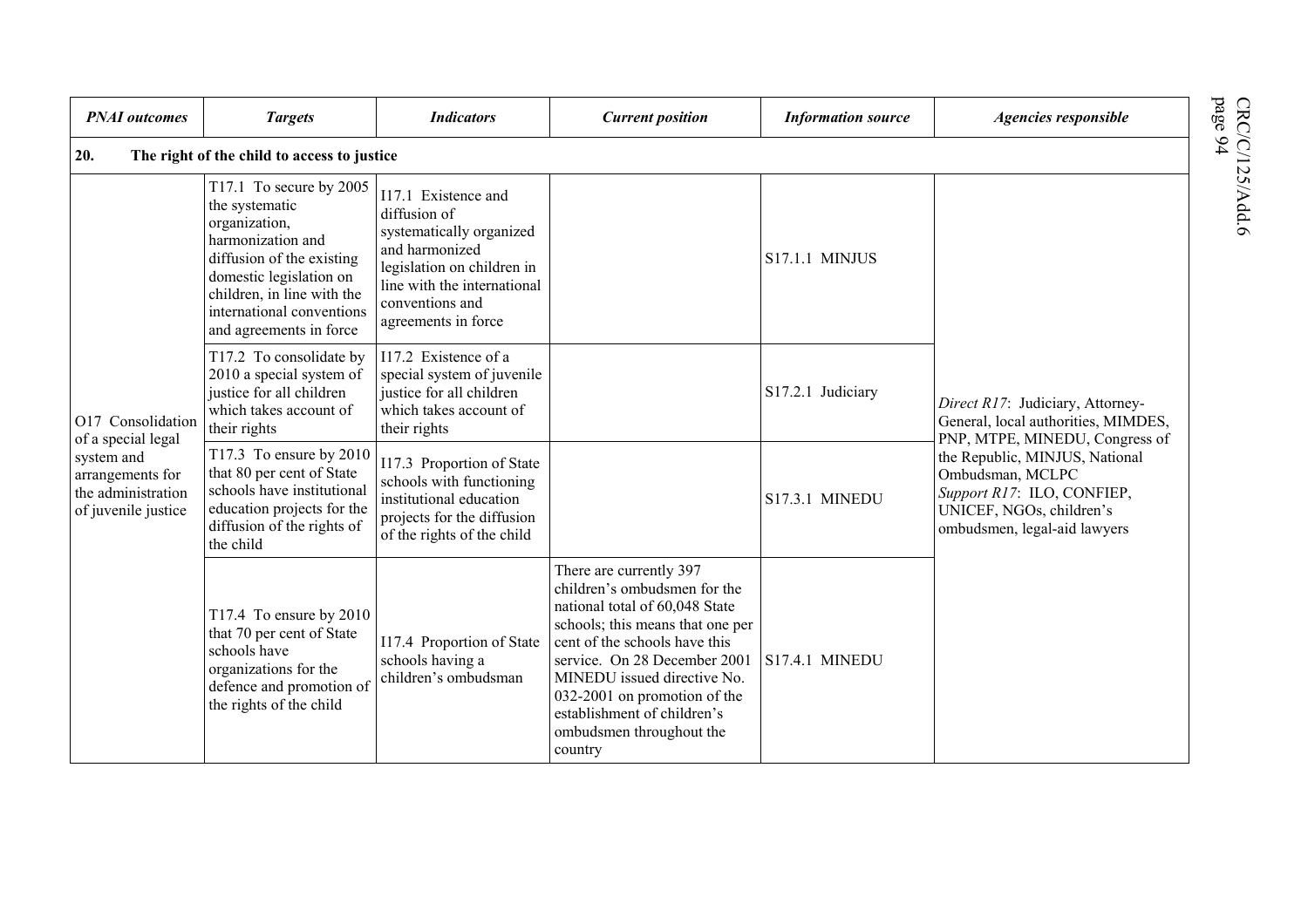| *PNAI outcomes* | *Targets* | *Indicators* | *Current position* | *Information source* | *Agencies responsible* |
|---|---|---|---|---|---|
| **20. The right of the child to access to justice** | | | | | |
| O17 Consolidation of a special legal system and arrangements for the administration of juvenile justice | T17.1 To secure by 2005 the systematic organization, harmonization and diffusion of the existing domestic legislation on children, in line with the international conventions and agreements in force | I17.1 Existence and diffusion of systematically organized and harmonized legislation on children in line with the international conventions and agreements in force | | S17.1.1 MINJUS | *Direct R17*: Judiciary, Attorney-General, local authorities, MIMDES, PNP, MTPE, MINEDU, Congress of the Republic, MINJUS, National Ombudsman, MCLPC *Support R17*: ILO, CONFIEP, UNICEF, NGOs, children's ombudsmen, legal-aid lawyers |
| | T17.2 To consolidate by 2010 a special system of justice for all children which takes account of their rights | I17.2 Existence of a special system of juvenile justice for all children which takes account of their rights | | S17.2.1 Judiciary | |
| | T17.3 To ensure by 2010 that 80 per cent of State schools have institutional education projects for the diffusion of the rights of the child | I17.3 Proportion of State schools with functioning institutional education projects for the diffusion of the rights of the child | | S17.3.1 MINEDU | |
| | T17.4 To ensure by 2010 that 70 per cent of State schools have organizations for the defence and promotion of the rights of the child | I17.4 Proportion of State schools having a children's ombudsman | There are currently 397 children's ombudsmen for the national total of 60,048 State schools; this means that one per cent of the schools have this service. On 28 December 2001 MINEDU issued directive No. 032-2001 on promotion of the establishment of children's ombudsmen throughout the country | S17.4.1 MINEDU | |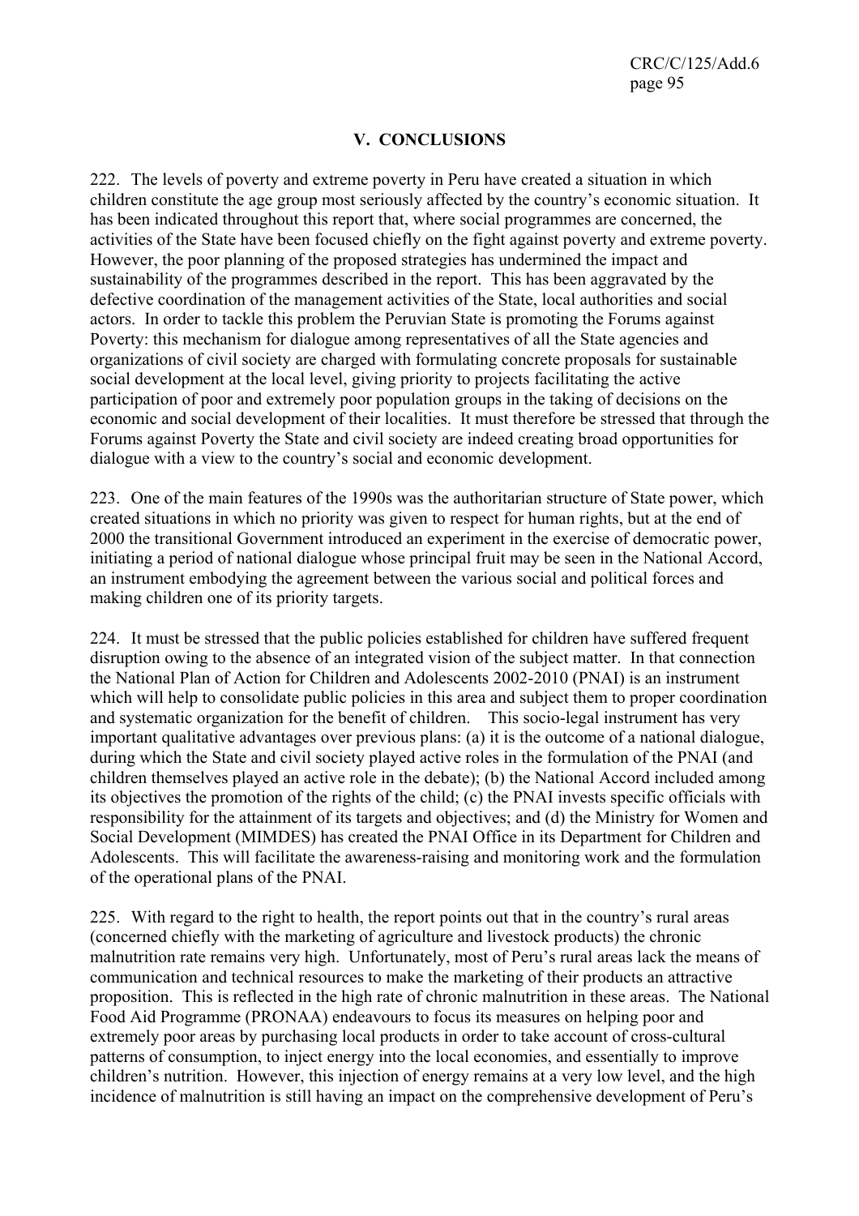## V. CONCLUSIONS

222. The levels of poverty and extreme poverty in Peru have created a situation in which children constitute the age group most seriously affected by the country's economic situation. It has been indicated throughout this report that, where social programmes are concerned, the activities of the State have been focused chiefly on the fight against poverty and extreme poverty. However, the poor planning of the proposed strategies has undermined the impact and sustainability of the programmes described in the report. This has been aggravated by the defective coordination of the management activities of the State, local authorities and social actors. In order to tackle this problem the Peruvian State is promoting the Forums against Poverty: this mechanism for dialogue among representatives of all the State agencies and organizations of civil society are charged with formulating concrete proposals for sustainable social development at the local level, giving priority to projects facilitating the active participation of poor and extremely poor population groups in the taking of decisions on the economic and social development of their localities. It must therefore be stressed that through the Forums against Poverty the State and civil society are indeed creating broad opportunities for dialogue with a view to the country's social and economic development.

223. One of the main features of the 1990s was the authoritarian structure of State power, which created situations in which no priority was given to respect for human rights, but at the end of 2000 the transitional Government introduced an experiment in the exercise of democratic power, initiating a period of national dialogue whose principal fruit may be seen in the National Accord, an instrument embodying the agreement between the various social and political forces and making children one of its priority targets.

224. It must be stressed that the public policies established for children have suffered frequent disruption owing to the absence of an integrated vision of the subject matter. In that connection the National Plan of Action for Children and Adolescents 2002-2010 (PNAI) is an instrument which will help to consolidate public policies in this area and subject them to proper coordination and systematic organization for the benefit of children. This socio-legal instrument has very important qualitative advantages over previous plans: (a) it is the outcome of a national dialogue, during which the State and civil society played active roles in the formulation of the PNAI (and children themselves played an active role in the debate); (b) the National Accord included among its objectives the promotion of the rights of the child; (c) the PNAI invests specific officials with responsibility for the attainment of its targets and objectives; and (d) the Ministry for Women and Social Development (MIMDES) has created the PNAI Office in its Department for Children and Adolescents. This will facilitate the awareness-raising and monitoring work and the formulation of the operational plans of the PNAI.

225. With regard to the right to health, the report points out that in the country's rural areas (concerned chiefly with the marketing of agriculture and livestock products) the chronic malnutrition rate remains very high. Unfortunately, most of Peru's rural areas lack the means of communication and technical resources to make the marketing of their products an attractive proposition. This is reflected in the high rate of chronic malnutrition in these areas. The National Food Aid Programme (PRONAA) endeavours to focus its measures on helping poor and extremely poor areas by purchasing local products in order to take account of cross-cultural patterns of consumption, to inject energy into the local economies, and essentially to improve children's nutrition. However, this injection of energy remains at a very low level, and the high incidence of malnutrition is still having an impact on the comprehensive development of Peru's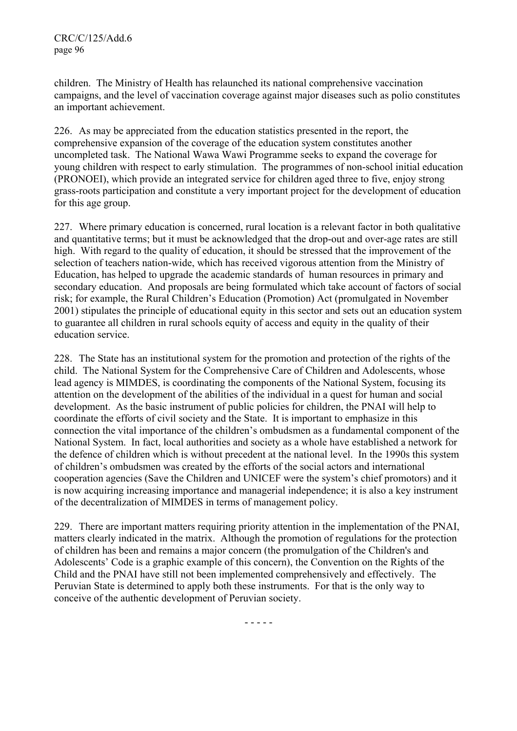children. The Ministry of Health has relaunched its national comprehensive vaccination campaigns, and the level of vaccination coverage against major diseases such as polio constitutes an important achievement.

226. As may be appreciated from the education statistics presented in the report, the comprehensive expansion of the coverage of the education system constitutes another uncompleted task. The National Wawa Wawi Programme seeks to expand the coverage for young children with respect to early stimulation. The programmes of non-school initial education (PRONOEI), which provide an integrated service for children aged three to five, enjoy strong grass-roots participation and constitute a very important project for the development of education for this age group.

227. Where primary education is concerned, rural location is a relevant factor in both qualitative and quantitative terms; but it must be acknowledged that the drop-out and over-age rates are still high. With regard to the quality of education, it should be stressed that the improvement of the selection of teachers nation-wide, which has received vigorous attention from the Ministry of Education, has helped to upgrade the academic standards of human resources in primary and secondary education. And proposals are being formulated which take account of factors of social risk; for example, the Rural Children's Education (Promotion) Act (promulgated in November 2001) stipulates the principle of educational equity in this sector and sets out an education system to guarantee all children in rural schools equity of access and equity in the quality of their education service.

228. The State has an institutional system for the promotion and protection of the rights of the child. The National System for the Comprehensive Care of Children and Adolescents, whose lead agency is MIMDES, is coordinating the components of the National System, focusing its attention on the development of the abilities of the individual in a quest for human and social development. As the basic instrument of public policies for children, the PNAI will help to coordinate the efforts of civil society and the State. It is important to emphasize in this connection the vital importance of the children's ombudsmen as a fundamental component of the National System. In fact, local authorities and society as a whole have established a network for the defence of children which is without precedent at the national level. In the 1990s this system of children's ombudsmen was created by the efforts of the social actors and international cooperation agencies (Save the Children and UNICEF were the system's chief promotors) and it is now acquiring increasing importance and managerial independence; it is also a key instrument of the decentralization of MIMDES in terms of management policy.

229. There are important matters requiring priority attention in the implementation of the PNAI, matters clearly indicated in the matrix. Although the promotion of regulations for the protection of children has been and remains a major concern (the promulgation of the Children's and Adolescents' Code is a graphic example of this concern), the Convention on the Rights of the Child and the PNAI have still not been implemented comprehensively and effectively. The Peruvian State is determined to apply both these instruments. For that is the only way to conceive of the authentic development of Peruvian society.

- - - - -